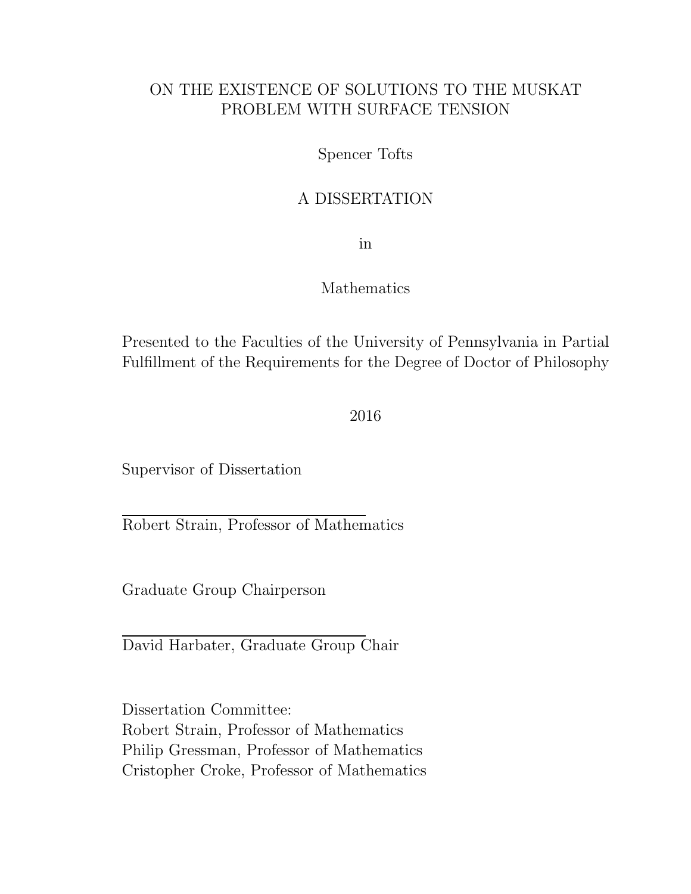# ON THE EXISTENCE OF SOLUTIONS TO THE MUSKAT PROBLEM WITH SURFACE TENSION

Spencer Tofts

A DISSERTATION

in

Mathematics

Presented to the Faculties of the University of Pennsylvania in Partial Fulfillment of the Requirements for the Degree of Doctor of Philosophy

2016

Supervisor of Dissertation

Robert Strain, Professor of Mathematics

Graduate Group Chairperson

David Harbater, Graduate Group Chair

Dissertation Committee:
Robert Strain, Professor of Mathematics
Philip Gressman, Professor of Mathematics
Cristopher Croke, Professor of Mathematics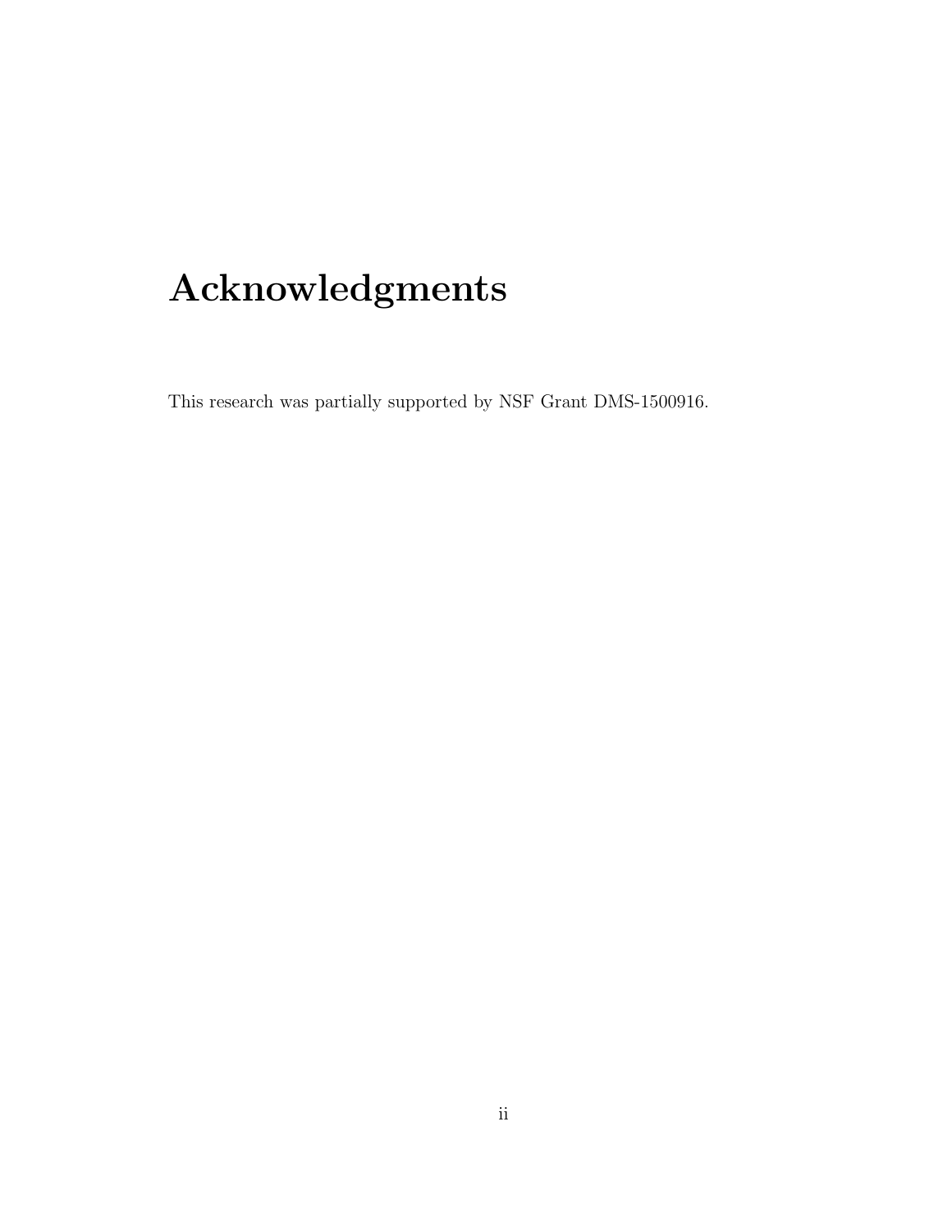# Acknowledgments

This research was partially supported by NSF Grant DMS-1500916.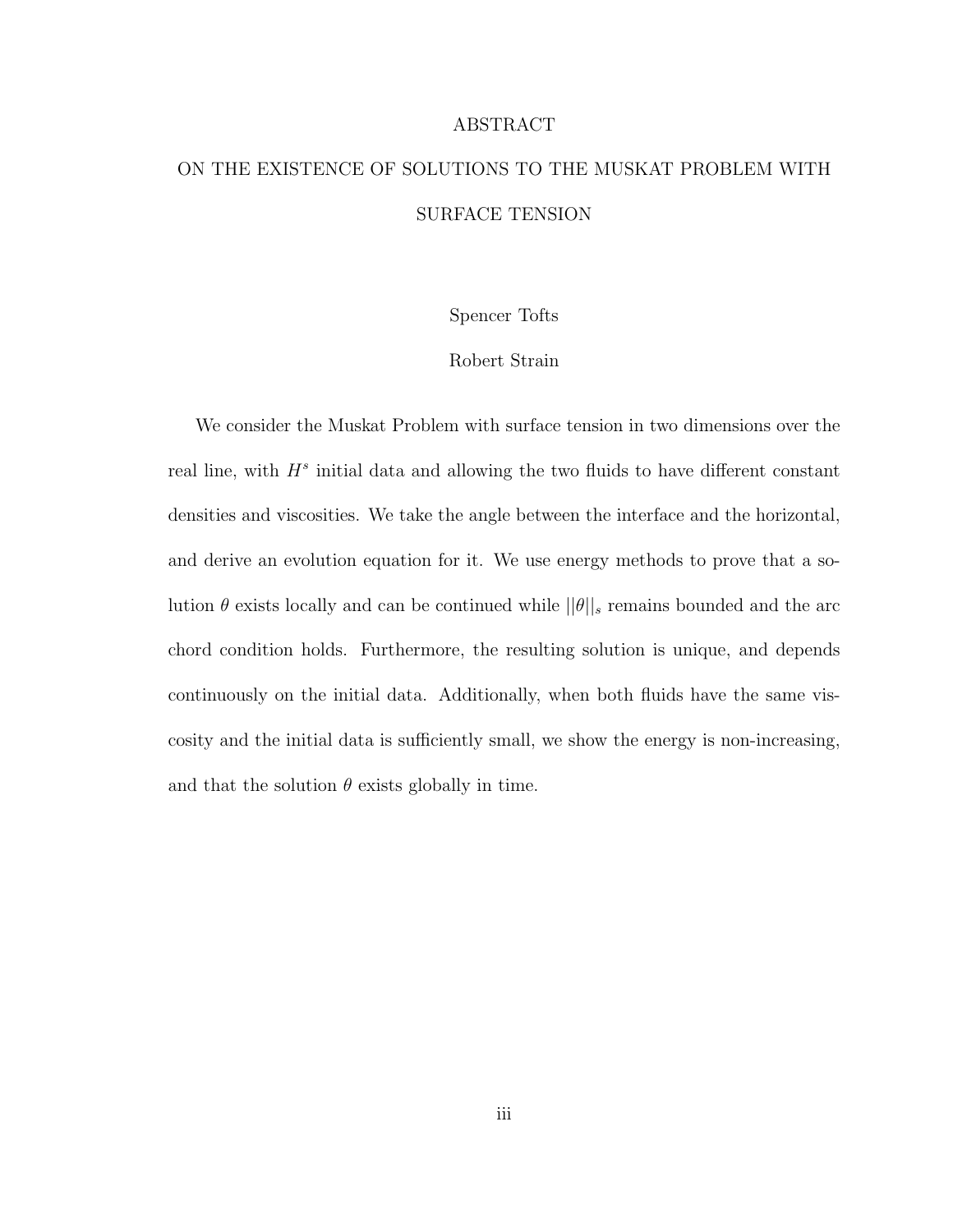# ABSTRACT

## ON THE EXISTENCE OF SOLUTIONS TO THE MUSKAT PROBLEM WITH SURFACE TENSION

Spencer Tofts

Robert Strain

We consider the Muskat Problem with surface tension in two dimensions over the real line, with $H^s$ initial data and allowing the two fluids to have different constant densities and viscosities. We take the angle between the interface and the horizontal, and derive an evolution equation for it. We use energy methods to prove that a solution $\theta$ exists locally and can be continued while $||\theta||_s$ remains bounded and the arc chord condition holds. Furthermore, the resulting solution is unique, and depends continuously on the initial data. Additionally, when both fluids have the same viscosity and the initial data is sufficiently small, we show the energy is non-increasing, and that the solution $\theta$ exists globally in time.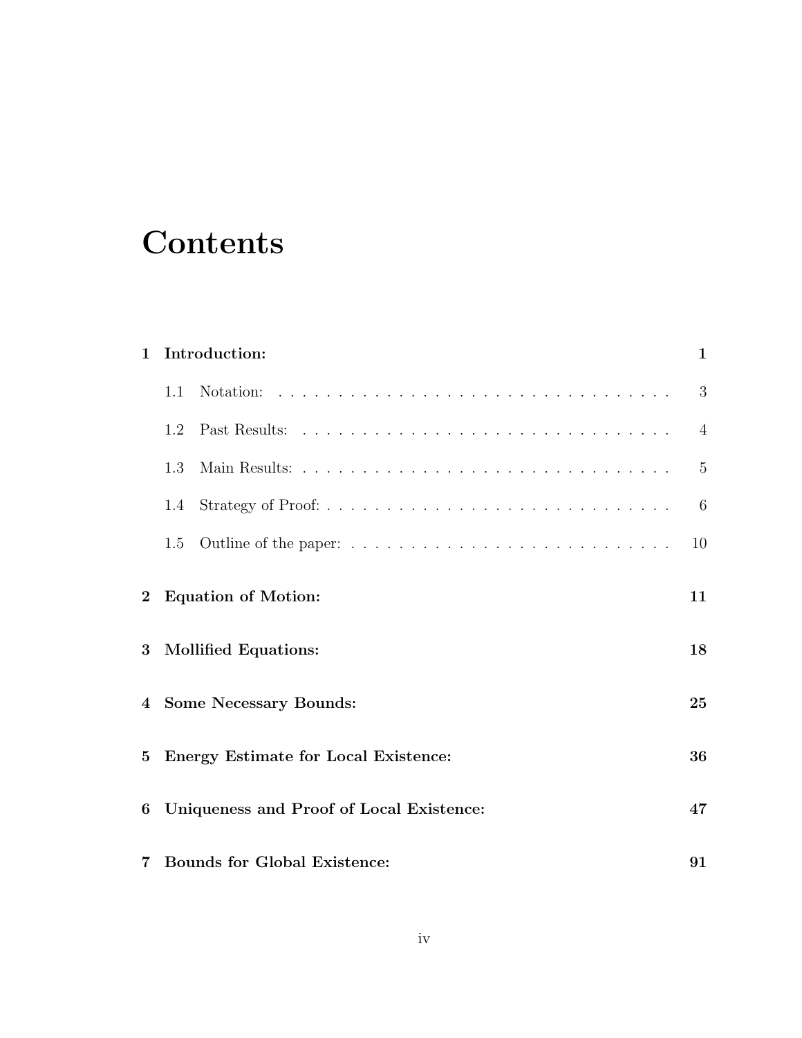# Contents

**1 Introduction:** **1**

- 1.1 Notation: 3
- 1.2 Past Results: 4
- 1.3 Main Results: 5
- 1.4 Strategy of Proof: 6
- 1.5 Outline of the paper: 10

**2 Equation of Motion:** **11**

**3 Mollified Equations:** **18**

**4 Some Necessary Bounds:** **25**

**5 Energy Estimate for Local Existence:** **36**

**6 Uniqueness and Proof of Local Existence:** **47**

**7 Bounds for Global Existence:** **91**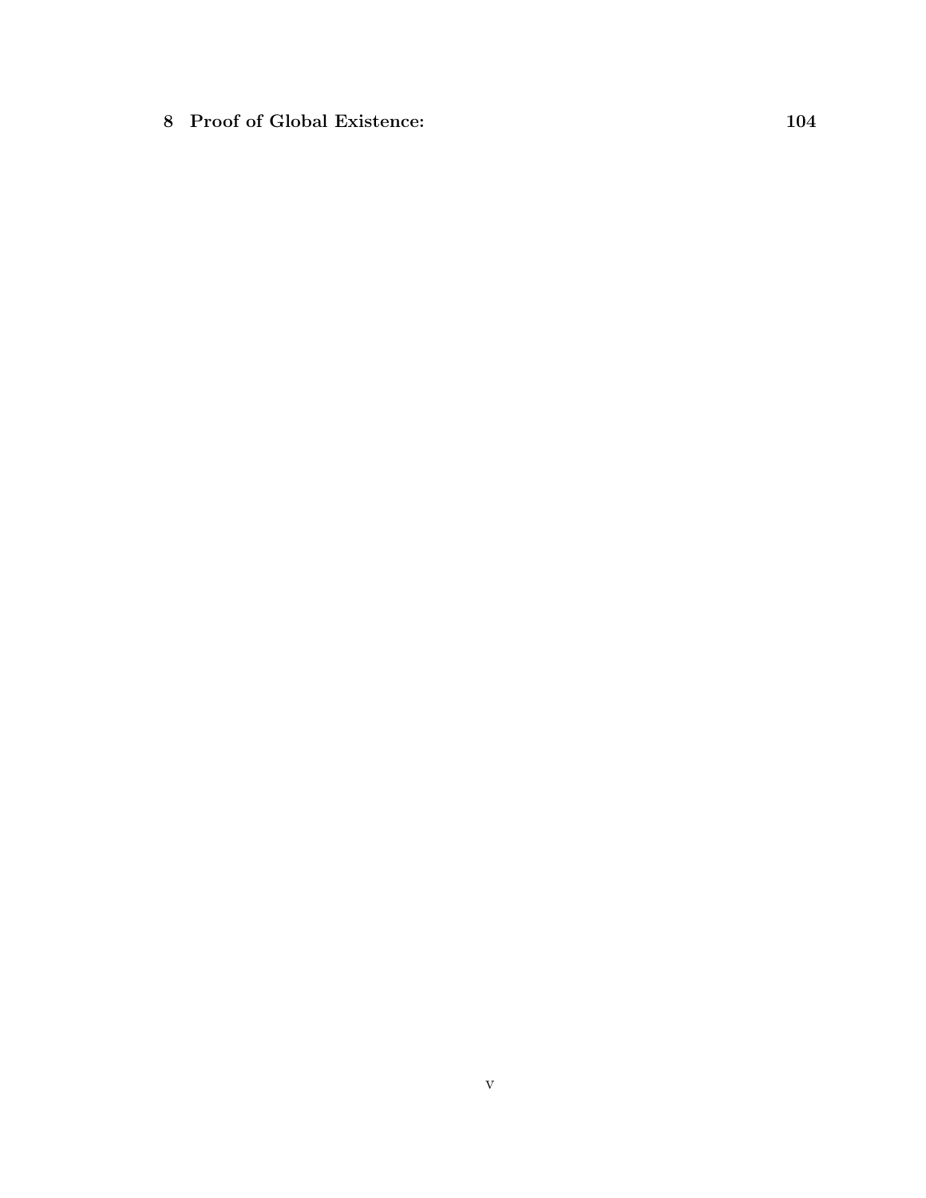**8 Proof of Global Existence: 104**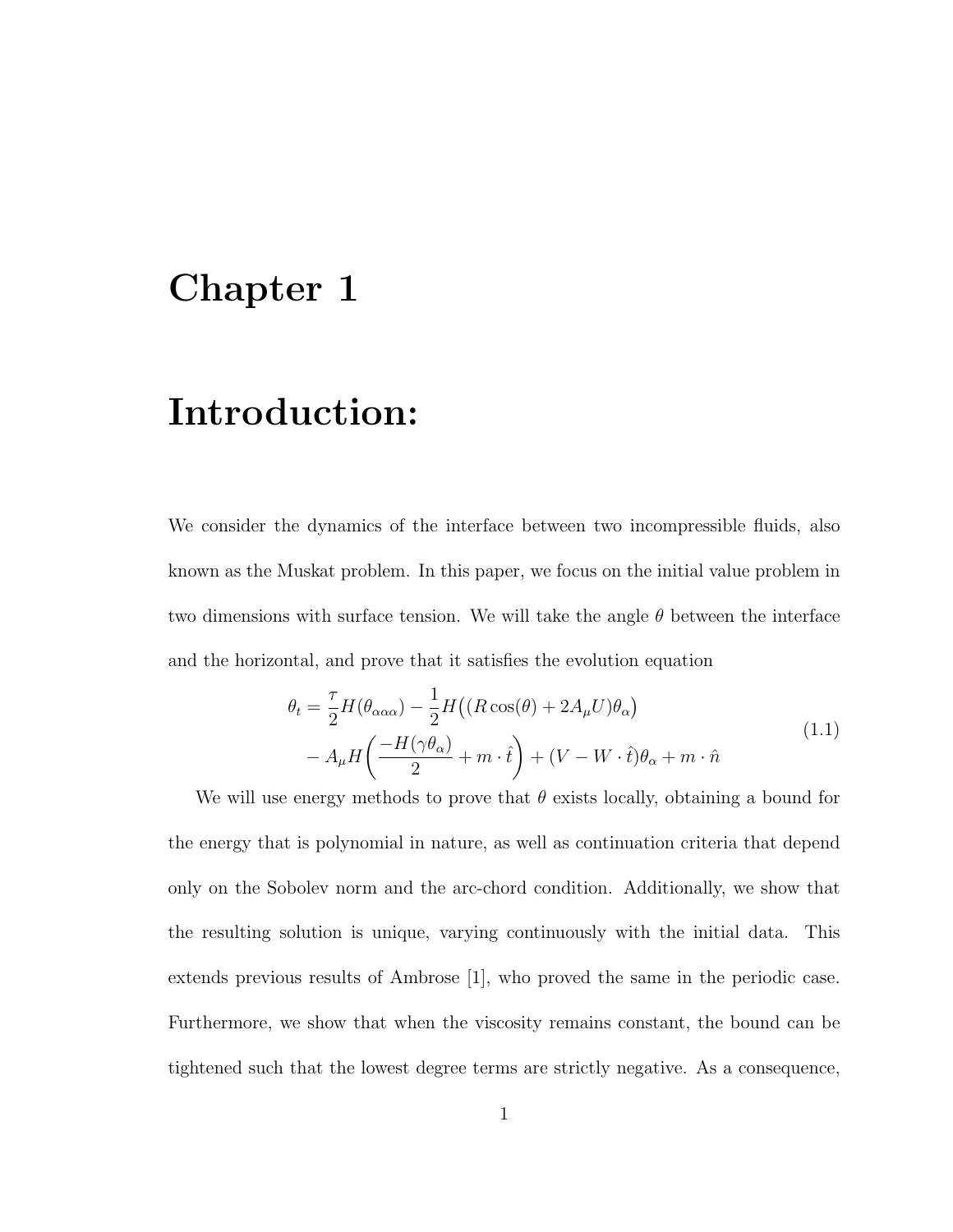# Chapter 1

# Introduction:

We consider the dynamics of the interface between two incompressible fluids, also known as the Muskat problem. In this paper, we focus on the initial value problem in two dimensions with surface tension. We will take the angle $\theta$ between the interface and the horizontal, and prove that it satisfies the evolution equation

$$
\begin{aligned}
\theta_t = \frac{\tau}{2} H(\theta_{\alpha\alpha\alpha}) - \frac{1}{2} H\big((R\cos(\theta) + 2A_\mu U)\theta_\alpha\big) \\
- A_\mu H\left(\frac{-H(\gamma\theta_\alpha)}{2} + m \cdot \hat{t}\right) + (V - W \cdot \hat{t})\theta_\alpha + m \cdot \hat{n}
\end{aligned}
\tag{1.1}
$$

We will use energy methods to prove that $\theta$ exists locally, obtaining a bound for the energy that is polynomial in nature, as well as continuation criteria that depend only on the Sobolev norm and the arc-chord condition. Additionally, we show that the resulting solution is unique, varying continuously with the initial data. This extends previous results of Ambrose [1], who proved the same in the periodic case. Furthermore, we show that when the viscosity remains constant, the bound can be tightened such that the lowest degree terms are strictly negative. As a consequence,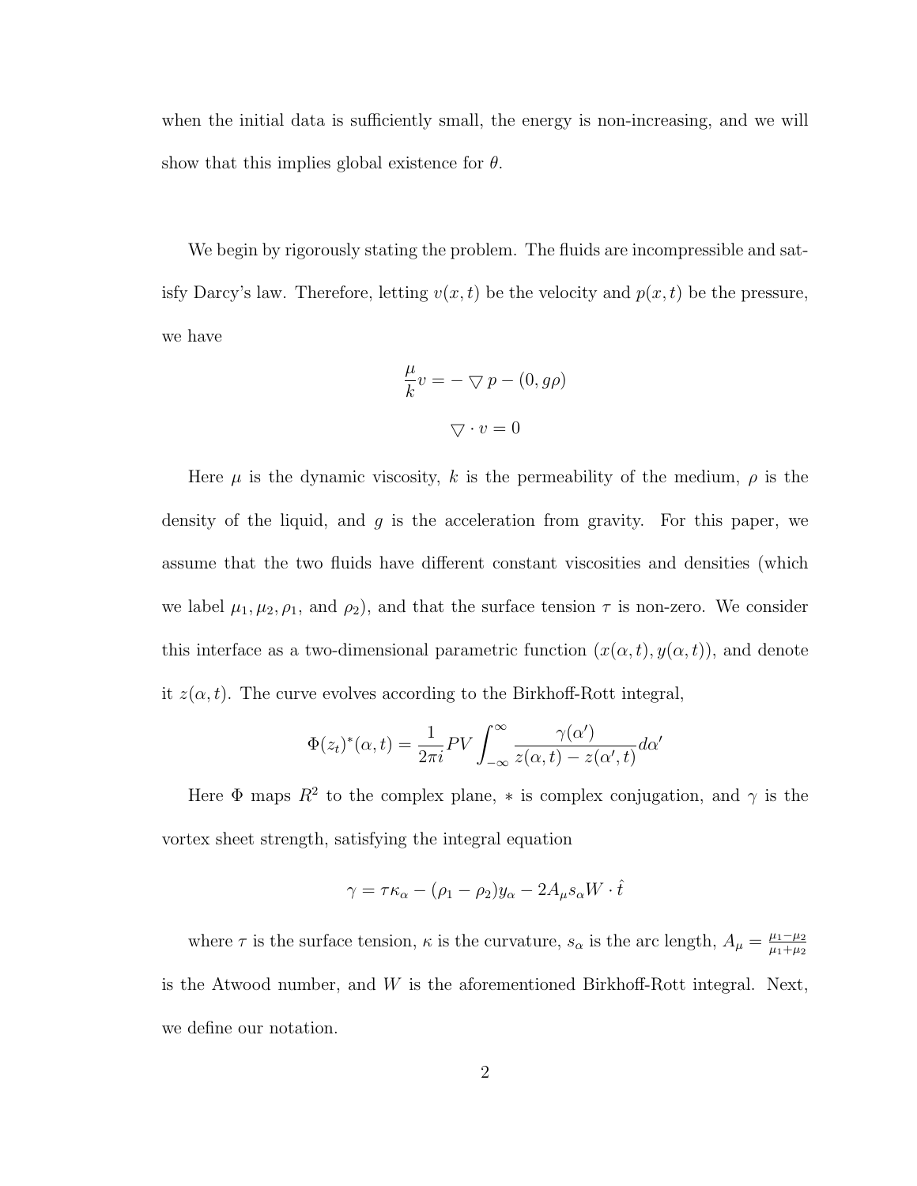when the initial data is sufficiently small, the energy is non-increasing, and we will show that this implies global existence for $\theta$.

We begin by rigorously stating the problem. The fluids are incompressible and satisfy Darcy's law. Therefore, letting $v(x,t)$ be the velocity and $p(x,t)$ be the pressure, we have

$$\frac{\mu}{k}v = -\bigtriangledown p - (0, g\rho)$$

$$\bigtriangledown \cdot v = 0$$

Here $\mu$ is the dynamic viscosity, $k$ is the permeability of the medium, $\rho$ is the density of the liquid, and $g$ is the acceleration from gravity. For this paper, we assume that the two fluids have different constant viscosities and densities (which we label $\mu_1, \mu_2, \rho_1$, and $\rho_2$), and that the surface tension $\tau$ is non-zero. We consider this interface as a two-dimensional parametric function $(x(\alpha,t), y(\alpha,t))$, and denote it $z(\alpha,t)$. The curve evolves according to the Birkhoff-Rott integral,

$$\Phi(z_t)^*(\alpha,t) = \frac{1}{2\pi i} PV \int_{-\infty}^{\infty} \frac{\gamma(\alpha')}{z(\alpha,t) - z(\alpha',t)} d\alpha'$$

Here $\Phi$ maps $R^2$ to the complex plane, $*$ is complex conjugation, and $\gamma$ is the vortex sheet strength, satisfying the integral equation

$$\gamma = \tau\kappa_\alpha - (\rho_1 - \rho_2)y_\alpha - 2A_\mu s_\alpha W \cdot \hat{t}$$

where $\tau$ is the surface tension, $\kappa$ is the curvature, $s_\alpha$ is the arc length, $A_\mu = \frac{\mu_1 - \mu_2}{\mu_1 + \mu_2}$ is the Atwood number, and $W$ is the aforementioned Birkhoff-Rott integral. Next, we define our notation.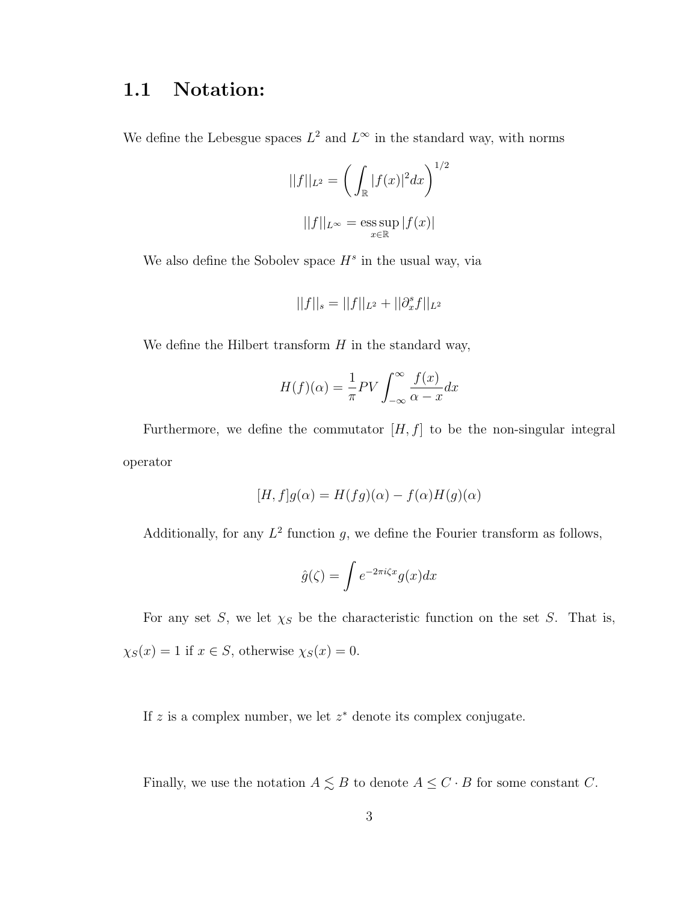## 1.1 Notation:

We define the Lebesgue spaces $L^2$ and $L^\infty$ in the standard way, with norms

$$||f||_{L^2} = \left( \int_{\mathbb{R}} |f(x)|^2 dx \right)^{1/2}$$

$$||f||_{L^\infty} = \operatorname*{ess\,sup}_{x \in \mathbb{R}} |f(x)|$$

We also define the Sobolev space $H^s$ in the usual way, via

$$||f||_s = ||f||_{L^2} + ||\partial_x^s f||_{L^2}$$

We define the Hilbert transform $H$ in the standard way,

$$H(f)(\alpha) = \frac{1}{\pi} PV \int_{-\infty}^{\infty} \frac{f(x)}{\alpha - x} dx$$

Furthermore, we define the commutator $[H, f]$ to be the non-singular integral operator

$$[H, f]g(\alpha) = H(fg)(\alpha) - f(\alpha)H(g)(\alpha)$$

Additionally, for any $L^2$ function $g$, we define the Fourier transform as follows,

$$\hat{g}(\zeta) = \int e^{-2\pi i \zeta x} g(x) dx$$

For any set $S$, we let $\chi_S$ be the characteristic function on the set $S$. That is, $\chi_S(x) = 1$ if $x \in S$, otherwise $\chi_S(x) = 0$.

If $z$ is a complex number, we let $z^*$ denote its complex conjugate.

Finally, we use the notation $A \lesssim B$ to denote $A \leq C \cdot B$ for some constant $C$.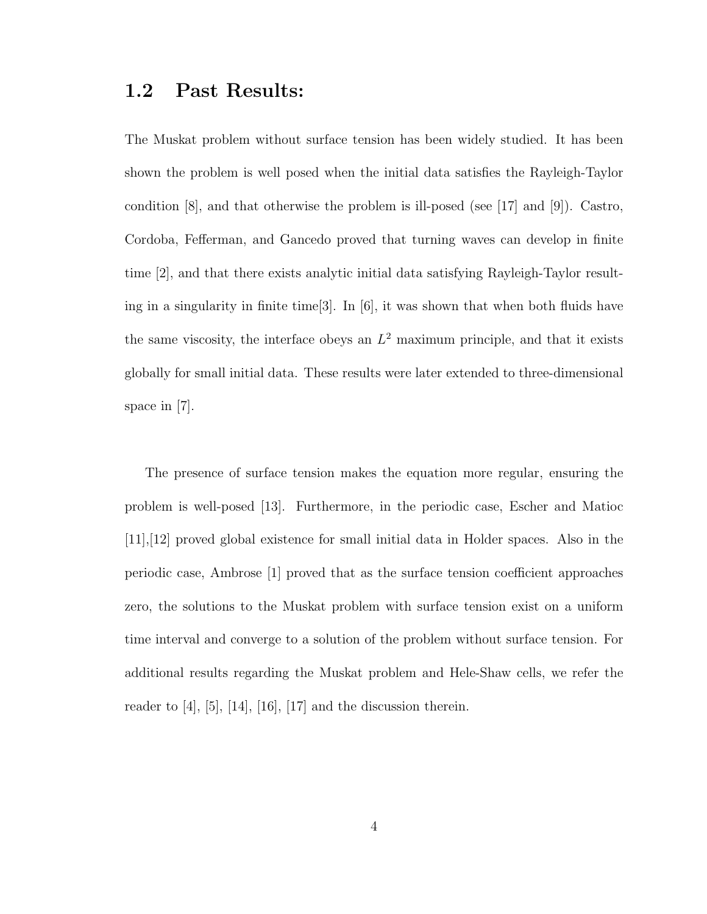## 1.2 Past Results:

The Muskat problem without surface tension has been widely studied. It has been shown the problem is well posed when the initial data satisfies the Rayleigh-Taylor condition [8], and that otherwise the problem is ill-posed (see [17] and [9]). Castro, Cordoba, Fefferman, and Gancedo proved that turning waves can develop in finite time [2], and that there exists analytic initial data satisfying Rayleigh-Taylor resulting in a singularity in finite time[3]. In [6], it was shown that when both fluids have the same viscosity, the interface obeys an $L^2$ maximum principle, and that it exists globally for small initial data. These results were later extended to three-dimensional space in [7].

The presence of surface tension makes the equation more regular, ensuring the problem is well-posed [13]. Furthermore, in the periodic case, Escher and Matioc [11],[12] proved global existence for small initial data in Holder spaces. Also in the periodic case, Ambrose [1] proved that as the surface tension coefficient approaches zero, the solutions to the Muskat problem with surface tension exist on a uniform time interval and converge to a solution of the problem without surface tension. For additional results regarding the Muskat problem and Hele-Shaw cells, we refer the reader to [4], [5], [14], [16], [17] and the discussion therein.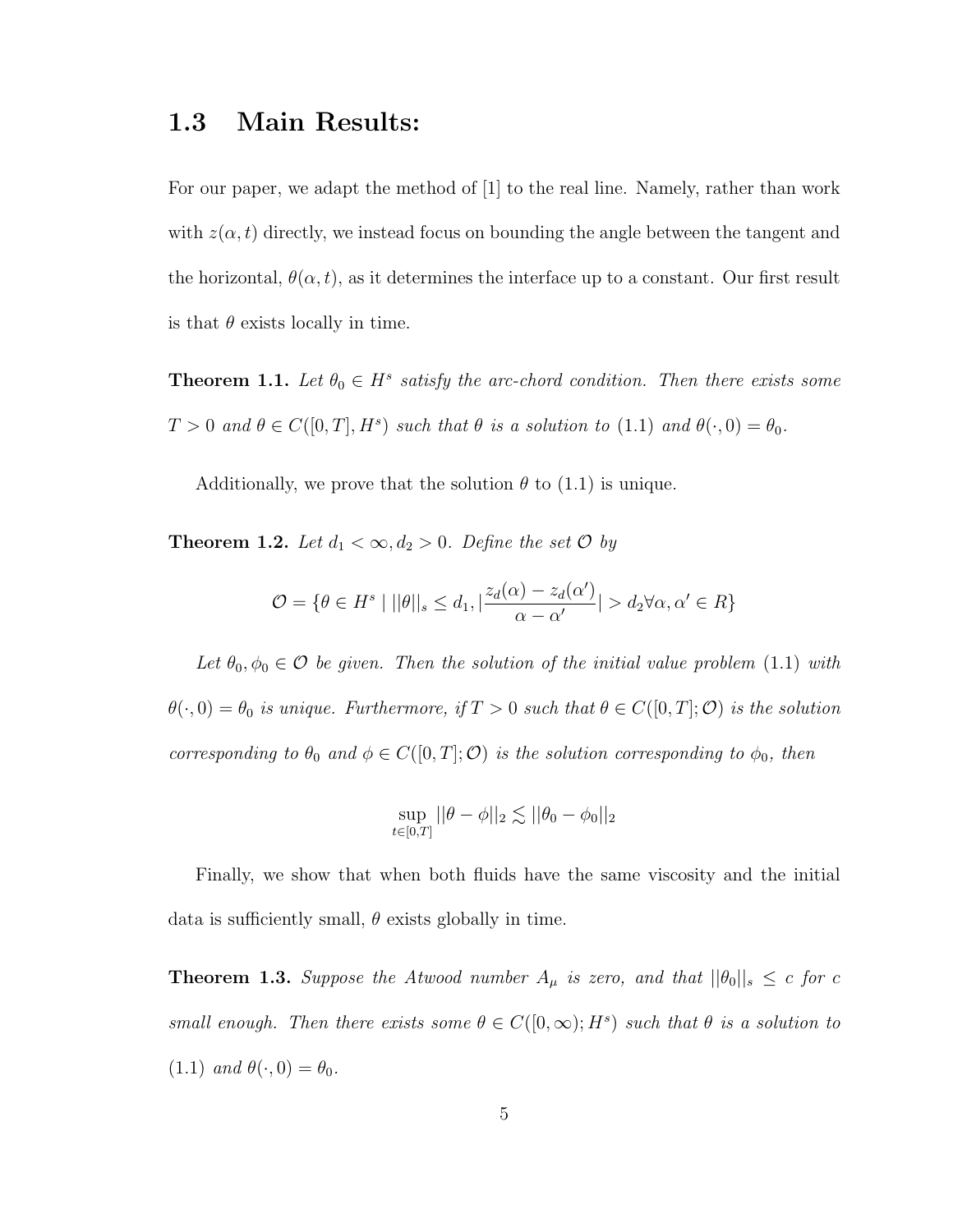## 1.3 Main Results:

For our paper, we adapt the method of [1] to the real line. Namely, rather than work with $z(\alpha, t)$ directly, we instead focus on bounding the angle between the tangent and the horizontal, $\theta(\alpha, t)$, as it determines the interface up to a constant. Our first result is that $\theta$ exists locally in time.

**Theorem 1.1.** *Let $\theta_0 \in H^s$ satisfy the arc-chord condition. Then there exists some $T > 0$ and $\theta \in C([0,T], H^s)$ such that $\theta$ is a solution to (1.1) and $\theta(\cdot, 0) = \theta_0$.*

Additionally, we prove that the solution $\theta$ to (1.1) is unique.

**Theorem 1.2.** *Let $d_1 < \infty, d_2 > 0$. Define the set $\mathcal{O}$ by*

$$\mathcal{O} = \{\theta \in H^s \mid ||\theta||_s \leq d_1, |\frac{z_d(\alpha) - z_d(\alpha')}{\alpha - \alpha'}| > d_2 \forall \alpha, \alpha' \in R\}$$

*Let $\theta_0, \phi_0 \in \mathcal{O}$ be given. Then the solution of the initial value problem (1.1) with $\theta(\cdot, 0) = \theta_0$ is unique. Furthermore, if $T > 0$ such that $\theta \in C([0,T]; \mathcal{O})$ is the solution corresponding to $\theta_0$ and $\phi \in C([0,T]; \mathcal{O})$ is the solution corresponding to $\phi_0$, then*

$$\sup_{t \in [0,T]} ||\theta - \phi||_2 \lesssim ||\theta_0 - \phi_0||_2$$

Finally, we show that when both fluids have the same viscosity and the initial data is sufficiently small, $\theta$ exists globally in time.

**Theorem 1.3.** *Suppose the Atwood number $A_\mu$ is zero, and that $||\theta_0||_s \leq c$ for $c$ small enough. Then there exists some $\theta \in C([0, \infty); H^s)$ such that $\theta$ is a solution to (1.1) and $\theta(\cdot, 0) = \theta_0$.*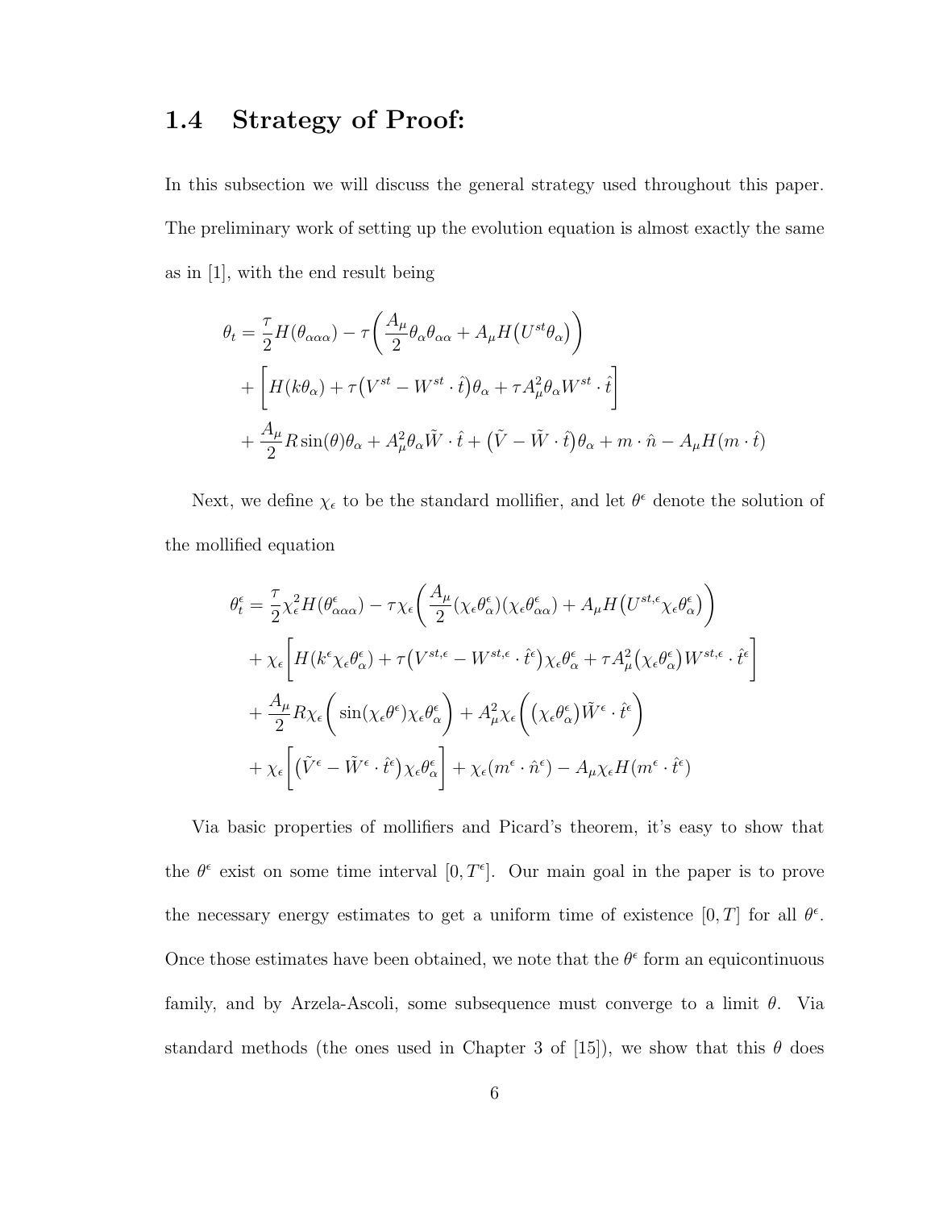## 1.4 Strategy of Proof:

In this subsection we will discuss the general strategy used throughout this paper. The preliminary work of setting up the evolution equation is almost exactly the same as in [1], with the end result being

$$
\begin{aligned}
\theta_t &= \frac{\tau}{2}H(\theta_{\alpha\alpha\alpha}) - \tau\left(\frac{A_\mu}{2}\theta_\alpha\theta_{\alpha\alpha} + A_\mu H\big(U^{st}\theta_\alpha\big)\right) \\
&\quad + \left[H(k\theta_\alpha) + \tau\big(V^{st} - W^{st}\cdot\hat{t}\big)\theta_\alpha + \tau A_\mu^2\theta_\alpha W^{st}\cdot\hat{t}\right] \\
&\quad + \frac{A_\mu}{2}R\sin(\theta)\theta_\alpha + A_\mu^2\theta_\alpha\tilde{W}\cdot\hat{t} + \big(\tilde{V} - \tilde{W}\cdot\hat{t}\big)\theta_\alpha + m\cdot\hat{n} - A_\mu H(m\cdot\hat{t})
\end{aligned}
$$

Next, we define $\chi_\epsilon$ to be the standard mollifier, and let $\theta^\epsilon$ denote the solution of the mollified equation

$$
\begin{aligned}
\theta_t^\epsilon &= \frac{\tau}{2}\chi_\epsilon^2 H(\theta_{\alpha\alpha\alpha}^\epsilon) - \tau\chi_\epsilon\left(\frac{A_\mu}{2}(\chi_\epsilon\theta_\alpha^\epsilon)(\chi_\epsilon\theta_{\alpha\alpha}^\epsilon) + A_\mu H\big(U^{st,\epsilon}\chi_\epsilon\theta_\alpha^\epsilon\big)\right) \\
&\quad + \chi_\epsilon\left[H(k^\epsilon\chi_\epsilon\theta_\alpha^\epsilon) + \tau\big(V^{st,\epsilon} - W^{st,\epsilon}\cdot\hat{t}^\epsilon\big)\chi_\epsilon\theta_\alpha^\epsilon + \tau A_\mu^2\big(\chi_\epsilon\theta_\alpha^\epsilon\big)W^{st,\epsilon}\cdot\hat{t}^\epsilon\right] \\
&\quad + \frac{A_\mu}{2}R\chi_\epsilon\Big(\sin(\chi_\epsilon\theta^\epsilon)\chi_\epsilon\theta_\alpha^\epsilon\Big) + A_\mu^2\chi_\epsilon\Big(\big(\chi_\epsilon\theta_\alpha^\epsilon\big)\tilde{W}^\epsilon\cdot\hat{t}^\epsilon\Big) \\
&\quad + \chi_\epsilon\left[\big(\tilde{V}^\epsilon - \tilde{W}^\epsilon\cdot\hat{t}^\epsilon\big)\chi_\epsilon\theta_\alpha^\epsilon\right] + \chi_\epsilon(m^\epsilon\cdot\hat{n}^\epsilon) - A_\mu\chi_\epsilon H(m^\epsilon\cdot\hat{t}^\epsilon)
\end{aligned}
$$

Via basic properties of mollifiers and Picard's theorem, it's easy to show that the $\theta^\epsilon$ exist on some time interval $[0, T^\epsilon]$. Our main goal in the paper is to prove the necessary energy estimates to get a uniform time of existence $[0, T]$ for all $\theta^\epsilon$. Once those estimates have been obtained, we note that the $\theta^\epsilon$ form an equicontinuous family, and by Arzela-Ascoli, some subsequence must converge to a limit $\theta$. Via standard methods (the ones used in Chapter 3 of [15]), we show that this $\theta$ does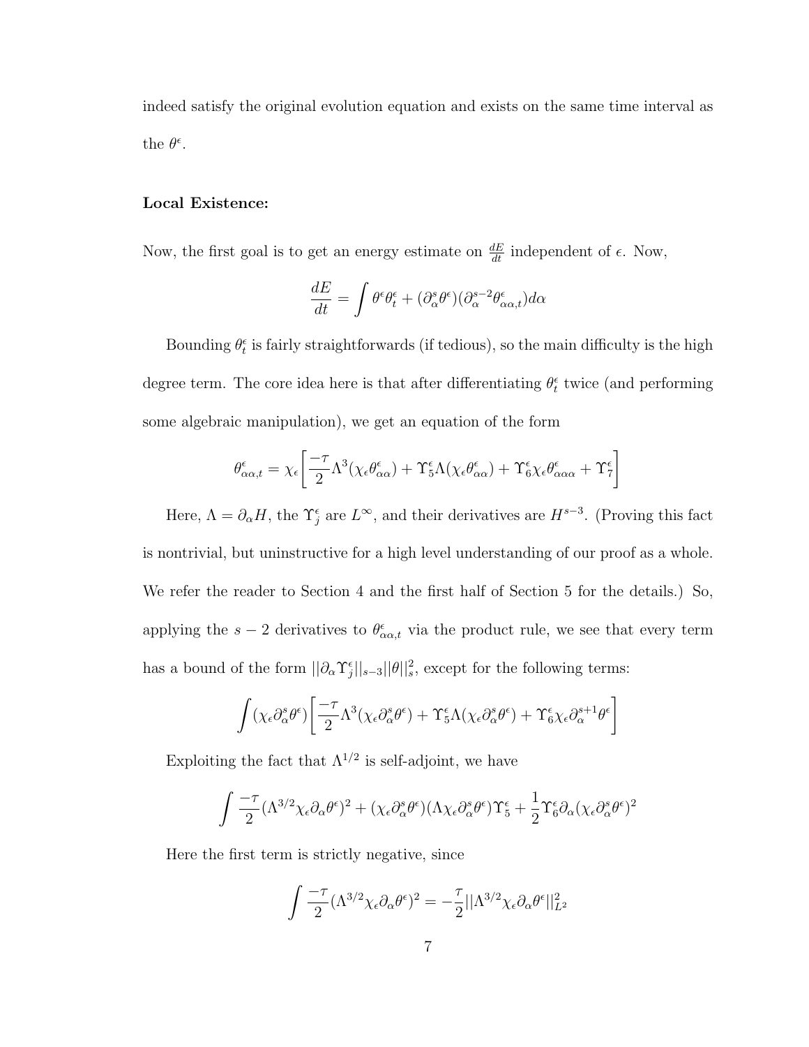indeed satisfy the original evolution equation and exists on the same time interval as the $\theta^\epsilon$.

**Local Existence:**

Now, the first goal is to get an energy estimate on $\frac{dE}{dt}$ independent of $\epsilon$. Now,

$$\frac{dE}{dt} = \int \theta^\epsilon \theta^\epsilon_t + (\partial^s_\alpha \theta^\epsilon)(\partial^{s-2}_\alpha \theta^\epsilon_{\alpha\alpha,t}) d\alpha$$

Bounding $\theta^\epsilon_t$ is fairly straightforwards (if tedious), so the main difficulty is the high degree term. The core idea here is that after differentiating $\theta^\epsilon_t$ twice (and performing some algebraic manipulation), we get an equation of the form

$$\theta^\epsilon_{\alpha\alpha,t} = \chi_\epsilon \left[ \frac{-\tau}{2} \Lambda^3 (\chi_\epsilon \theta^\epsilon_{\alpha\alpha}) + \Upsilon^\epsilon_5 \Lambda (\chi_\epsilon \theta^\epsilon_{\alpha\alpha}) + \Upsilon^\epsilon_6 \chi_\epsilon \theta^\epsilon_{\alpha\alpha\alpha} + \Upsilon^\epsilon_7 \right]$$

Here, $\Lambda = \partial_\alpha H$, the $\Upsilon^\epsilon_j$ are $L^\infty$, and their derivatives are $H^{s-3}$. (Proving this fact is nontrivial, but uninstructive for a high level understanding of our proof as a whole. We refer the reader to Section 4 and the first half of Section 5 for the details.) So, applying the $s-2$ derivatives to $\theta^\epsilon_{\alpha\alpha,t}$ via the product rule, we see that every term has a bound of the form $||\partial_\alpha \Upsilon^\epsilon_j||_{s-3} ||\theta||^2_s$, except for the following terms:

$$\int (\chi_\epsilon \partial^s_\alpha \theta^\epsilon) \left[ \frac{-\tau}{2} \Lambda^3 (\chi_\epsilon \partial^s_\alpha \theta^\epsilon) + \Upsilon^\epsilon_5 \Lambda (\chi_\epsilon \partial^s_\alpha \theta^\epsilon) + \Upsilon^\epsilon_6 \chi_\epsilon \partial^{s+1}_\alpha \theta^\epsilon \right]$$

Exploiting the fact that $\Lambda^{1/2}$ is self-adjoint, we have

$$\int \frac{-\tau}{2} (\Lambda^{3/2} \chi_\epsilon \partial_\alpha \theta^\epsilon)^2 + (\chi_\epsilon \partial^s_\alpha \theta^\epsilon)(\Lambda \chi_\epsilon \partial^s_\alpha \theta^\epsilon) \Upsilon^\epsilon_5 + \frac{1}{2} \Upsilon^\epsilon_6 \partial_\alpha (\chi_\epsilon \partial^s_\alpha \theta^\epsilon)^2$$

Here the first term is strictly negative, since

$$\int \frac{-\tau}{2} (\Lambda^{3/2} \chi_\epsilon \partial_\alpha \theta^\epsilon)^2 = -\frac{\tau}{2} ||\Lambda^{3/2} \chi_\epsilon \partial_\alpha \theta^\epsilon||^2_{L^2}$$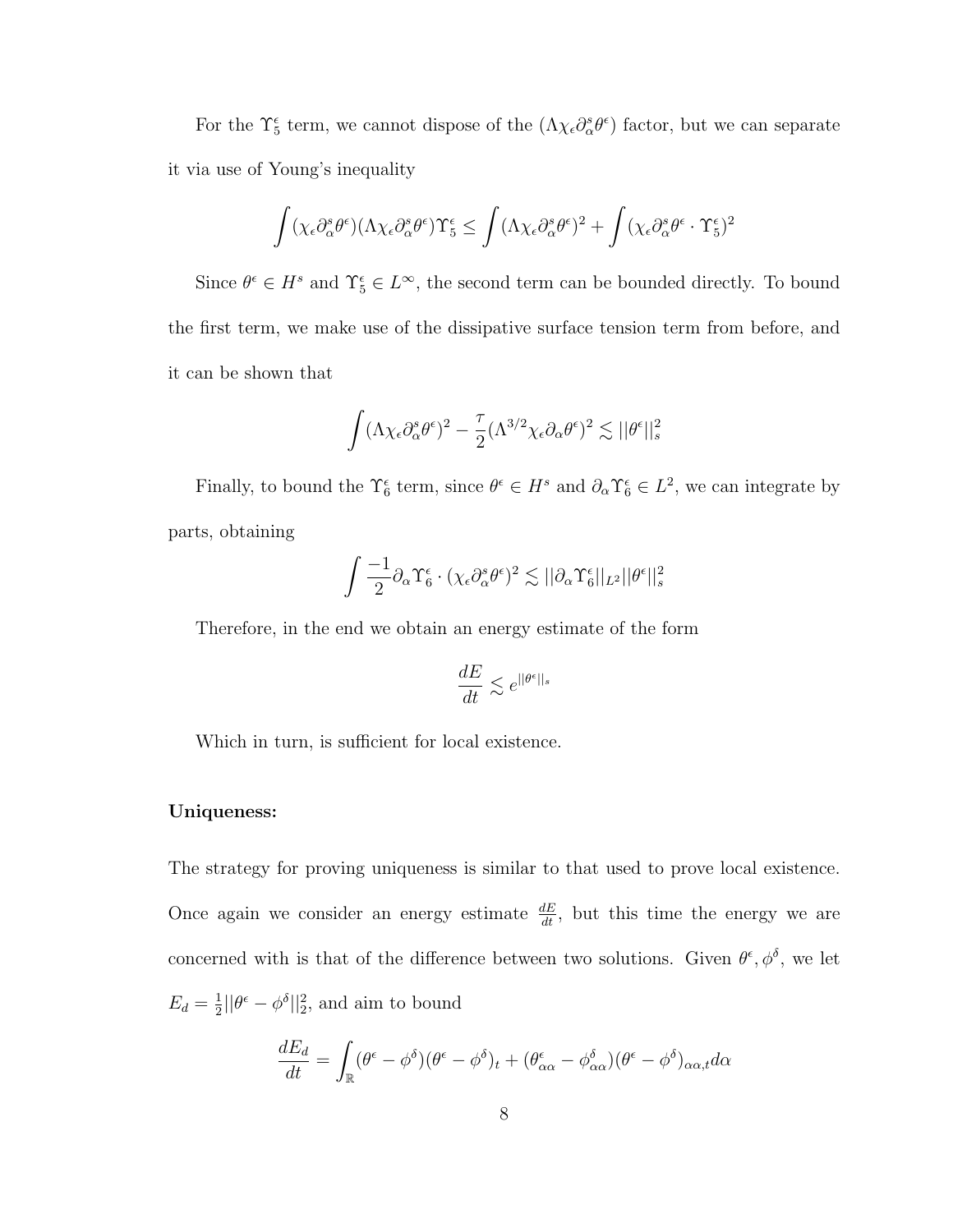For the $\Upsilon_5^\epsilon$ term, we cannot dispose of the $(\Lambda \chi_\epsilon \partial_\alpha^s \theta^\epsilon)$ factor, but we can separate it via use of Young's inequality

$$\int (\chi_\epsilon \partial_\alpha^s \theta^\epsilon)(\Lambda \chi_\epsilon \partial_\alpha^s \theta^\epsilon)\Upsilon_5^\epsilon \leq \int (\Lambda \chi_\epsilon \partial_\alpha^s \theta^\epsilon)^2 + \int (\chi_\epsilon \partial_\alpha^s \theta^\epsilon \cdot \Upsilon_5^\epsilon)^2$$

Since $\theta^\epsilon \in H^s$ and $\Upsilon_5^\epsilon \in L^\infty$, the second term can be bounded directly. To bound the first term, we make use of the dissipative surface tension term from before, and it can be shown that

$$\int (\Lambda \chi_\epsilon \partial_\alpha^s \theta^\epsilon)^2 - \frac{\tau}{2}(\Lambda^{3/2}\chi_\epsilon \partial_\alpha \theta^\epsilon)^2 \lesssim ||\theta^\epsilon||_s^2$$

Finally, to bound the $\Upsilon_6^\epsilon$ term, since $\theta^\epsilon \in H^s$ and $\partial_\alpha \Upsilon_6^\epsilon \in L^2$, we can integrate by parts, obtaining

$$\int \frac{-1}{2}\partial_\alpha \Upsilon_6^\epsilon \cdot (\chi_\epsilon \partial_\alpha^s \theta^\epsilon)^2 \lesssim ||\partial_\alpha \Upsilon_6^\epsilon||_{L^2} ||\theta^\epsilon||_s^2$$

Therefore, in the end we obtain an energy estimate of the form

$$\frac{dE}{dt} \lesssim e^{||\theta^\epsilon||_s}$$

Which in turn, is sufficient for local existence.

**Uniqueness:**

The strategy for proving uniqueness is similar to that used to prove local existence. Once again we consider an energy estimate $\frac{dE}{dt}$, but this time the energy we are concerned with is that of the difference between two solutions. Given $\theta^\epsilon, \phi^\delta$, we let $E_d = \frac{1}{2}||\theta^\epsilon - \phi^\delta||_2^2$, and aim to bound

$$\frac{dE_d}{dt} = \int_{\mathbb{R}} (\theta^\epsilon - \phi^\delta)(\theta^\epsilon - \phi^\delta)_t + (\theta^\epsilon_{\alpha\alpha} - \phi^\delta_{\alpha\alpha})(\theta^\epsilon - \phi^\delta)_{\alpha\alpha,t} d\alpha$$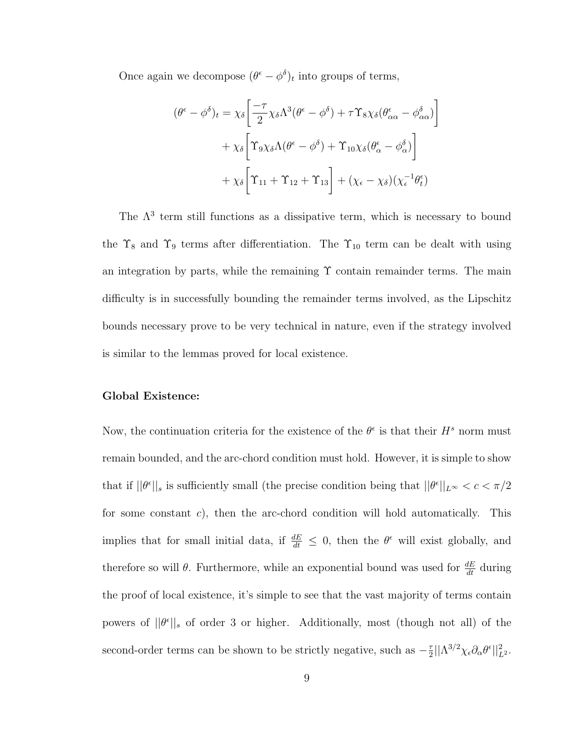Once again we decompose $(\theta^\epsilon - \phi^\delta)_t$ into groups of terms,

$$
\begin{aligned}
(\theta^\epsilon - \phi^\delta)_t = \chi_\delta \bigg[ \frac{-\tau}{2} \chi_\delta \Lambda^3(\theta^\epsilon - \phi^\delta) + \tau \Upsilon_8 \chi_\delta (\theta^\epsilon_{\alpha\alpha} - \phi^\delta_{\alpha\alpha}) \bigg] \\
+ \chi_\delta \bigg[ \Upsilon_9 \chi_\delta \Lambda(\theta^\epsilon - \phi^\delta) + \Upsilon_{10} \chi_\delta (\theta^\epsilon_\alpha - \phi^\delta_\alpha) \bigg] \\
+ \chi_\delta \bigg[ \Upsilon_{11} + \Upsilon_{12} + \Upsilon_{13} \bigg] + (\chi_\epsilon - \chi_\delta)(\chi_\epsilon^{-1} \theta^\epsilon_t)
\end{aligned}
$$

The $\Lambda^3$ term still functions as a dissipative term, which is necessary to bound the $\Upsilon_8$ and $\Upsilon_9$ terms after differentiation. The $\Upsilon_{10}$ term can be dealt with using an integration by parts, while the remaining $\Upsilon$ contain remainder terms. The main difficulty is in successfully bounding the remainder terms involved, as the Lipschitz bounds necessary prove to be very technical in nature, even if the strategy involved is similar to the lemmas proved for local existence.

**Global Existence:**

Now, the continuation criteria for the existence of the $\theta^\epsilon$ is that their $H^s$ norm must remain bounded, and the arc-chord condition must hold. However, it is simple to show that if $||\theta^\epsilon||_s$ is sufficiently small (the precise condition being that $||\theta^\epsilon||_{L^\infty} < c < \pi/2$ for some constant $c$), then the arc-chord condition will hold automatically. This implies that for small initial data, if $\frac{dE}{dt} \leq 0$, then the $\theta^\epsilon$ will exist globally, and therefore so will $\theta$. Furthermore, while an exponential bound was used for $\frac{dE}{dt}$ during the proof of local existence, it's simple to see that the vast majority of terms contain powers of $||\theta^\epsilon||_s$ of order 3 or higher. Additionally, most (though not all) of the second-order terms can be shown to be strictly negative, such as $-\frac{\tau}{2}||\Lambda^{3/2}\chi_\epsilon \partial_\alpha \theta^\epsilon||^2_{L^2}$.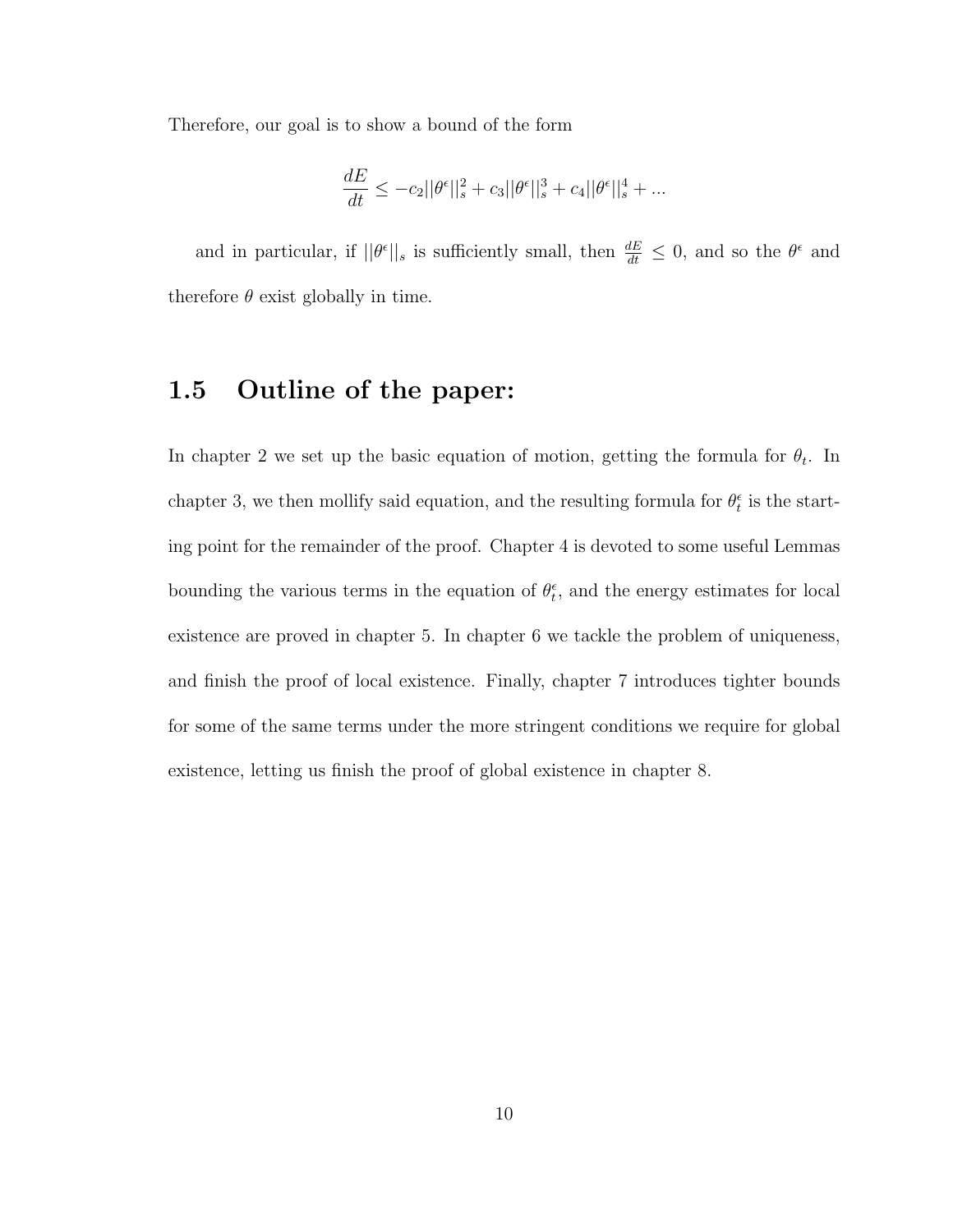Therefore, our goal is to show a bound of the form

$$\frac{dE}{dt} \leq -c_2||\theta^\epsilon||_s^2 + c_3||\theta^\epsilon||_s^3 + c_4||\theta^\epsilon||_s^4 + ...$$

and in particular, if $||\theta^\epsilon||_s$ is sufficiently small, then $\frac{dE}{dt} \leq 0$, and so the $\theta^\epsilon$ and therefore $\theta$ exist globally in time.

## 1.5 Outline of the paper:

In chapter 2 we set up the basic equation of motion, getting the formula for $\theta_t$. In chapter 3, we then mollify said equation, and the resulting formula for $\theta_t^\epsilon$ is the starting point for the remainder of the proof. Chapter 4 is devoted to some useful Lemmas bounding the various terms in the equation of $\theta_t^\epsilon$, and the energy estimates for local existence are proved in chapter 5. In chapter 6 we tackle the problem of uniqueness, and finish the proof of local existence. Finally, chapter 7 introduces tighter bounds for some of the same terms under the more stringent conditions we require for global existence, letting us finish the proof of global existence in chapter 8.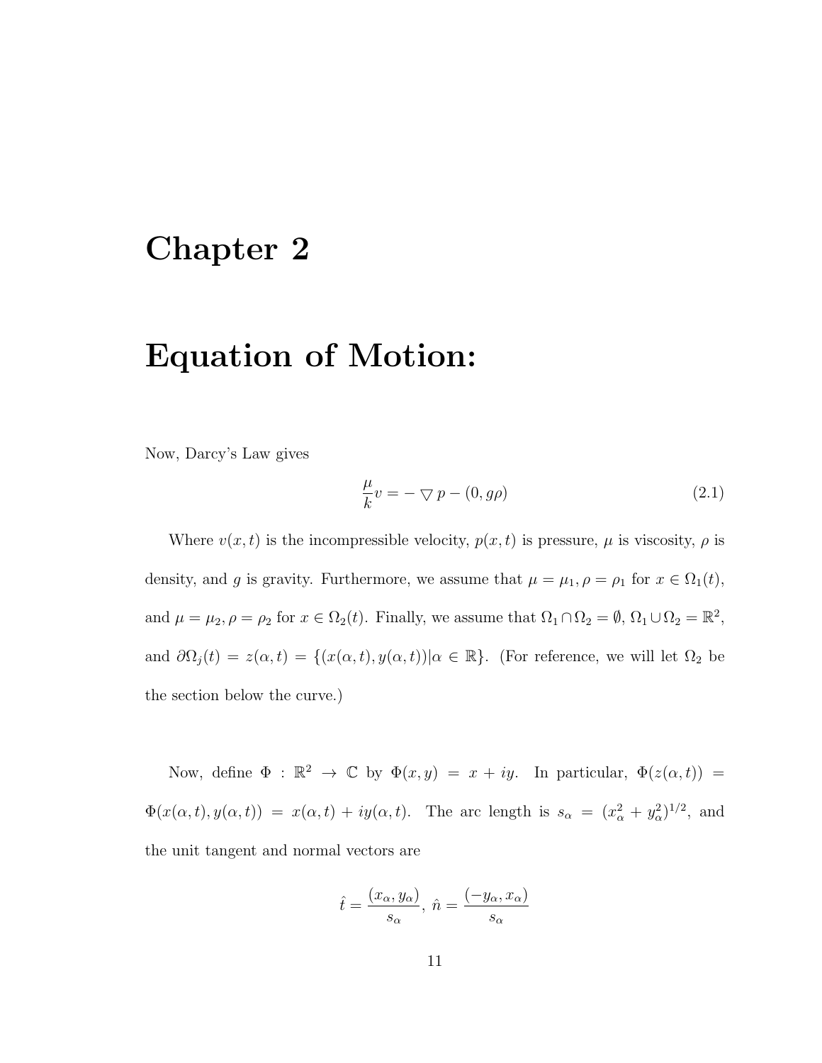# Chapter 2

# Equation of Motion:

Now, Darcy's Law gives

$$\frac{\mu}{k}v = -\bigtriangledown p - (0, g\rho) \tag{2.1}$$

Where $v(x,t)$ is the incompressible velocity, $p(x,t)$ is pressure, $\mu$ is viscosity, $\rho$ is density, and $g$ is gravity. Furthermore, we assume that $\mu = \mu_1, \rho = \rho_1$ for $x \in \Omega_1(t)$, and $\mu = \mu_2, \rho = \rho_2$ for $x \in \Omega_2(t)$. Finally, we assume that $\Omega_1 \cap \Omega_2 = \emptyset$, $\Omega_1 \cup \Omega_2 = \mathbb{R}^2$, and $\partial\Omega_j(t) = z(\alpha,t) = \{(x(\alpha,t), y(\alpha,t)) | \alpha \in \mathbb{R}\}$. (For reference, we will let $\Omega_2$ be the section below the curve.)

Now, define $\Phi : \mathbb{R}^2 \to \mathbb{C}$ by $\Phi(x,y) = x + iy$. In particular, $\Phi(z(\alpha,t)) = \Phi(x(\alpha,t), y(\alpha,t)) = x(\alpha,t) + iy(\alpha,t)$. The arc length is $s_\alpha = (x_\alpha^2 + y_\alpha^2)^{1/2}$, and the unit tangent and normal vectors are

$$\hat{t} = \frac{(x_\alpha, y_\alpha)}{s_\alpha},\ \hat{n} = \frac{(-y_\alpha, x_\alpha)}{s_\alpha}$$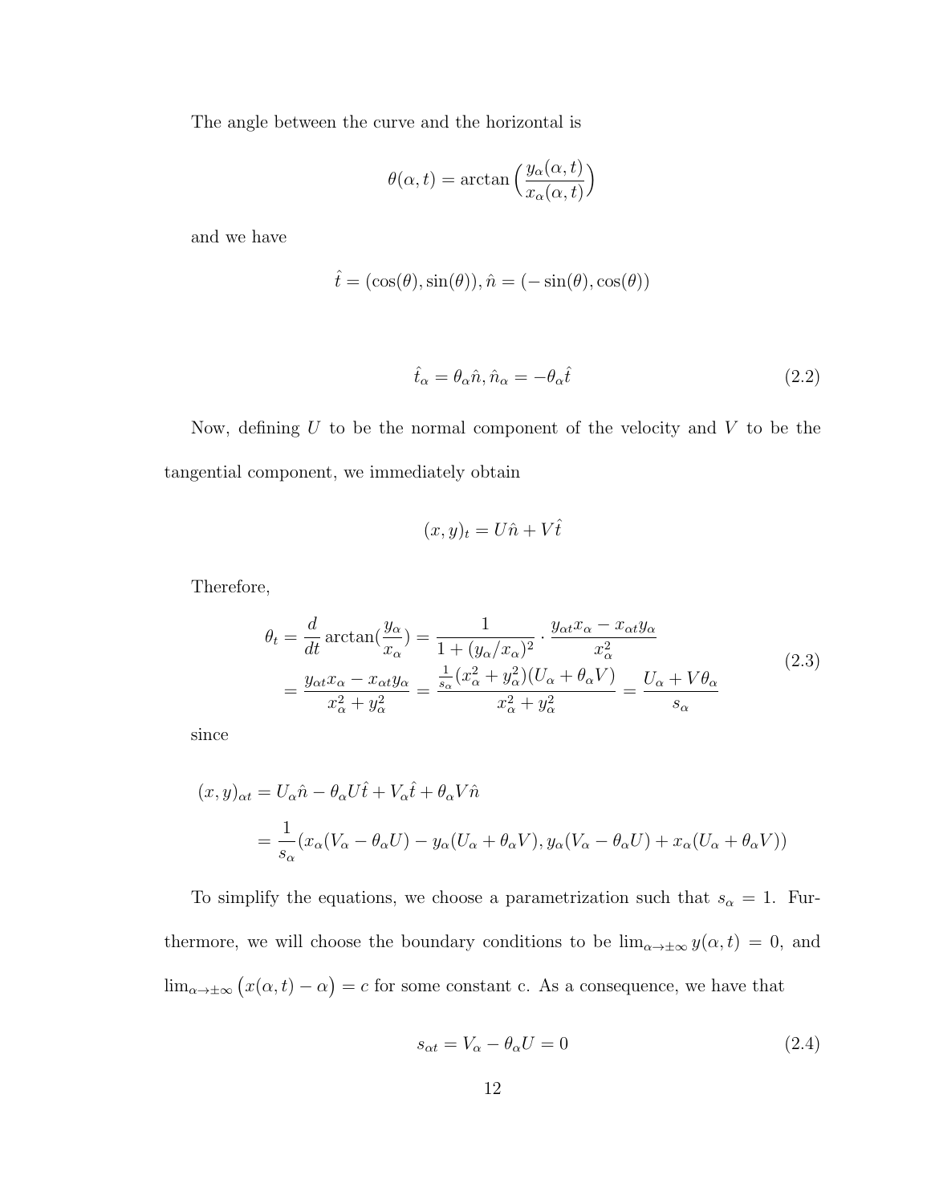The angle between the curve and the horizontal is

$$\theta(\alpha,t) = \arctan\Big(\frac{y_\alpha(\alpha,t)}{x_\alpha(\alpha,t)}\Big)$$

and we have

$$\hat{t} = (\cos(\theta), \sin(\theta)), \hat{n} = (-\sin(\theta), \cos(\theta))$$

$$\hat{t}_\alpha = \theta_\alpha \hat{n}, \hat{n}_\alpha = -\theta_\alpha \hat{t} \tag{2.2}$$

Now, defining $U$ to be the normal component of the velocity and $V$ to be the tangential component, we immediately obtain

$$(x,y)_t = U\hat{n} + V\hat{t}$$

Therefore,

$$\begin{aligned}
\theta_t = \frac{d}{dt}\arctan\Big(\frac{y_\alpha}{x_\alpha}\Big) &= \frac{1}{1+(y_\alpha/x_\alpha)^2} \cdot \frac{y_{\alpha t}x_\alpha - x_{\alpha t}y_\alpha}{x_\alpha^2} \\
= \frac{y_{\alpha t}x_\alpha - x_{\alpha t}y_\alpha}{x_\alpha^2 + y_\alpha^2} &= \frac{\frac{1}{s_\alpha}(x_\alpha^2 + y_\alpha^2)(U_\alpha + \theta_\alpha V)}{x_\alpha^2 + y_\alpha^2} = \frac{U_\alpha + V\theta_\alpha}{s_\alpha}
\end{aligned} \tag{2.3}$$

since

$$\begin{aligned}
(x,y)_{\alpha t} &= U_\alpha \hat{n} - \theta_\alpha U \hat{t} + V_\alpha \hat{t} + \theta_\alpha V \hat{n} \\
&= \frac{1}{s_\alpha}(x_\alpha(V_\alpha - \theta_\alpha U) - y_\alpha(U_\alpha + \theta_\alpha V), y_\alpha(V_\alpha - \theta_\alpha U) + x_\alpha(U_\alpha + \theta_\alpha V))
\end{aligned}$$

To simplify the equations, we choose a parametrization such that $s_\alpha = 1$. Furthermore, we will choose the boundary conditions to be $\lim_{\alpha\to\pm\infty} y(\alpha,t) = 0$, and $\lim_{\alpha\to\pm\infty}\big(x(\alpha,t) - \alpha\big) = c$ for some constant c. As a consequence, we have that

$$s_{\alpha t} = V_\alpha - \theta_\alpha U = 0 \tag{2.4}$$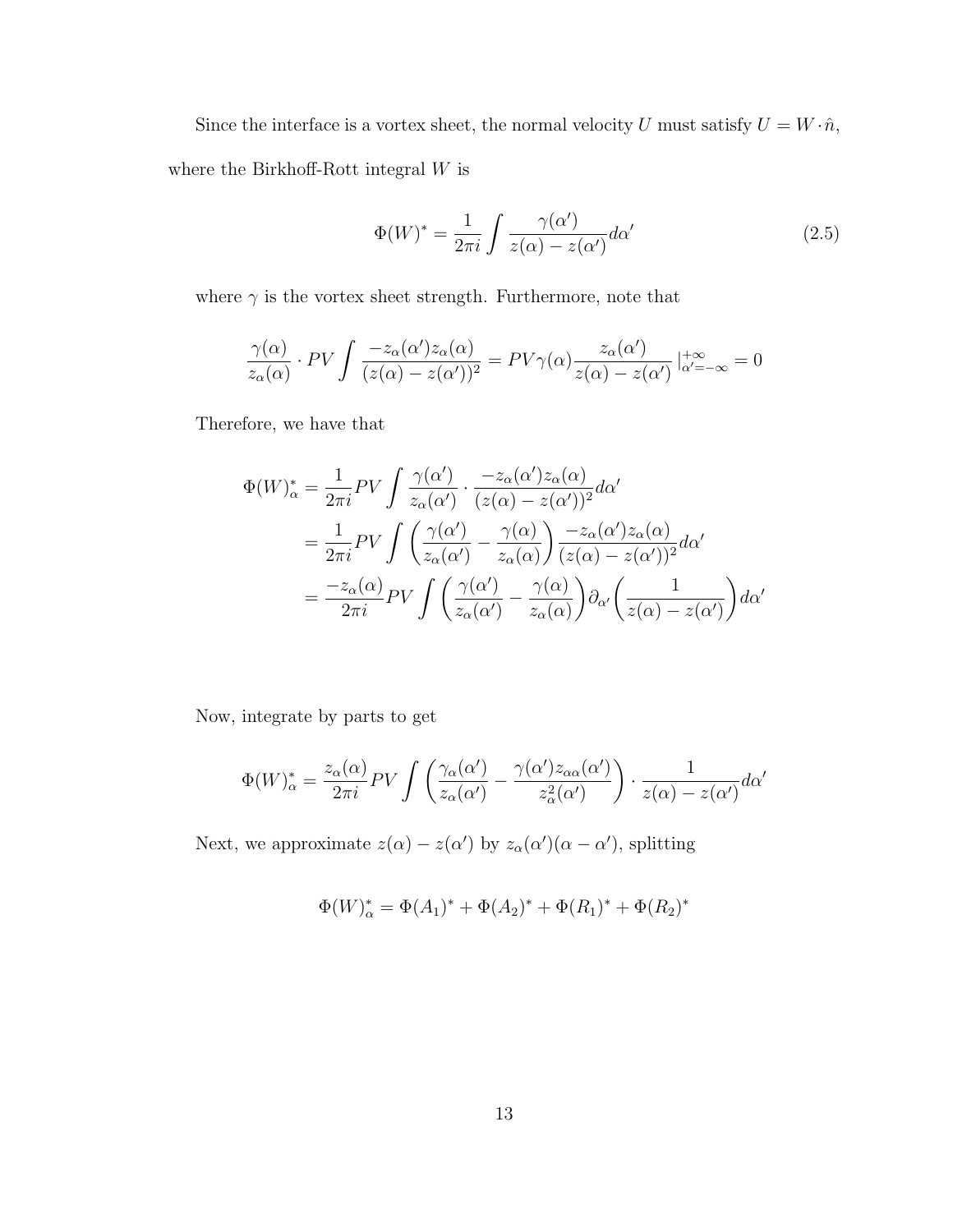Since the interface is a vortex sheet, the normal velocity $U$ must satisfy $U = W \cdot \hat{n}$, where the Birkhoff-Rott integral $W$ is

$$\Phi(W)^* = \frac{1}{2\pi i} \int \frac{\gamma(\alpha')}{z(\alpha) - z(\alpha')} d\alpha' \tag{2.5}$$

where $\gamma$ is the vortex sheet strength. Furthermore, note that

$$\frac{\gamma(\alpha)}{z_\alpha(\alpha)} \cdot PV \int \frac{-z_\alpha(\alpha') z_\alpha(\alpha)}{(z(\alpha) - z(\alpha'))^2} = PV \gamma(\alpha) \frac{z_\alpha(\alpha')}{z(\alpha) - z(\alpha')} \Big|_{\alpha'=-\infty}^{+\infty} = 0$$

Therefore, we have that

$$\begin{aligned}
\Phi(W)^*_\alpha &= \frac{1}{2\pi i} PV \int \frac{\gamma(\alpha')}{z_\alpha(\alpha')} \cdot \frac{-z_\alpha(\alpha') z_\alpha(\alpha)}{(z(\alpha) - z(\alpha'))^2} d\alpha' \\
&= \frac{1}{2\pi i} PV \int \left( \frac{\gamma(\alpha')}{z_\alpha(\alpha')} - \frac{\gamma(\alpha)}{z_\alpha(\alpha)} \right) \frac{-z_\alpha(\alpha') z_\alpha(\alpha)}{(z(\alpha) - z(\alpha'))^2} d\alpha' \\
&= \frac{-z_\alpha(\alpha)}{2\pi i} PV \int \left( \frac{\gamma(\alpha')}{z_\alpha(\alpha')} - \frac{\gamma(\alpha)}{z_\alpha(\alpha)} \right) \partial_{\alpha'} \left( \frac{1}{z(\alpha) - z(\alpha')} \right) d\alpha'
\end{aligned}$$

Now, integrate by parts to get

$$\Phi(W)^*_\alpha = \frac{z_\alpha(\alpha)}{2\pi i} PV \int \left( \frac{\gamma_\alpha(\alpha')}{z_\alpha(\alpha')} - \frac{\gamma(\alpha') z_{\alpha\alpha}(\alpha')}{z_\alpha^2(\alpha')} \right) \cdot \frac{1}{z(\alpha) - z(\alpha')} d\alpha'$$

Next, we approximate $z(\alpha) - z(\alpha')$ by $z_\alpha(\alpha')(\alpha - \alpha')$, splitting

$$\Phi(W)^*_\alpha = \Phi(A_1)^* + \Phi(A_2)^* + \Phi(R_1)^* + \Phi(R_2)^*$$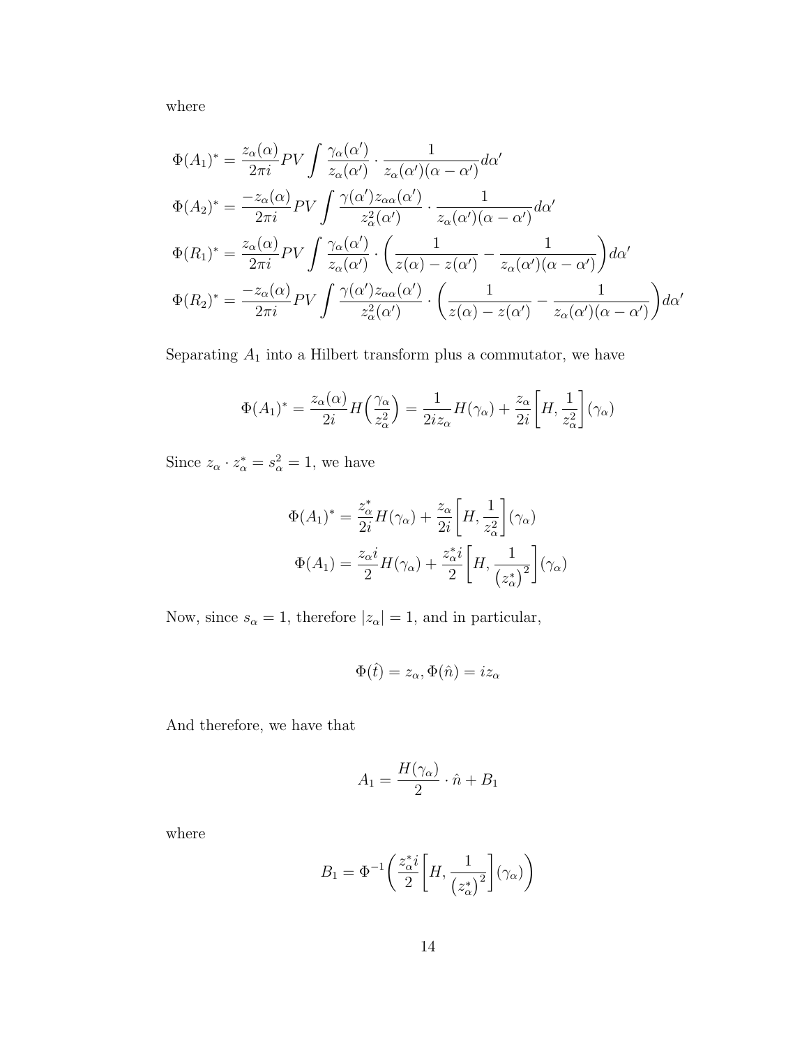where

$$\Phi(A_1)^* = \frac{z_\alpha(\alpha)}{2\pi i} PV \int \frac{\gamma_\alpha(\alpha')}{z_\alpha(\alpha')} \cdot \frac{1}{z_\alpha(\alpha')(\alpha - \alpha')} d\alpha'$$

$$\Phi(A_2)^* = \frac{-z_\alpha(\alpha)}{2\pi i} PV \int \frac{\gamma(\alpha') z_{\alpha\alpha}(\alpha')}{z_\alpha^2(\alpha')} \cdot \frac{1}{z_\alpha(\alpha')(\alpha - \alpha')} d\alpha'$$

$$\Phi(R_1)^* = \frac{z_\alpha(\alpha)}{2\pi i} PV \int \frac{\gamma_\alpha(\alpha')}{z_\alpha(\alpha')} \cdot \left( \frac{1}{z(\alpha) - z(\alpha')} - \frac{1}{z_\alpha(\alpha')(\alpha - \alpha')} \right) d\alpha'$$

$$\Phi(R_2)^* = \frac{-z_\alpha(\alpha)}{2\pi i} PV \int \frac{\gamma(\alpha') z_{\alpha\alpha}(\alpha')}{z_\alpha^2(\alpha')} \cdot \left( \frac{1}{z(\alpha) - z(\alpha')} - \frac{1}{z_\alpha(\alpha')(\alpha - \alpha')} \right) d\alpha'$$

Separating $A_1$ into a Hilbert transform plus a commutator, we have

$$\Phi(A_1)^* = \frac{z_\alpha(\alpha)}{2i} H\Big(\frac{\gamma_\alpha}{z_\alpha^2}\Big) = \frac{1}{2iz_\alpha} H(\gamma_\alpha) + \frac{z_\alpha}{2i}\left[H, \frac{1}{z_\alpha^2}\right](\gamma_\alpha)$$

Since $z_\alpha \cdot z_\alpha^* = s_\alpha^2 = 1$, we have

$$\Phi(A_1)^* = \frac{z_\alpha^*}{2i} H(\gamma_\alpha) + \frac{z_\alpha}{2i}\left[H, \frac{1}{z_\alpha^2}\right](\gamma_\alpha)$$

$$\Phi(A_1) = \frac{z_\alpha i}{2} H(\gamma_\alpha) + \frac{z_\alpha^* i}{2}\left[H, \frac{1}{\big(z_\alpha^*\big)^2}\right](\gamma_\alpha)$$

Now, since $s_\alpha = 1$, therefore $|z_\alpha| = 1$, and in particular,

$$\Phi(\hat{t}) = z_\alpha, \Phi(\hat{n}) = iz_\alpha$$

And therefore, we have that

$$A_1 = \frac{H(\gamma_\alpha)}{2} \cdot \hat{n} + B_1$$

where

$$B_1 = \Phi^{-1}\bigg(\frac{z_\alpha^* i}{2}\left[H, \frac{1}{\big(z_\alpha^*\big)^2}\right](\gamma_\alpha)\bigg)$$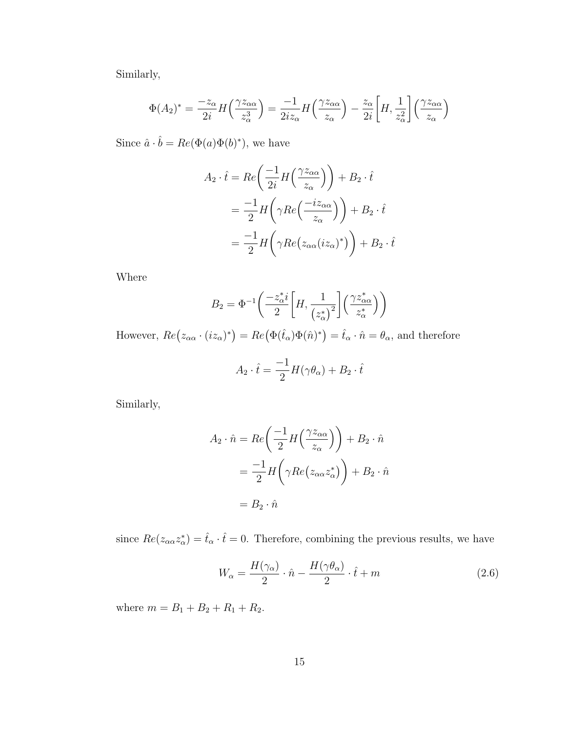Similarly,

$$\Phi(A_2)^* = \frac{-z_\alpha}{2i} H\Big(\frac{\gamma z_{\alpha\alpha}}{z_\alpha^3}\Big) = \frac{-1}{2iz_\alpha} H\Big(\frac{\gamma z_{\alpha\alpha}}{z_\alpha}\Big) - \frac{z_\alpha}{2i}\Big[H, \frac{1}{z_\alpha^2}\Big]\Big(\frac{\gamma z_{\alpha\alpha}}{z_\alpha}\Big)$$

Since $\hat{a} \cdot \hat{b} = Re(\Phi(a)\Phi(b)^*)$, we have

$$\begin{aligned}
A_2 \cdot \hat{t} &= Re\bigg(\frac{-1}{2i} H\Big(\frac{\gamma z_{\alpha\alpha}}{z_\alpha}\Big)\bigg) + B_2 \cdot \hat{t} \\
&= \frac{-1}{2} H\bigg(\gamma Re\Big(\frac{-iz_{\alpha\alpha}}{z_\alpha}\Big)\bigg) + B_2 \cdot \hat{t} \\
&= \frac{-1}{2} H\bigg(\gamma Re\big(z_{\alpha\alpha}(iz_\alpha)^*\big)\bigg) + B_2 \cdot \hat{t}
\end{aligned}$$

Where

$$B_2 = \Phi^{-1}\bigg(\frac{-z_\alpha^* i}{2}\bigg[H, \frac{1}{\big(z_\alpha^*\big)^2}\bigg]\Big(\frac{\gamma z_{\alpha\alpha}^*}{z_\alpha^*}\Big)\bigg)$$

However, $Re\big(z_{\alpha\alpha} \cdot (iz_\alpha)^*\big) = Re\big(\Phi(\hat{t}_\alpha)\Phi(\hat{n})^*\big) = \hat{t}_\alpha \cdot \hat{n} = \theta_\alpha$, and therefore

$$A_2 \cdot \hat{t} = \frac{-1}{2} H(\gamma\theta_\alpha) + B_2 \cdot \hat{t}$$

Similarly,

$$\begin{aligned}
A_2 \cdot \hat{n} &= Re\bigg(\frac{-1}{2} H\Big(\frac{\gamma z_{\alpha\alpha}}{z_\alpha}\Big)\bigg) + B_2 \cdot \hat{n} \\
&= \frac{-1}{2} H\bigg(\gamma Re\big(z_{\alpha\alpha} z_\alpha^*\big)\bigg) + B_2 \cdot \hat{n} \\
&= B_2 \cdot \hat{n}
\end{aligned}$$

since $Re(z_{\alpha\alpha} z_\alpha^*) = \hat{t}_\alpha \cdot \hat{t} = 0$. Therefore, combining the previous results, we have

$$W_\alpha = \frac{H(\gamma_\alpha)}{2} \cdot \hat{n} - \frac{H(\gamma\theta_\alpha)}{2} \cdot \hat{t} + m \tag{2.6}$$

where $m = B_1 + B_2 + R_1 + R_2$.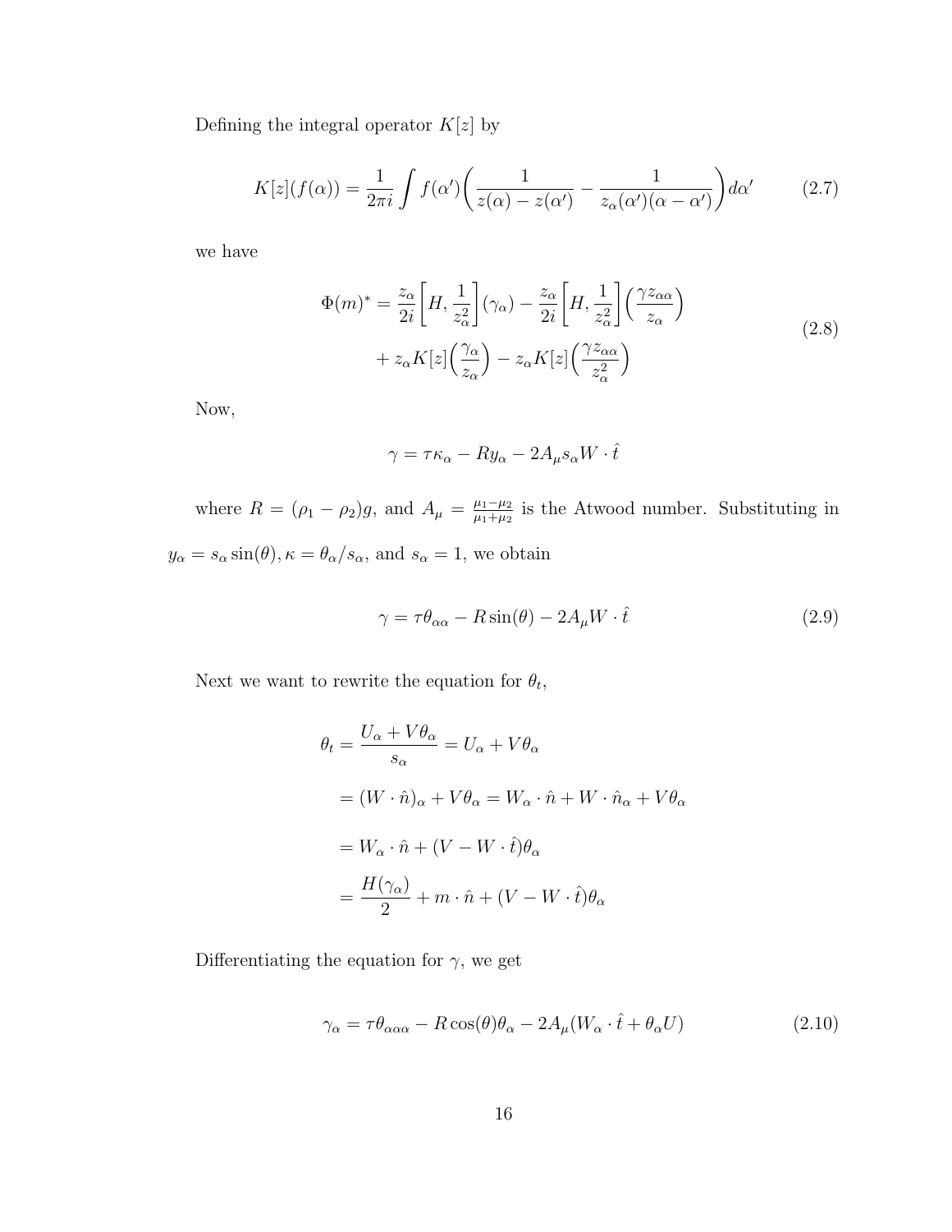Defining the integral operator $K[z]$ by

$$K[z](f(\alpha)) = \frac{1}{2\pi i} \int f(\alpha') \left( \frac{1}{z(\alpha) - z(\alpha')} - \frac{1}{z_\alpha(\alpha')(\alpha - \alpha')} \right) d\alpha' \tag{2.7}$$

we have

$$\begin{aligned} \Phi(m)^* &= \frac{z_\alpha}{2i} \left[ H, \frac{1}{z_\alpha^2} \right] (\gamma_\alpha) - \frac{z_\alpha}{2i} \left[ H, \frac{1}{z_\alpha^2} \right] \left( \frac{\gamma z_{\alpha\alpha}}{z_\alpha} \right) \\ &\quad + z_\alpha K[z] \left( \frac{\gamma_\alpha}{z_\alpha} \right) - z_\alpha K[z] \left( \frac{\gamma z_{\alpha\alpha}}{z_\alpha^2} \right) \end{aligned} \tag{2.8}$$

Now,

$$\gamma = \tau \kappa_\alpha - R y_\alpha - 2A_\mu s_\alpha W \cdot \hat{t}$$

where $R = (\rho_1 - \rho_2)g$, and $A_\mu = \frac{\mu_1 - \mu_2}{\mu_1 + \mu_2}$ is the Atwood number. Substituting in $y_\alpha = s_\alpha \sin(\theta), \kappa = \theta_\alpha / s_\alpha$, and $s_\alpha = 1$, we obtain

$$\gamma = \tau \theta_{\alpha\alpha} - R \sin(\theta) - 2A_\mu W \cdot \hat{t} \tag{2.9}$$

Next we want to rewrite the equation for $\theta_t$,

$$\begin{aligned} \theta_t &= \frac{U_\alpha + V\theta_\alpha}{s_\alpha} = U_\alpha + V\theta_\alpha \\ &= (W \cdot \hat{n})_\alpha + V\theta_\alpha = W_\alpha \cdot \hat{n} + W \cdot \hat{n}_\alpha + V\theta_\alpha \\ &= W_\alpha \cdot \hat{n} + (V - W \cdot \hat{t})\theta_\alpha \\ &= \frac{H(\gamma_\alpha)}{2} + m \cdot \hat{n} + (V - W \cdot \hat{t})\theta_\alpha \end{aligned}$$

Differentiating the equation for $\gamma$, we get

$$\gamma_\alpha = \tau \theta_{\alpha\alpha\alpha} - R\cos(\theta)\theta_\alpha - 2A_\mu (W_\alpha \cdot \hat{t} + \theta_\alpha U) \tag{2.10}$$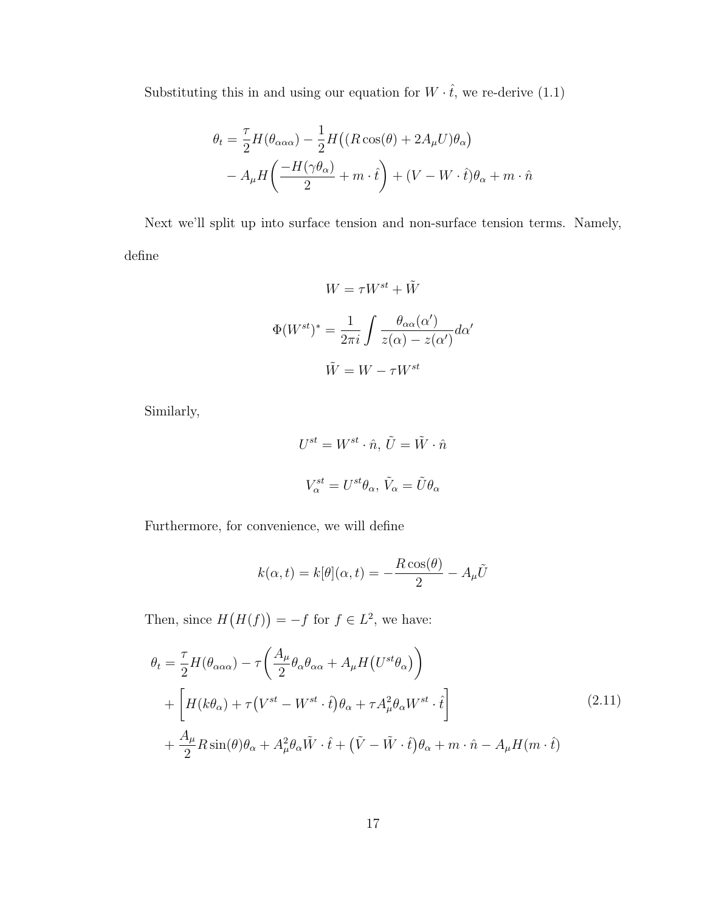Substituting this in and using our equation for $W \cdot \hat{t}$, we re-derive (1.1)

$$
\begin{aligned}
\theta_t = & \frac{\tau}{2} H(\theta_{\alpha\alpha\alpha}) - \frac{1}{2} H\big((R\cos(\theta) + 2A_\mu U)\theta_\alpha\big) \\
& - A_\mu H\left(\frac{-H(\gamma\theta_\alpha)}{2} + m \cdot \hat{t}\right) + (V - W \cdot \hat{t})\theta_\alpha + m \cdot \hat{n}
\end{aligned}
$$

Next we'll split up into surface tension and non-surface tension terms. Namely, define

$$
W = \tau W^{st} + \tilde{W}
$$

$$
\Phi(W^{st})^* = \frac{1}{2\pi i} \int \frac{\theta_{\alpha\alpha}(\alpha')}{z(\alpha) - z(\alpha')} d\alpha'
$$

$$
\tilde{W} = W - \tau W^{st}
$$

Similarly,

$$
U^{st} = W^{st} \cdot \hat{n},\ \tilde{U} = \tilde{W} \cdot \hat{n}
$$

$$
V^{st}_\alpha = U^{st}\theta_\alpha,\ \tilde{V}_\alpha = \tilde{U}\theta_\alpha
$$

Furthermore, for convenience, we will define

$$
k(\alpha, t) = k[\theta](\alpha, t) = -\frac{R\cos(\theta)}{2} - A_\mu \tilde{U}
$$

Then, since $H\big(H(f)\big) = -f$ for $f \in L^2$, we have:

$$
\begin{aligned}
\theta_t = & \frac{\tau}{2} H(\theta_{\alpha\alpha\alpha}) - \tau\left(\frac{A_\mu}{2}\theta_\alpha\theta_{\alpha\alpha} + A_\mu H\big(U^{st}\theta_\alpha\big)\right) \\
& + \Big[H(k\theta_\alpha) + \tau\big(V^{st} - W^{st} \cdot \hat{t}\big)\theta_\alpha + \tau A_\mu^2 \theta_\alpha W^{st} \cdot \hat{t}\Big] \\
& + \frac{A_\mu}{2} R\sin(\theta)\theta_\alpha + A_\mu^2 \theta_\alpha \tilde{W} \cdot \hat{t} + \big(\tilde{V} - \tilde{W} \cdot \hat{t}\big)\theta_\alpha + m \cdot \hat{n} - A_\mu H(m \cdot \hat{t})
\end{aligned}
\tag{2.11}
$$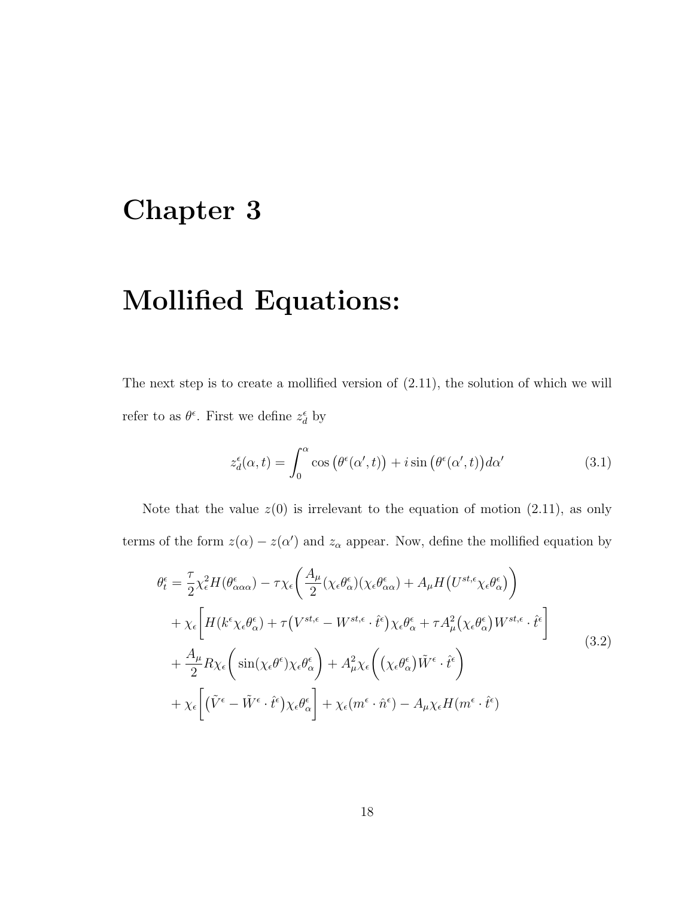# Chapter 3

# Mollified Equations:

The next step is to create a mollified version of (2.11), the solution of which we will refer to as $\theta^\epsilon$. First we define $z_d^\epsilon$ by

$$z_d^\epsilon(\alpha, t) = \int_0^\alpha \cos\big(\theta^\epsilon(\alpha', t)\big) + i \sin\big(\theta^\epsilon(\alpha', t)\big) d\alpha' \tag{3.1}$$

Note that the value $z(0)$ is irrelevant to the equation of motion (2.11), as only terms of the form $z(\alpha) - z(\alpha')$ and $z_\alpha$ appear. Now, define the mollified equation by

$$\begin{aligned}
\theta_t^\epsilon = &\frac{\tau}{2}\chi_\epsilon^2 H(\theta_{\alpha\alpha\alpha}^\epsilon) - \tau\chi_\epsilon\bigg(\frac{A_\mu}{2}(\chi_\epsilon\theta_\alpha^\epsilon)(\chi_\epsilon\theta_{\alpha\alpha}^\epsilon) + A_\mu H\big(U^{st,\epsilon}\chi_\epsilon\theta_\alpha^\epsilon\big)\bigg) \\
&+ \chi_\epsilon\bigg[H(k^\epsilon\chi_\epsilon\theta_\alpha^\epsilon) + \tau\big(V^{st,\epsilon} - W^{st,\epsilon}\cdot\hat{t}^\epsilon\big)\chi_\epsilon\theta_\alpha^\epsilon + \tau A_\mu^2\big(\chi_\epsilon\theta_\alpha^\epsilon\big)W^{st,\epsilon}\cdot\hat{t}^\epsilon\bigg] \\
&+ \frac{A_\mu}{2}R\chi_\epsilon\bigg(\sin(\chi_\epsilon\theta^\epsilon)\chi_\epsilon\theta_\alpha^\epsilon\bigg) + A_\mu^2\chi_\epsilon\bigg(\big(\chi_\epsilon\theta_\alpha^\epsilon\big)\tilde{W}^\epsilon\cdot\hat{t}^\epsilon\bigg) \\
&+ \chi_\epsilon\bigg[\big(\tilde{V}^\epsilon - \tilde{W}^\epsilon\cdot\hat{t}^\epsilon\big)\chi_\epsilon\theta_\alpha^\epsilon\bigg] + \chi_\epsilon(m^\epsilon\cdot\hat{n}^\epsilon) - A_\mu\chi_\epsilon H(m^\epsilon\cdot\hat{t}^\epsilon)
\end{aligned} \tag{3.2}$$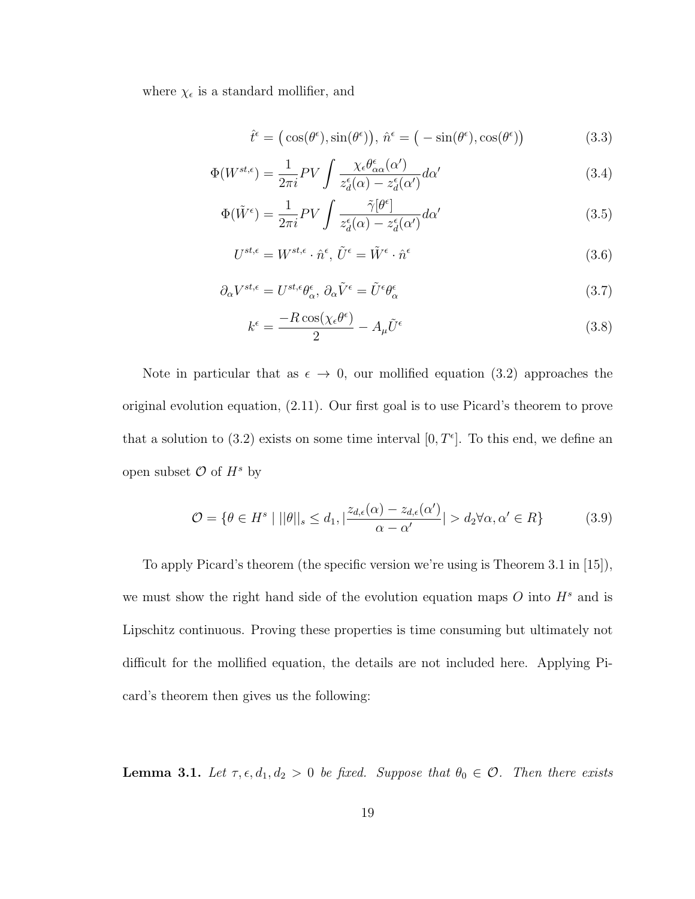where $\chi_\epsilon$ is a standard mollifier, and

$$\hat{t}^\epsilon = \big(\cos(\theta^\epsilon), \sin(\theta^\epsilon)\big),\ \hat{n}^\epsilon = \big(-\sin(\theta^\epsilon), \cos(\theta^\epsilon)\big) \tag{3.3}$$

$$\Phi(W^{st,\epsilon}) = \frac{1}{2\pi i} PV \int \frac{\chi_\epsilon \theta^\epsilon_{\alpha\alpha}(\alpha')}{z^\epsilon_d(\alpha) - z^\epsilon_d(\alpha')} d\alpha' \tag{3.4}$$

$$\Phi(\tilde{W}^\epsilon) = \frac{1}{2\pi i} PV \int \frac{\tilde{\gamma}[\theta^\epsilon]}{z^\epsilon_d(\alpha) - z^\epsilon_d(\alpha')} d\alpha' \tag{3.5}$$

$$U^{st,\epsilon} = W^{st,\epsilon} \cdot \hat{n}^\epsilon,\ \tilde{U}^\epsilon = \tilde{W}^\epsilon \cdot \hat{n}^\epsilon \tag{3.6}$$

$$\partial_\alpha V^{st,\epsilon} = U^{st,\epsilon}\theta^\epsilon_\alpha,\ \partial_\alpha \tilde{V}^\epsilon = \tilde{U}^\epsilon \theta^\epsilon_\alpha \tag{3.7}$$

$$k^\epsilon = \frac{-R\cos(\chi_\epsilon \theta^\epsilon)}{2} - A_\mu \tilde{U}^\epsilon \tag{3.8}$$

Note in particular that as $\epsilon \to 0$, our mollified equation (3.2) approaches the original evolution equation, (2.11). Our first goal is to use Picard's theorem to prove that a solution to (3.2) exists on some time interval $[0, T^\epsilon]$. To this end, we define an open subset $\mathcal{O}$ of $H^s$ by

$$\mathcal{O} = \{\theta \in H^s \mid ||\theta||_s \le d_1, |\frac{z_{d,\epsilon}(\alpha) - z_{d,\epsilon}(\alpha')}{\alpha - \alpha'}| > d_2 \forall \alpha, \alpha' \in R\} \tag{3.9}$$

To apply Picard's theorem (the specific version we're using is Theorem 3.1 in [15]), we must show the right hand side of the evolution equation maps $O$ into $H^s$ and is Lipschitz continuous. Proving these properties is time consuming but ultimately not difficult for the mollified equation, the details are not included here. Applying Picard's theorem then gives us the following:

**Lemma 3.1.** *Let $\tau, \epsilon, d_1, d_2 > 0$ be fixed. Suppose that $\theta_0 \in \mathcal{O}$. Then there exists*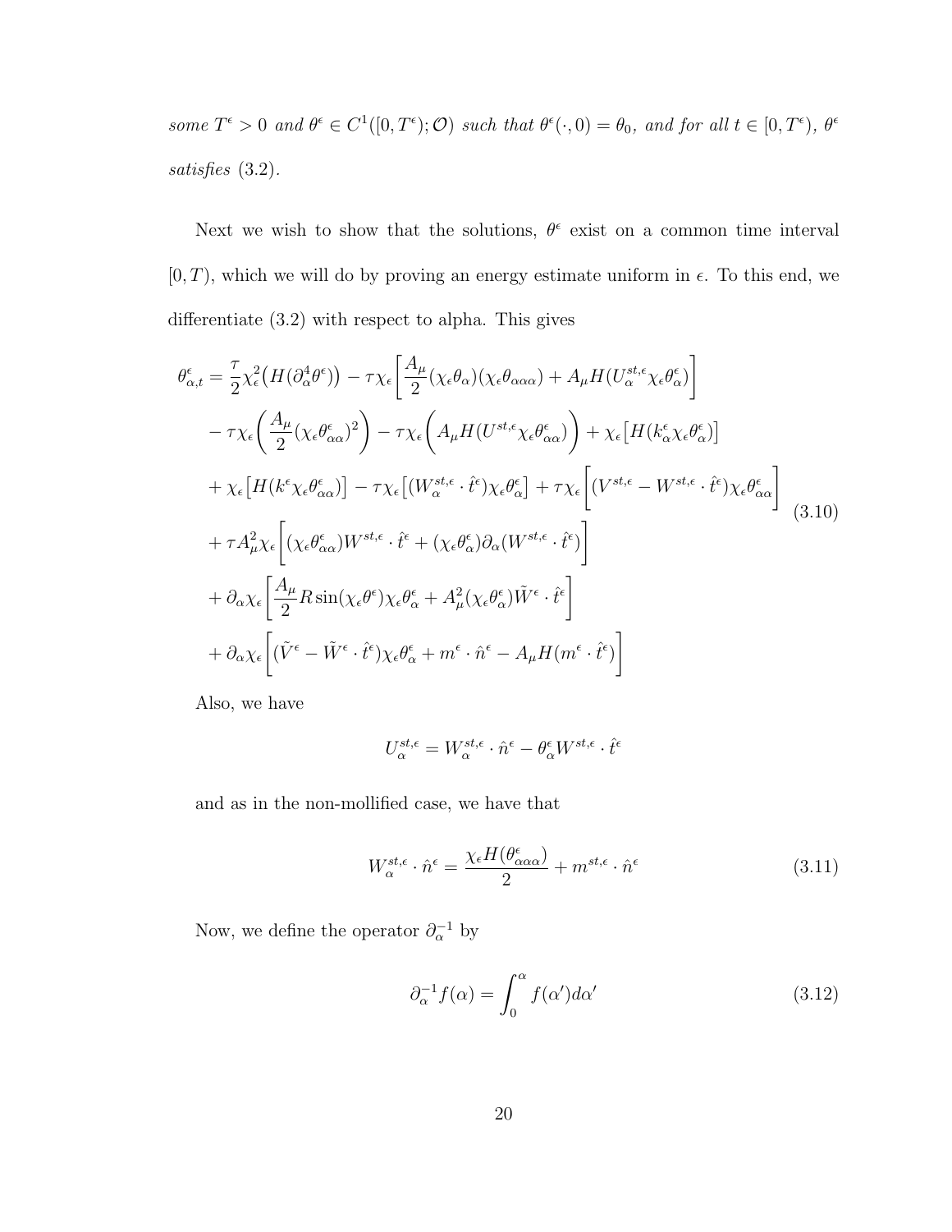*some* $T^\epsilon > 0$ *and* $\theta^\epsilon \in C^1([0,T^\epsilon);\mathcal{O})$ *such that* $\theta^\epsilon(\cdot,0) = \theta_0$*, and for all* $t \in [0,T^\epsilon)$*,* $\theta^\epsilon$ *satisfies* (3.2).

Next we wish to show that the solutions, $\theta^\epsilon$ exist on a common time interval $[0,T)$, which we will do by proving an energy estimate uniform in $\epsilon$. To this end, we differentiate (3.2) with respect to alpha. This gives

$$
\begin{aligned}
\theta^\epsilon_{\alpha,t} &= \frac{\tau}{2}\chi_\epsilon^2\big(H(\partial_\alpha^4\theta^\epsilon)\big) - \tau\chi_\epsilon\left[\frac{A_\mu}{2}(\chi_\epsilon\theta_\alpha)(\chi_\epsilon\theta_{\alpha\alpha\alpha}) + A_\mu H(U^{st,\epsilon}_\alpha\chi_\epsilon\theta^\epsilon_\alpha)\right] \\
&\quad - \tau\chi_\epsilon\left(\frac{A_\mu}{2}(\chi_\epsilon\theta^\epsilon_{\alpha\alpha})^2\right) - \tau\chi_\epsilon\left(A_\mu H(U^{st,\epsilon}\chi_\epsilon\theta^\epsilon_{\alpha\alpha})\right) + \chi_\epsilon\big[H(k^\epsilon_\alpha\chi_\epsilon\theta^\epsilon_\alpha)\big] \\
&\quad + \chi_\epsilon\big[H(k^\epsilon\chi_\epsilon\theta^\epsilon_{\alpha\alpha})\big] - \tau\chi_\epsilon\big[(W^{st,\epsilon}_\alpha\cdot\hat{t}^\epsilon)\chi_\epsilon\theta^\epsilon_\alpha\big] + \tau\chi_\epsilon\left[(V^{st,\epsilon} - W^{st,\epsilon}\cdot\hat{t}^\epsilon)\chi_\epsilon\theta^\epsilon_{\alpha\alpha}\right] \\
&\quad + \tau A_\mu^2\chi_\epsilon\left[(\chi_\epsilon\theta^\epsilon_{\alpha\alpha})W^{st,\epsilon}\cdot\hat{t}^\epsilon + (\chi_\epsilon\theta^\epsilon_\alpha)\partial_\alpha(W^{st,\epsilon}\cdot\hat{t}^\epsilon)\right] \\
&\quad + \partial_\alpha\chi_\epsilon\left[\frac{A_\mu}{2}R\sin(\chi_\epsilon\theta^\epsilon)\chi_\epsilon\theta^\epsilon_\alpha + A_\mu^2(\chi_\epsilon\theta^\epsilon_\alpha)\tilde{W}^\epsilon\cdot\hat{t}^\epsilon\right] \\
&\quad + \partial_\alpha\chi_\epsilon\left[(\tilde{V}^\epsilon - \tilde{W}^\epsilon\cdot\hat{t}^\epsilon)\chi_\epsilon\theta^\epsilon_\alpha + m^\epsilon\cdot\hat{n}^\epsilon - A_\mu H(m^\epsilon\cdot\hat{t}^\epsilon)\right]
\end{aligned}
\tag{3.10}
$$

Also, we have

$$
U^{st,\epsilon}_\alpha = W^{st,\epsilon}_\alpha\cdot\hat{n}^\epsilon - \theta^\epsilon_\alpha W^{st,\epsilon}\cdot\hat{t}^\epsilon
$$

and as in the non-mollified case, we have that

$$
W^{st,\epsilon}_\alpha\cdot\hat{n}^\epsilon = \frac{\chi_\epsilon H(\theta^\epsilon_{\alpha\alpha\alpha})}{2} + m^{st,\epsilon}\cdot\hat{n}^\epsilon \tag{3.11}
$$

Now, we define the operator $\partial_\alpha^{-1}$ by

$$
\partial_\alpha^{-1}f(\alpha) = \int_0^\alpha f(\alpha')d\alpha' \tag{3.12}
$$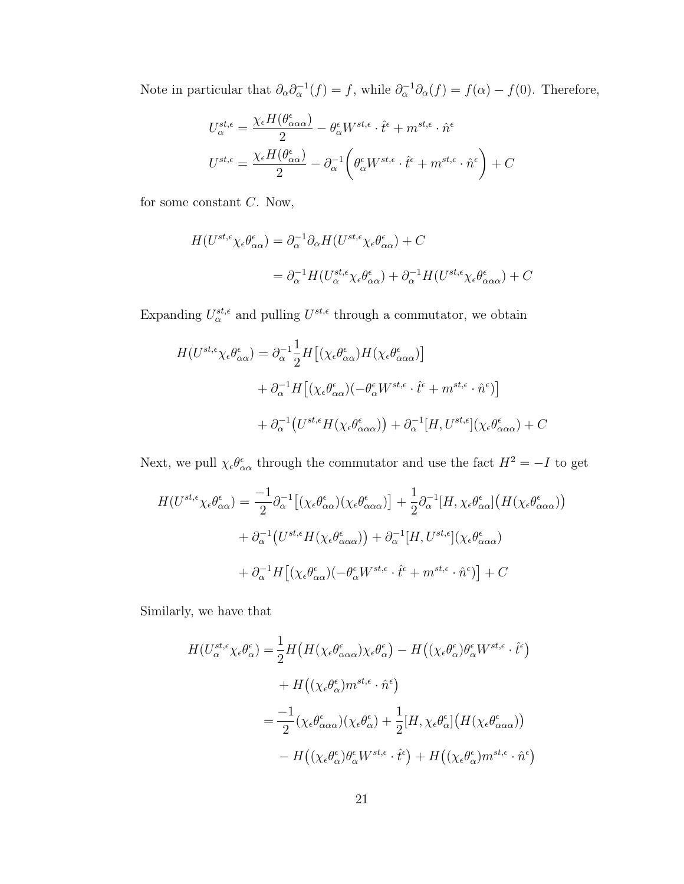Note in particular that $\partial_\alpha \partial_\alpha^{-1}(f) = f$, while $\partial_\alpha^{-1}\partial_\alpha(f) = f(\alpha) - f(0)$. Therefore,

$$
\begin{aligned}
U_\alpha^{st,\epsilon} &= \frac{\chi_\epsilon H(\theta^\epsilon_{\alpha\alpha\alpha})}{2} - \theta^\epsilon_\alpha W^{st,\epsilon} \cdot \hat{t}^\epsilon + m^{st,\epsilon} \cdot \hat{n}^\epsilon \\
U^{st,\epsilon} &= \frac{\chi_\epsilon H(\theta^\epsilon_{\alpha\alpha})}{2} - \partial_\alpha^{-1}\bigg(\theta^\epsilon_\alpha W^{st,\epsilon} \cdot \hat{t}^\epsilon + m^{st,\epsilon} \cdot \hat{n}^\epsilon\bigg) + C
\end{aligned}
$$

for some constant $C$. Now,

$$
\begin{aligned}
H(U^{st,\epsilon}\chi_\epsilon\theta^\epsilon_{\alpha\alpha}) &= \partial_\alpha^{-1}\partial_\alpha H(U^{st,\epsilon}\chi_\epsilon\theta^\epsilon_{\alpha\alpha}) + C \\
&= \partial_\alpha^{-1} H(U_\alpha^{st,\epsilon}\chi_\epsilon\theta^\epsilon_{\alpha\alpha}) + \partial_\alpha^{-1} H(U^{st,\epsilon}\chi_\epsilon\theta^\epsilon_{\alpha\alpha\alpha}) + C
\end{aligned}
$$

Expanding $U_\alpha^{st,\epsilon}$ and pulling $U^{st,\epsilon}$ through a commutator, we obtain

$$
\begin{aligned}
H(U^{st,\epsilon}\chi_\epsilon\theta^\epsilon_{\alpha\alpha}) &= \partial_\alpha^{-1}\frac{1}{2} H\big[(\chi_\epsilon\theta^\epsilon_{\alpha\alpha})H(\chi_\epsilon\theta^\epsilon_{\alpha\alpha\alpha})\big] \\
&\quad + \partial_\alpha^{-1} H\big[(\chi_\epsilon\theta^\epsilon_{\alpha\alpha})(-\theta^\epsilon_\alpha W^{st,\epsilon} \cdot \hat{t}^\epsilon + m^{st,\epsilon} \cdot \hat{n}^\epsilon)\big] \\
&\quad + \partial_\alpha^{-1}\big(U^{st,\epsilon} H(\chi_\epsilon\theta^\epsilon_{\alpha\alpha\alpha})\big) + \partial_\alpha^{-1}[H, U^{st,\epsilon}](\chi_\epsilon\theta^\epsilon_{\alpha\alpha\alpha}) + C
\end{aligned}
$$

Next, we pull $\chi_\epsilon\theta^\epsilon_{\alpha\alpha}$ through the commutator and use the fact $H^2 = -I$ to get

$$
\begin{aligned}
H(U^{st,\epsilon}\chi_\epsilon\theta^\epsilon_{\alpha\alpha}) &= \frac{-1}{2}\partial_\alpha^{-1}\big[(\chi_\epsilon\theta^\epsilon_{\alpha\alpha})(\chi_\epsilon\theta^\epsilon_{\alpha\alpha\alpha})\big] + \frac{1}{2}\partial_\alpha^{-1}[H, \chi_\epsilon\theta^\epsilon_{\alpha\alpha}]\big(H(\chi_\epsilon\theta^\epsilon_{\alpha\alpha\alpha})\big) \\
&\quad + \partial_\alpha^{-1}\big(U^{st,\epsilon} H(\chi_\epsilon\theta^\epsilon_{\alpha\alpha\alpha})\big) + \partial_\alpha^{-1}[H, U^{st,\epsilon}](\chi_\epsilon\theta^\epsilon_{\alpha\alpha\alpha}) \\
&\quad + \partial_\alpha^{-1} H\big[(\chi_\epsilon\theta^\epsilon_{\alpha\alpha})(-\theta^\epsilon_\alpha W^{st,\epsilon} \cdot \hat{t}^\epsilon + m^{st,\epsilon} \cdot \hat{n}^\epsilon)\big] + C
\end{aligned}
$$

Similarly, we have that

$$
\begin{aligned}
H(U_\alpha^{st,\epsilon}\chi_\epsilon\theta^\epsilon_\alpha) &= \frac{1}{2} H\big(H(\chi_\epsilon\theta^\epsilon_{\alpha\alpha\alpha})\chi_\epsilon\theta^\epsilon_\alpha\big) - H\big((\chi_\epsilon\theta^\epsilon_\alpha)\theta^\epsilon_\alpha W^{st,\epsilon} \cdot \hat{t}^\epsilon\big) \\
&\quad + H\big((\chi_\epsilon\theta^\epsilon_\alpha) m^{st,\epsilon} \cdot \hat{n}^\epsilon\big) \\
&= \frac{-1}{2}(\chi_\epsilon\theta^\epsilon_{\alpha\alpha\alpha})(\chi_\epsilon\theta^\epsilon_\alpha) + \frac{1}{2}[H, \chi_\epsilon\theta^\epsilon_\alpha]\big(H(\chi_\epsilon\theta^\epsilon_{\alpha\alpha\alpha})\big) \\
&\quad - H\big((\chi_\epsilon\theta^\epsilon_\alpha)\theta^\epsilon_\alpha W^{st,\epsilon} \cdot \hat{t}^\epsilon\big) + H\big((\chi_\epsilon\theta^\epsilon_\alpha) m^{st,\epsilon} \cdot \hat{n}^\epsilon\big)
\end{aligned}
$$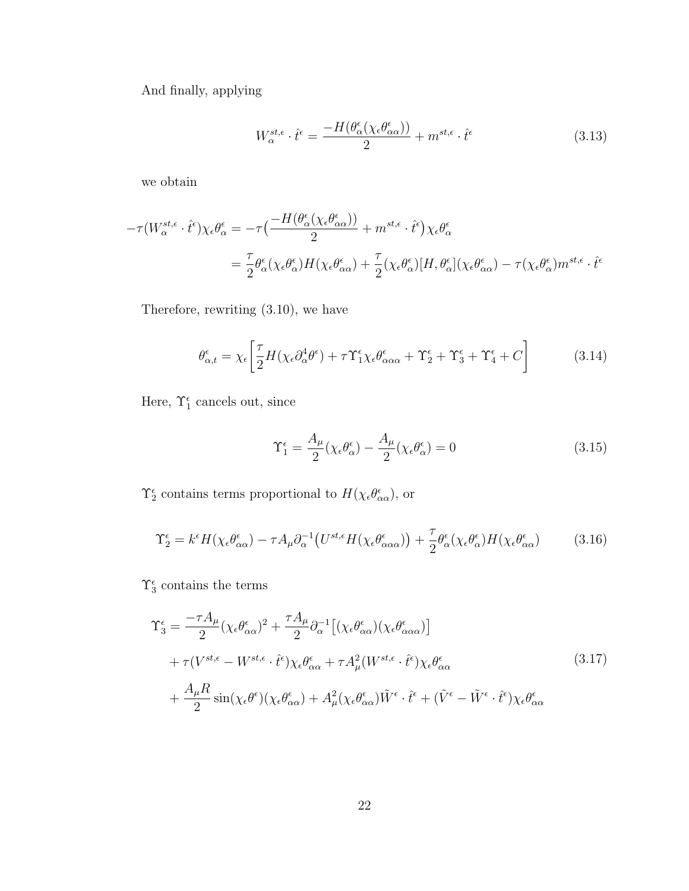And finally, applying

$$
W^{st,\epsilon}_{\alpha} \cdot \hat{t}^{\epsilon} = \frac{-H(\theta^{\epsilon}_{\alpha}(\chi_{\epsilon}\theta^{\epsilon}_{\alpha\alpha}))}{2} + m^{st,\epsilon} \cdot \hat{t}^{\epsilon} \tag{3.13}
$$

we obtain

$$
\begin{aligned}
-\tau(W^{st,\epsilon}_{\alpha} \cdot \hat{t}^{\epsilon})\chi_{\epsilon}\theta^{\epsilon}_{\alpha} &= -\tau\big(\frac{-H(\theta^{\epsilon}_{\alpha}(\chi_{\epsilon}\theta^{\epsilon}_{\alpha\alpha}))}{2} + m^{st,\epsilon} \cdot \hat{t}^{\epsilon}\big)\chi_{\epsilon}\theta^{\epsilon}_{\alpha} \\
&= \frac{\tau}{2}\theta^{\epsilon}_{\alpha}(\chi_{\epsilon}\theta^{\epsilon}_{\alpha})H(\chi_{\epsilon}\theta^{\epsilon}_{\alpha\alpha}) + \frac{\tau}{2}(\chi_{\epsilon}\theta^{\epsilon}_{\alpha})[H, \theta^{\epsilon}_{\alpha}](\chi_{\epsilon}\theta^{\epsilon}_{\alpha\alpha}) - \tau(\chi_{\epsilon}\theta^{\epsilon}_{\alpha})m^{st,\epsilon} \cdot \hat{t}^{\epsilon}
\end{aligned}
$$

Therefore, rewriting (3.10), we have

$$
\theta^{\epsilon}_{\alpha,t} = \chi_{\epsilon}\left[\frac{\tau}{2}H(\chi_{\epsilon}\partial^{4}_{\alpha}\theta^{\epsilon}) + \tau\Upsilon^{\epsilon}_{1}\chi_{\epsilon}\theta^{\epsilon}_{\alpha\alpha\alpha} + \Upsilon^{\epsilon}_{2} + \Upsilon^{\epsilon}_{3} + \Upsilon^{\epsilon}_{4} + C\right] \tag{3.14}
$$

Here, $\Upsilon^{\epsilon}_{1}$ cancels out, since

$$
\Upsilon^{\epsilon}_{1} = \frac{A_{\mu}}{2}(\chi_{\epsilon}\theta^{\epsilon}_{\alpha}) - \frac{A_{\mu}}{2}(\chi_{\epsilon}\theta^{\epsilon}_{\alpha}) = 0 \tag{3.15}
$$

$\Upsilon^{\epsilon}_{2}$ contains terms proportional to $H(\chi_{\epsilon}\theta^{\epsilon}_{\alpha\alpha})$, or

$$
\Upsilon^{\epsilon}_{2} = k^{\epsilon}H(\chi_{\epsilon}\theta^{\epsilon}_{\alpha\alpha}) - \tau A_{\mu}\partial^{-1}_{\alpha}\big(U^{st,\epsilon}H(\chi_{\epsilon}\theta^{\epsilon}_{\alpha\alpha\alpha})\big) + \frac{\tau}{2}\theta^{\epsilon}_{\alpha}(\chi_{\epsilon}\theta^{\epsilon}_{\alpha})H(\chi_{\epsilon}\theta^{\epsilon}_{\alpha\alpha}) \tag{3.16}
$$

$\Upsilon^{\epsilon}_{3}$ contains the terms

$$
\begin{aligned}
\Upsilon^{\epsilon}_{3} &= \frac{-\tau A_{\mu}}{2}(\chi_{\epsilon}\theta^{\epsilon}_{\alpha\alpha})^{2} + \frac{\tau A_{\mu}}{2}\partial^{-1}_{\alpha}\big[(\chi_{\epsilon}\theta^{\epsilon}_{\alpha\alpha})(\chi_{\epsilon}\theta^{\epsilon}_{\alpha\alpha\alpha})\big] \\
&\quad + \tau(V^{st,\epsilon} - W^{st,\epsilon} \cdot \hat{t}^{\epsilon})\chi_{\epsilon}\theta^{\epsilon}_{\alpha\alpha} + \tau A^{2}_{\mu}(W^{st,\epsilon} \cdot \hat{t}^{\epsilon})\chi_{\epsilon}\theta^{\epsilon}_{\alpha\alpha} \\
&\quad + \frac{A_{\mu}R}{2}\sin(\chi_{\epsilon}\theta^{\epsilon})(\chi_{\epsilon}\theta^{\epsilon}_{\alpha\alpha}) + A^{2}_{\mu}(\chi_{\epsilon}\theta^{\epsilon}_{\alpha\alpha})\tilde{W}^{\epsilon} \cdot \hat{t}^{\epsilon} + (\tilde{V}^{\epsilon} - \tilde{W}^{\epsilon} \cdot \hat{t}^{\epsilon})\chi_{\epsilon}\theta^{\epsilon}_{\alpha\alpha}
\end{aligned} \tag{3.17}
$$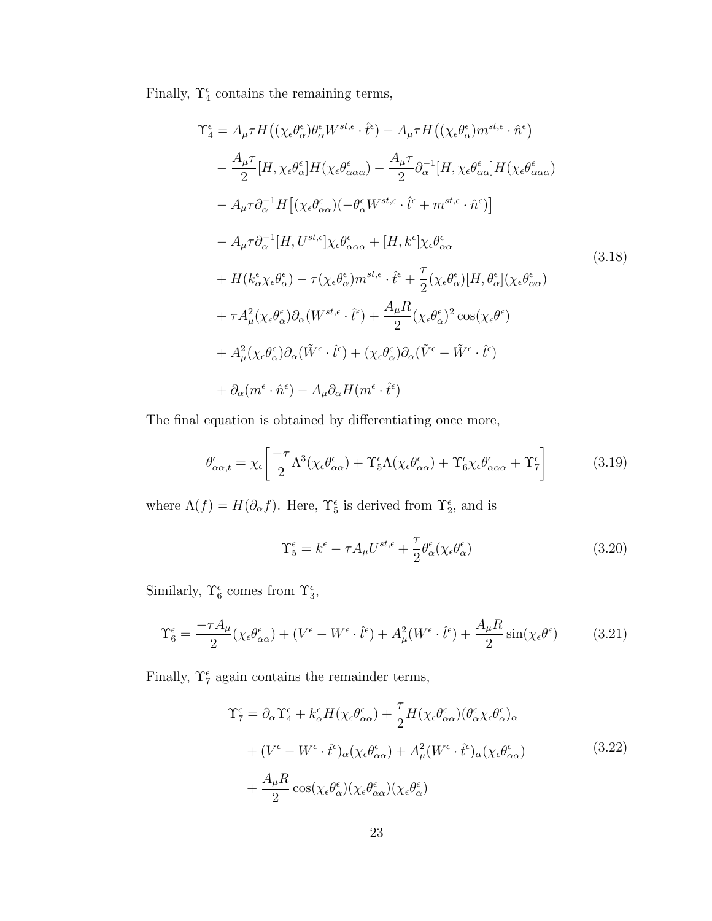Finally, $\Upsilon_4^\epsilon$ contains the remaining terms,

$$
\begin{aligned}
\Upsilon_4^\epsilon &= A_\mu \tau H\big((\chi_\epsilon \theta_\alpha^\epsilon)\theta_\alpha^\epsilon W^{st,\epsilon} \cdot \hat{t}^\epsilon\big) - A_\mu \tau H\big((\chi_\epsilon \theta_\alpha^\epsilon) m^{st,\epsilon} \cdot \hat{n}^\epsilon\big) \\
&\quad - \frac{A_\mu \tau}{2}[H, \chi_\epsilon \theta_\alpha^\epsilon] H(\chi_\epsilon \theta_{\alpha\alpha\alpha}^\epsilon) - \frac{A_\mu \tau}{2}\partial_\alpha^{-1}[H, \chi_\epsilon \theta_{\alpha\alpha}^\epsilon] H(\chi_\epsilon \theta_{\alpha\alpha\alpha}^\epsilon) \\
&\quad - A_\mu \tau \partial_\alpha^{-1} H\big[(\chi_\epsilon \theta_{\alpha\alpha}^\epsilon)(-\theta_\alpha^\epsilon W^{st,\epsilon} \cdot \hat{t}^\epsilon + m^{st,\epsilon} \cdot \hat{n}^\epsilon)\big] \\
&\quad - A_\mu \tau \partial_\alpha^{-1}[H, U^{st,\epsilon}] \chi_\epsilon \theta_{\alpha\alpha\alpha}^\epsilon + [H, k^\epsilon] \chi_\epsilon \theta_{\alpha\alpha}^\epsilon \\
&\quad + H(k_\alpha^\epsilon \chi_\epsilon \theta_\alpha^\epsilon) - \tau (\chi_\epsilon \theta_\alpha^\epsilon) m^{st,\epsilon} \cdot \hat{t}^\epsilon + \frac{\tau}{2}(\chi_\epsilon \theta_\alpha^\epsilon)[H, \theta_\alpha^\epsilon](\chi_\epsilon \theta_{\alpha\alpha}^\epsilon) \\
&\quad + \tau A_\mu^2 (\chi_\epsilon \theta_\alpha^\epsilon) \partial_\alpha (W^{st,\epsilon} \cdot \hat{t}^\epsilon) + \frac{A_\mu R}{2}(\chi_\epsilon \theta_\alpha^\epsilon)^2 \cos(\chi_\epsilon \theta^\epsilon) \\
&\quad + A_\mu^2 (\chi_\epsilon \theta_\alpha^\epsilon) \partial_\alpha (\tilde{W}^\epsilon \cdot \hat{t}^\epsilon) + (\chi_\epsilon \theta_\alpha^\epsilon) \partial_\alpha (\tilde{V}^\epsilon - \tilde{W}^\epsilon \cdot \hat{t}^\epsilon) \\
&\quad + \partial_\alpha (m^\epsilon \cdot \hat{n}^\epsilon) - A_\mu \partial_\alpha H(m^\epsilon \cdot \hat{t}^\epsilon)
\end{aligned}
\tag{3.18}
$$

The final equation is obtained by differentiating once more,

$$
\theta_{\alpha\alpha,t}^\epsilon = \chi_\epsilon \left[ \frac{-\tau}{2} \Lambda^3 (\chi_\epsilon \theta_{\alpha\alpha}^\epsilon) + \Upsilon_5^\epsilon \Lambda(\chi_\epsilon \theta_{\alpha\alpha}^\epsilon) + \Upsilon_6^\epsilon \chi_\epsilon \theta_{\alpha\alpha\alpha}^\epsilon + \Upsilon_7^\epsilon \right] \tag{3.19}
$$

where $\Lambda(f) = H(\partial_\alpha f)$. Here, $\Upsilon_5^\epsilon$ is derived from $\Upsilon_2^\epsilon$, and is

$$
\Upsilon_5^\epsilon = k^\epsilon - \tau A_\mu U^{st,\epsilon} + \frac{\tau}{2}\theta_\alpha^\epsilon (\chi_\epsilon \theta_\alpha^\epsilon) \tag{3.20}
$$

Similarly, $\Upsilon_6^\epsilon$ comes from $\Upsilon_3^\epsilon$,

$$
\Upsilon_6^\epsilon = \frac{-\tau A_\mu}{2}(\chi_\epsilon \theta_{\alpha\alpha}^\epsilon) + (V^\epsilon - W^\epsilon \cdot \hat{t}^\epsilon) + A_\mu^2 (W^\epsilon \cdot \hat{t}^\epsilon) + \frac{A_\mu R}{2}\sin(\chi_\epsilon \theta^\epsilon) \tag{3.21}
$$

Finally, $\Upsilon_7^\epsilon$ again contains the remainder terms,

$$
\begin{aligned}
\Upsilon_7^\epsilon &= \partial_\alpha \Upsilon_4^\epsilon + k_\alpha^\epsilon H(\chi_\epsilon \theta_{\alpha\alpha}^\epsilon) + \frac{\tau}{2} H(\chi_\epsilon \theta_{\alpha\alpha}^\epsilon)(\theta_\alpha^\epsilon \chi_\epsilon \theta_\alpha^\epsilon)_\alpha \\
&\quad + (V^\epsilon - W^\epsilon \cdot \hat{t}^\epsilon)_\alpha (\chi_\epsilon \theta_{\alpha\alpha}^\epsilon) + A_\mu^2 (W^\epsilon \cdot \hat{t}^\epsilon)_\alpha (\chi_\epsilon \theta_{\alpha\alpha}^\epsilon) \\
&\quad + \frac{A_\mu R}{2}\cos(\chi_\epsilon \theta_\alpha^\epsilon)(\chi_\epsilon \theta_{\alpha\alpha}^\epsilon)(\chi_\epsilon \theta_\alpha^\epsilon)
\end{aligned}
\tag{3.22}
$$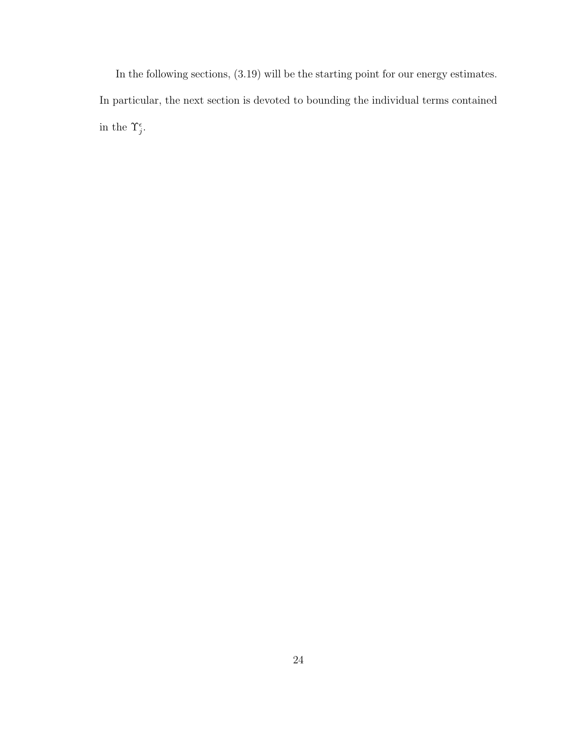In the following sections, (3.19) will be the starting point for our energy estimates. In particular, the next section is devoted to bounding the individual terms contained in the $\Upsilon_j^\epsilon$.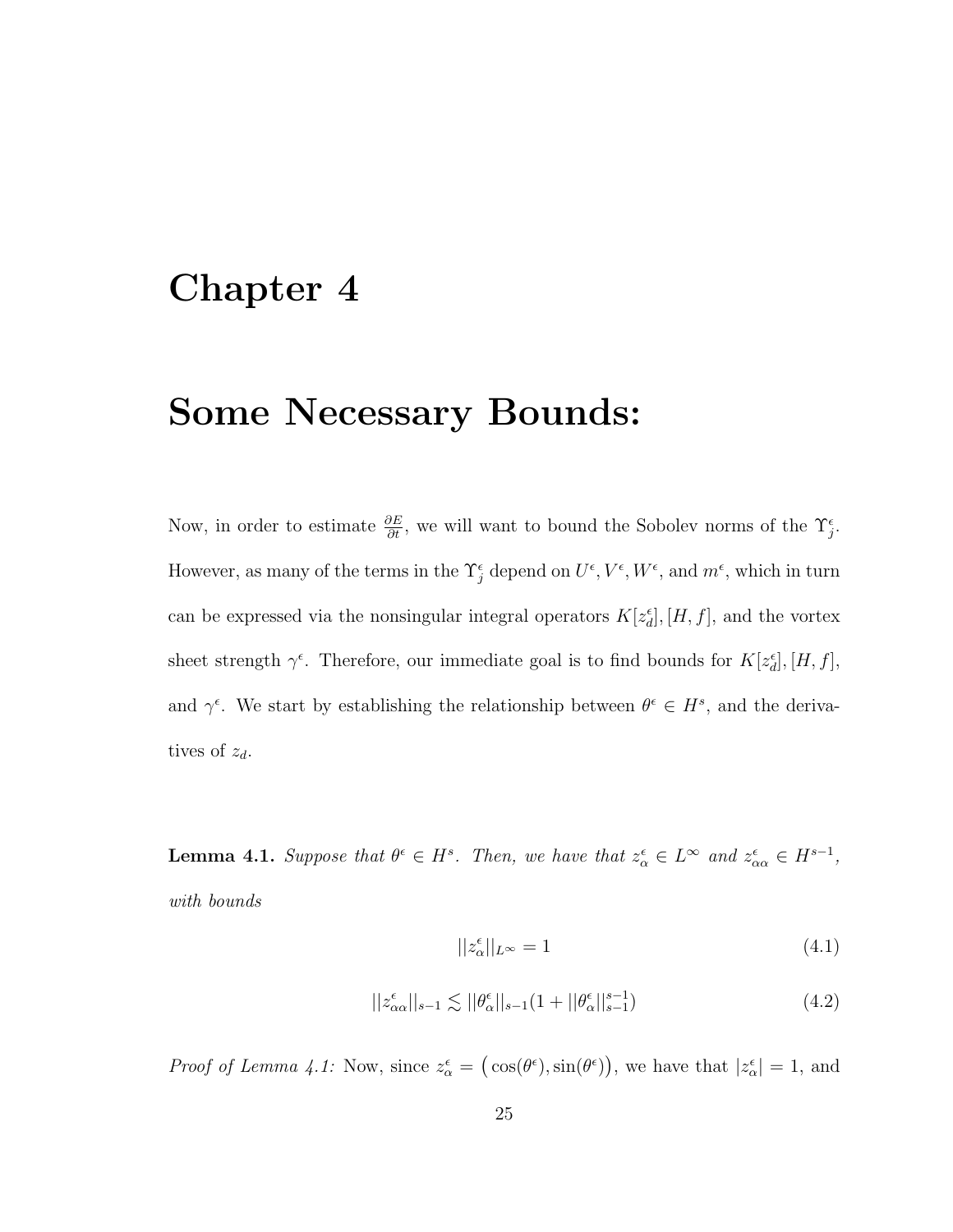# Chapter 4

# Some Necessary Bounds:

Now, in order to estimate $\frac{\partial E}{\partial t}$, we will want to bound the Sobolev norms of the $\Upsilon_j^\epsilon$. However, as many of the terms in the $\Upsilon_j^\epsilon$ depend on $U^\epsilon, V^\epsilon, W^\epsilon$, and $m^\epsilon$, which in turn can be expressed via the nonsingular integral operators $K[z_d^\epsilon], [H, f]$, and the vortex sheet strength $\gamma^\epsilon$. Therefore, our immediate goal is to find bounds for $K[z_d^\epsilon], [H, f]$, and $\gamma^\epsilon$. We start by establishing the relationship between $\theta^\epsilon \in H^s$, and the derivatives of $z_d$.

**Lemma 4.1.** *Suppose that $\theta^\epsilon \in H^s$. Then, we have that $z_\alpha^\epsilon \in L^\infty$ and $z_{\alpha\alpha}^\epsilon \in H^{s-1}$, with bounds*

$$||z_\alpha^\epsilon||_{L^\infty} = 1 \tag{4.1}$$

$$||z_{\alpha\alpha}^\epsilon||_{s-1} \lesssim ||\theta_\alpha^\epsilon||_{s-1}(1 + ||\theta_\alpha^\epsilon||_{s-1}^{s-1}) \tag{4.2}$$

*Proof of Lemma 4.1:* Now, since $z_\alpha^\epsilon = \big(\cos(\theta^\epsilon), \sin(\theta^\epsilon)\big)$, we have that $|z_\alpha^\epsilon| = 1$, and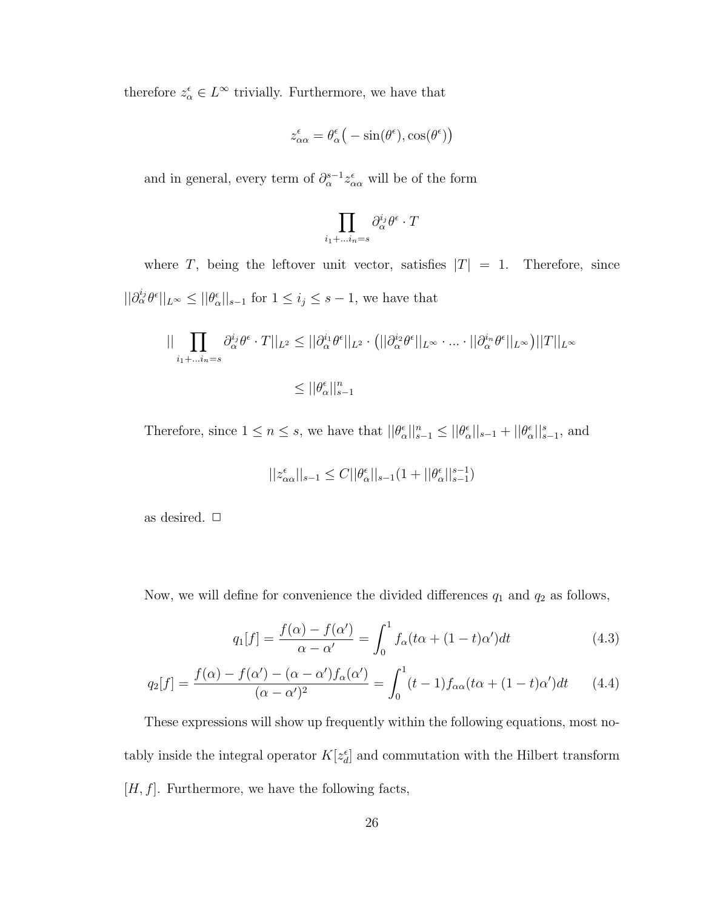therefore $z^\epsilon_\alpha \in L^\infty$ trivially. Furthermore, we have that

$$z^\epsilon_{\alpha\alpha} = \theta^\epsilon_\alpha\big(-\sin(\theta^\epsilon), \cos(\theta^\epsilon)\big)$$

and in general, every term of $\partial^{s-1}_\alpha z^\epsilon_{\alpha\alpha}$ will be of the form

$$\prod_{i_1+\ldots i_n=s} \partial^{i_j}_\alpha \theta^\epsilon \cdot T$$

where $T$, being the leftover unit vector, satisfies $|T| = 1$. Therefore, since $||\partial^{i_j}_\alpha \theta^\epsilon||_{L^\infty} \leq ||\theta^\epsilon_\alpha||_{s-1}$ for $1 \leq i_j \leq s-1$, we have that

$$|| \prod_{i_1+\ldots i_n=s} \partial^{i_j}_\alpha \theta^\epsilon \cdot T||_{L^2} \leq ||\partial^{i_1}_\alpha \theta^\epsilon||_{L^2} \cdot \big(||\partial^{i_2}_\alpha \theta^\epsilon||_{L^\infty} \cdot \ldots \cdot ||\partial^{i_n}_\alpha \theta^\epsilon||_{L^\infty}\big)||T||_{L^\infty}$$

$$\leq ||\theta^\epsilon_\alpha||^n_{s-1}$$

Therefore, since $1 \leq n \leq s$, we have that $||\theta^\epsilon_\alpha||^n_{s-1} \leq ||\theta^\epsilon_\alpha||_{s-1} + ||\theta^\epsilon_\alpha||^s_{s-1}$, and

$$||z^\epsilon_{\alpha\alpha}||_{s-1} \leq C||\theta^\epsilon_\alpha||_{s-1}(1 + ||\theta^\epsilon_\alpha||^{s-1}_{s-1})$$

as desired. □

Now, we will define for convenience the divided differences $q_1$ and $q_2$ as follows,

$$q_1[f] = \frac{f(\alpha) - f(\alpha')}{\alpha - \alpha'} = \int_0^1 f_\alpha(t\alpha + (1-t)\alpha')dt \tag{4.3}$$

$$q_2[f] = \frac{f(\alpha) - f(\alpha') - (\alpha - \alpha')f_\alpha(\alpha')}{(\alpha - \alpha')^2} = \int_0^1 (t-1) f_{\alpha\alpha}(t\alpha + (1-t)\alpha')dt \tag{4.4}$$

These expressions will show up frequently within the following equations, most notably inside the integral operator $K[z^\epsilon_d]$ and commutation with the Hilbert transform $[H, f]$. Furthermore, we have the following facts,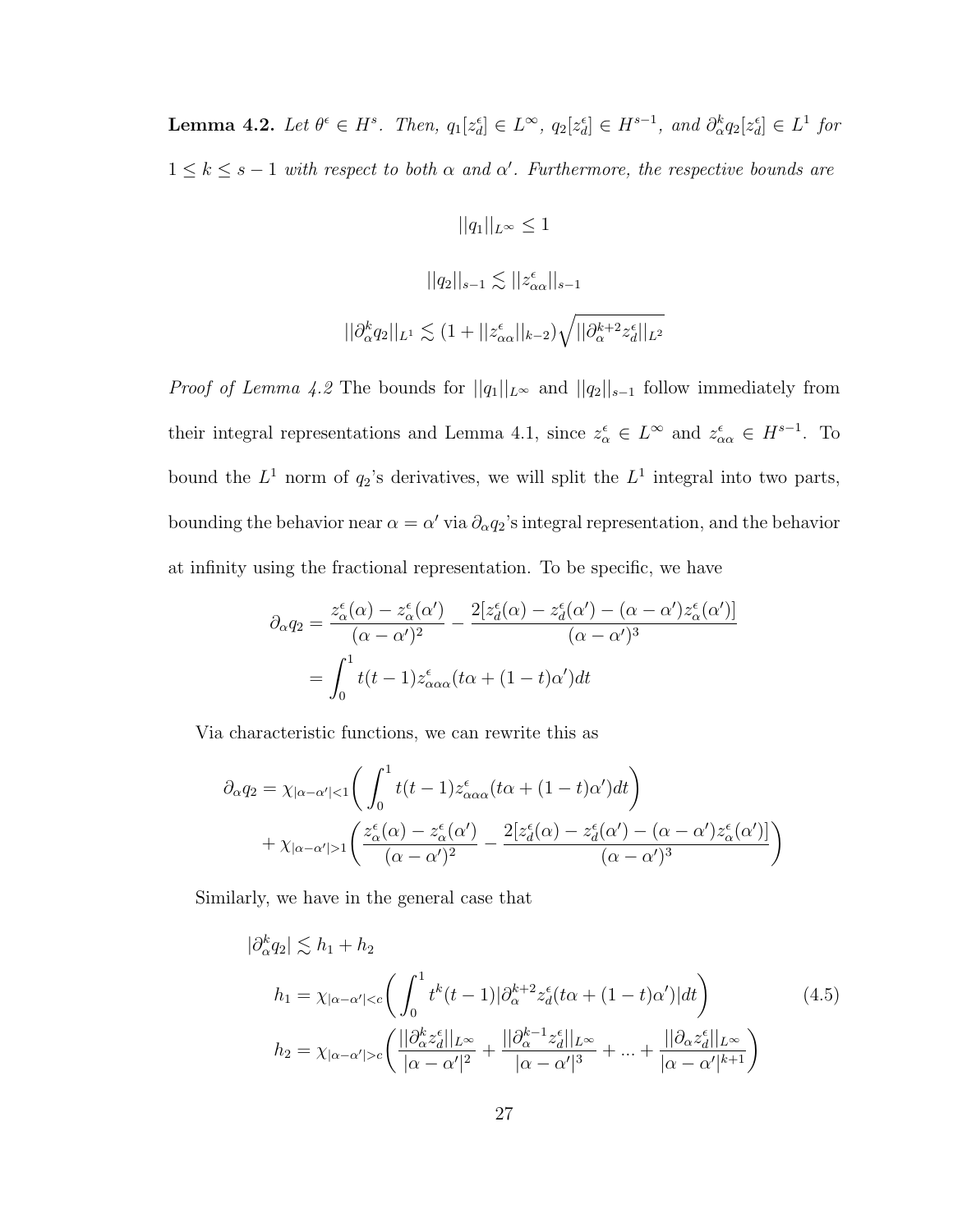**Lemma 4.2.** *Let $\theta^\epsilon \in H^s$. Then, $q_1[z_d^\epsilon] \in L^\infty$, $q_2[z_d^\epsilon] \in H^{s-1}$, and $\partial_\alpha^k q_2[z_d^\epsilon] \in L^1$ for $1 \leq k \leq s-1$ with respect to both $\alpha$ and $\alpha'$. Furthermore, the respective bounds are*

$$||q_1||_{L^\infty} \leq 1$$

$$||q_2||_{s-1} \lesssim ||z_{\alpha\alpha}^\epsilon||_{s-1}$$

$$||\partial_\alpha^k q_2||_{L^1} \lesssim (1 + ||z_{\alpha\alpha}^\epsilon||_{k-2})\sqrt{||\partial_\alpha^{k+2} z_d^\epsilon||_{L^2}}$$

*Proof of Lemma 4.2* The bounds for $||q_1||_{L^\infty}$ and $||q_2||_{s-1}$ follow immediately from their integral representations and Lemma 4.1, since $z_\alpha^\epsilon \in L^\infty$ and $z_{\alpha\alpha}^\epsilon \in H^{s-1}$. To bound the $L^1$ norm of $q_2$'s derivatives, we will split the $L^1$ integral into two parts, bounding the behavior near $\alpha = \alpha'$ via $\partial_\alpha q_2$'s integral representation, and the behavior at infinity using the fractional representation. To be specific, we have

$$\begin{aligned}
\partial_\alpha q_2 &= \frac{z_\alpha^\epsilon(\alpha) - z_\alpha^\epsilon(\alpha')}{(\alpha - \alpha')^2} - \frac{2[z_d^\epsilon(\alpha) - z_d^\epsilon(\alpha') - (\alpha - \alpha')z_\alpha^\epsilon(\alpha')]}{(\alpha - \alpha')^3} \\
&= \int_0^1 t(t-1) z_{\alpha\alpha\alpha}^\epsilon(t\alpha + (1-t)\alpha')dt
\end{aligned}$$

Via characteristic functions, we can rewrite this as

$$\begin{aligned}
\partial_\alpha q_2 &= \chi_{|\alpha-\alpha'|<1}\left(\int_0^1 t(t-1) z_{\alpha\alpha\alpha}^\epsilon(t\alpha + (1-t)\alpha')dt\right) \\
&\quad + \chi_{|\alpha-\alpha'|>1}\left(\frac{z_\alpha^\epsilon(\alpha) - z_\alpha^\epsilon(\alpha')}{(\alpha - \alpha')^2} - \frac{2[z_d^\epsilon(\alpha) - z_d^\epsilon(\alpha') - (\alpha - \alpha')z_\alpha^\epsilon(\alpha')]}{(\alpha - \alpha')^3}\right)
\end{aligned}$$

Similarly, we have in the general case that

$$\begin{aligned}
|\partial_\alpha^k q_2| &\lesssim h_1 + h_2 \\
h_1 &= \chi_{|\alpha-\alpha'|<c}\left(\int_0^1 t^k(t-1)|\partial_\alpha^{k+2} z_d^\epsilon(t\alpha + (1-t)\alpha')|dt\right) \\
h_2 &= \chi_{|\alpha-\alpha'|>c}\left(\frac{||\partial_\alpha^k z_d^\epsilon||_{L^\infty}}{|\alpha - \alpha'|^2} + \frac{||\partial_\alpha^{k-1} z_d^\epsilon||_{L^\infty}}{|\alpha - \alpha'|^3} + \ldots + \frac{||\partial_\alpha z_d^\epsilon||_{L^\infty}}{|\alpha - \alpha'|^{k+1}}\right)
\end{aligned} \tag{4.5}$$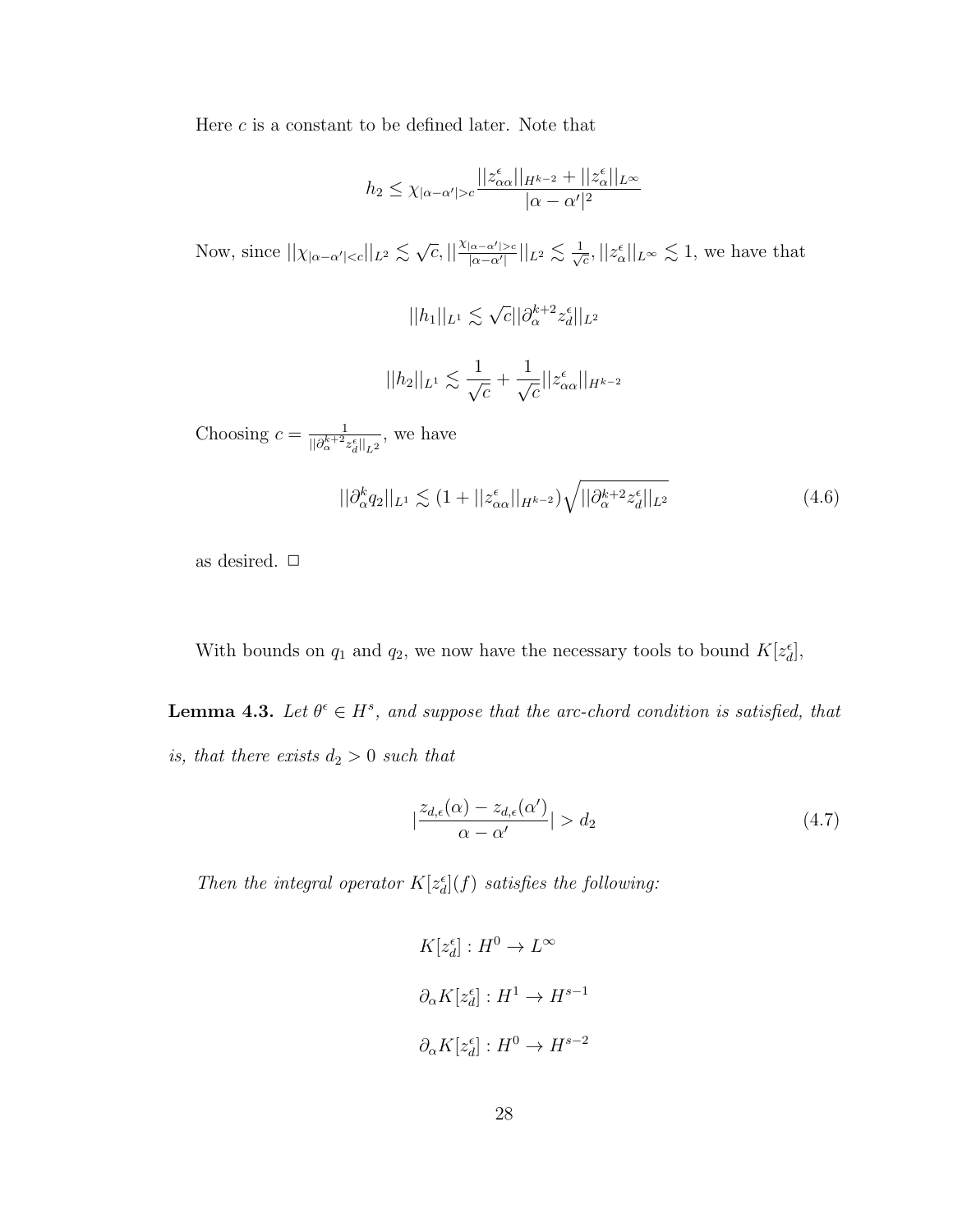Here $c$ is a constant to be defined later. Note that

$$h_2 \leq \chi_{|\alpha-\alpha'|>c} \frac{||z^\epsilon_{\alpha\alpha}||_{H^{k-2}} + ||z^\epsilon_\alpha||_{L^\infty}}{|\alpha - \alpha'|^2}$$

Now, since $||\chi_{|\alpha-\alpha'|<c}||_{L^2} \lesssim \sqrt{c}$, $||\frac{\chi_{|\alpha-\alpha'|>c}}{|\alpha-\alpha'|}||_{L^2} \lesssim \frac{1}{\sqrt{c}}$, $||z^\epsilon_\alpha||_{L^\infty} \lesssim 1$, we have that

$$||h_1||_{L^1} \lesssim \sqrt{c}||\partial^{k+2}_\alpha z^\epsilon_d||_{L^2}$$

$$||h_2||_{L^1} \lesssim \frac{1}{\sqrt{c}} + \frac{1}{\sqrt{c}}||z^\epsilon_{\alpha\alpha}||_{H^{k-2}}$$

Choosing $c = \frac{1}{||\partial^{k+2}_\alpha z^\epsilon_d||_{L^2}}$, we have

$$||\partial^k_\alpha q_2||_{L^1} \lesssim (1 + ||z^\epsilon_{\alpha\alpha}||_{H^{k-2}})\sqrt{||\partial^{k+2}_\alpha z^\epsilon_d||_{L^2}} \tag{4.6}$$

as desired. □

With bounds on $q_1$ and $q_2$, we now have the necessary tools to bound $K[z^\epsilon_d]$,

**Lemma 4.3.** *Let $\theta^\epsilon \in H^s$, and suppose that the arc-chord condition is satisfied, that is, that there exists $d_2 > 0$ such that*

$$\left|\frac{z_{d,\epsilon}(\alpha) - z_{d,\epsilon}(\alpha')}{\alpha - \alpha'}\right| > d_2 \tag{4.7}$$

*Then the integral operator $K[z^\epsilon_d](f)$ satisfies the following:*

$$K[z^\epsilon_d] : H^0 \to L^\infty$$

$$\partial_\alpha K[z^\epsilon_d] : H^1 \to H^{s-1}$$

$$\partial_\alpha K[z^\epsilon_d] : H^0 \to H^{s-2}$$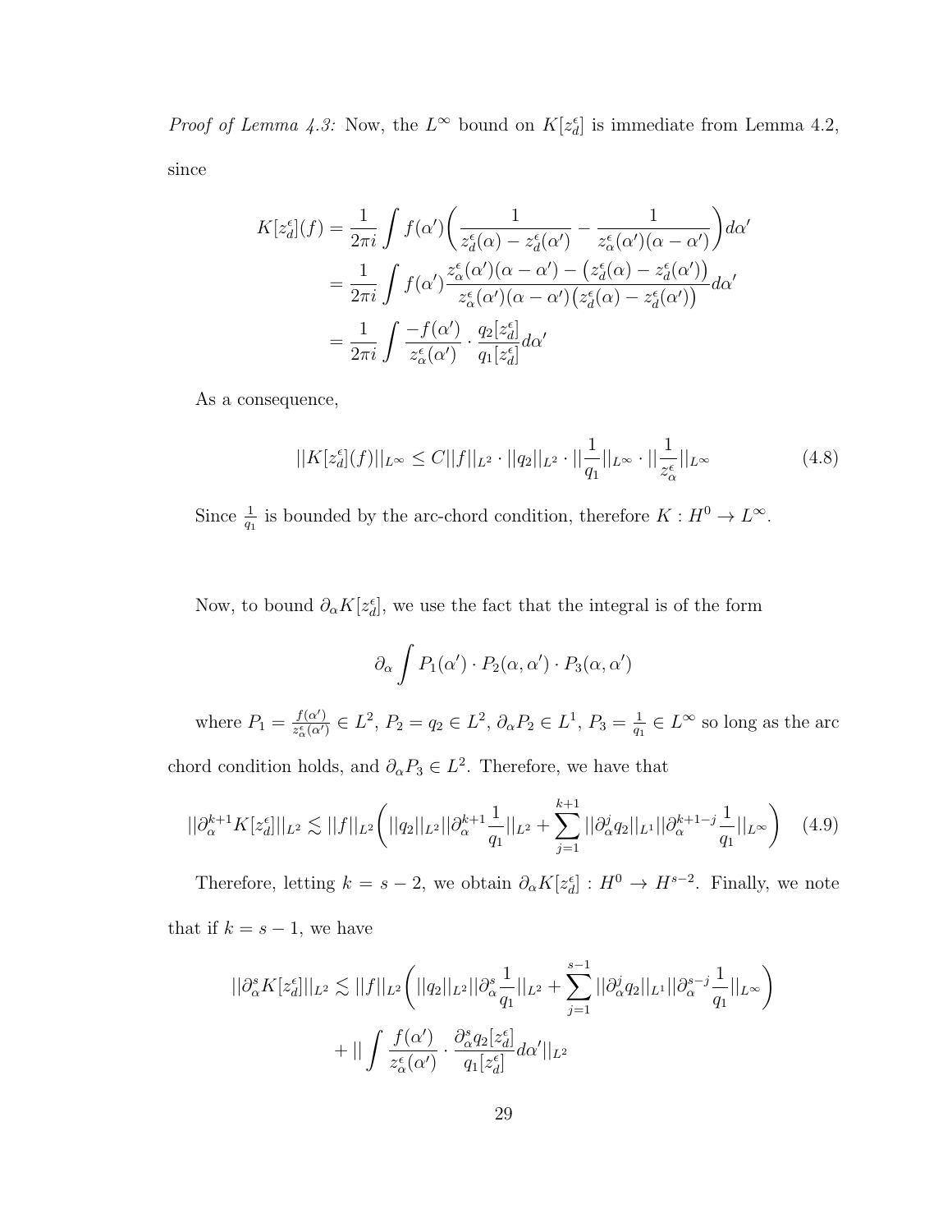*Proof of Lemma 4.3:* Now, the $L^\infty$ bound on $K[z_d^\epsilon]$ is immediate from Lemma 4.2, since

$$
\begin{aligned}
K[z_d^\epsilon](f) &= \frac{1}{2\pi i}\int f(\alpha')\bigg(\frac{1}{z_d^\epsilon(\alpha)-z_d^\epsilon(\alpha')}-\frac{1}{z_\alpha^\epsilon(\alpha')(\alpha-\alpha')}\bigg)d\alpha' \\
&= \frac{1}{2\pi i}\int f(\alpha')\frac{z_\alpha^\epsilon(\alpha')(\alpha-\alpha')-\big(z_d^\epsilon(\alpha)-z_d^\epsilon(\alpha')\big)}{z_\alpha^\epsilon(\alpha')(\alpha-\alpha')\big(z_d^\epsilon(\alpha)-z_d^\epsilon(\alpha')\big)}d\alpha' \\
&= \frac{1}{2\pi i}\int \frac{-f(\alpha')}{z_\alpha^\epsilon(\alpha')}\cdot\frac{q_2[z_d^\epsilon]}{q_1[z_d^\epsilon]}d\alpha'
\end{aligned}
$$

As a consequence,

$$
||K[z_d^\epsilon](f)||_{L^\infty} \leq C||f||_{L^2}\cdot||q_2||_{L^2}\cdot||\frac{1}{q_1}||_{L^\infty}\cdot||\frac{1}{z_\alpha^\epsilon}||_{L^\infty} \tag{4.8}
$$

Since $\frac{1}{q_1}$ is bounded by the arc-chord condition, therefore $K: H^0 \to L^\infty$.

Now, to bound $\partial_\alpha K[z_d^\epsilon]$, we use the fact that the integral is of the form

$$
\partial_\alpha \int P_1(\alpha')\cdot P_2(\alpha,\alpha')\cdot P_3(\alpha,\alpha')
$$

where $P_1 = \frac{f(\alpha')}{z_\alpha^\epsilon(\alpha')} \in L^2$, $P_2 = q_2 \in L^2$, $\partial_\alpha P_2 \in L^1$, $P_3 = \frac{1}{q_1} \in L^\infty$ so long as the arc chord condition holds, and $\partial_\alpha P_3 \in L^2$. Therefore, we have that

$$
||\partial_\alpha^{k+1}K[z_d^\epsilon]||_{L^2} \lesssim ||f||_{L^2}\bigg(||q_2||_{L^2}||\partial_\alpha^{k+1}\frac{1}{q_1}||_{L^2}+\sum_{j=1}^{k+1}||\partial_\alpha^j q_2||_{L^1}||\partial_\alpha^{k+1-j}\frac{1}{q_1}||_{L^\infty}\bigg) \tag{4.9}
$$

Therefore, letting $k = s-2$, we obtain $\partial_\alpha K[z_d^\epsilon]: H^0 \to H^{s-2}$. Finally, we note that if $k = s-1$, we have

$$
\begin{aligned}
||\partial_\alpha^s K[z_d^\epsilon]||_{L^2} \lesssim\ & ||f||_{L^2}\bigg(||q_2||_{L^2}||\partial_\alpha^s\frac{1}{q_1}||_{L^2}+\sum_{j=1}^{s-1}||\partial_\alpha^j q_2||_{L^1}||\partial_\alpha^{s-j}\frac{1}{q_1}||_{L^\infty}\bigg) \\
&+||\int\frac{f(\alpha')}{z_\alpha^\epsilon(\alpha')}\cdot\frac{\partial_\alpha^s q_2[z_d^\epsilon]}{q_1[z_d^\epsilon]}d\alpha'||_{L^2}
\end{aligned}
$$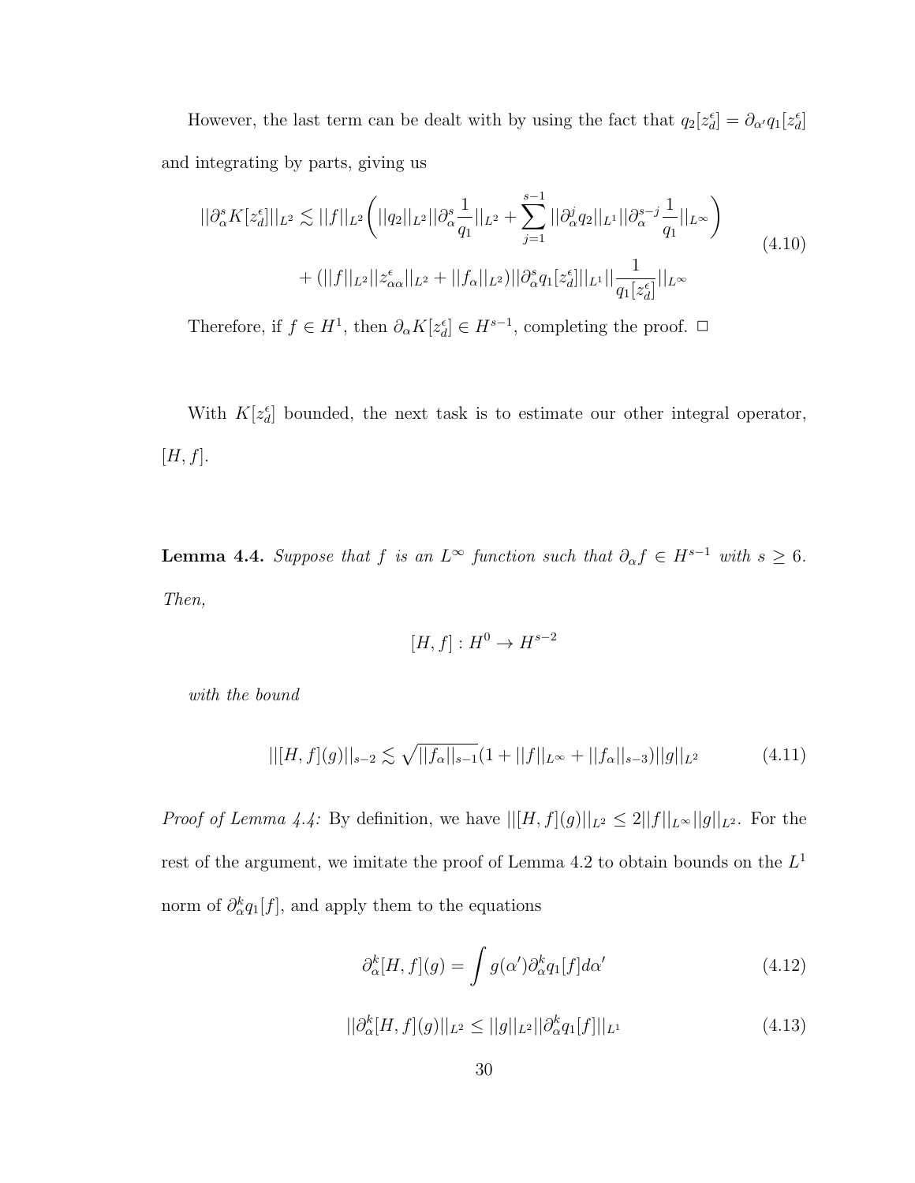However, the last term can be dealt with by using the fact that $q_2[z_d^\epsilon] = \partial_{\alpha'} q_1[z_d^\epsilon]$ and integrating by parts, giving us

$$
\begin{aligned}
||\partial_\alpha^s K[z_d^\epsilon]||_{L^2} \lesssim ||f||_{L^2}\Bigg( ||q_2||_{L^2}||\partial_\alpha^s \frac{1}{q_1}||_{L^2} + \sum_{j=1}^{s-1} ||\partial_\alpha^j q_2||_{L^1}||\partial_\alpha^{s-j}\frac{1}{q_1}||_{L^\infty}\Bigg) \\
+ (||f||_{L^2}||z_{\alpha\alpha}^\epsilon||_{L^2} + ||f_\alpha||_{L^2})||\partial_\alpha^s q_1[z_d^\epsilon]||_{L^1}||\frac{1}{q_1[z_d^\epsilon]}||_{L^\infty}
\end{aligned} \tag{4.10}
$$

Therefore, if $f \in H^1$, then $\partial_\alpha K[z_d^\epsilon] \in H^{s-1}$, completing the proof. $\Box$

With $K[z_d^\epsilon]$ bounded, the next task is to estimate our other integral operator, $[H, f]$.

**Lemma 4.4.** *Suppose that $f$ is an $L^\infty$ function such that $\partial_\alpha f \in H^{s-1}$ with $s \geq 6$. Then,*

$$[H, f] : H^0 \to H^{s-2}$$

*with the bound*

$$||[H, f](g)||_{s-2} \lesssim \sqrt{||f_\alpha||_{s-1}}(1 + ||f||_{L^\infty} + ||f_\alpha||_{s-3})||g||_{L^2} \tag{4.11}$$

*Proof of Lemma 4.4:* By definition, we have $||[H, f](g)||_{L^2} \leq 2||f||_{L^\infty}||g||_{L^2}$. For the rest of the argument, we imitate the proof of Lemma 4.2 to obtain bounds on the $L^1$ norm of $\partial_\alpha^k q_1[f]$, and apply them to the equations

$$\partial_\alpha^k [H, f](g) = \int g(\alpha')\partial_\alpha^k q_1[f] d\alpha' \tag{4.12}$$

$$||\partial_\alpha^k [H, f](g)||_{L^2} \leq ||g||_{L^2}||\partial_\alpha^k q_1[f]||_{L^1} \tag{4.13}$$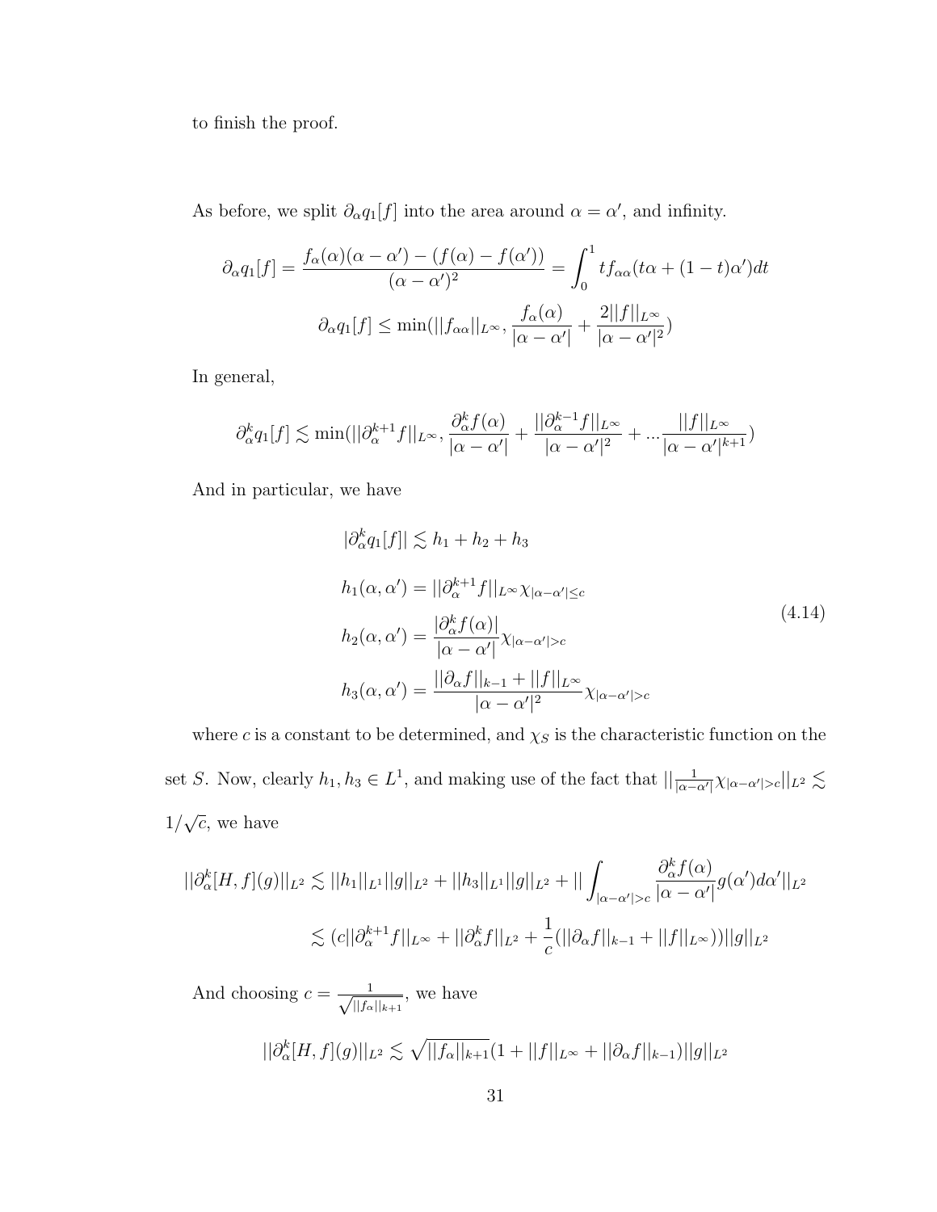to finish the proof.

As before, we split $\partial_\alpha q_1[f]$ into the area around $\alpha = \alpha'$, and infinity.

$$\partial_\alpha q_1[f] = \frac{f_\alpha(\alpha)(\alpha - \alpha') - (f(\alpha) - f(\alpha'))}{(\alpha - \alpha')^2} = \int_0^1 t f_{\alpha\alpha}(t\alpha + (1-t)\alpha')dt$$

$$\partial_\alpha q_1[f] \leq \min(||f_{\alpha\alpha}||_{L^\infty}, \frac{f_\alpha(\alpha)}{|\alpha - \alpha'|} + \frac{2||f||_{L^\infty}}{|\alpha - \alpha'|^2})$$

In general,

$$\partial_\alpha^k q_1[f] \lesssim \min(||\partial_\alpha^{k+1} f||_{L^\infty}, \frac{\partial_\alpha^k f(\alpha)}{|\alpha - \alpha'|} + \frac{||\partial_\alpha^{k-1} f||_{L^\infty}}{|\alpha - \alpha'|^2} + ... \frac{||f||_{L^\infty}}{|\alpha - \alpha'|^{k+1}})$$

And in particular, we have

$$\begin{aligned}
&|\partial_\alpha^k q_1[f]| \lesssim h_1 + h_2 + h_3 \\
&h_1(\alpha, \alpha') = ||\partial_\alpha^{k+1} f||_{L^\infty} \chi_{|\alpha - \alpha'| \leq c} \\
&h_2(\alpha, \alpha') = \frac{|\partial_\alpha^k f(\alpha)|}{|\alpha - \alpha'|} \chi_{|\alpha - \alpha'| > c} \\
&h_3(\alpha, \alpha') = \frac{||\partial_\alpha f||_{k-1} + ||f||_{L^\infty}}{|\alpha - \alpha'|^2} \chi_{|\alpha - \alpha'| > c}
\end{aligned} \tag{4.14}$$

where $c$ is a constant to be determined, and $\chi_S$ is the characteristic function on the set $S$. Now, clearly $h_1, h_3 \in L^1$, and making use of the fact that $||\frac{1}{|\alpha - \alpha'|}\chi_{|\alpha - \alpha'| > c}||_{L^2} \lesssim 1/\sqrt{c}$, we have

$$||\partial_\alpha^k [H, f](g)||_{L^2} \lesssim ||h_1||_{L^1}||g||_{L^2} + ||h_3||_{L^1}||g||_{L^2} + ||\int_{|\alpha - \alpha'| > c} \frac{\partial_\alpha^k f(\alpha)}{|\alpha - \alpha'|} g(\alpha') d\alpha'||_{L^2}$$

$$\lesssim (c||\partial_\alpha^{k+1} f||_{L^\infty} + ||\partial_\alpha^k f||_{L^2} + \frac{1}{c}(||\partial_\alpha f||_{k-1} + ||f||_{L^\infty}))||g||_{L^2}$$

And choosing $c = \frac{1}{\sqrt{||f_\alpha||_{k+1}}}$, we have

$$||\partial_\alpha^k [H, f](g)||_{L^2} \lesssim \sqrt{||f_\alpha||_{k+1}}(1 + ||f||_{L^\infty} + ||\partial_\alpha f||_{k-1})||g||_{L^2}$$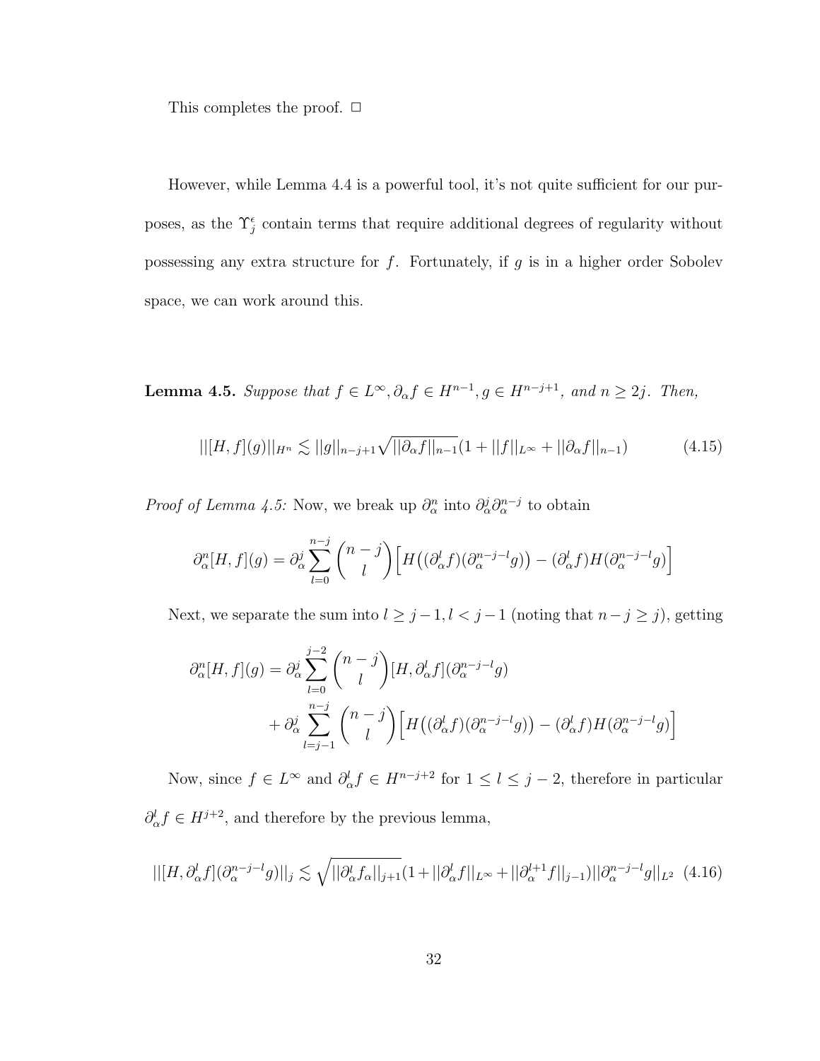This completes the proof. □

However, while Lemma 4.4 is a powerful tool, it's not quite sufficient for our purposes, as the $\Upsilon_j^\epsilon$ contain terms that require additional degrees of regularity without possessing any extra structure for $f$. Fortunately, if $g$ is in a higher order Sobolev space, we can work around this.

**Lemma 4.5.** *Suppose that $f \in L^\infty, \partial_\alpha f \in H^{n-1}, g \in H^{n-j+1}$, and $n \geq 2j$. Then,*

$$||[H, f](g)||_{H^n} \lesssim ||g||_{n-j+1}\sqrt{||\partial_\alpha f||_{n-1}}(1 + ||f||_{L^\infty} + ||\partial_\alpha f||_{n-1}) \tag{4.15}$$

*Proof of Lemma 4.5:* Now, we break up $\partial_\alpha^n$ into $\partial_\alpha^j \partial_\alpha^{n-j}$ to obtain

$$\partial_\alpha^n [H, f](g) = \partial_\alpha^j \sum_{l=0}^{n-j} \binom{n-j}{l} \Big[ H\big((\partial_\alpha^l f)(\partial_\alpha^{n-j-l} g)\big) - (\partial_\alpha^l f) H(\partial_\alpha^{n-j-l} g) \Big]$$

Next, we separate the sum into $l \geq j-1, l < j-1$ (noting that $n-j \geq j$), getting

$$\begin{aligned}
\partial_\alpha^n [H, f](g) = \partial_\alpha^j &\sum_{l=0}^{j-2} \binom{n-j}{l} [H, \partial_\alpha^l f](\partial_\alpha^{n-j-l} g) \\
&+ \partial_\alpha^j \sum_{l=j-1}^{n-j} \binom{n-j}{l} \Big[ H\big((\partial_\alpha^l f)(\partial_\alpha^{n-j-l} g)\big) - (\partial_\alpha^l f) H(\partial_\alpha^{n-j-l} g) \Big]
\end{aligned}$$

Now, since $f \in L^\infty$ and $\partial_\alpha^l f \in H^{n-j+2}$ for $1 \leq l \leq j-2$, therefore in particular $\partial_\alpha^l f \in H^{j+2}$, and therefore by the previous lemma,

$$||[H, \partial_\alpha^l f](\partial_\alpha^{n-j-l} g)||_j \lesssim \sqrt{||\partial_\alpha^l f_\alpha||_{j+1}}(1 + ||\partial_\alpha^l f||_{L^\infty} + ||\partial_\alpha^{l+1} f||_{j-1})||\partial_\alpha^{n-j-l} g||_{L^2} \tag{4.16}$$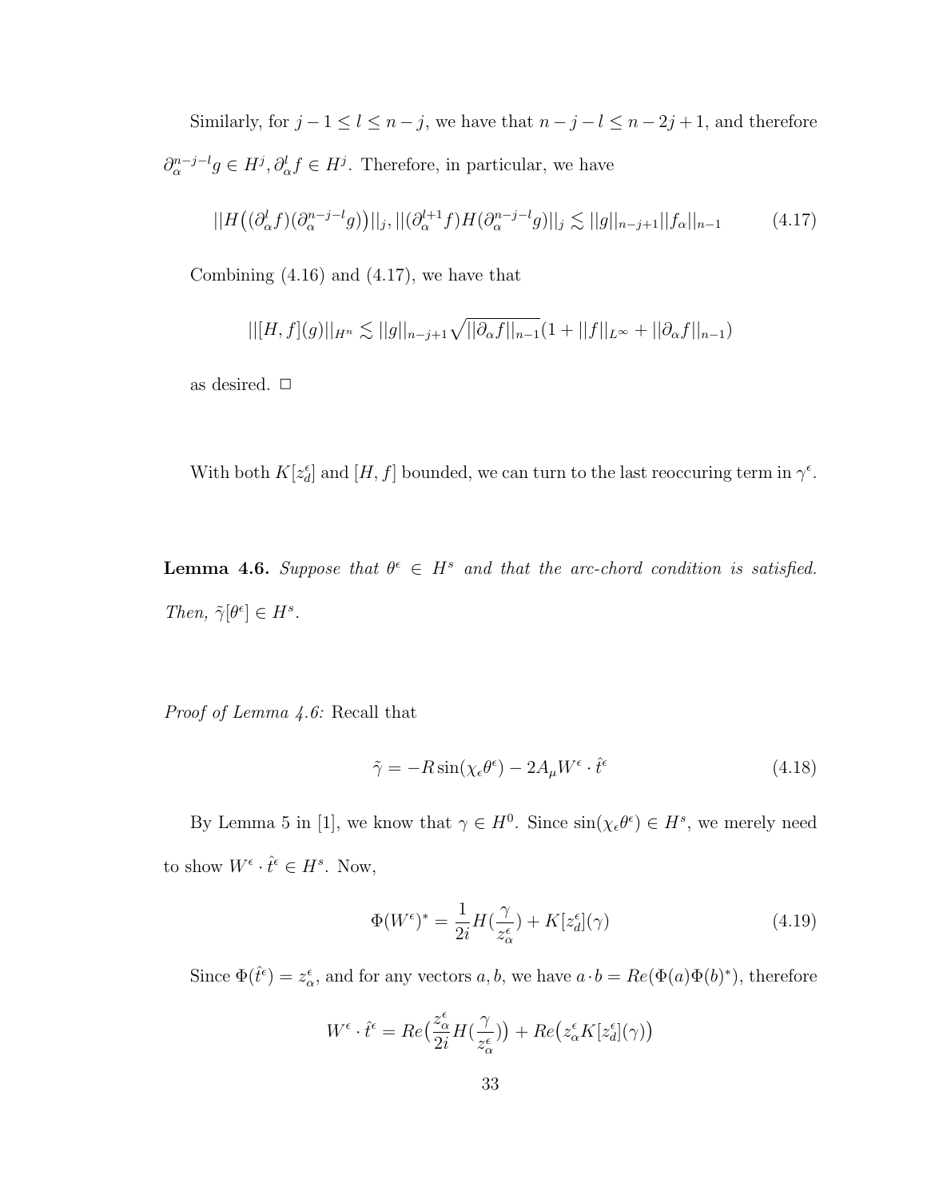Similarly, for $j-1 \leq l \leq n-j$, we have that $n-j-l \leq n-2j+1$, and therefore $\partial_\alpha^{n-j-l} g \in H^j, \partial_\alpha^l f \in H^j$. Therefore, in particular, we have

$$||H\big((\partial_\alpha^l f)(\partial_\alpha^{n-j-l} g)\big)||_j, ||(\partial_\alpha^{l+1} f) H(\partial_\alpha^{n-j-l} g)||_j \lesssim ||g||_{n-j+1} ||f_\alpha||_{n-1} \tag{4.17}$$

Combining (4.16) and (4.17), we have that

$$||[H,f](g)||_{H^n} \lesssim ||g||_{n-j+1} \sqrt{||\partial_\alpha f||_{n-1}} (1 + ||f||_{L^\infty} + ||\partial_\alpha f||_{n-1})$$

as desired. $\square$

With both $K[z_d^\epsilon]$ and $[H,f]$ bounded, we can turn to the last reoccuring term in $\gamma^\epsilon$.

**Lemma 4.6.** *Suppose that $\theta^\epsilon \in H^s$ and that the arc-chord condition is satisfied. Then, $\tilde{\gamma}[\theta^\epsilon] \in H^s$.*

*Proof of Lemma 4.6:* Recall that

$$\tilde{\gamma} = -R\sin(\chi_\epsilon \theta^\epsilon) - 2A_\mu W^\epsilon \cdot \hat{t}^\epsilon \tag{4.18}$$

By Lemma 5 in [1], we know that $\gamma \in H^0$. Since $\sin(\chi_\epsilon \theta^\epsilon) \in H^s$, we merely need to show $W^\epsilon \cdot \hat{t}^\epsilon \in H^s$. Now,

$$\Phi(W^\epsilon)^* = \frac{1}{2i} H(\frac{\gamma}{z_\alpha^\epsilon}) + K[z_d^\epsilon](\gamma) \tag{4.19}$$

Since $\Phi(\hat{t}^\epsilon) = z_\alpha^\epsilon$, and for any vectors $a, b$, we have $a \cdot b = Re(\Phi(a)\Phi(b)^*)$, therefore

$$W^\epsilon \cdot \hat{t}^\epsilon = Re\big(\frac{z_\alpha^\epsilon}{2i} H(\frac{\gamma}{z_\alpha^\epsilon})\big) + Re\big(z_\alpha^\epsilon K[z_d^\epsilon](\gamma)\big)$$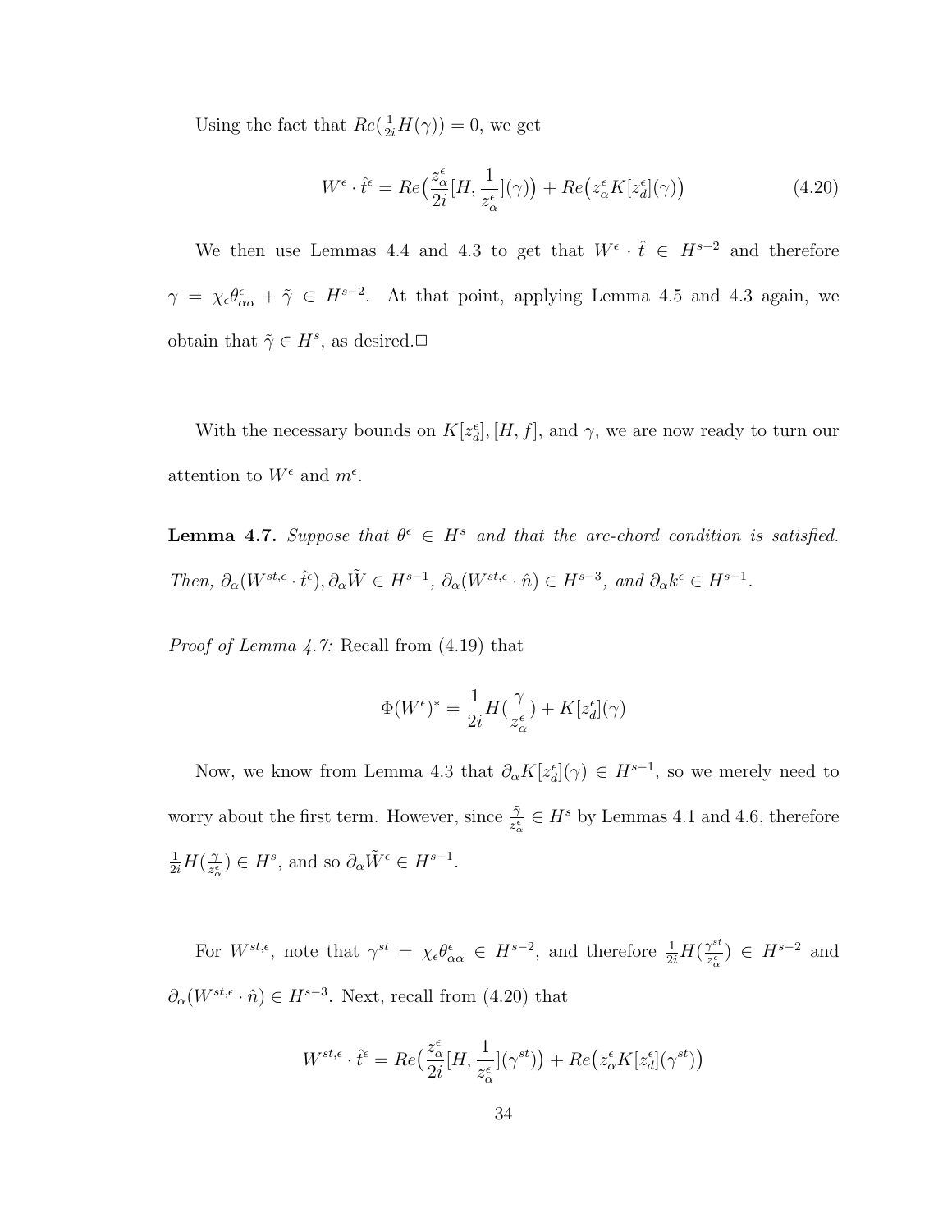Using the fact that $Re(\frac{1}{2i}H(\gamma)) = 0$, we get

$$W^\epsilon \cdot \hat{t}^\epsilon = Re\big(\frac{z^\epsilon_\alpha}{2i}[H, \frac{1}{z^\epsilon_\alpha}](\gamma)\big) + Re\big(z^\epsilon_\alpha K[z^\epsilon_d](\gamma)\big) \tag{4.20}$$

We then use Lemmas 4.4 and 4.3 to get that $W^\epsilon \cdot \hat{t} \in H^{s-2}$ and therefore $\gamma = \chi_\epsilon \theta^\epsilon_{\alpha\alpha} + \tilde{\gamma} \in H^{s-2}$. At that point, applying Lemma 4.5 and 4.3 again, we obtain that $\tilde{\gamma} \in H^s$, as desired.□

With the necessary bounds on $K[z^\epsilon_d], [H, f]$, and $\gamma$, we are now ready to turn our attention to $W^\epsilon$ and $m^\epsilon$.

**Lemma 4.7.** *Suppose that $\theta^\epsilon \in H^s$ and that the arc-chord condition is satisfied. Then, $\partial_\alpha(W^{st,\epsilon} \cdot \hat{t}^\epsilon), \partial_\alpha \tilde{W} \in H^{s-1}$, $\partial_\alpha(W^{st,\epsilon} \cdot \hat{n}) \in H^{s-3}$, and $\partial_\alpha k^\epsilon \in H^{s-1}$.*

*Proof of Lemma 4.7:* Recall from (4.19) that

$$\Phi(W^\epsilon)^* = \frac{1}{2i}H(\frac{\gamma}{z^\epsilon_\alpha}) + K[z^\epsilon_d](\gamma)$$

Now, we know from Lemma 4.3 that $\partial_\alpha K[z^\epsilon_d](\gamma) \in H^{s-1}$, so we merely need to worry about the first term. However, since $\frac{\tilde{\gamma}}{z^\epsilon_\alpha} \in H^s$ by Lemmas 4.1 and 4.6, therefore $\frac{1}{2i}H(\frac{\gamma}{z^\epsilon_\alpha}) \in H^s$, and so $\partial_\alpha \tilde{W}^\epsilon \in H^{s-1}$.

For $W^{st,\epsilon}$, note that $\gamma^{st} = \chi_\epsilon \theta^\epsilon_{\alpha\alpha} \in H^{s-2}$, and therefore $\frac{1}{2i}H(\frac{\gamma^{st}}{z^\epsilon_\alpha}) \in H^{s-2}$ and $\partial_\alpha(W^{st,\epsilon} \cdot \hat{n}) \in H^{s-3}$. Next, recall from (4.20) that

$$W^{st,\epsilon} \cdot \hat{t}^\epsilon = Re\big(\frac{z^\epsilon_\alpha}{2i}[H, \frac{1}{z^\epsilon_\alpha}](\gamma^{st})\big) + Re\big(z^\epsilon_\alpha K[z^\epsilon_d](\gamma^{st})\big)$$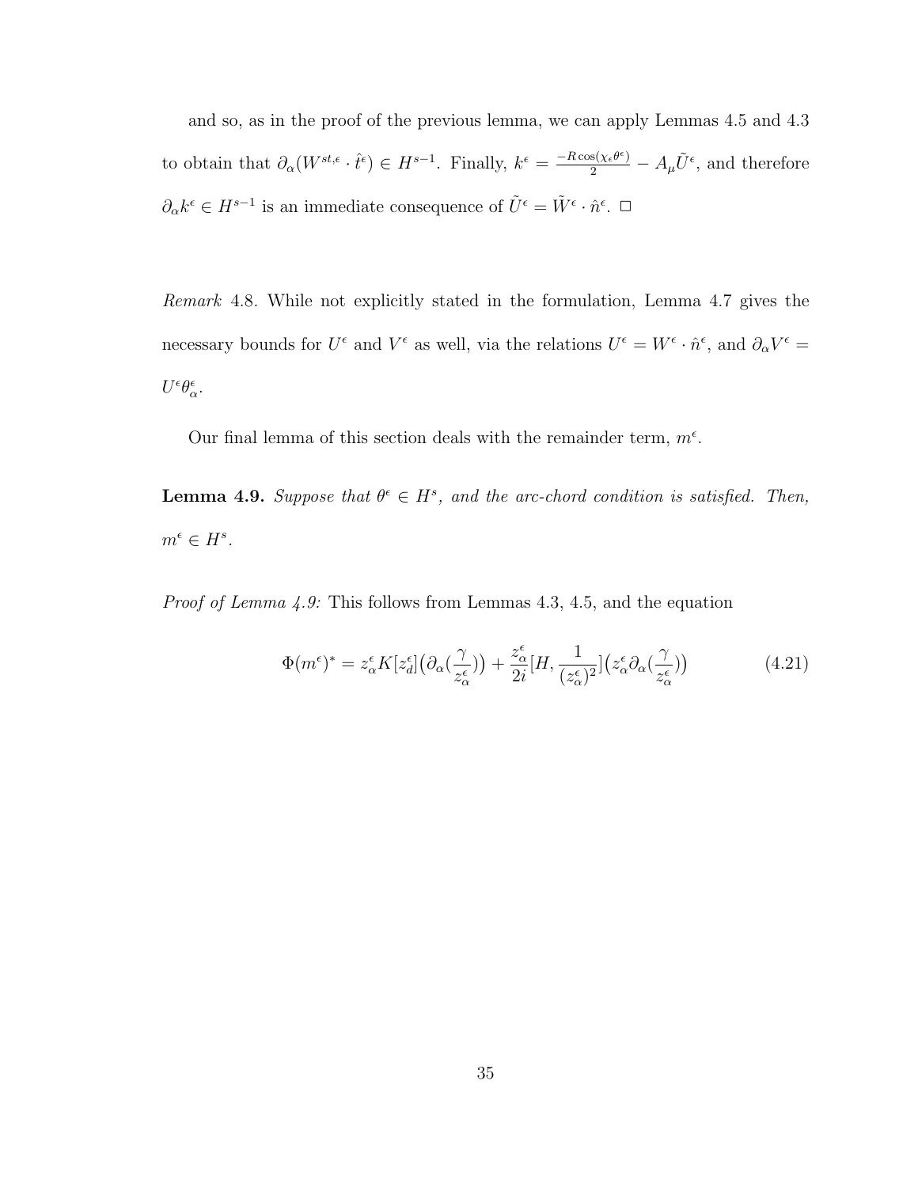and so, as in the proof of the previous lemma, we can apply Lemmas 4.5 and 4.3 to obtain that $\partial_\alpha(W^{st,\epsilon} \cdot \hat{t}^\epsilon) \in H^{s-1}$. Finally, $k^\epsilon = \frac{-R\cos(\chi_\epsilon \theta^\epsilon)}{2} - A_\mu \tilde{U}^\epsilon$, and therefore $\partial_\alpha k^\epsilon \in H^{s-1}$ is an immediate consequence of $\tilde{U}^\epsilon = \tilde{W}^\epsilon \cdot \hat{n}^\epsilon$. $\square$

*Remark* 4.8. While not explicitly stated in the formulation, Lemma 4.7 gives the necessary bounds for $U^\epsilon$ and $V^\epsilon$ as well, via the relations $U^\epsilon = W^\epsilon \cdot \hat{n}^\epsilon$, and $\partial_\alpha V^\epsilon = U^\epsilon \theta^\epsilon_\alpha$.

Our final lemma of this section deals with the remainder term, $m^\epsilon$.

**Lemma 4.9.** *Suppose that $\theta^\epsilon \in H^s$, and the arc-chord condition is satisfied. Then, $m^\epsilon \in H^s$.*

*Proof of Lemma 4.9:* This follows from Lemmas 4.3, 4.5, and the equation

$$\Phi(m^\epsilon)^* = z^\epsilon_\alpha K[z^\epsilon_d]\big(\partial_\alpha(\frac{\gamma}{z^\epsilon_\alpha})\big) + \frac{z^\epsilon_\alpha}{2i}[H, \frac{1}{(z^\epsilon_\alpha)^2}]\big(z^\epsilon_\alpha \partial_\alpha(\frac{\gamma}{z^\epsilon_\alpha})\big) \tag{4.21}$$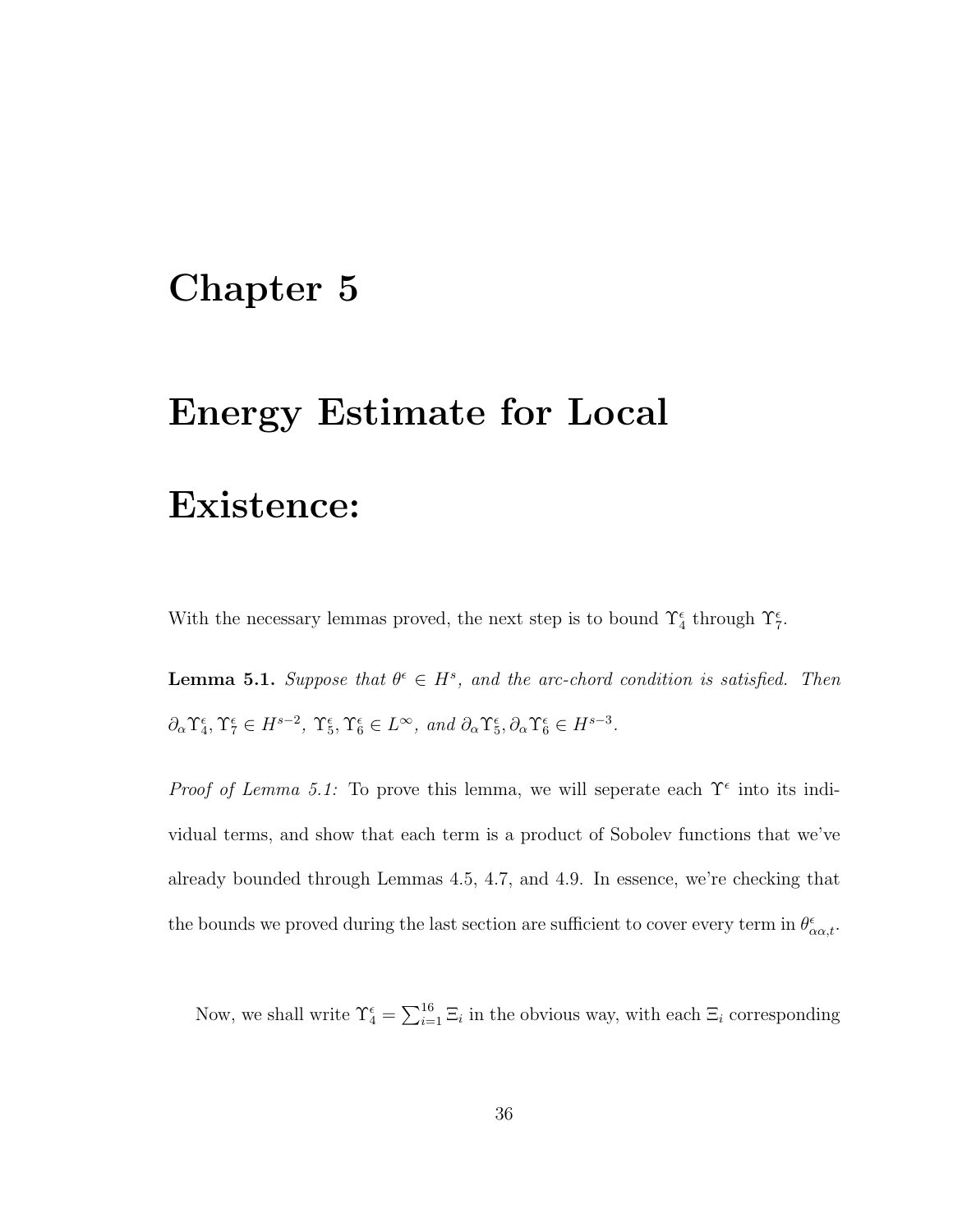# Chapter 5

# Energy Estimate for Local Existence:

With the necessary lemmas proved, the next step is to bound $\Upsilon_4^\epsilon$ through $\Upsilon_7^\epsilon$.

**Lemma 5.1.** *Suppose that $\theta^\epsilon \in H^s$, and the arc-chord condition is satisfied. Then $\partial_\alpha \Upsilon_4^\epsilon, \Upsilon_7^\epsilon \in H^{s-2}$, $\Upsilon_5^\epsilon, \Upsilon_6^\epsilon \in L^\infty$, and $\partial_\alpha \Upsilon_5^\epsilon, \partial_\alpha \Upsilon_6^\epsilon \in H^{s-3}$.*

*Proof of Lemma 5.1:* To prove this lemma, we will seperate each $\Upsilon^\epsilon$ into its individual terms, and show that each term is a product of Sobolev functions that we've already bounded through Lemmas 4.5, 4.7, and 4.9. In essence, we're checking that the bounds we proved during the last section are sufficient to cover every term in $\theta^\epsilon_{\alpha\alpha,t}$.

Now, we shall write $\Upsilon_4^\epsilon = \sum_{i=1}^{16} \Xi_i$ in the obvious way, with each $\Xi_i$ corresponding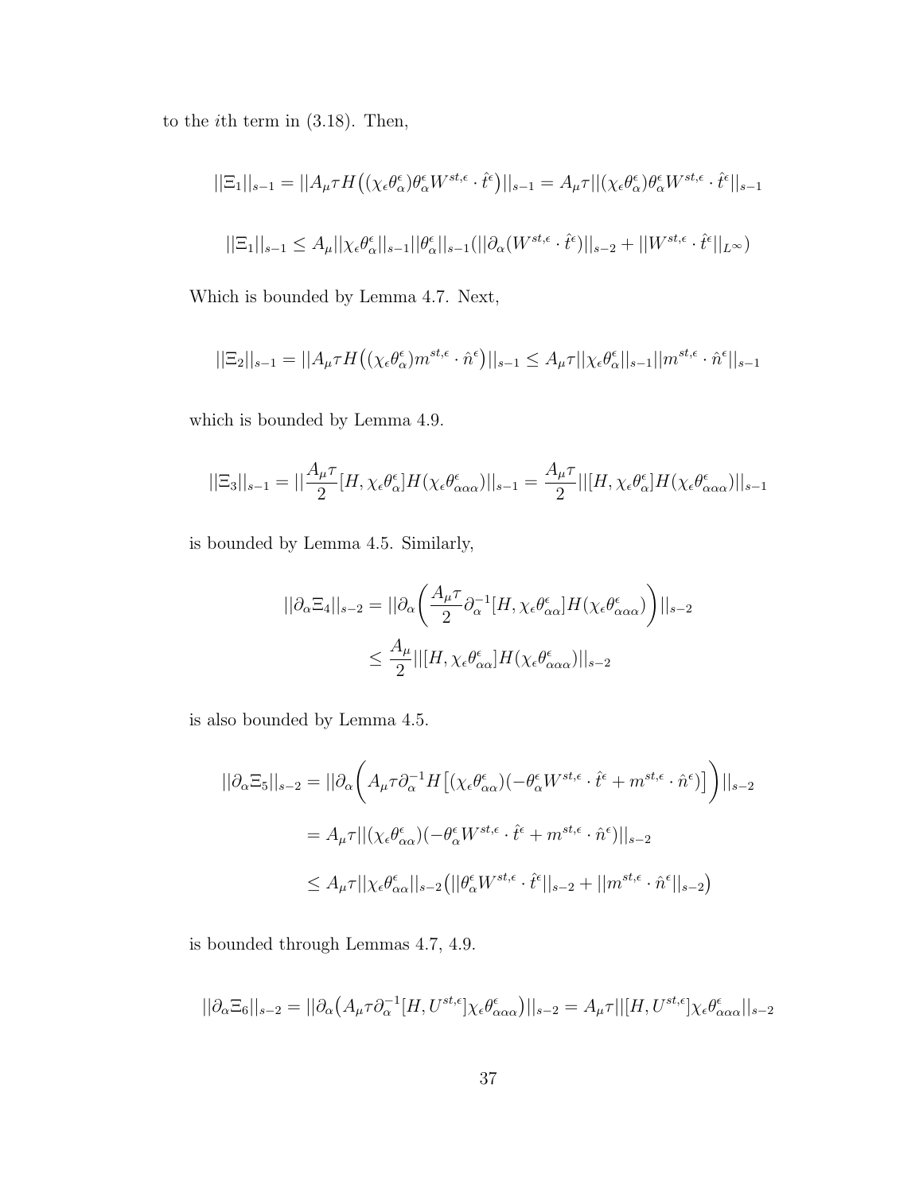to the $i$th term in (3.18). Then,

$$||\Xi_1||_{s-1} = ||A_\mu \tau H\big((\chi_\epsilon \theta_\alpha^\epsilon)\theta_\alpha^\epsilon W^{st,\epsilon} \cdot \hat{t}^\epsilon\big)||_{s-1} = A_\mu \tau ||(\chi_\epsilon \theta_\alpha^\epsilon)\theta_\alpha^\epsilon W^{st,\epsilon} \cdot \hat{t}^\epsilon||_{s-1}$$

$$||\Xi_1||_{s-1} \leq A_\mu ||\chi_\epsilon \theta_\alpha^\epsilon||_{s-1} ||\theta_\alpha^\epsilon||_{s-1} (||\partial_\alpha (W^{st,\epsilon} \cdot \hat{t}^\epsilon)||_{s-2} + ||W^{st,\epsilon} \cdot \hat{t}^\epsilon||_{L^\infty})$$

Which is bounded by Lemma 4.7. Next,

$$||\Xi_2||_{s-1} = ||A_\mu \tau H\big((\chi_\epsilon \theta_\alpha^\epsilon) m^{st,\epsilon} \cdot \hat{n}^\epsilon\big)||_{s-1} \leq A_\mu \tau ||\chi_\epsilon \theta_\alpha^\epsilon||_{s-1} ||m^{st,\epsilon} \cdot \hat{n}^\epsilon||_{s-1}$$

which is bounded by Lemma 4.9.

$$||\Xi_3||_{s-1} = ||\frac{A_\mu \tau}{2}[H, \chi_\epsilon \theta_\alpha^\epsilon] H(\chi_\epsilon \theta_{\alpha\alpha\alpha}^\epsilon)||_{s-1} = \frac{A_\mu \tau}{2} ||[H, \chi_\epsilon \theta_\alpha^\epsilon] H(\chi_\epsilon \theta_{\alpha\alpha\alpha}^\epsilon)||_{s-1}$$

is bounded by Lemma 4.5. Similarly,

$$\begin{aligned}
||\partial_\alpha \Xi_4||_{s-2} &= ||\partial_\alpha \bigg(\frac{A_\mu \tau}{2} \partial_\alpha^{-1} [H, \chi_\epsilon \theta_{\alpha\alpha}^\epsilon] H(\chi_\epsilon \theta_{\alpha\alpha\alpha}^\epsilon)\bigg)||_{s-2} \\
&\leq \frac{A_\mu}{2} ||[H, \chi_\epsilon \theta_{\alpha\alpha}^\epsilon] H(\chi_\epsilon \theta_{\alpha\alpha\alpha}^\epsilon)||_{s-2}
\end{aligned}$$

is also bounded by Lemma 4.5.

$$\begin{aligned}
||\partial_\alpha \Xi_5||_{s-2} &= ||\partial_\alpha \bigg(A_\mu \tau \partial_\alpha^{-1} H\big[(\chi_\epsilon \theta_{\alpha\alpha}^\epsilon)(-\theta_\alpha^\epsilon W^{st,\epsilon} \cdot \hat{t}^\epsilon + m^{st,\epsilon} \cdot \hat{n}^\epsilon)\big]\bigg)||_{s-2} \\
&= A_\mu \tau ||(\chi_\epsilon \theta_{\alpha\alpha}^\epsilon)(-\theta_\alpha^\epsilon W^{st,\epsilon} \cdot \hat{t}^\epsilon + m^{st,\epsilon} \cdot \hat{n}^\epsilon)||_{s-2} \\
&\leq A_\mu \tau ||\chi_\epsilon \theta_{\alpha\alpha}^\epsilon||_{s-2} \big(||\theta_\alpha^\epsilon W^{st,\epsilon} \cdot \hat{t}^\epsilon||_{s-2} + ||m^{st,\epsilon} \cdot \hat{n}^\epsilon||_{s-2}\big)
\end{aligned}$$

is bounded through Lemmas 4.7, 4.9.

$$||\partial_\alpha \Xi_6||_{s-2} = ||\partial_\alpha \big(A_\mu \tau \partial_\alpha^{-1} [H, U^{st,\epsilon}] \chi_\epsilon \theta_{\alpha\alpha\alpha}^\epsilon\big)||_{s-2} = A_\mu \tau ||[H, U^{st,\epsilon}] \chi_\epsilon \theta_{\alpha\alpha\alpha}^\epsilon||_{s-2}$$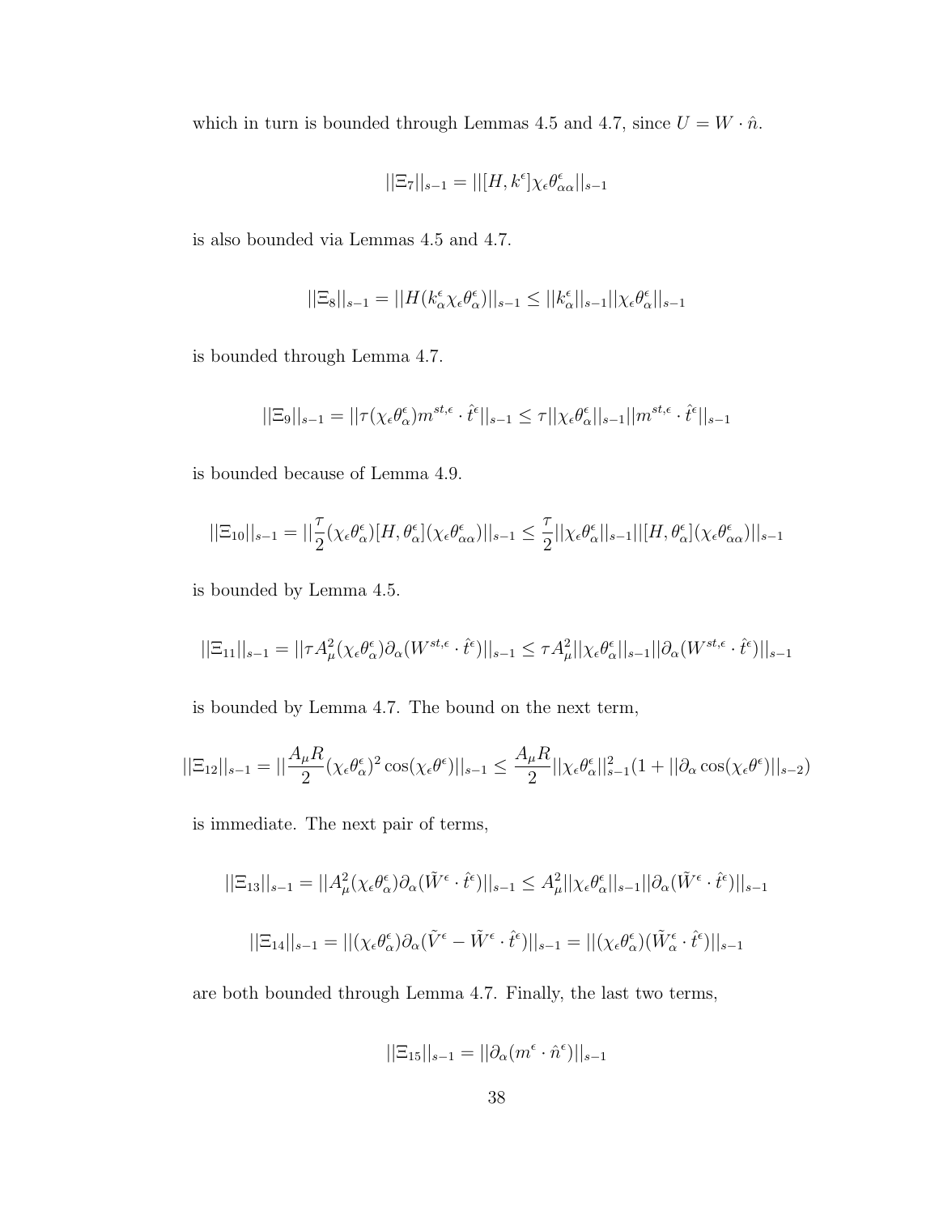which in turn is bounded through Lemmas 4.5 and 4.7, since $U = W \cdot \hat{n}$.

$$||\Xi_7||_{s-1} = ||[H, k^\epsilon]\chi_\epsilon \theta^\epsilon_{\alpha\alpha}||_{s-1}$$

is also bounded via Lemmas 4.5 and 4.7.

$$||\Xi_8||_{s-1} = ||H(k^\epsilon_\alpha \chi_\epsilon \theta^\epsilon_\alpha)||_{s-1} \leq ||k^\epsilon_\alpha||_{s-1}||\chi_\epsilon \theta^\epsilon_\alpha||_{s-1}$$

is bounded through Lemma 4.7.

$$||\Xi_9||_{s-1} = ||\tau(\chi_\epsilon \theta^\epsilon_\alpha) m^{st,\epsilon} \cdot \hat{t}^\epsilon||_{s-1} \leq \tau ||\chi_\epsilon \theta^\epsilon_\alpha||_{s-1}||m^{st,\epsilon} \cdot \hat{t}^\epsilon||_{s-1}$$

is bounded because of Lemma 4.9.

$$||\Xi_{10}||_{s-1} = ||\frac{\tau}{2}(\chi_\epsilon \theta^\epsilon_\alpha)[H, \theta^\epsilon_\alpha](\chi_\epsilon \theta^\epsilon_{\alpha\alpha})||_{s-1} \leq \frac{\tau}{2}||\chi_\epsilon \theta^\epsilon_\alpha||_{s-1}||[H, \theta^\epsilon_\alpha](\chi_\epsilon \theta^\epsilon_{\alpha\alpha})||_{s-1}$$

is bounded by Lemma 4.5.

$$||\Xi_{11}||_{s-1} = ||\tau A^2_\mu (\chi_\epsilon \theta^\epsilon_\alpha)\partial_\alpha(W^{st,\epsilon} \cdot \hat{t}^\epsilon)||_{s-1} \leq \tau A^2_\mu ||\chi_\epsilon \theta^\epsilon_\alpha||_{s-1}||\partial_\alpha(W^{st,\epsilon} \cdot \hat{t}^\epsilon)||_{s-1}$$

is bounded by Lemma 4.7. The bound on the next term,

$$||\Xi_{12}||_{s-1} = ||\frac{A_\mu R}{2}(\chi_\epsilon \theta^\epsilon_\alpha)^2 \cos(\chi_\epsilon \theta^\epsilon)||_{s-1} \leq \frac{A_\mu R}{2}||\chi_\epsilon \theta^\epsilon_\alpha||^2_{s-1}(1 + ||\partial_\alpha \cos(\chi_\epsilon \theta^\epsilon)||_{s-2})$$

is immediate. The next pair of terms,

$$||\Xi_{13}||_{s-1} = ||A^2_\mu (\chi_\epsilon \theta^\epsilon_\alpha)\partial_\alpha(\tilde{W}^\epsilon \cdot \hat{t}^\epsilon)||_{s-1} \leq A^2_\mu ||\chi_\epsilon \theta^\epsilon_\alpha||_{s-1}||\partial_\alpha(\tilde{W}^\epsilon \cdot \hat{t}^\epsilon)||_{s-1}$$

$$||\Xi_{14}||_{s-1} = ||(\chi_\epsilon \theta^\epsilon_\alpha)\partial_\alpha(\tilde{V}^\epsilon - \tilde{W}^\epsilon \cdot \hat{t}^\epsilon)||_{s-1} = ||(\chi_\epsilon \theta^\epsilon_\alpha)(\tilde{W}^\epsilon_\alpha \cdot \hat{t}^\epsilon)||_{s-1}$$

are both bounded through Lemma 4.7. Finally, the last two terms,

$$||\Xi_{15}||_{s-1} = ||\partial_\alpha(m^\epsilon \cdot \hat{n}^\epsilon)||_{s-1}$$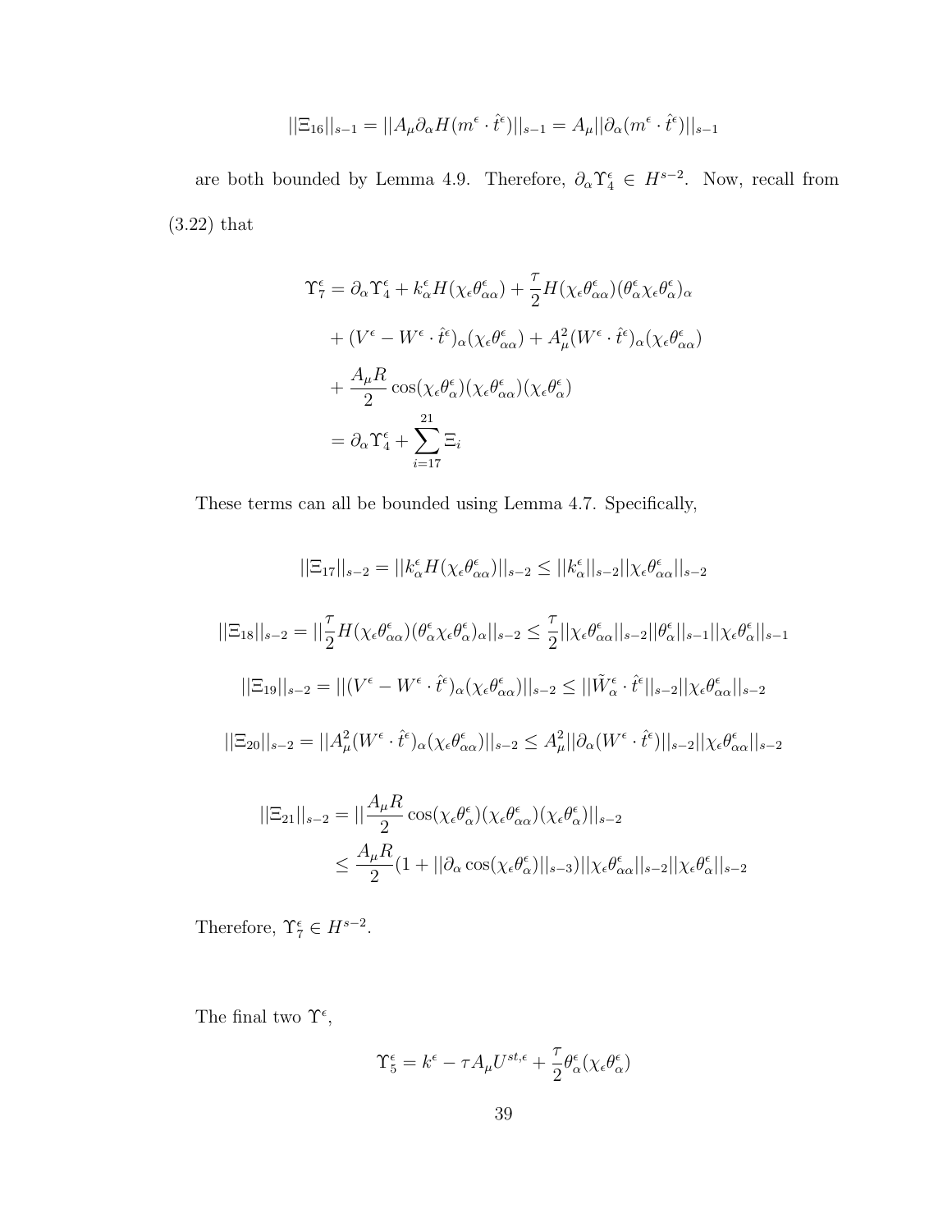$$||\Xi_{16}||_{s-1} = ||A_\mu \partial_\alpha H(m^\epsilon \cdot \hat{t}^\epsilon)||_{s-1} = A_\mu ||\partial_\alpha (m^\epsilon \cdot \hat{t}^\epsilon)||_{s-1}$$

are both bounded by Lemma 4.9. Therefore, $\partial_\alpha \Upsilon_4^\epsilon \in H^{s-2}$. Now, recall from (3.22) that

$$\begin{aligned}
\Upsilon_7^\epsilon &= \partial_\alpha \Upsilon_4^\epsilon + k_\alpha^\epsilon H(\chi_\epsilon \theta_{\alpha\alpha}^\epsilon) + \frac{\tau}{2} H(\chi_\epsilon \theta_{\alpha\alpha}^\epsilon)(\theta_\alpha^\epsilon \chi_\epsilon \theta_\alpha^\epsilon)_\alpha \\
&\quad + (V^\epsilon - W^\epsilon \cdot \hat{t}^\epsilon)_\alpha (\chi_\epsilon \theta_{\alpha\alpha}^\epsilon) + A_\mu^2 (W^\epsilon \cdot \hat{t}^\epsilon)_\alpha (\chi_\epsilon \theta_{\alpha\alpha}^\epsilon) \\
&\quad + \frac{A_\mu R}{2} \cos(\chi_\epsilon \theta_\alpha^\epsilon)(\chi_\epsilon \theta_{\alpha\alpha}^\epsilon)(\chi_\epsilon \theta_\alpha^\epsilon) \\
&= \partial_\alpha \Upsilon_4^\epsilon + \sum_{i=17}^{21} \Xi_i
\end{aligned}$$

These terms can all be bounded using Lemma 4.7. Specifically,

$$||\Xi_{17}||_{s-2} = ||k_\alpha^\epsilon H(\chi_\epsilon \theta_{\alpha\alpha}^\epsilon)||_{s-2} \leq ||k_\alpha^\epsilon||_{s-2} ||\chi_\epsilon \theta_{\alpha\alpha}^\epsilon||_{s-2}$$

$$||\Xi_{18}||_{s-2} = ||\frac{\tau}{2} H(\chi_\epsilon \theta_{\alpha\alpha}^\epsilon)(\theta_\alpha^\epsilon \chi_\epsilon \theta_\alpha^\epsilon)_\alpha||_{s-2} \leq \frac{\tau}{2} ||\chi_\epsilon \theta_{\alpha\alpha}^\epsilon||_{s-2} ||\theta_\alpha^\epsilon||_{s-1} ||\chi_\epsilon \theta_\alpha^\epsilon||_{s-1}$$

$$||\Xi_{19}||_{s-2} = ||(V^\epsilon - W^\epsilon \cdot \hat{t}^\epsilon)_\alpha (\chi_\epsilon \theta_{\alpha\alpha}^\epsilon)||_{s-2} \leq ||\tilde{W}_\alpha^\epsilon \cdot \hat{t}^\epsilon||_{s-2} ||\chi_\epsilon \theta_{\alpha\alpha}^\epsilon||_{s-2}$$

$$||\Xi_{20}||_{s-2} = ||A_\mu^2 (W^\epsilon \cdot \hat{t}^\epsilon)_\alpha (\chi_\epsilon \theta_{\alpha\alpha}^\epsilon)||_{s-2} \leq A_\mu^2 ||\partial_\alpha (W^\epsilon \cdot \hat{t}^\epsilon)||_{s-2} ||\chi_\epsilon \theta_{\alpha\alpha}^\epsilon||_{s-2}$$

$$\begin{aligned}
||\Xi_{21}||_{s-2} &= ||\frac{A_\mu R}{2} \cos(\chi_\epsilon \theta_\alpha^\epsilon)(\chi_\epsilon \theta_{\alpha\alpha}^\epsilon)(\chi_\epsilon \theta_\alpha^\epsilon)||_{s-2} \\
&\leq \frac{A_\mu R}{2} (1 + ||\partial_\alpha \cos(\chi_\epsilon \theta_\alpha^\epsilon)||_{s-3}) ||\chi_\epsilon \theta_{\alpha\alpha}^\epsilon||_{s-2} ||\chi_\epsilon \theta_\alpha^\epsilon||_{s-2}
\end{aligned}$$

Therefore, $\Upsilon_7^\epsilon \in H^{s-2}$.

The final two $\Upsilon^\epsilon$,

$$\Upsilon_5^\epsilon = k^\epsilon - \tau A_\mu U^{st,\epsilon} + \frac{\tau}{2} \theta_\alpha^\epsilon (\chi_\epsilon \theta_\alpha^\epsilon)$$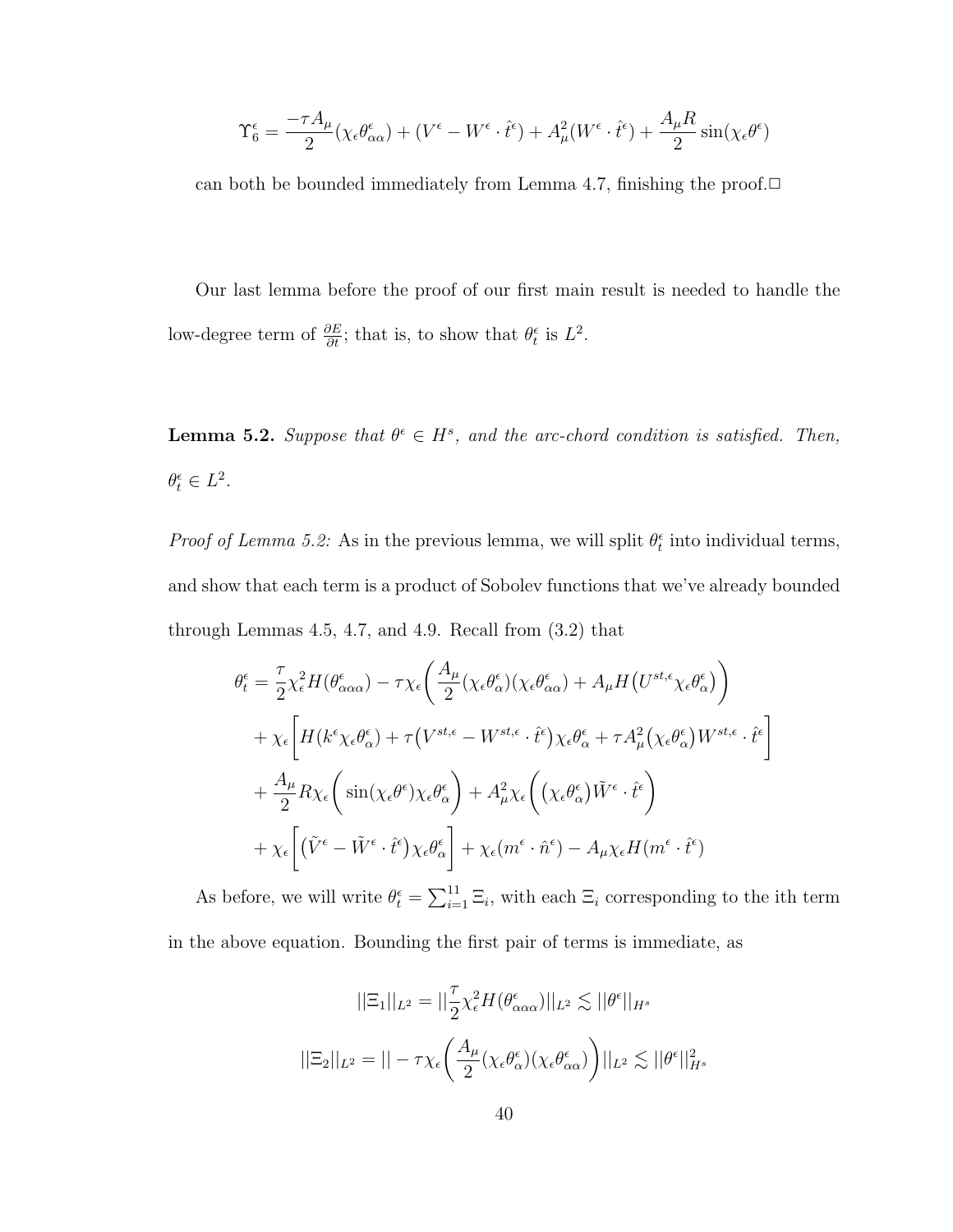$$\Upsilon_6^\epsilon = \frac{-\tau A_\mu}{2}(\chi_\epsilon \theta_{\alpha\alpha}^\epsilon) + (V^\epsilon - W^\epsilon \cdot \hat{t}^\epsilon) + A_\mu^2 (W^\epsilon \cdot \hat{t}^\epsilon) + \frac{A_\mu R}{2}\sin(\chi_\epsilon \theta^\epsilon)$$

can both be bounded immediately from Lemma 4.7, finishing the proof.□

Our last lemma before the proof of our first main result is needed to handle the low-degree term of $\frac{\partial E}{\partial t}$; that is, to show that $\theta_t^\epsilon$ is $L^2$.

**Lemma 5.2.** *Suppose that $\theta^\epsilon \in H^s$, and the arc-chord condition is satisfied. Then, $\theta_t^\epsilon \in L^2$.*

*Proof of Lemma 5.2:* As in the previous lemma, we will split $\theta_t^\epsilon$ into individual terms, and show that each term is a product of Sobolev functions that we've already bounded through Lemmas 4.5, 4.7, and 4.9. Recall from (3.2) that

$$\begin{aligned}
\theta_t^\epsilon &= \frac{\tau}{2}\chi_\epsilon^2 H(\theta_{\alpha\alpha\alpha}^\epsilon) - \tau\chi_\epsilon\bigg(\frac{A_\mu}{2}(\chi_\epsilon\theta_\alpha^\epsilon)(\chi_\epsilon\theta_{\alpha\alpha}^\epsilon) + A_\mu H\big(U^{st,\epsilon}\chi_\epsilon\theta_\alpha^\epsilon\big)\bigg) \\
&+ \chi_\epsilon\bigg[H(k^\epsilon\chi_\epsilon\theta_\alpha^\epsilon) + \tau\big(V^{st,\epsilon} - W^{st,\epsilon}\cdot\hat{t}^\epsilon\big)\chi_\epsilon\theta_\alpha^\epsilon + \tau A_\mu^2\big(\chi_\epsilon\theta_\alpha^\epsilon\big)W^{st,\epsilon}\cdot\hat{t}^\epsilon\bigg] \\
&+ \frac{A_\mu}{2}R\chi_\epsilon\bigg(\sin(\chi_\epsilon\theta^\epsilon)\chi_\epsilon\theta_\alpha^\epsilon\bigg) + A_\mu^2\chi_\epsilon\bigg(\big(\chi_\epsilon\theta_\alpha^\epsilon\big)\tilde{W}^\epsilon\cdot\hat{t}^\epsilon\bigg) \\
&+ \chi_\epsilon\bigg[\big(\tilde{V}^\epsilon - \tilde{W}^\epsilon\cdot\hat{t}^\epsilon\big)\chi_\epsilon\theta_\alpha^\epsilon\bigg] + \chi_\epsilon(m^\epsilon\cdot\hat{n}^\epsilon) - A_\mu\chi_\epsilon H(m^\epsilon\cdot\hat{t}^\epsilon)
\end{aligned}$$

As before, we will write $\theta_t^\epsilon = \sum_{i=1}^{11}\Xi_i$, with each $\Xi_i$ corresponding to the ith term in the above equation. Bounding the first pair of terms is immediate, as

$$||\Xi_1||_{L^2} = ||\frac{\tau}{2}\chi_\epsilon^2 H(\theta_{\alpha\alpha\alpha}^\epsilon)||_{L^2} \lesssim ||\theta^\epsilon||_{H^s}$$

$$||\Xi_2||_{L^2} = ||-\tau\chi_\epsilon\bigg(\frac{A_\mu}{2}(\chi_\epsilon\theta_\alpha^\epsilon)(\chi_\epsilon\theta_{\alpha\alpha}^\epsilon)\bigg)||_{L^2} \lesssim ||\theta^\epsilon||_{H^s}^2$$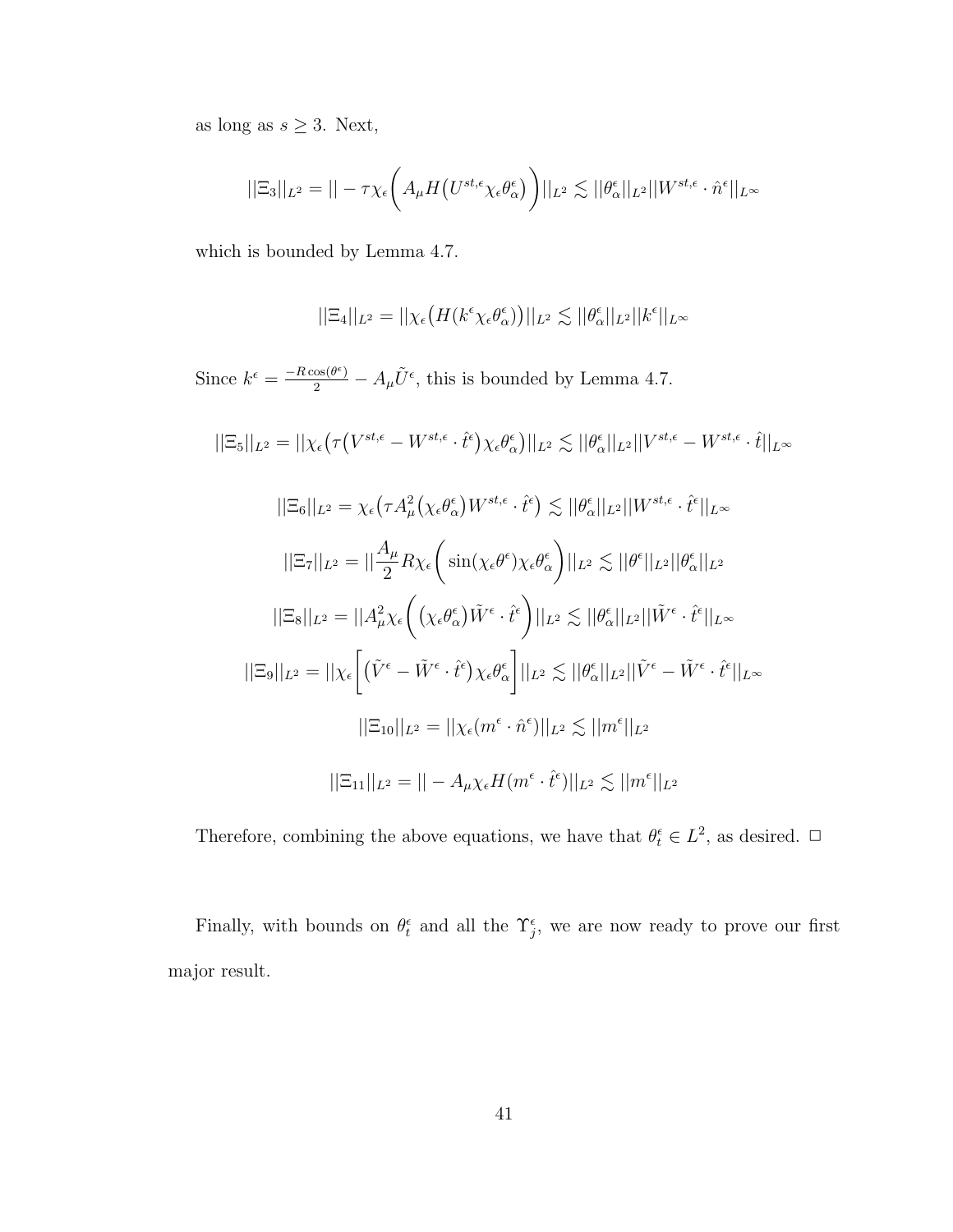as long as $s \geq 3$. Next,

$$||\Xi_3||_{L^2} = || - \tau\chi_\epsilon\bigg(A_\mu H\big(U^{st,\epsilon}\chi_\epsilon\theta_\alpha^\epsilon\big)\bigg)||_{L^2} \lesssim ||\theta_\alpha^\epsilon||_{L^2}||W^{st,\epsilon}\cdot\hat{n}^\epsilon||_{L^\infty}$$

which is bounded by Lemma 4.7.

$$||\Xi_4||_{L^2} = ||\chi_\epsilon\big(H(k^\epsilon\chi_\epsilon\theta_\alpha^\epsilon)\big)||_{L^2} \lesssim ||\theta_\alpha^\epsilon||_{L^2}||k^\epsilon||_{L^\infty}$$

Since $k^\epsilon = \frac{-R\cos(\theta^\epsilon)}{2} - A_\mu\tilde{U}^\epsilon$, this is bounded by Lemma 4.7.

$$||\Xi_5||_{L^2} = ||\chi_\epsilon\big(\tau\big(V^{st,\epsilon} - W^{st,\epsilon}\cdot\hat{t}^\epsilon\big)\chi_\epsilon\theta_\alpha^\epsilon\big)||_{L^2} \lesssim ||\theta_\alpha^\epsilon||_{L^2}||V^{st,\epsilon} - W^{st,\epsilon}\cdot\hat{t}||_{L^\infty}$$

$$||\Xi_6||_{L^2} = \chi_\epsilon\big(\tau A_\mu^2\big(\chi_\epsilon\theta_\alpha^\epsilon\big)W^{st,\epsilon}\cdot\hat{t}^\epsilon\big) \lesssim ||\theta_\alpha^\epsilon||_{L^2}||W^{st,\epsilon}\cdot\hat{t}^\epsilon||_{L^\infty}$$

$$||\Xi_7||_{L^2} = ||\frac{A_\mu}{2}R\chi_\epsilon\bigg(\sin(\chi_\epsilon\theta^\epsilon)\chi_\epsilon\theta_\alpha^\epsilon\bigg)||_{L^2} \lesssim ||\theta^\epsilon||_{L^2}||\theta_\alpha^\epsilon||_{L^2}$$

$$||\Xi_8||_{L^2} = ||A_\mu^2\chi_\epsilon\bigg(\big(\chi_\epsilon\theta_\alpha^\epsilon\big)\tilde{W}^\epsilon\cdot\hat{t}^\epsilon\bigg)||_{L^2} \lesssim ||\theta_\alpha^\epsilon||_{L^2}||\tilde{W}^\epsilon\cdot\hat{t}^\epsilon||_{L^\infty}$$

$$||\Xi_9||_{L^2} = ||\chi_\epsilon\bigg[\big(\tilde{V}^\epsilon - \tilde{W}^\epsilon\cdot\hat{t}^\epsilon\big)\chi_\epsilon\theta_\alpha^\epsilon\bigg]||_{L^2} \lesssim ||\theta_\alpha^\epsilon||_{L^2}||\tilde{V}^\epsilon - \tilde{W}^\epsilon\cdot\hat{t}^\epsilon||_{L^\infty}$$

$$||\Xi_{10}||_{L^2} = ||\chi_\epsilon(m^\epsilon\cdot\hat{n}^\epsilon)||_{L^2} \lesssim ||m^\epsilon||_{L^2}$$

$$||\Xi_{11}||_{L^2} = || - A_\mu\chi_\epsilon H(m^\epsilon\cdot\hat{t}^\epsilon)||_{L^2} \lesssim ||m^\epsilon||_{L^2}$$

Therefore, combining the above equations, we have that $\theta_t^\epsilon \in L^2$, as desired. $\square$

Finally, with bounds on $\theta_t^\epsilon$ and all the $\Upsilon_j^\epsilon$, we are now ready to prove our first major result.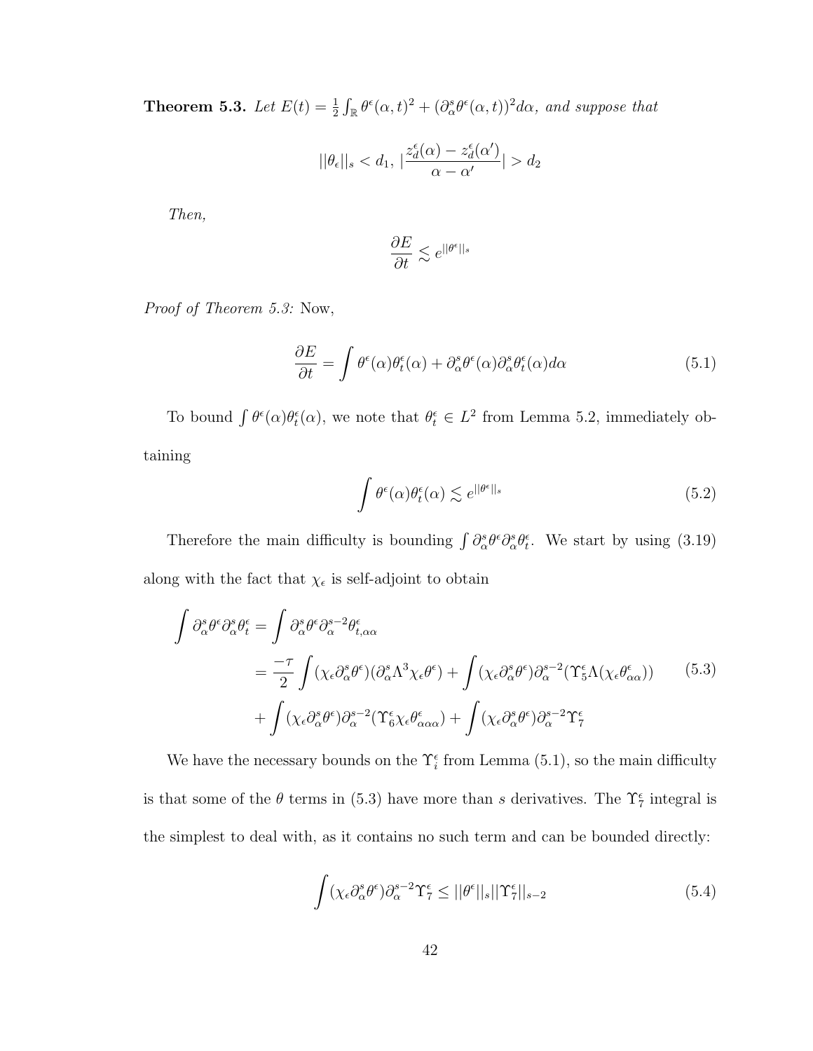**Theorem 5.3.** *Let $E(t) = \frac{1}{2}\int_{\mathbb{R}} \theta^\epsilon(\alpha,t)^2 + (\partial_\alpha^s \theta^\epsilon(\alpha,t))^2 d\alpha$, and suppose that*

$$||\theta_\epsilon||_s < d_1, \; |\frac{z_d^\epsilon(\alpha) - z_d^\epsilon(\alpha')}{\alpha - \alpha'}| > d_2$$

*Then,*

$$\frac{\partial E}{\partial t} \lesssim e^{||\theta^\epsilon||_s}$$

*Proof of Theorem 5.3:* Now,

$$\frac{\partial E}{\partial t} = \int \theta^\epsilon(\alpha)\theta_t^\epsilon(\alpha) + \partial_\alpha^s \theta^\epsilon(\alpha)\partial_\alpha^s \theta_t^\epsilon(\alpha) d\alpha \tag{5.1}$$

To bound $\int \theta^\epsilon(\alpha)\theta_t^\epsilon(\alpha)$, we note that $\theta_t^\epsilon \in L^2$ from Lemma 5.2, immediately obtaining

$$\int \theta^\epsilon(\alpha)\theta_t^\epsilon(\alpha) \lesssim e^{||\theta^\epsilon||_s} \tag{5.2}$$

Therefore the main difficulty is bounding $\int \partial_\alpha^s \theta^\epsilon \partial_\alpha^s \theta_t^\epsilon$. We start by using (3.19) along with the fact that $\chi_\epsilon$ is self-adjoint to obtain

$$\begin{aligned}
\int \partial_\alpha^s \theta^\epsilon \partial_\alpha^s \theta_t^\epsilon &= \int \partial_\alpha^s \theta^\epsilon \partial_\alpha^{s-2} \theta_{t,\alpha\alpha}^\epsilon \\
&= \frac{-\tau}{2}\int (\chi_\epsilon \partial_\alpha^s \theta^\epsilon)(\partial_\alpha^s \Lambda^3 \chi_\epsilon \theta^\epsilon) + \int (\chi_\epsilon \partial_\alpha^s \theta^\epsilon)\partial_\alpha^{s-2}(\Upsilon_5^\epsilon \Lambda(\chi_\epsilon \theta_{\alpha\alpha}^\epsilon)) \\
&+ \int (\chi_\epsilon \partial_\alpha^s \theta^\epsilon)\partial_\alpha^{s-2}(\Upsilon_6^\epsilon \chi_\epsilon \theta_{\alpha\alpha\alpha}^\epsilon) + \int (\chi_\epsilon \partial_\alpha^s \theta^\epsilon)\partial_\alpha^{s-2}\Upsilon_7^\epsilon
\end{aligned} \tag{5.3}$$

We have the necessary bounds on the $\Upsilon_i^\epsilon$ from Lemma (5.1), so the main difficulty is that some of the $\theta$ terms in (5.3) have more than $s$ derivatives. The $\Upsilon_7^\epsilon$ integral is the simplest to deal with, as it contains no such term and can be bounded directly:

$$\int (\chi_\epsilon \partial_\alpha^s \theta^\epsilon)\partial_\alpha^{s-2}\Upsilon_7^\epsilon \leq ||\theta^\epsilon||_s ||\Upsilon_7^\epsilon||_{s-2} \tag{5.4}$$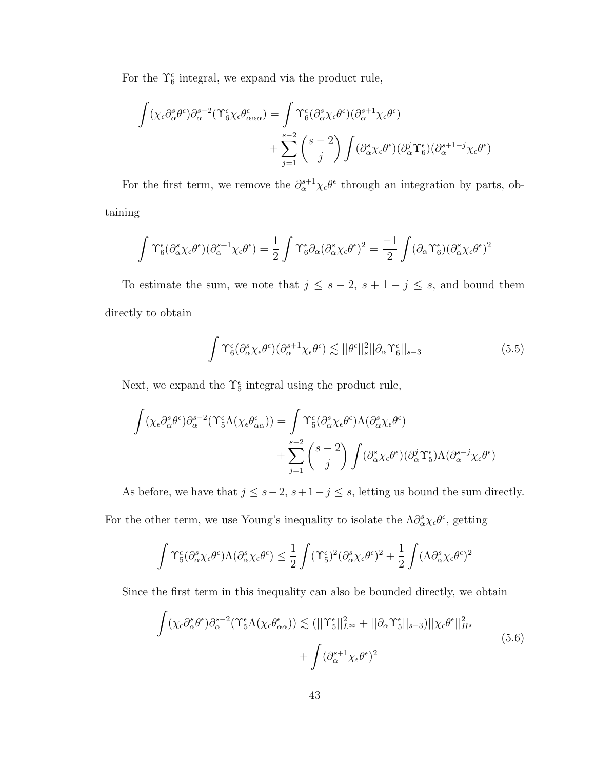For the $\Upsilon_6^\epsilon$ integral, we expand via the product rule,

$$\int (\chi_\epsilon \partial_\alpha^s \theta^\epsilon)\partial_\alpha^{s-2}(\Upsilon_6^\epsilon \chi_\epsilon \theta_{\alpha\alpha\alpha}^\epsilon) = \int \Upsilon_6^\epsilon (\partial_\alpha^s \chi_\epsilon \theta^\epsilon)(\partial_\alpha^{s+1}\chi_\epsilon \theta^\epsilon) + \sum_{j=1}^{s-2} \binom{s-2}{j} \int (\partial_\alpha^s \chi_\epsilon \theta^\epsilon)(\partial_\alpha^j \Upsilon_6^\epsilon)(\partial_\alpha^{s+1-j}\chi_\epsilon \theta^\epsilon)$$

For the first term, we remove the $\partial_\alpha^{s+1}\chi_\epsilon\theta^\epsilon$ through an integration by parts, obtaining

$$\int \Upsilon_6^\epsilon (\partial_\alpha^s \chi_\epsilon \theta^\epsilon)(\partial_\alpha^{s+1}\chi_\epsilon \theta^\epsilon) = \frac{1}{2}\int \Upsilon_6^\epsilon \partial_\alpha (\partial_\alpha^s \chi_\epsilon \theta^\epsilon)^2 = \frac{-1}{2}\int (\partial_\alpha \Upsilon_6^\epsilon)(\partial_\alpha^s \chi_\epsilon \theta^\epsilon)^2$$

To estimate the sum, we note that $j \leq s-2$, $s+1-j \leq s$, and bound them directly to obtain

$$\int \Upsilon_6^\epsilon (\partial_\alpha^s \chi_\epsilon \theta^\epsilon)(\partial_\alpha^{s+1}\chi_\epsilon \theta^\epsilon) \lesssim ||\theta^\epsilon||_s^2 ||\partial_\alpha \Upsilon_6^\epsilon||_{s-3} \tag{5.5}$$

Next, we expand the $\Upsilon_5^\epsilon$ integral using the product rule,

$$\int (\chi_\epsilon \partial_\alpha^s \theta^\epsilon)\partial_\alpha^{s-2}(\Upsilon_5^\epsilon \Lambda(\chi_\epsilon \theta_{\alpha\alpha}^\epsilon)) = \int \Upsilon_5^\epsilon (\partial_\alpha^s \chi_\epsilon \theta^\epsilon)\Lambda(\partial_\alpha^s \chi_\epsilon \theta^\epsilon) + \sum_{j=1}^{s-2} \binom{s-2}{j} \int (\partial_\alpha^s \chi_\epsilon \theta^\epsilon)(\partial_\alpha^j \Upsilon_5^\epsilon)\Lambda(\partial_\alpha^{s-j}\chi_\epsilon \theta^\epsilon)$$

As before, we have that $j \leq s-2$, $s+1-j \leq s$, letting us bound the sum directly. For the other term, we use Young's inequality to isolate the $\Lambda\partial_\alpha^s\chi_\epsilon\theta^\epsilon$, getting

$$\int \Upsilon_5^\epsilon (\partial_\alpha^s \chi_\epsilon \theta^\epsilon)\Lambda(\partial_\alpha^s \chi_\epsilon \theta^\epsilon) \leq \frac{1}{2}\int (\Upsilon_5^\epsilon)^2 (\partial_\alpha^s \chi_\epsilon \theta^\epsilon)^2 + \frac{1}{2}\int (\Lambda \partial_\alpha^s \chi_\epsilon \theta^\epsilon)^2$$

Since the first term in this inequality can also be bounded directly, we obtain

$$\int (\chi_\epsilon \partial_\alpha^s \theta^\epsilon)\partial_\alpha^{s-2}(\Upsilon_5^\epsilon \Lambda(\chi_\epsilon \theta_{\alpha\alpha}^\epsilon)) \lesssim (||\Upsilon_5^\epsilon||_{L^\infty}^2 + ||\partial_\alpha \Upsilon_5^\epsilon||_{s-3})||\chi_\epsilon \theta^\epsilon||_{H^s}^2 + \int (\partial_\alpha^{s+1}\chi_\epsilon \theta^\epsilon)^2 \tag{5.6}$$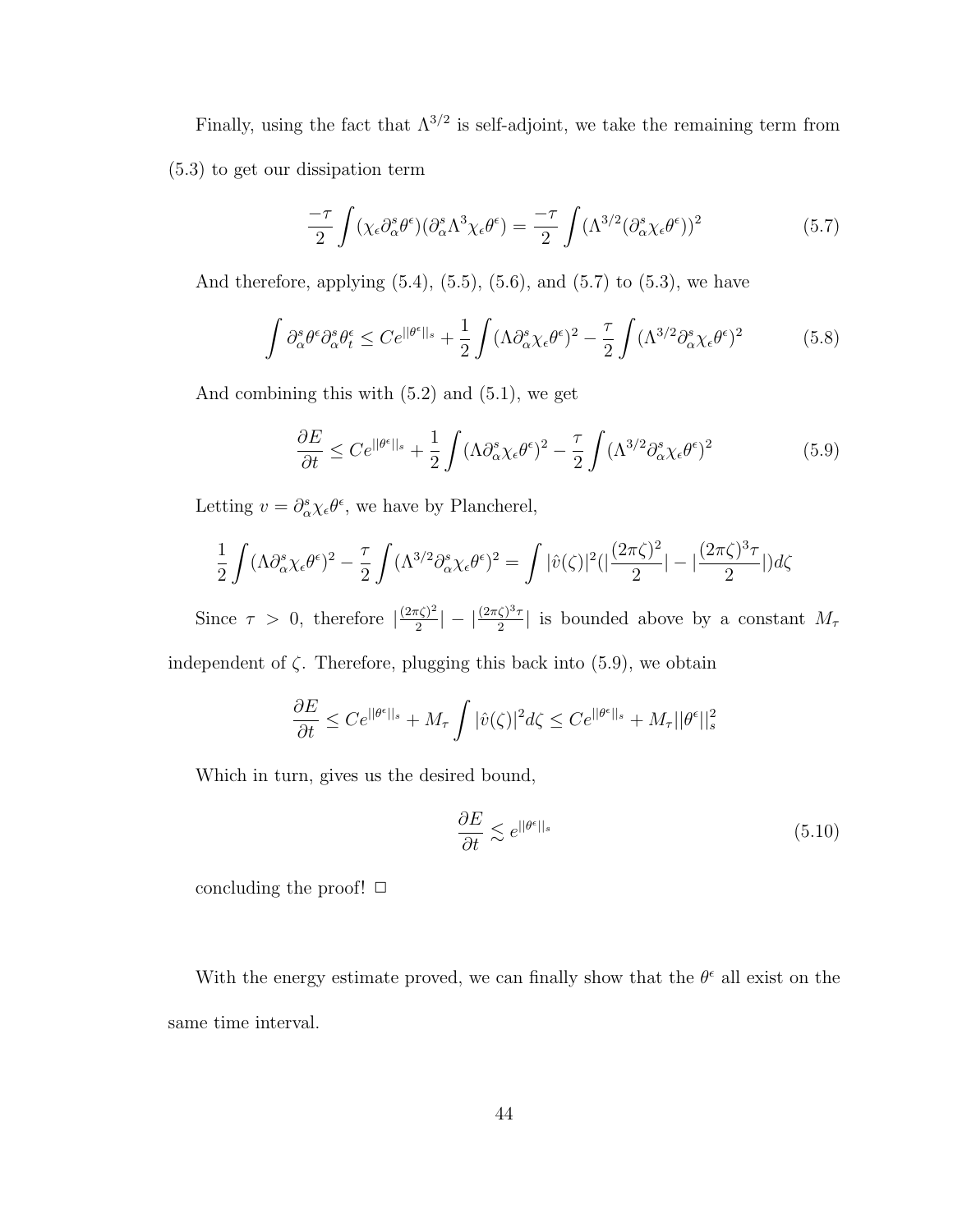Finally, using the fact that $\Lambda^{3/2}$ is self-adjoint, we take the remaining term from (5.3) to get our dissipation term

$$\frac{-\tau}{2}\int(\chi_\epsilon\partial_\alpha^s\theta^\epsilon)(\partial_\alpha^s\Lambda^3\chi_\epsilon\theta^\epsilon) = \frac{-\tau}{2}\int(\Lambda^{3/2}(\partial_\alpha^s\chi_\epsilon\theta^\epsilon))^2 \tag{5.7}$$

And therefore, applying (5.4), (5.5), (5.6), and (5.7) to (5.3), we have

$$\int\partial_\alpha^s\theta^\epsilon\partial_\alpha^s\theta_t^\epsilon \leq Ce^{||\theta^\epsilon||_s} + \frac{1}{2}\int(\Lambda\partial_\alpha^s\chi_\epsilon\theta^\epsilon)^2 - \frac{\tau}{2}\int(\Lambda^{3/2}\partial_\alpha^s\chi_\epsilon\theta^\epsilon)^2 \tag{5.8}$$

And combining this with (5.2) and (5.1), we get

$$\frac{\partial E}{\partial t} \leq Ce^{||\theta^\epsilon||_s} + \frac{1}{2}\int(\Lambda\partial_\alpha^s\chi_\epsilon\theta^\epsilon)^2 - \frac{\tau}{2}\int(\Lambda^{3/2}\partial_\alpha^s\chi_\epsilon\theta^\epsilon)^2 \tag{5.9}$$

Letting $v = \partial_\alpha^s\chi_\epsilon\theta^\epsilon$, we have by Plancherel,

$$\frac{1}{2}\int(\Lambda\partial_\alpha^s\chi_\epsilon\theta^\epsilon)^2 - \frac{\tau}{2}\int(\Lambda^{3/2}\partial_\alpha^s\chi_\epsilon\theta^\epsilon)^2 = \int|\hat{v}(\zeta)|^2(|\frac{(2\pi\zeta)^2}{2}| - |\frac{(2\pi\zeta)^3\tau}{2}|)d\zeta$$

Since $\tau > 0$, therefore $|\frac{(2\pi\zeta)^2}{2}| - |\frac{(2\pi\zeta)^3\tau}{2}|$ is bounded above by a constant $M_\tau$ independent of $\zeta$. Therefore, plugging this back into (5.9), we obtain

$$\frac{\partial E}{\partial t} \leq Ce^{||\theta^\epsilon||_s} + M_\tau\int|\hat{v}(\zeta)|^2 d\zeta \leq Ce^{||\theta^\epsilon||_s} + M_\tau||\theta^\epsilon||_s^2$$

Which in turn, gives us the desired bound,

$$\frac{\partial E}{\partial t} \lesssim e^{||\theta^\epsilon||_s} \tag{5.10}$$

concluding the proof! □

With the energy estimate proved, we can finally show that the $\theta^\epsilon$ all exist on the same time interval.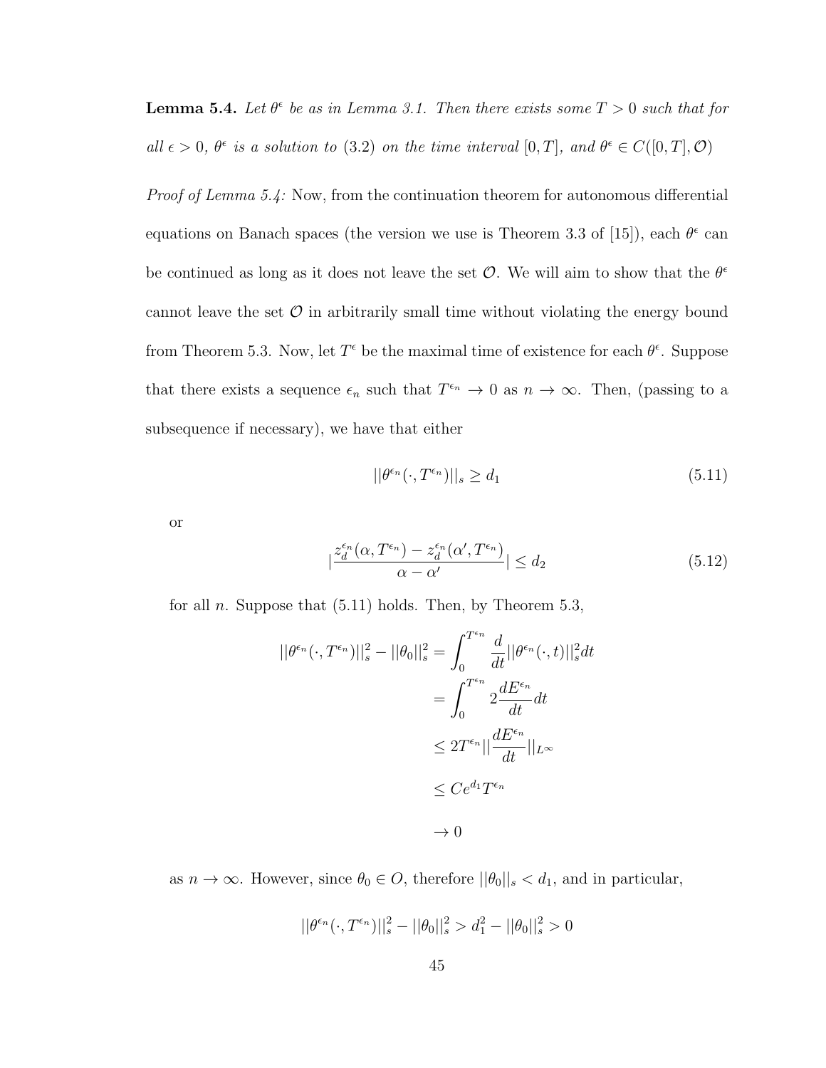**Lemma 5.4.** *Let $\theta^\epsilon$ be as in Lemma 3.1. Then there exists some $T > 0$ such that for all $\epsilon > 0$, $\theta^\epsilon$ is a solution to (3.2) on the time interval $[0, T]$, and $\theta^\epsilon \in C([0,T], \mathcal{O})$*

*Proof of Lemma 5.4:* Now, from the continuation theorem for autonomous differential equations on Banach spaces (the version we use is Theorem 3.3 of [15]), each $\theta^\epsilon$ can be continued as long as it does not leave the set $\mathcal{O}$. We will aim to show that the $\theta^\epsilon$ cannot leave the set $\mathcal{O}$ in arbitrarily small time without violating the energy bound from Theorem 5.3. Now, let $T^\epsilon$ be the maximal time of existence for each $\theta^\epsilon$. Suppose that there exists a sequence $\epsilon_n$ such that $T^{\epsilon_n} \to 0$ as $n \to \infty$. Then, (passing to a subsequence if necessary), we have that either

$$||\theta^{\epsilon_n}(\cdot, T^{\epsilon_n})||_s \geq d_1 \tag{5.11}$$

or

$$|\frac{z_d^{\epsilon_n}(\alpha, T^{\epsilon_n}) - z_d^{\epsilon_n}(\alpha', T^{\epsilon_n})}{\alpha - \alpha'}| \leq d_2 \tag{5.12}$$

for all $n$. Suppose that (5.11) holds. Then, by Theorem 5.3,

$$\begin{aligned}
||\theta^{\epsilon_n}(\cdot, T^{\epsilon_n})||_s^2 - ||\theta_0||_s^2 &= \int_0^{T^{\epsilon_n}} \frac{d}{dt}||\theta^{\epsilon_n}(\cdot, t)||_s^2 dt \\
&= \int_0^{T^{\epsilon_n}} 2\frac{dE^{\epsilon_n}}{dt} dt \\
&\leq 2T^{\epsilon_n}||\frac{dE^{\epsilon_n}}{dt}||_{L^\infty} \\
&\leq Ce^{d_1}T^{\epsilon_n} \\
&\to 0
\end{aligned}$$

as $n \to \infty$. However, since $\theta_0 \in O$, therefore $||\theta_0||_s < d_1$, and in particular,

$$||\theta^{\epsilon_n}(\cdot, T^{\epsilon_n})||_s^2 - ||\theta_0||_s^2 > d_1^2 - ||\theta_0||_s^2 > 0$$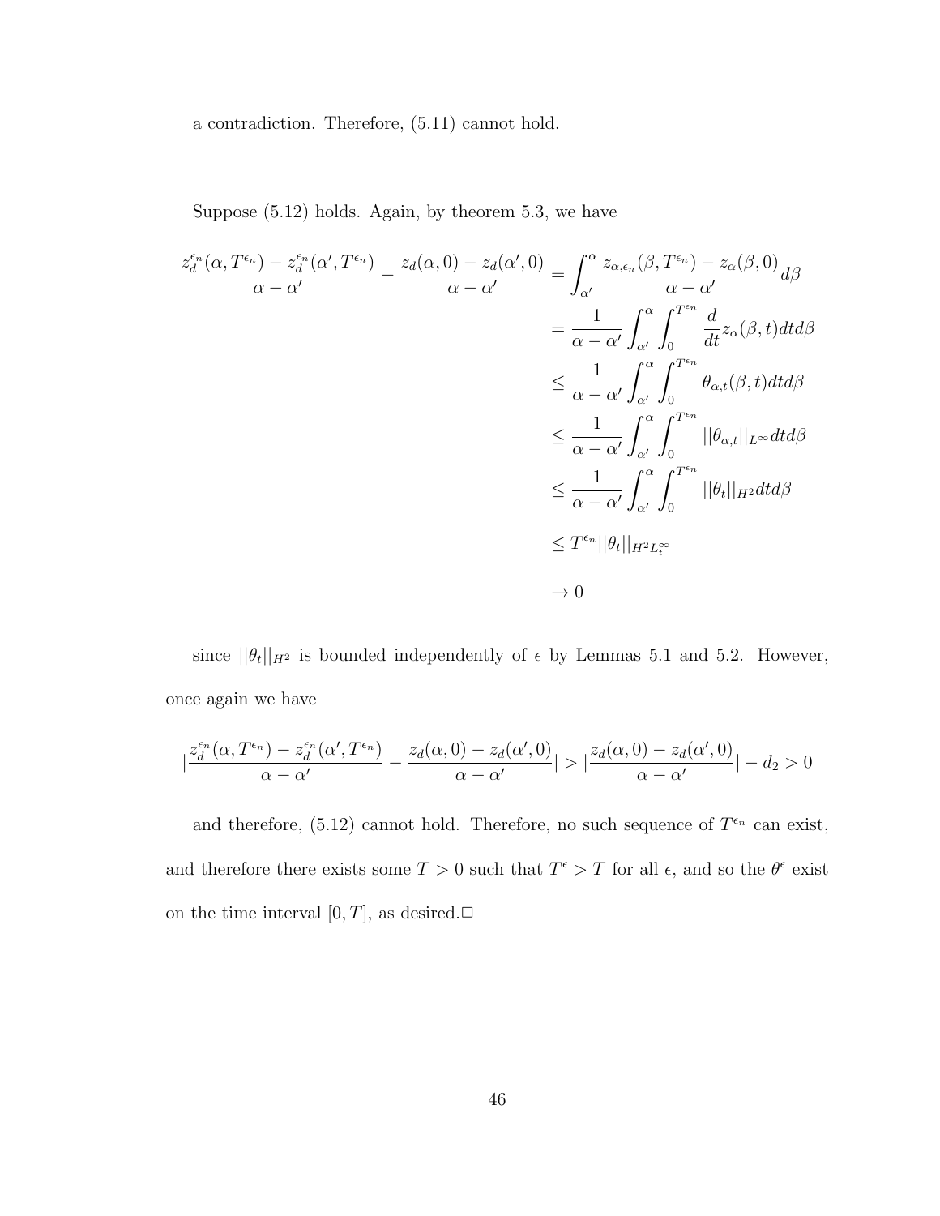a contradiction. Therefore, (5.11) cannot hold.

Suppose (5.12) holds. Again, by theorem 5.3, we have

$$
\begin{aligned}
\frac{z_d^{\epsilon_n}(\alpha, T^{\epsilon_n}) - z_d^{\epsilon_n}(\alpha', T^{\epsilon_n})}{\alpha - \alpha'} - \frac{z_d(\alpha, 0) - z_d(\alpha', 0)}{\alpha - \alpha'} &= \int_{\alpha'}^{\alpha} \frac{z_{\alpha,\epsilon_n}(\beta, T^{\epsilon_n}) - z_\alpha(\beta, 0)}{\alpha - \alpha'} d\beta \\
&= \frac{1}{\alpha - \alpha'} \int_{\alpha'}^{\alpha} \int_0^{T^{\epsilon_n}} \frac{d}{dt} z_\alpha(\beta, t) dt d\beta \\
&\leq \frac{1}{\alpha - \alpha'} \int_{\alpha'}^{\alpha} \int_0^{T^{\epsilon_n}} \theta_{\alpha,t}(\beta, t) dt d\beta \\
&\leq \frac{1}{\alpha - \alpha'} \int_{\alpha'}^{\alpha} \int_0^{T^{\epsilon_n}} ||\theta_{\alpha,t}||_{L^\infty} dt d\beta \\
&\leq \frac{1}{\alpha - \alpha'} \int_{\alpha'}^{\alpha} \int_0^{T^{\epsilon_n}} ||\theta_t||_{H^2} dt d\beta \\
&\leq T^{\epsilon_n} ||\theta_t||_{H^2 L_t^\infty} \\
&\to 0
\end{aligned}
$$

since $||\theta_t||_{H^2}$ is bounded independently of $\epsilon$ by Lemmas 5.1 and 5.2. However, once again we have

$$
\left|\frac{z_d^{\epsilon_n}(\alpha, T^{\epsilon_n}) - z_d^{\epsilon_n}(\alpha', T^{\epsilon_n})}{\alpha - \alpha'} - \frac{z_d(\alpha, 0) - z_d(\alpha', 0)}{\alpha - \alpha'}\right| > \left|\frac{z_d(\alpha, 0) - z_d(\alpha', 0)}{\alpha - \alpha'}\right| - d_2 > 0
$$

and therefore, (5.12) cannot hold. Therefore, no such sequence of $T^{\epsilon_n}$ can exist, and therefore there exists some $T > 0$ such that $T^\epsilon > T$ for all $\epsilon$, and so the $\theta^\epsilon$ exist on the time interval $[0, T]$, as desired.□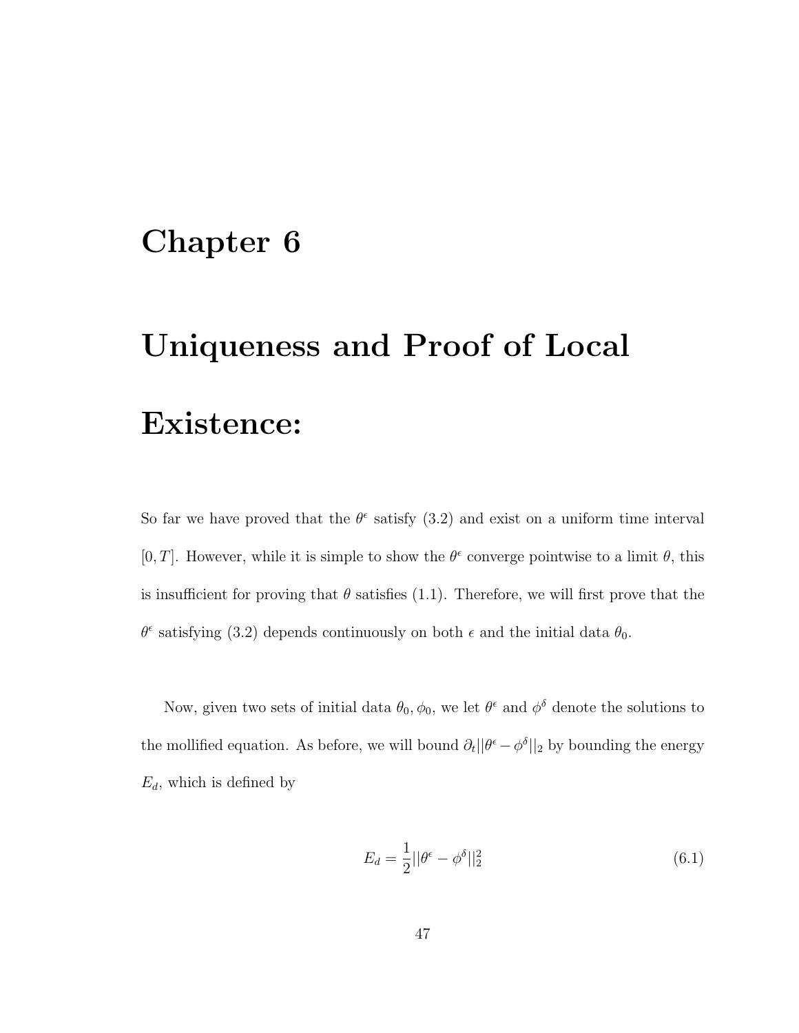# Chapter 6

# Uniqueness and Proof of Local Existence:

So far we have proved that the $\theta^\epsilon$ satisfy (3.2) and exist on a uniform time interval $[0, T]$. However, while it is simple to show the $\theta^\epsilon$ converge pointwise to a limit $\theta$, this is insufficient for proving that $\theta$ satisfies (1.1). Therefore, we will first prove that the $\theta^\epsilon$ satisfying (3.2) depends continuously on both $\epsilon$ and the initial data $\theta_0$.

Now, given two sets of initial data $\theta_0, \phi_0$, we let $\theta^\epsilon$ and $\phi^\delta$ denote the solutions to the mollified equation. As before, we will bound $\partial_t ||\theta^\epsilon - \phi^\delta||_2$ by bounding the energy $E_d$, which is defined by

$$E_d = \frac{1}{2}||\theta^\epsilon - \phi^\delta||_2^2 \tag{6.1}$$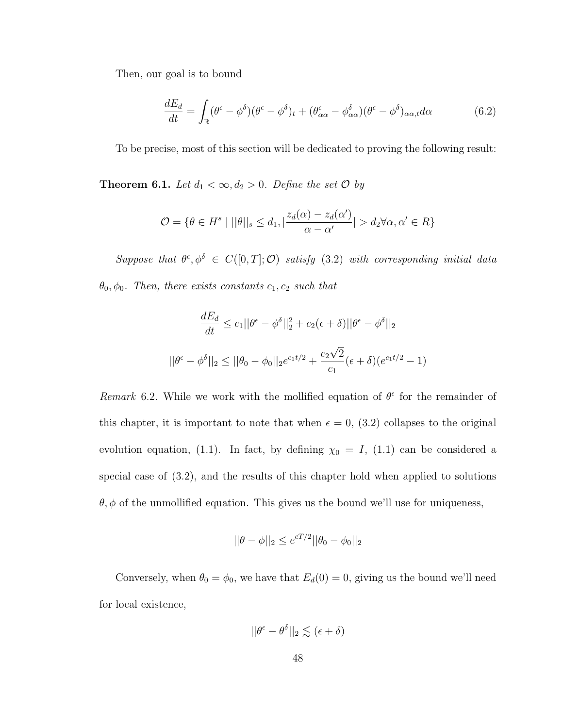Then, our goal is to bound

$$\frac{dE_d}{dt} = \int_{\mathbb{R}} (\theta^\epsilon - \phi^\delta)(\theta^\epsilon - \phi^\delta)_t + (\theta^\epsilon_{\alpha\alpha} - \phi^\delta_{\alpha\alpha})(\theta^\epsilon - \phi^\delta)_{\alpha\alpha,t} d\alpha \tag{6.2}$$

To be precise, most of this section will be dedicated to proving the following result:

**Theorem 6.1.** *Let $d_1 < \infty, d_2 > 0$. Define the set $\mathcal{O}$ by*

$$\mathcal{O} = \{\theta \in H^s \mid ||\theta||_s \leq d_1, |\frac{z_d(\alpha) - z_d(\alpha')}{\alpha - \alpha'}| > d_2 \forall \alpha, \alpha' \in R\}$$

*Suppose that $\theta^\epsilon, \phi^\delta \in C([0,T]; \mathcal{O})$ satisfy (3.2) with corresponding initial data $\theta_0, \phi_0$. Then, there exists constants $c_1, c_2$ such that*

$$\frac{dE_d}{dt} \leq c_1 ||\theta^\epsilon - \phi^\delta||_2^2 + c_2(\epsilon + \delta)||\theta^\epsilon - \phi^\delta||_2$$

$$||\theta^\epsilon - \phi^\delta||_2 \leq ||\theta_0 - \phi_0||_2 e^{c_1 t/2} + \frac{c_2\sqrt{2}}{c_1}(\epsilon + \delta)(e^{c_1 t/2} - 1)$$

*Remark* 6.2. While we work with the mollified equation of $\theta^\epsilon$ for the remainder of this chapter, it is important to note that when $\epsilon = 0$, (3.2) collapses to the original evolution equation, (1.1). In fact, by defining $\chi_0 = I$, (1.1) can be considered a special case of (3.2), and the results of this chapter hold when applied to solutions $\theta, \phi$ of the unmollified equation. This gives us the bound we'll use for uniqueness,

$$||\theta - \phi||_2 \leq e^{cT/2} ||\theta_0 - \phi_0||_2$$

Conversely, when $\theta_0 = \phi_0$, we have that $E_d(0) = 0$, giving us the bound we'll need for local existence,

$$||\theta^\epsilon - \theta^\delta||_2 \lesssim (\epsilon + \delta)$$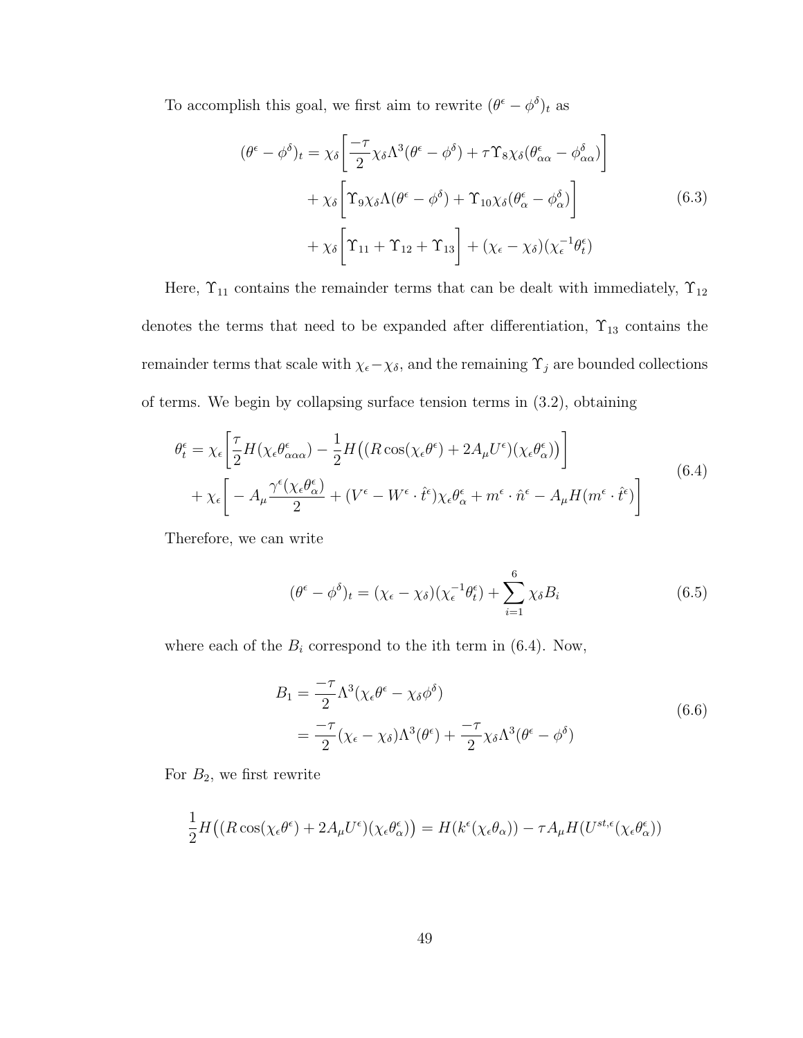To accomplish this goal, we first aim to rewrite $(\theta^\epsilon - \phi^\delta)_t$ as

$$
\begin{aligned}
(\theta^\epsilon - \phi^\delta)_t = \chi_\delta &\left[ \frac{-\tau}{2} \chi_\delta \Lambda^3(\theta^\epsilon - \phi^\delta) + \tau \Upsilon_8 \chi_\delta(\theta^\epsilon_{\alpha\alpha} - \phi^\delta_{\alpha\alpha}) \right] \\
&+ \chi_\delta \left[ \Upsilon_9 \chi_\delta \Lambda(\theta^\epsilon - \phi^\delta) + \Upsilon_{10} \chi_\delta (\theta^\epsilon_\alpha - \phi^\delta_\alpha) \right] \\
&+ \chi_\delta \left[ \Upsilon_{11} + \Upsilon_{12} + \Upsilon_{13} \right] + (\chi_\epsilon - \chi_\delta)(\chi_\epsilon^{-1} \theta^\epsilon_t)
\end{aligned}
\tag{6.3}
$$

Here, $\Upsilon_{11}$ contains the remainder terms that can be dealt with immediately, $\Upsilon_{12}$ denotes the terms that need to be expanded after differentiation, $\Upsilon_{13}$ contains the remainder terms that scale with $\chi_\epsilon - \chi_\delta$, and the remaining $\Upsilon_j$ are bounded collections of terms. We begin by collapsing surface tension terms in (3.2), obtaining

$$
\begin{aligned}
\theta^\epsilon_t = \chi_\epsilon &\left[ \frac{\tau}{2} H(\chi_\epsilon \theta^\epsilon_{\alpha\alpha\alpha}) - \frac{1}{2} H\big( (R\cos(\chi_\epsilon \theta^\epsilon) + 2A_\mu U^\epsilon)(\chi_\epsilon \theta^\epsilon_\alpha) \big) \right] \\
&+ \chi_\epsilon \left[ -A_\mu \frac{\gamma^\epsilon(\chi_\epsilon \theta^\epsilon_\alpha)}{2} + (V^\epsilon - W^\epsilon \cdot \hat{t}^\epsilon)\chi_\epsilon \theta^\epsilon_\alpha + m^\epsilon \cdot \hat{n}^\epsilon - A_\mu H(m^\epsilon \cdot \hat{t}^\epsilon) \right]
\end{aligned}
\tag{6.4}
$$

Therefore, we can write

$$
(\theta^\epsilon - \phi^\delta)_t = (\chi_\epsilon - \chi_\delta)(\chi_\epsilon^{-1} \theta^\epsilon_t) + \sum_{i=1}^{6} \chi_\delta B_i \tag{6.5}
$$

where each of the $B_i$ correspond to the ith term in (6.4). Now,

$$
\begin{aligned}
B_1 &= \frac{-\tau}{2} \Lambda^3(\chi_\epsilon \theta^\epsilon - \chi_\delta \phi^\delta) \\
&= \frac{-\tau}{2}(\chi_\epsilon - \chi_\delta)\Lambda^3(\theta^\epsilon) + \frac{-\tau}{2} \chi_\delta \Lambda^3(\theta^\epsilon - \phi^\delta)
\end{aligned}
\tag{6.6}
$$

For $B_2$, we first rewrite

$$
\frac{1}{2} H\big( (R\cos(\chi_\epsilon \theta^\epsilon) + 2A_\mu U^\epsilon)(\chi_\epsilon \theta^\epsilon_\alpha) \big) = H(k^\epsilon(\chi_\epsilon \theta_\alpha)) - \tau A_\mu H(U^{st,\epsilon}(\chi_\epsilon \theta^\epsilon_\alpha))
$$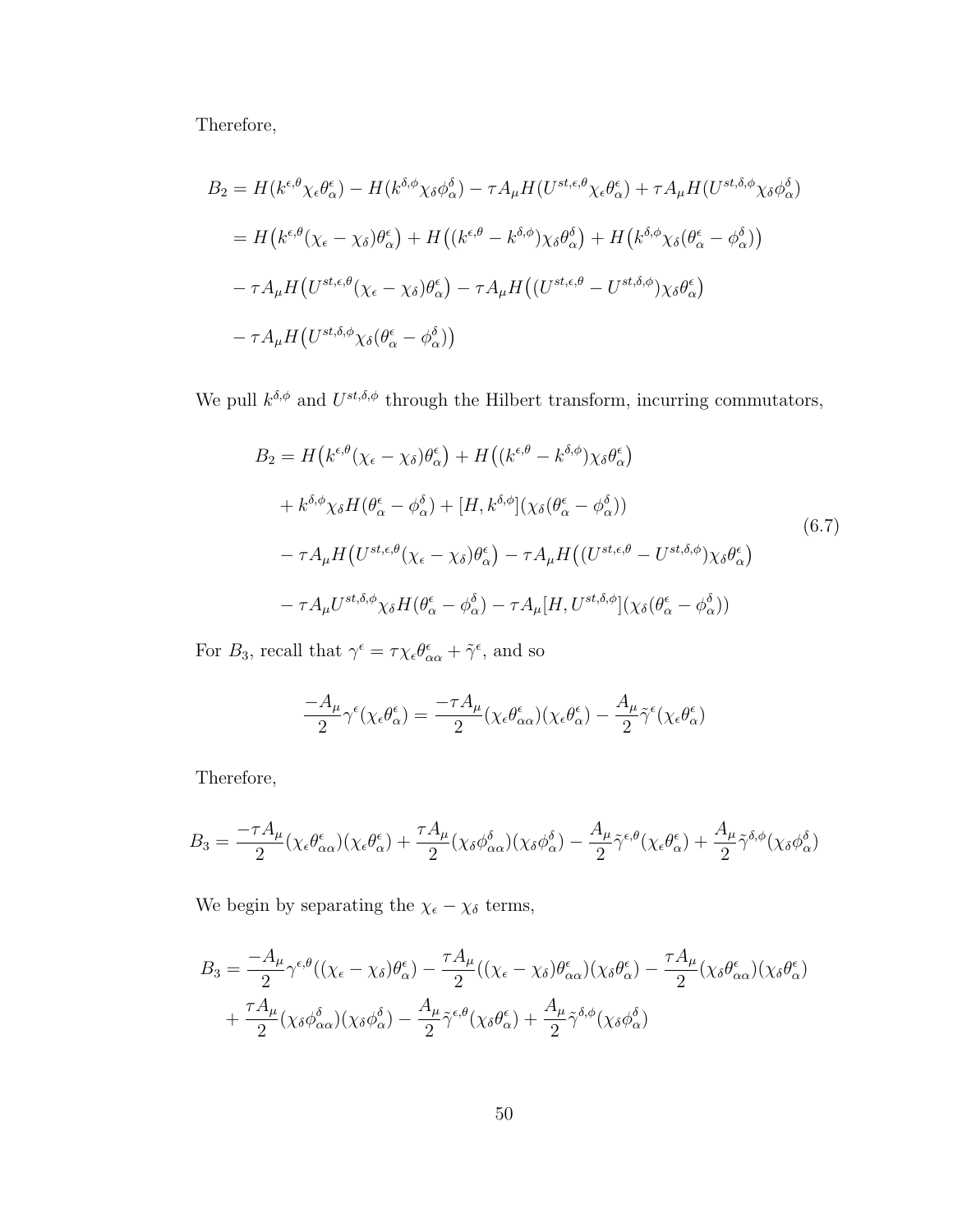Therefore,

$$
\begin{aligned}
B_2 &= H(k^{\epsilon,\theta}\chi_\epsilon\theta_\alpha^\epsilon) - H(k^{\delta,\phi}\chi_\delta\phi_\alpha^\delta) - \tau A_\mu H(U^{st,\epsilon,\theta}\chi_\epsilon\theta_\alpha^\epsilon) + \tau A_\mu H(U^{st,\delta,\phi}\chi_\delta\phi_\alpha^\delta) \\
&= H\big(k^{\epsilon,\theta}(\chi_\epsilon - \chi_\delta)\theta_\alpha^\epsilon\big) + H\big((k^{\epsilon,\theta} - k^{\delta,\phi})\chi_\delta\theta_\alpha^\delta\big) + H\big(k^{\delta,\phi}\chi_\delta(\theta_\alpha^\epsilon - \phi_\alpha^\delta)\big) \\
&- \tau A_\mu H\big(U^{st,\epsilon,\theta}(\chi_\epsilon - \chi_\delta)\theta_\alpha^\epsilon\big) - \tau A_\mu H\big((U^{st,\epsilon,\theta} - U^{st,\delta,\phi})\chi_\delta\theta_\alpha^\epsilon\big) \\
&- \tau A_\mu H\big(U^{st,\delta,\phi}\chi_\delta(\theta_\alpha^\epsilon - \phi_\alpha^\delta)\big)
\end{aligned}
$$

We pull $k^{\delta,\phi}$ and $U^{st,\delta,\phi}$ through the Hilbert transform, incurring commutators,

$$
\begin{aligned}
B_2 &= H\big(k^{\epsilon,\theta}(\chi_\epsilon - \chi_\delta)\theta_\alpha^\epsilon\big) + H\big((k^{\epsilon,\theta} - k^{\delta,\phi})\chi_\delta\theta_\alpha^\epsilon\big) \\
&+ k^{\delta,\phi}\chi_\delta H(\theta_\alpha^\epsilon - \phi_\alpha^\delta) + [H, k^{\delta,\phi}](\chi_\delta(\theta_\alpha^\epsilon - \phi_\alpha^\delta)) \\
&- \tau A_\mu H\big(U^{st,\epsilon,\theta}(\chi_\epsilon - \chi_\delta)\theta_\alpha^\epsilon\big) - \tau A_\mu H\big((U^{st,\epsilon,\theta} - U^{st,\delta,\phi})\chi_\delta\theta_\alpha^\epsilon\big) \\
&- \tau A_\mu U^{st,\delta,\phi}\chi_\delta H(\theta_\alpha^\epsilon - \phi_\alpha^\delta) - \tau A_\mu[H, U^{st,\delta,\phi}](\chi_\delta(\theta_\alpha^\epsilon - \phi_\alpha^\delta))
\end{aligned}
\tag{6.7}
$$

For $B_3$, recall that $\gamma^\epsilon = \tau\chi_\epsilon\theta_{\alpha\alpha}^\epsilon + \tilde{\gamma}^\epsilon$, and so

$$
\frac{-A_\mu}{2}\gamma^\epsilon(\chi_\epsilon\theta_\alpha^\epsilon) = \frac{-\tau A_\mu}{2}(\chi_\epsilon\theta_{\alpha\alpha}^\epsilon)(\chi_\epsilon\theta_\alpha^\epsilon) - \frac{A_\mu}{2}\tilde{\gamma}^\epsilon(\chi_\epsilon\theta_\alpha^\epsilon)
$$

Therefore,

$$
B_3 = \frac{-\tau A_\mu}{2}(\chi_\epsilon\theta_{\alpha\alpha}^\epsilon)(\chi_\epsilon\theta_\alpha^\epsilon) + \frac{\tau A_\mu}{2}(\chi_\delta\phi_{\alpha\alpha}^\delta)(\chi_\delta\phi_\alpha^\delta) - \frac{A_\mu}{2}\tilde{\gamma}^{\epsilon,\theta}(\chi_\epsilon\theta_\alpha^\epsilon) + \frac{A_\mu}{2}\tilde{\gamma}^{\delta,\phi}(\chi_\delta\phi_\alpha^\delta)
$$

We begin by separating the $\chi_\epsilon - \chi_\delta$ terms,

$$
\begin{aligned}
B_3 &= \frac{-A_\mu}{2}\gamma^{\epsilon,\theta}((\chi_\epsilon - \chi_\delta)\theta_\alpha^\epsilon) - \frac{\tau A_\mu}{2}((\chi_\epsilon - \chi_\delta)\theta_{\alpha\alpha}^\epsilon)(\chi_\delta\theta_\alpha^\epsilon) - \frac{\tau A_\mu}{2}(\chi_\delta\theta_{\alpha\alpha}^\epsilon)(\chi_\delta\theta_\alpha^\epsilon) \\
&+ \frac{\tau A_\mu}{2}(\chi_\delta\phi_{\alpha\alpha}^\delta)(\chi_\delta\phi_\alpha^\delta) - \frac{A_\mu}{2}\tilde{\gamma}^{\epsilon,\theta}(\chi_\delta\theta_\alpha^\epsilon) + \frac{A_\mu}{2}\tilde{\gamma}^{\delta,\phi}(\chi_\delta\phi_\alpha^\delta)
\end{aligned}
$$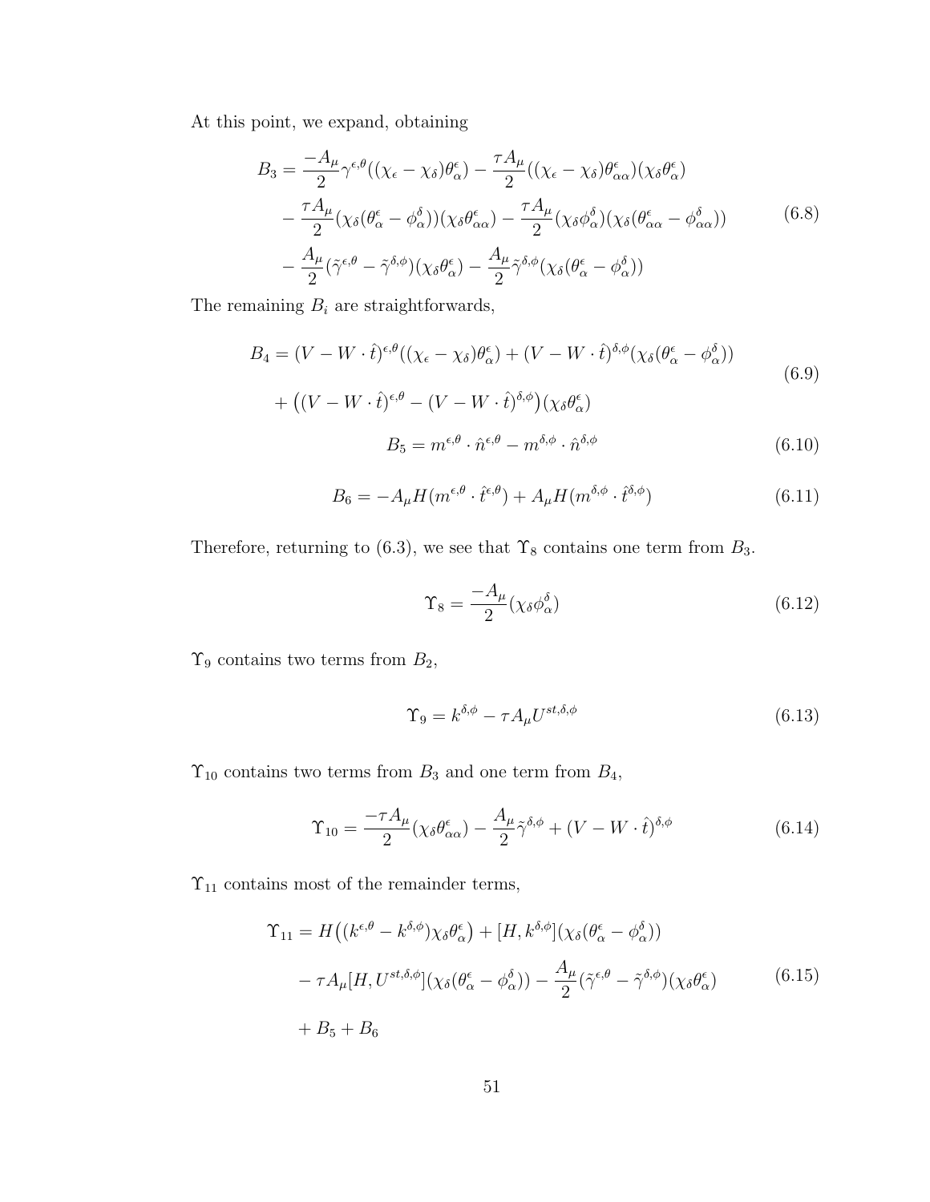At this point, we expand, obtaining

$$
\begin{aligned}
B_3 = &\frac{-A_\mu}{2}\gamma^{\epsilon,\theta}((\chi_\epsilon - \chi_\delta)\theta^\epsilon_\alpha) - \frac{\tau A_\mu}{2}((\chi_\epsilon - \chi_\delta)\theta^\epsilon_{\alpha\alpha})(\chi_\delta\theta^\epsilon_\alpha) \\
&- \frac{\tau A_\mu}{2}(\chi_\delta(\theta^\epsilon_\alpha - \phi^\delta_\alpha))(\chi_\delta\theta^\epsilon_{\alpha\alpha}) - \frac{\tau A_\mu}{2}(\chi_\delta\phi^\delta_\alpha)(\chi_\delta(\theta^\epsilon_{\alpha\alpha} - \phi^\delta_{\alpha\alpha})) \\
&- \frac{A_\mu}{2}(\tilde{\gamma}^{\epsilon,\theta} - \tilde{\gamma}^{\delta,\phi})(\chi_\delta\theta^\epsilon_\alpha) - \frac{A_\mu}{2}\tilde{\gamma}^{\delta,\phi}(\chi_\delta(\theta^\epsilon_\alpha - \phi^\delta_\alpha))
\end{aligned} \tag{6.8}
$$

The remaining $B_i$ are straightforwards,

$$
\begin{aligned}
B_4 = &(V - W\cdot\hat{t})^{\epsilon,\theta}((\chi_\epsilon - \chi_\delta)\theta^\epsilon_\alpha) + (V - W\cdot\hat{t})^{\delta,\phi}(\chi_\delta(\theta^\epsilon_\alpha - \phi^\delta_\alpha)) \\
&+ \big((V - W\cdot\hat{t})^{\epsilon,\theta} - (V - W\cdot\hat{t})^{\delta,\phi}\big)(\chi_\delta\theta^\epsilon_\alpha)
\end{aligned} \tag{6.9}
$$

$$
B_5 = m^{\epsilon,\theta}\cdot\hat{n}^{\epsilon,\theta} - m^{\delta,\phi}\cdot\hat{n}^{\delta,\phi} \tag{6.10}
$$

$$
B_6 = -A_\mu H(m^{\epsilon,\theta}\cdot\hat{t}^{\epsilon,\theta}) + A_\mu H(m^{\delta,\phi}\cdot\hat{t}^{\delta,\phi}) \tag{6.11}
$$

Therefore, returning to (6.3), we see that $\Upsilon_8$ contains one term from $B_3$.

$$
\Upsilon_8 = \frac{-A_\mu}{2}(\chi_\delta\phi^\delta_\alpha) \tag{6.12}
$$

$\Upsilon_9$ contains two terms from $B_2$,

$$
\Upsilon_9 = k^{\delta,\phi} - \tau A_\mu U^{st,\delta,\phi} \tag{6.13}
$$

$\Upsilon_{10}$ contains two terms from $B_3$ and one term from $B_4$,

$$
\Upsilon_{10} = \frac{-\tau A_\mu}{2}(\chi_\delta\theta^\epsilon_{\alpha\alpha}) - \frac{A_\mu}{2}\tilde{\gamma}^{\delta,\phi} + (V - W\cdot\hat{t})^{\delta,\phi} \tag{6.14}
$$

$\Upsilon_{11}$ contains most of the remainder terms,

$$
\begin{aligned}
\Upsilon_{11} = &H\big((k^{\epsilon,\theta} - k^{\delta,\phi})\chi_\delta\theta^\epsilon_\alpha\big) + [H, k^{\delta,\phi}](\chi_\delta(\theta^\epsilon_\alpha - \phi^\delta_\alpha)) \\
&- \tau A_\mu[H, U^{st,\delta,\phi}](\chi_\delta(\theta^\epsilon_\alpha - \phi^\delta_\alpha)) - \frac{A_\mu}{2}(\tilde{\gamma}^{\epsilon,\theta} - \tilde{\gamma}^{\delta,\phi})(\chi_\delta\theta^\epsilon_\alpha) \\
&+ B_5 + B_6
\end{aligned} \tag{6.15}
$$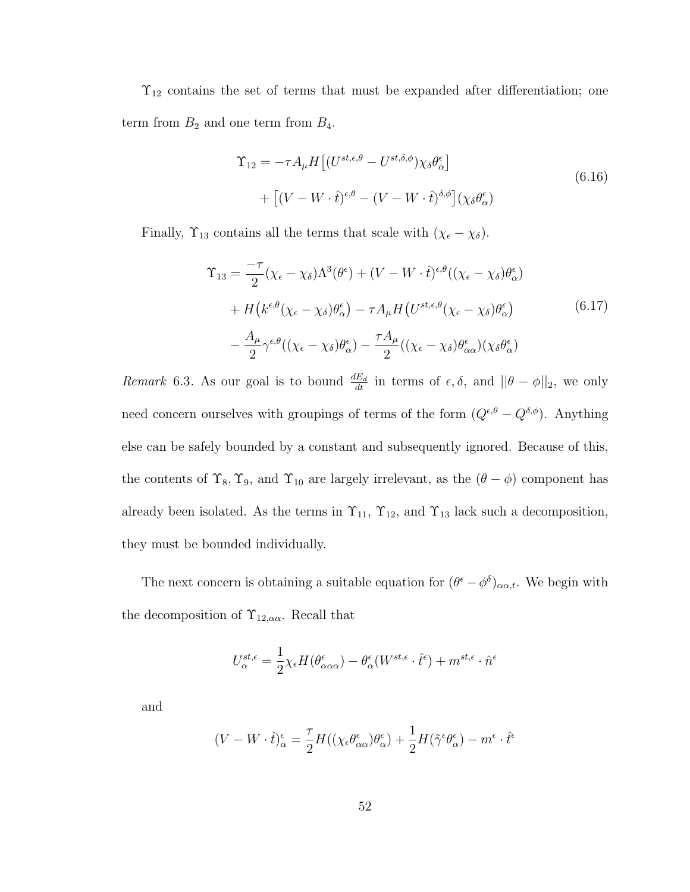$\Upsilon_{12}$ contains the set of terms that must be expanded after differentiation; one term from $B_2$ and one term from $B_4$.

$$
\begin{aligned}
\Upsilon_{12} = -\tau A_\mu H\big[(U^{st,\epsilon,\theta} - U^{st,\delta,\phi})\chi_\delta \theta^\epsilon_\alpha\big] \\
+ \big[(V - W\cdot \hat{t})^{\epsilon,\theta} - (V - W\cdot \hat{t})^{\delta,\phi}\big](\chi_\delta \theta^\epsilon_\alpha)
\end{aligned}
\tag{6.16}
$$

Finally, $\Upsilon_{13}$ contains all the terms that scale with $(\chi_\epsilon - \chi_\delta)$.

$$
\begin{aligned}
\Upsilon_{13} = \frac{-\tau}{2}(\chi_\epsilon - \chi_\delta)\Lambda^3(\theta^\epsilon) + (V - W\cdot \hat{t})^{\epsilon,\theta}((\chi_\epsilon - \chi_\delta)\theta^\epsilon_\alpha) \\
+ H\big(k^{\epsilon,\theta}(\chi_\epsilon - \chi_\delta)\theta^\epsilon_\alpha\big) - \tau A_\mu H\big(U^{st,\epsilon,\theta}(\chi_\epsilon - \chi_\delta)\theta^\epsilon_\alpha\big) \\
- \frac{A_\mu}{2}\gamma^{\epsilon,\theta}((\chi_\epsilon - \chi_\delta)\theta^\epsilon_\alpha) - \frac{\tau A_\mu}{2}((\chi_\epsilon - \chi_\delta)\theta^\epsilon_{\alpha\alpha})(\chi_\delta \theta^\epsilon_\alpha)
\end{aligned}
\tag{6.17}
$$

*Remark* 6.3. As our goal is to bound $\frac{dE_d}{dt}$ in terms of $\epsilon, \delta$, and $||\theta - \phi||_2$, we only need concern ourselves with groupings of terms of the form $(Q^{\epsilon,\theta} - Q^{\delta,\phi})$. Anything else can be safely bounded by a constant and subsequently ignored. Because of this, the contents of $\Upsilon_8, \Upsilon_9$, and $\Upsilon_{10}$ are largely irrelevant, as the $(\theta - \phi)$ component has already been isolated. As the terms in $\Upsilon_{11}$, $\Upsilon_{12}$, and $\Upsilon_{13}$ lack such a decomposition, they must be bounded individually.

The next concern is obtaining a suitable equation for $(\theta^\epsilon - \phi^\delta)_{\alpha\alpha,t}$. We begin with the decomposition of $\Upsilon_{12,\alpha\alpha}$. Recall that

$$
U^{st,\epsilon}_\alpha = \frac{1}{2}\chi_\epsilon H(\theta^\epsilon_{\alpha\alpha\alpha}) - \theta^\epsilon_\alpha(W^{st,\epsilon}\cdot \hat{t}^\epsilon) + m^{st,\epsilon}\cdot \hat{n}^\epsilon
$$

and

$$
(V - W\cdot \hat{t})^\epsilon_\alpha = \frac{\tau}{2}H((\chi_\epsilon \theta^\epsilon_{\alpha\alpha})\theta^\epsilon_\alpha) + \frac{1}{2}H(\tilde{\gamma}^\epsilon \theta^\epsilon_\alpha) - m^\epsilon \cdot \hat{t}^\epsilon
$$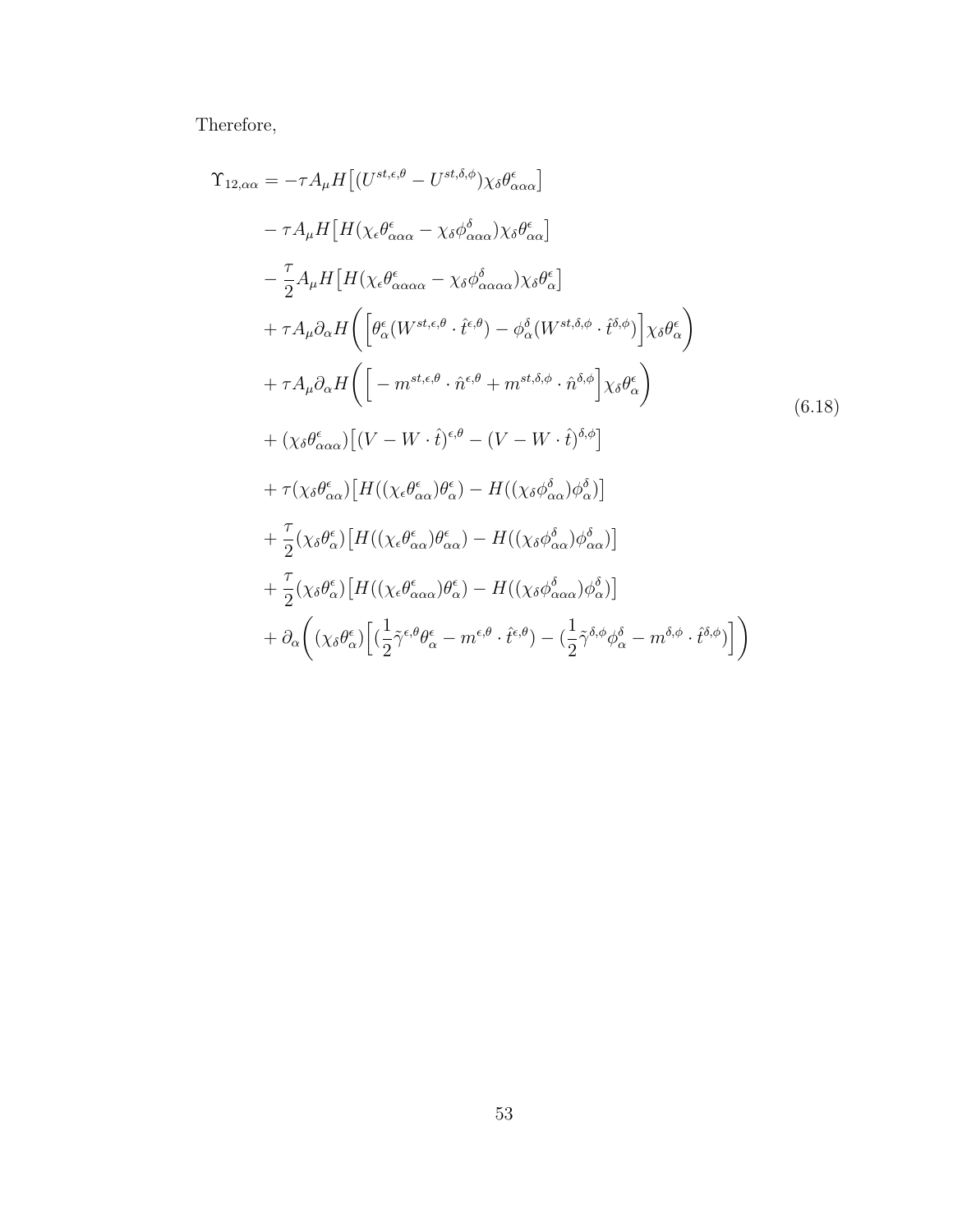Therefore,

$$
\begin{aligned}
\Upsilon_{12,\alpha\alpha} &= -\tau A_\mu H\big[(U^{st,\epsilon,\theta} - U^{st,\delta,\phi})\chi_\delta \theta^\epsilon_{\alpha\alpha\alpha}\big] \\
&\quad - \tau A_\mu H\big[H(\chi_\epsilon \theta^\epsilon_{\alpha\alpha\alpha} - \chi_\delta \phi^\delta_{\alpha\alpha\alpha})\chi_\delta \theta^\epsilon_{\alpha\alpha}\big] \\
&\quad - \frac{\tau}{2} A_\mu H\big[H(\chi_\epsilon \theta^\epsilon_{\alpha\alpha\alpha\alpha} - \chi_\delta \phi^\delta_{\alpha\alpha\alpha\alpha})\chi_\delta \theta^\epsilon_{\alpha}\big] \\
&\quad + \tau A_\mu \partial_\alpha H\bigg(\Big[\theta^\epsilon_\alpha (W^{st,\epsilon,\theta}\cdot \hat{t}^{\epsilon,\theta}) - \phi^\delta_\alpha (W^{st,\delta,\phi}\cdot \hat{t}^{\delta,\phi})\Big]\chi_\delta \theta^\epsilon_\alpha\bigg) \\
&\quad + \tau A_\mu \partial_\alpha H\bigg(\Big[-m^{st,\epsilon,\theta}\cdot \hat{n}^{\epsilon,\theta} + m^{st,\delta,\phi}\cdot \hat{n}^{\delta,\phi}\Big]\chi_\delta \theta^\epsilon_\alpha\bigg) \\
&\quad + (\chi_\delta \theta^\epsilon_{\alpha\alpha\alpha})\big[(V - W\cdot \hat{t})^{\epsilon,\theta} - (V - W\cdot \hat{t})^{\delta,\phi}\big] \\
&\quad + \tau(\chi_\delta \theta^\epsilon_{\alpha\alpha})\big[H((\chi_\epsilon \theta^\epsilon_{\alpha\alpha})\theta^\epsilon_\alpha) - H((\chi_\delta \phi^\delta_{\alpha\alpha})\phi^\delta_\alpha)\big] \\
&\quad + \frac{\tau}{2}(\chi_\delta \theta^\epsilon_{\alpha})\big[H((\chi_\epsilon \theta^\epsilon_{\alpha\alpha})\theta^\epsilon_{\alpha\alpha}) - H((\chi_\delta \phi^\delta_{\alpha\alpha})\phi^\delta_{\alpha\alpha})\big] \\
&\quad + \frac{\tau}{2}(\chi_\delta \theta^\epsilon_{\alpha})\big[H((\chi_\epsilon \theta^\epsilon_{\alpha\alpha\alpha})\theta^\epsilon_{\alpha}) - H((\chi_\delta \phi^\delta_{\alpha\alpha\alpha})\phi^\delta_{\alpha})\big] \\
&\quad + \partial_\alpha\bigg((\chi_\delta \theta^\epsilon_\alpha)\Big[(\frac{1}{2}\tilde{\gamma}^{\epsilon,\theta}\theta^\epsilon_\alpha - m^{\epsilon,\theta}\cdot \hat{t}^{\epsilon,\theta}) - (\frac{1}{2}\tilde{\gamma}^{\delta,\phi}\phi^\delta_\alpha - m^{\delta,\phi}\cdot \hat{t}^{\delta,\phi})\Big]\bigg)
\end{aligned}
\tag{6.18}
$$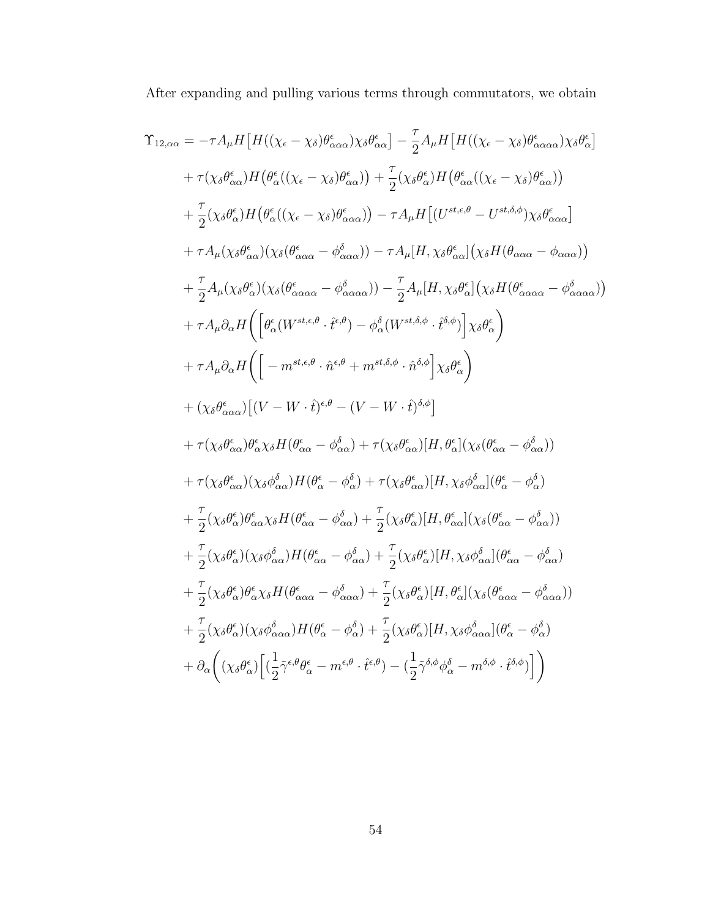After expanding and pulling various terms through commutators, we obtain

$$
\begin{aligned}
\Upsilon_{12,\alpha\alpha} &= -\tau A_\mu H\big[H((\chi_\epsilon - \chi_\delta)\theta^\epsilon_{\alpha\alpha\alpha})\chi_\delta\theta^\epsilon_{\alpha\alpha}\big] - \frac{\tau}{2}A_\mu H\big[H((\chi_\epsilon - \chi_\delta)\theta^\epsilon_{\alpha\alpha\alpha\alpha})\chi_\delta\theta^\epsilon_{\alpha}\big] \\
&+ \tau(\chi_\delta\theta^\epsilon_{\alpha\alpha})H\big(\theta^\epsilon_\alpha((\chi_\epsilon - \chi_\delta)\theta^\epsilon_{\alpha\alpha})\big) + \frac{\tau}{2}(\chi_\delta\theta^\epsilon_\alpha)H\big(\theta^\epsilon_{\alpha\alpha}((\chi_\epsilon - \chi_\delta)\theta^\epsilon_{\alpha\alpha})\big) \\
&+ \frac{\tau}{2}(\chi_\delta\theta^\epsilon_\alpha)H\big(\theta^\epsilon_\alpha((\chi_\epsilon - \chi_\delta)\theta^\epsilon_{\alpha\alpha\alpha})\big) - \tau A_\mu H\big[(U^{st,\epsilon,\theta} - U^{st,\delta,\phi})\chi_\delta\theta^\epsilon_{\alpha\alpha\alpha}\big] \\
&+ \tau A_\mu(\chi_\delta\theta^\epsilon_{\alpha\alpha})(\chi_\delta(\theta^\epsilon_{\alpha\alpha\alpha} - \phi^\delta_{\alpha\alpha\alpha})) - \tau A_\mu[H, \chi_\delta\theta^\epsilon_{\alpha\alpha}]\big(\chi_\delta H(\theta_{\alpha\alpha\alpha} - \phi_{\alpha\alpha\alpha})\big) \\
&+ \frac{\tau}{2}A_\mu(\chi_\delta\theta^\epsilon_\alpha)(\chi_\delta(\theta^\epsilon_{\alpha\alpha\alpha\alpha} - \phi^\delta_{\alpha\alpha\alpha\alpha})) - \frac{\tau}{2}A_\mu[H, \chi_\delta\theta^\epsilon_\alpha]\big(\chi_\delta H(\theta^\epsilon_{\alpha\alpha\alpha\alpha} - \phi^\delta_{\alpha\alpha\alpha\alpha})\big) \\
&+ \tau A_\mu\partial_\alpha H\bigg(\Big[\theta^\epsilon_\alpha(W^{st,\epsilon,\theta}\cdot\hat{t}^{\epsilon,\theta}) - \phi^\delta_\alpha(W^{st,\delta,\phi}\cdot\hat{t}^{\delta,\phi})\Big]\chi_\delta\theta^\epsilon_\alpha\bigg) \\
&+ \tau A_\mu\partial_\alpha H\bigg(\Big[-m^{st,\epsilon,\theta}\cdot\hat{n}^{\epsilon,\theta} + m^{st,\delta,\phi}\cdot\hat{n}^{\delta,\phi}\Big]\chi_\delta\theta^\epsilon_\alpha\bigg) \\
&+ (\chi_\delta\theta^\epsilon_{\alpha\alpha\alpha})\big[(V - W\cdot\hat{t})^{\epsilon,\theta} - (V - W\cdot\hat{t})^{\delta,\phi}\big] \\
&+ \tau(\chi_\delta\theta^\epsilon_{\alpha\alpha})\theta^\epsilon_\alpha\chi_\delta H(\theta^\epsilon_{\alpha\alpha} - \phi^\delta_{\alpha\alpha}) + \tau(\chi_\delta\theta^\epsilon_{\alpha\alpha})[H, \theta^\epsilon_\alpha](\chi_\delta(\theta^\epsilon_{\alpha\alpha} - \phi^\delta_{\alpha\alpha})) \\
&+ \tau(\chi_\delta\theta^\epsilon_{\alpha\alpha})(\chi_\delta\phi^\delta_{\alpha\alpha})H(\theta^\epsilon_\alpha - \phi^\delta_\alpha) + \tau(\chi_\delta\theta^\epsilon_{\alpha\alpha})[H, \chi_\delta\phi^\delta_{\alpha\alpha}](\theta^\epsilon_\alpha - \phi^\delta_\alpha) \\
&+ \frac{\tau}{2}(\chi_\delta\theta^\epsilon_\alpha)\theta^\epsilon_{\alpha\alpha}\chi_\delta H(\theta^\epsilon_{\alpha\alpha} - \phi^\delta_{\alpha\alpha}) + \frac{\tau}{2}(\chi_\delta\theta^\epsilon_\alpha)[H, \theta^\epsilon_{\alpha\alpha}](\chi_\delta(\theta^\epsilon_{\alpha\alpha} - \phi^\delta_{\alpha\alpha})) \\
&+ \frac{\tau}{2}(\chi_\delta\theta^\epsilon_\alpha)(\chi_\delta\phi^\delta_{\alpha\alpha})H(\theta^\epsilon_{\alpha\alpha} - \phi^\delta_{\alpha\alpha}) + \frac{\tau}{2}(\chi_\delta\theta^\epsilon_\alpha)[H, \chi_\delta\phi^\delta_{\alpha\alpha}](\theta^\epsilon_{\alpha\alpha} - \phi^\delta_{\alpha\alpha}) \\
&+ \frac{\tau}{2}(\chi_\delta\theta^\epsilon_\alpha)\theta^\epsilon_\alpha\chi_\delta H(\theta^\epsilon_{\alpha\alpha\alpha} - \phi^\delta_{\alpha\alpha\alpha}) + \frac{\tau}{2}(\chi_\delta\theta^\epsilon_\alpha)[H, \theta^\epsilon_\alpha](\chi_\delta(\theta^\epsilon_{\alpha\alpha\alpha} - \phi^\delta_{\alpha\alpha\alpha})) \\
&+ \frac{\tau}{2}(\chi_\delta\theta^\epsilon_\alpha)(\chi_\delta\phi^\delta_{\alpha\alpha\alpha})H(\theta^\epsilon_\alpha - \phi^\delta_\alpha) + \frac{\tau}{2}(\chi_\delta\theta^\epsilon_\alpha)[H, \chi_\delta\phi^\delta_{\alpha\alpha\alpha}](\theta^\epsilon_\alpha - \phi^\delta_\alpha) \\
&+ \partial_\alpha\bigg((\chi_\delta\theta^\epsilon_\alpha)\Big[(\frac{1}{2}\tilde{\gamma}^{\epsilon,\theta}\theta^\epsilon_\alpha - m^{\epsilon,\theta}\cdot\hat{t}^{\epsilon,\theta}) - (\frac{1}{2}\tilde{\gamma}^{\delta,\phi}\phi^\delta_\alpha - m^{\delta,\phi}\cdot\hat{t}^{\delta,\phi})\Big]\bigg)
\end{aligned}
$$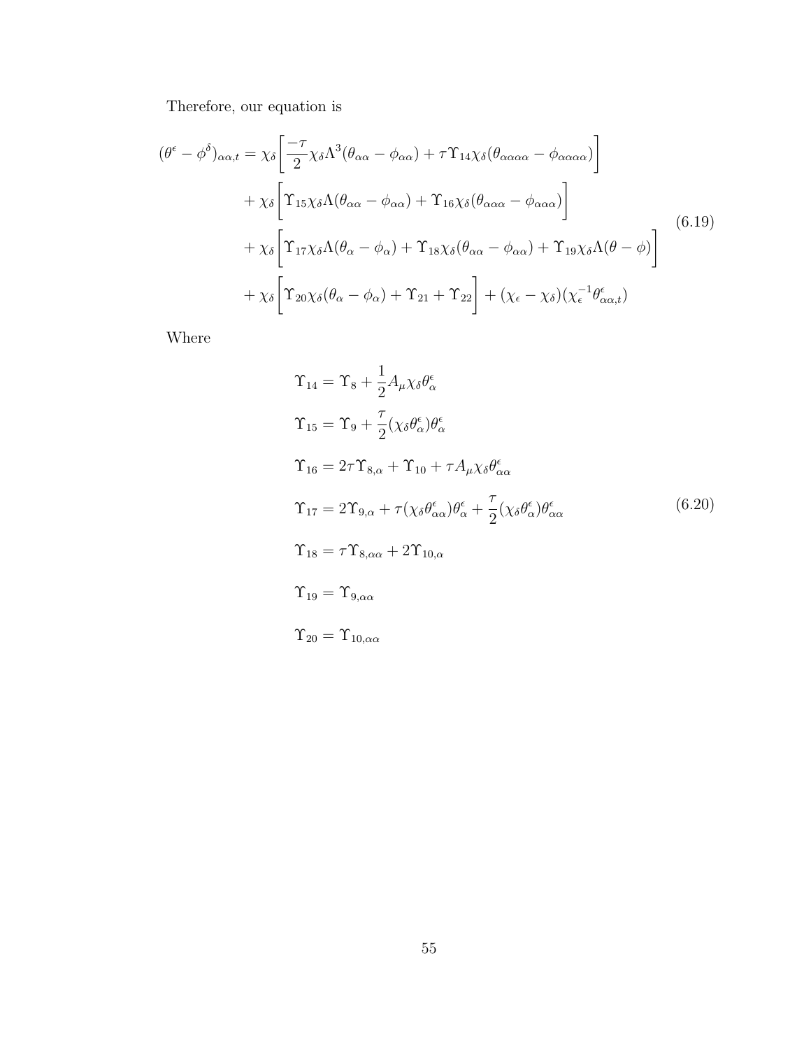Therefore, our equation is

$$
\begin{aligned}
(\theta^\epsilon - \phi^\delta)_{\alpha\alpha,t} &= \chi_\delta \bigg[ \frac{-\tau}{2} \chi_\delta \Lambda^3 (\theta_{\alpha\alpha} - \phi_{\alpha\alpha}) + \tau \Upsilon_{14} \chi_\delta (\theta_{\alpha\alpha\alpha\alpha} - \phi_{\alpha\alpha\alpha\alpha}) \bigg] \\
&+ \chi_\delta \bigg[ \Upsilon_{15} \chi_\delta \Lambda (\theta_{\alpha\alpha} - \phi_{\alpha\alpha}) + \Upsilon_{16} \chi_\delta (\theta_{\alpha\alpha\alpha} - \phi_{\alpha\alpha\alpha}) \bigg] \\
&+ \chi_\delta \bigg[ \Upsilon_{17} \chi_\delta \Lambda (\theta_\alpha - \phi_\alpha) + \Upsilon_{18} \chi_\delta (\theta_{\alpha\alpha} - \phi_{\alpha\alpha}) + \Upsilon_{19} \chi_\delta \Lambda (\theta - \phi) \bigg] \\
&+ \chi_\delta \bigg[ \Upsilon_{20} \chi_\delta (\theta_\alpha - \phi_\alpha) + \Upsilon_{21} + \Upsilon_{22} \bigg] + (\chi_\epsilon - \chi_\delta)(\chi_\epsilon^{-1} \theta^\epsilon_{\alpha\alpha,t})
\end{aligned}
\tag{6.19}
$$

Where

$$
\begin{aligned}
\Upsilon_{14} &= \Upsilon_8 + \frac{1}{2} A_\mu \chi_\delta \theta^\epsilon_\alpha \\
\Upsilon_{15} &= \Upsilon_9 + \frac{\tau}{2} (\chi_\delta \theta^\epsilon_\alpha) \theta^\epsilon_\alpha \\
\Upsilon_{16} &= 2\tau \Upsilon_{8,\alpha} + \Upsilon_{10} + \tau A_\mu \chi_\delta \theta^\epsilon_{\alpha\alpha} \\
\Upsilon_{17} &= 2\Upsilon_{9,\alpha} + \tau (\chi_\delta \theta^\epsilon_{\alpha\alpha}) \theta^\epsilon_\alpha + \frac{\tau}{2} (\chi_\delta \theta^\epsilon_\alpha) \theta^\epsilon_{\alpha\alpha} \\
\Upsilon_{18} &= \tau \Upsilon_{8,\alpha\alpha} + 2\Upsilon_{10,\alpha} \\
\Upsilon_{19} &= \Upsilon_{9,\alpha\alpha} \\
\Upsilon_{20} &= \Upsilon_{10,\alpha\alpha}
\end{aligned}
\tag{6.20}
$$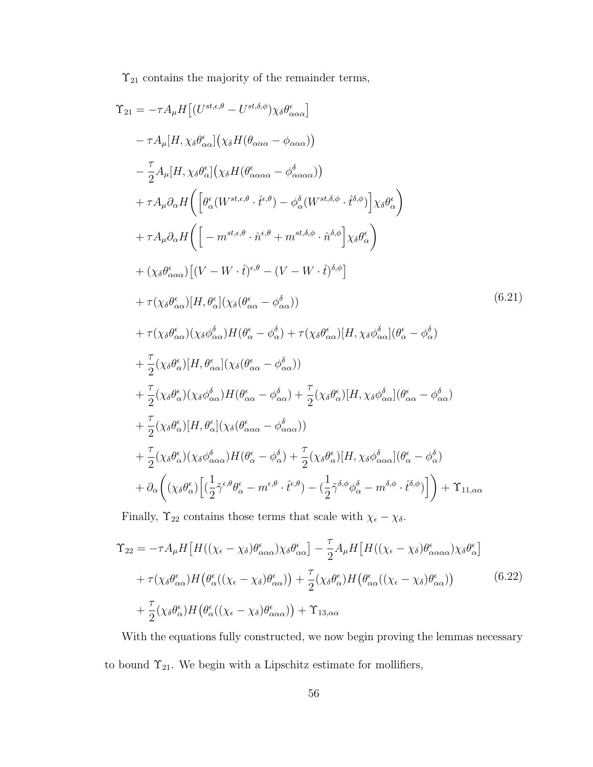$\Upsilon_{21}$ contains the majority of the remainder terms,

$$
\begin{aligned}
\Upsilon_{21} = &-\tau A_\mu H\big[(U^{st,\epsilon,\theta} - U^{st,\delta,\phi})\chi_\delta \theta^\epsilon_{\alpha\alpha\alpha}\big] \\
&- \tau A_\mu [H, \chi_\delta \theta^\epsilon_{\alpha\alpha}]\big(\chi_\delta H(\theta_{\alpha\alpha\alpha} - \phi_{\alpha\alpha\alpha})\big) \\
&- \frac{\tau}{2} A_\mu [H, \chi_\delta \theta^\epsilon_{\alpha}]\big(\chi_\delta H(\theta^\epsilon_{\alpha\alpha\alpha\alpha} - \phi^\delta_{\alpha\alpha\alpha\alpha})\big) \\
&+ \tau A_\mu \partial_\alpha H\bigg(\Big[\theta^\epsilon_\alpha (W^{st,\epsilon,\theta}\cdot \hat{t}^{\epsilon,\theta}) - \phi^\delta_\alpha (W^{st,\delta,\phi}\cdot \hat{t}^{\delta,\phi})\Big]\chi_\delta \theta^\epsilon_\alpha\bigg) \\
&+ \tau A_\mu \partial_\alpha H\bigg(\Big[-m^{st,\epsilon,\theta}\cdot \hat{n}^{\epsilon,\theta} + m^{st,\delta,\phi}\cdot \hat{n}^{\delta,\phi}\Big]\chi_\delta \theta^\epsilon_\alpha\bigg) \\
&+ (\chi_\delta \theta^\epsilon_{\alpha\alpha\alpha})\big[(V - W\cdot \hat{t})^{\epsilon,\theta} - (V - W\cdot \hat{t})^{\delta,\phi}\big] \\
&+ \tau(\chi_\delta \theta^\epsilon_{\alpha\alpha})[H, \theta^\epsilon_\alpha](\chi_\delta(\theta^\epsilon_{\alpha\alpha} - \phi^\delta_{\alpha\alpha})) \\
&+ \tau(\chi_\delta \theta^\epsilon_{\alpha\alpha})(\chi_\delta \phi^\delta_{\alpha\alpha})H(\theta^\epsilon_\alpha - \phi^\delta_\alpha) + \tau(\chi_\delta \theta^\epsilon_{\alpha\alpha})[H, \chi_\delta \phi^\delta_{\alpha\alpha}](\theta^\epsilon_\alpha - \phi^\delta_\alpha) \\
&+ \frac{\tau}{2}(\chi_\delta \theta^\epsilon_\alpha)[H, \theta^\epsilon_{\alpha\alpha}](\chi_\delta(\theta^\epsilon_{\alpha\alpha} - \phi^\delta_{\alpha\alpha})) \\
&+ \frac{\tau}{2}(\chi_\delta \theta^\epsilon_\alpha)(\chi_\delta \phi^\delta_{\alpha\alpha})H(\theta^\epsilon_{\alpha\alpha} - \phi^\delta_{\alpha\alpha}) + \frac{\tau}{2}(\chi_\delta \theta^\epsilon_\alpha)[H, \chi_\delta \phi^\delta_{\alpha\alpha}](\theta^\epsilon_{\alpha\alpha} - \phi^\delta_{\alpha\alpha}) \\
&+ \frac{\tau}{2}(\chi_\delta \theta^\epsilon_\alpha)[H, \theta^\epsilon_\alpha](\chi_\delta(\theta^\epsilon_{\alpha\alpha\alpha} - \phi^\delta_{\alpha\alpha\alpha})) \\
&+ \frac{\tau}{2}(\chi_\delta \theta^\epsilon_\alpha)(\chi_\delta \phi^\delta_{\alpha\alpha\alpha})H(\theta^\epsilon_\alpha - \phi^\delta_\alpha) + \frac{\tau}{2}(\chi_\delta \theta^\epsilon_\alpha)[H, \chi_\delta \phi^\delta_{\alpha\alpha\alpha}](\theta^\epsilon_\alpha - \phi^\delta_\alpha) \\
&+ \partial_\alpha\bigg((\chi_\delta \theta^\epsilon_\alpha)\Big[(\frac{1}{2}\tilde{\gamma}^{\epsilon,\theta}\theta^\epsilon_\alpha - m^{\epsilon,\theta}\cdot \hat{t}^{\epsilon,\theta}) - (\frac{1}{2}\tilde{\gamma}^{\delta,\phi}\phi^\delta_\alpha - m^{\delta,\phi}\cdot \hat{t}^{\delta,\phi})\Big]\bigg) + \Upsilon_{11,\alpha\alpha}
\end{aligned}
\tag{6.21}
$$

Finally, $\Upsilon_{22}$ contains those terms that scale with $\chi_\epsilon - \chi_\delta$.

$$
\begin{aligned}
\Upsilon_{22} = &-\tau A_\mu H\big[H((\chi_\epsilon - \chi_\delta)\theta^\epsilon_{\alpha\alpha\alpha})\chi_\delta \theta^\epsilon_{\alpha\alpha}\big] - \frac{\tau}{2} A_\mu H\big[H((\chi_\epsilon - \chi_\delta)\theta^\epsilon_{\alpha\alpha\alpha\alpha})\chi_\delta \theta^\epsilon_\alpha\big] \\
&+ \tau(\chi_\delta \theta^\epsilon_{\alpha\alpha})H\big(\theta^\epsilon_\alpha((\chi_\epsilon - \chi_\delta)\theta^\epsilon_{\alpha\alpha})\big) + \frac{\tau}{2}(\chi_\delta \theta^\epsilon_\alpha)H\big(\theta^\epsilon_{\alpha\alpha}((\chi_\epsilon - \chi_\delta)\theta^\epsilon_{\alpha\alpha})\big) \\
&+ \frac{\tau}{2}(\chi_\delta \theta^\epsilon_\alpha)H\big(\theta^\epsilon_\alpha((\chi_\epsilon - \chi_\delta)\theta^\epsilon_{\alpha\alpha\alpha})\big) + \Upsilon_{13,\alpha\alpha}
\end{aligned}
\tag{6.22}
$$

With the equations fully constructed, we now begin proving the lemmas necessary to bound $\Upsilon_{21}$. We begin with a Lipschitz estimate for mollifiers,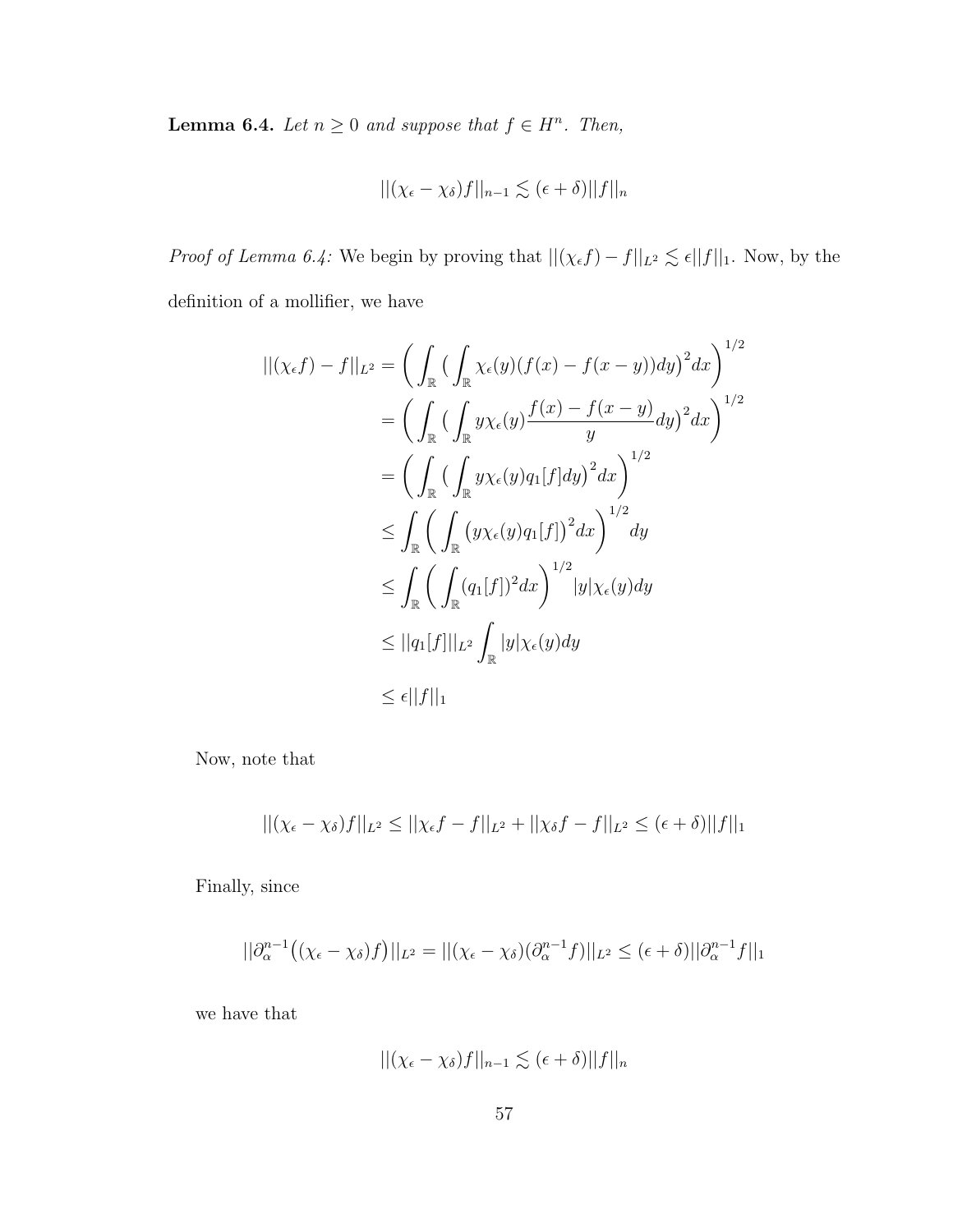**Lemma 6.4.** *Let $n \geq 0$ and suppose that $f \in H^n$. Then,*

$$||(\chi_\epsilon - \chi_\delta)f||_{n-1} \lesssim (\epsilon + \delta)||f||_n$$

*Proof of Lemma 6.4:* We begin by proving that $||(\chi_\epsilon f) - f||_{L^2} \lesssim \epsilon ||f||_1$. Now, by the definition of a mollifier, we have

$$\begin{aligned}
||(\chi_\epsilon f) - f||_{L^2} &= \bigg( \int_{\mathbb{R}} \big( \int_{\mathbb{R}} \chi_\epsilon(y)(f(x) - f(x-y))dy \big)^2 dx \bigg)^{1/2} \\
&= \bigg( \int_{\mathbb{R}} \big( \int_{\mathbb{R}} y\chi_\epsilon(y) \frac{f(x) - f(x-y)}{y} dy \big)^2 dx \bigg)^{1/2} \\
&= \bigg( \int_{\mathbb{R}} \big( \int_{\mathbb{R}} y\chi_\epsilon(y) q_1[f] dy \big)^2 dx \bigg)^{1/2} \\
&\leq \int_{\mathbb{R}} \bigg( \int_{\mathbb{R}} \big( y\chi_\epsilon(y) q_1[f] \big)^2 dx \bigg)^{1/2} dy \\
&\leq \int_{\mathbb{R}} \bigg( \int_{\mathbb{R}} (q_1[f])^2 dx \bigg)^{1/2} |y|\chi_\epsilon(y) dy \\
&\leq ||q_1[f]||_{L^2} \int_{\mathbb{R}} |y|\chi_\epsilon(y) dy \\
&\leq \epsilon ||f||_1
\end{aligned}$$

Now, note that

$$||(\chi_\epsilon - \chi_\delta)f||_{L^2} \leq ||\chi_\epsilon f - f||_{L^2} + ||\chi_\delta f - f||_{L^2} \leq (\epsilon + \delta)||f||_1$$

Finally, since

$$||\partial_\alpha^{n-1}\big((\chi_\epsilon - \chi_\delta)f\big)||_{L^2} = ||(\chi_\epsilon - \chi_\delta)(\partial_\alpha^{n-1} f)||_{L^2} \leq (\epsilon + \delta)||\partial_\alpha^{n-1} f||_1$$

we have that

$$||(\chi_\epsilon - \chi_\delta)f||_{n-1} \lesssim (\epsilon + \delta)||f||_n$$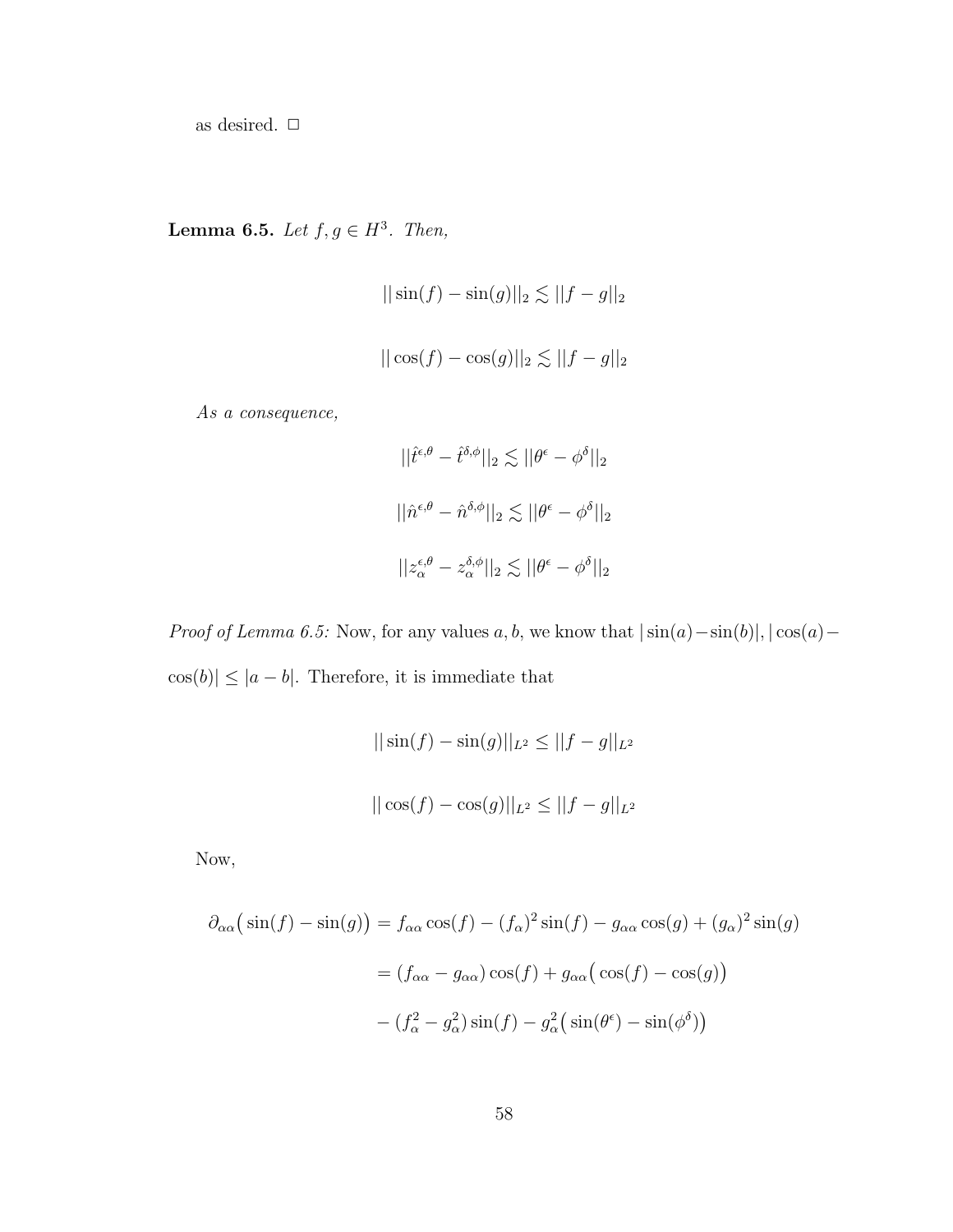as desired. □

**Lemma 6.5.** *Let $f, g \in H^3$. Then,*

$$|| \sin(f) - \sin(g)||_2 \lesssim ||f - g||_2$$

$$|| \cos(f) - \cos(g)||_2 \lesssim ||f - g||_2$$

*As a consequence,*

$$||\hat{t}^{\epsilon,\theta} - \hat{t}^{\delta,\phi}||_2 \lesssim ||\theta^\epsilon - \phi^\delta||_2$$

$$||\hat{n}^{\epsilon,\theta} - \hat{n}^{\delta,\phi}||_2 \lesssim ||\theta^\epsilon - \phi^\delta||_2$$

$$||z_\alpha^{\epsilon,\theta} - z_\alpha^{\delta,\phi}||_2 \lesssim ||\theta^\epsilon - \phi^\delta||_2$$

*Proof of Lemma 6.5:* Now, for any values $a, b$, we know that $|\sin(a) - \sin(b)|, |\cos(a) - \cos(b)| \leq |a - b|$. Therefore, it is immediate that

$$|| \sin(f) - \sin(g)||_{L^2} \leq ||f - g||_{L^2}$$

$$|| \cos(f) - \cos(g)||_{L^2} \leq ||f - g||_{L^2}$$

Now,

$$\begin{aligned}
\partial_{\alpha\alpha}\big(\sin(f) - \sin(g)\big) &= f_{\alpha\alpha}\cos(f) - (f_\alpha)^2 \sin(f) - g_{\alpha\alpha}\cos(g) + (g_\alpha)^2 \sin(g) \\
&= (f_{\alpha\alpha} - g_{\alpha\alpha})\cos(f) + g_{\alpha\alpha}\big(\cos(f) - \cos(g)\big) \\
&\quad - (f_\alpha^2 - g_\alpha^2)\sin(f) - g_\alpha^2\big(\sin(\theta^\epsilon) - \sin(\phi^\delta)\big)
\end{aligned}$$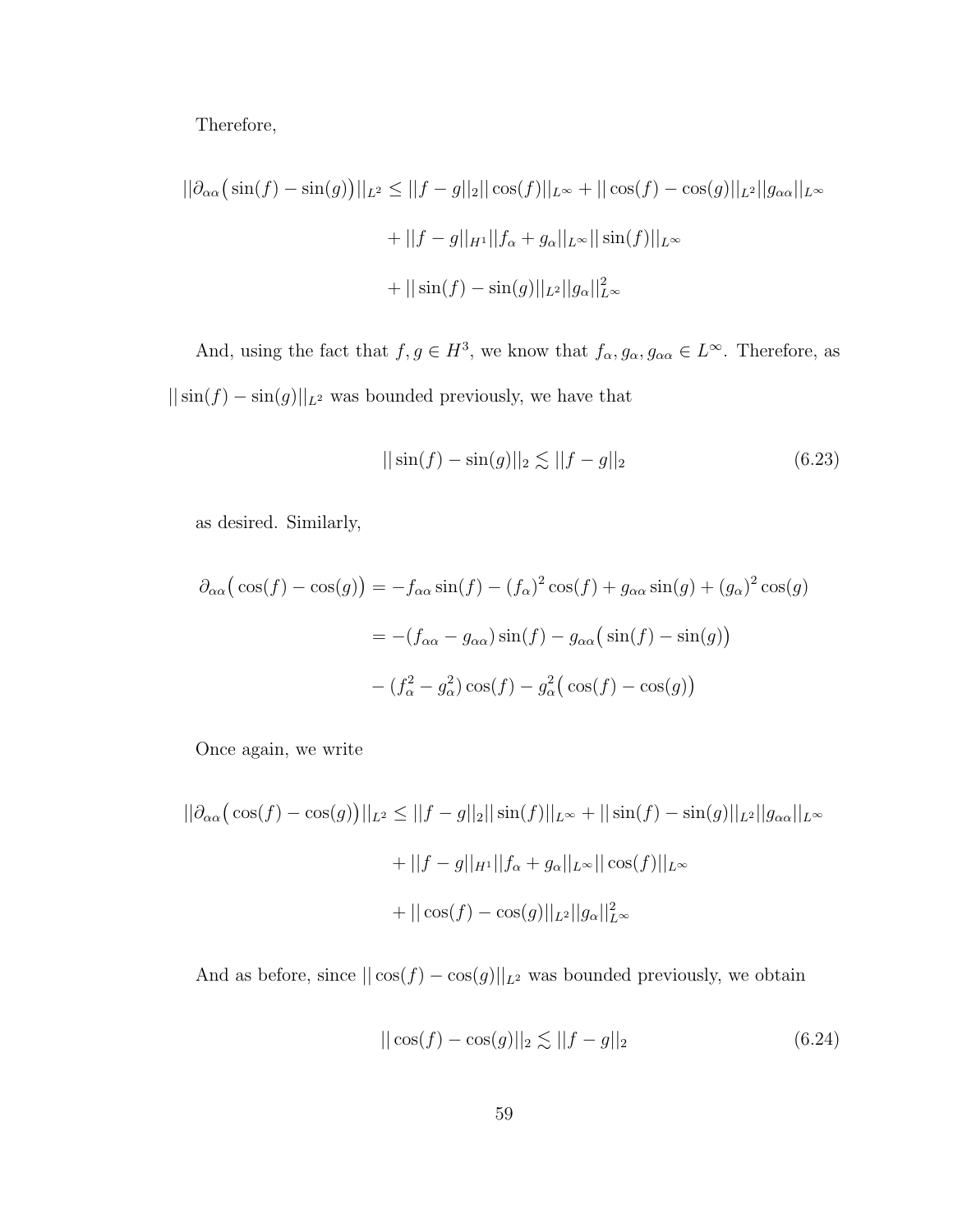Therefore,

$$
\begin{aligned}
||\partial_{\alpha\alpha}\big(\sin(f)-\sin(g)\big)||_{L^2} \leq\; & ||f-g||_2||\cos(f)||_{L^\infty} + ||\cos(f)-\cos(g)||_{L^2}||g_{\alpha\alpha}||_{L^\infty} \\
& + ||f-g||_{H^1}||f_\alpha + g_\alpha||_{L^\infty}||\sin(f)||_{L^\infty} \\
& + ||\sin(f)-\sin(g)||_{L^2}||g_\alpha||_{L^\infty}^2
\end{aligned}
$$

And, using the fact that $f, g \in H^3$, we know that $f_\alpha, g_\alpha, g_{\alpha\alpha} \in L^\infty$. Therefore, as $||\sin(f)-\sin(g)||_{L^2}$ was bounded previously, we have that

$$
||\sin(f)-\sin(g)||_2 \lesssim ||f-g||_2 \tag{6.23}
$$

as desired. Similarly,

$$
\begin{aligned}
\partial_{\alpha\alpha}\big(\cos(f)-\cos(g)\big) &= -f_{\alpha\alpha}\sin(f) - (f_\alpha)^2\cos(f) + g_{\alpha\alpha}\sin(g) + (g_\alpha)^2\cos(g) \\
&= -(f_{\alpha\alpha}-g_{\alpha\alpha})\sin(f) - g_{\alpha\alpha}\big(\sin(f)-\sin(g)\big) \\
&\quad - (f_\alpha^2 - g_\alpha^2)\cos(f) - g_\alpha^2\big(\cos(f)-\cos(g)\big)
\end{aligned}
$$

Once again, we write

$$
\begin{aligned}
||\partial_{\alpha\alpha}\big(\cos(f)-\cos(g)\big)||_{L^2} \leq\; & ||f-g||_2||\sin(f)||_{L^\infty} + ||\sin(f)-\sin(g)||_{L^2}||g_{\alpha\alpha}||_{L^\infty} \\
& + ||f-g||_{H^1}||f_\alpha + g_\alpha||_{L^\infty}||\cos(f)||_{L^\infty} \\
& + ||\cos(f)-\cos(g)||_{L^2}||g_\alpha||_{L^\infty}^2
\end{aligned}
$$

And as before, since $||\cos(f)-\cos(g)||_{L^2}$ was bounded previously, we obtain

$$
||\cos(f)-\cos(g)||_2 \lesssim ||f-g||_2 \tag{6.24}
$$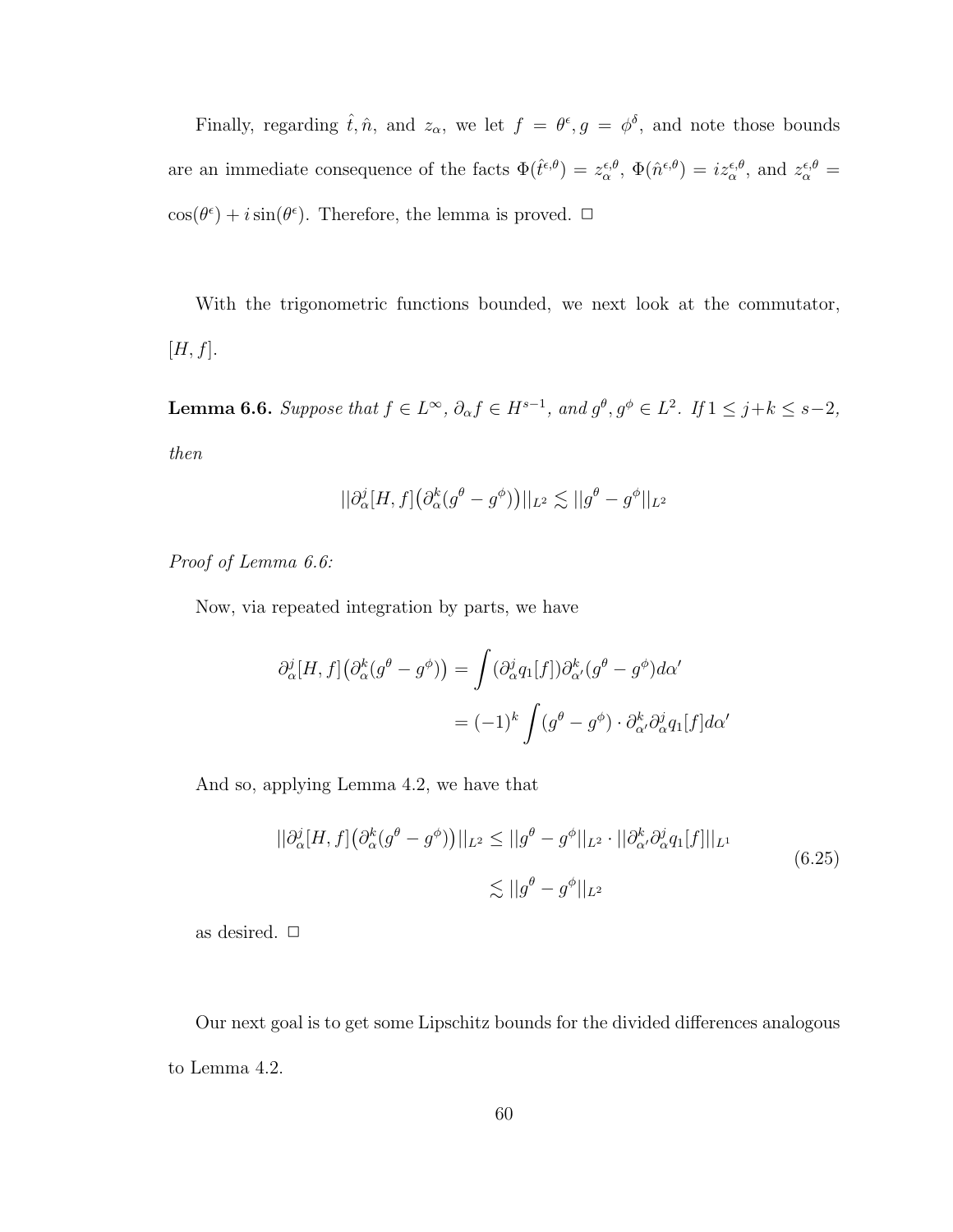Finally, regarding $\hat{t}, \hat{n}$, and $z_\alpha$, we let $f = \theta^\epsilon, g = \phi^\delta$, and note those bounds are an immediate consequence of the facts $\Phi(\hat{t}^{\epsilon,\theta}) = z_\alpha^{\epsilon,\theta}$, $\Phi(\hat{n}^{\epsilon,\theta}) = iz_\alpha^{\epsilon,\theta}$, and $z_\alpha^{\epsilon,\theta} = \cos(\theta^\epsilon) + i\sin(\theta^\epsilon)$. Therefore, the lemma is proved. $\square$

With the trigonometric functions bounded, we next look at the commutator, $[H, f]$.

**Lemma 6.6.** *Suppose that $f \in L^\infty$, $\partial_\alpha f \in H^{s-1}$, and $g^\theta, g^\phi \in L^2$. If $1 \le j+k \le s-2$, then*

$$||\partial_\alpha^j [H, f]\big(\partial_\alpha^k (g^\theta - g^\phi)\big)||_{L^2} \lesssim ||g^\theta - g^\phi||_{L^2}$$

*Proof of Lemma 6.6:*

Now, via repeated integration by parts, we have

$$\begin{aligned}
\partial_\alpha^j [H, f]\big(\partial_\alpha^k (g^\theta - g^\phi)\big) &= \int (\partial_\alpha^j q_1[f]) \partial_{\alpha'}^k (g^\theta - g^\phi) d\alpha' \\
&= (-1)^k \int (g^\theta - g^\phi) \cdot \partial_{\alpha'}^k \partial_\alpha^j q_1[f] d\alpha'
\end{aligned}$$

And so, applying Lemma 4.2, we have that

$$\begin{aligned}
||\partial_\alpha^j [H, f]\big(\partial_\alpha^k (g^\theta - g^\phi)\big)||_{L^2} &\le ||g^\theta - g^\phi||_{L^2} \cdot ||\partial_{\alpha'}^k \partial_\alpha^j q_1[f]||_{L^1} \\
&\lesssim ||g^\theta - g^\phi||_{L^2}
\end{aligned} \tag{6.25}$$

as desired. $\square$

Our next goal is to get some Lipschitz bounds for the divided differences analogous to Lemma 4.2.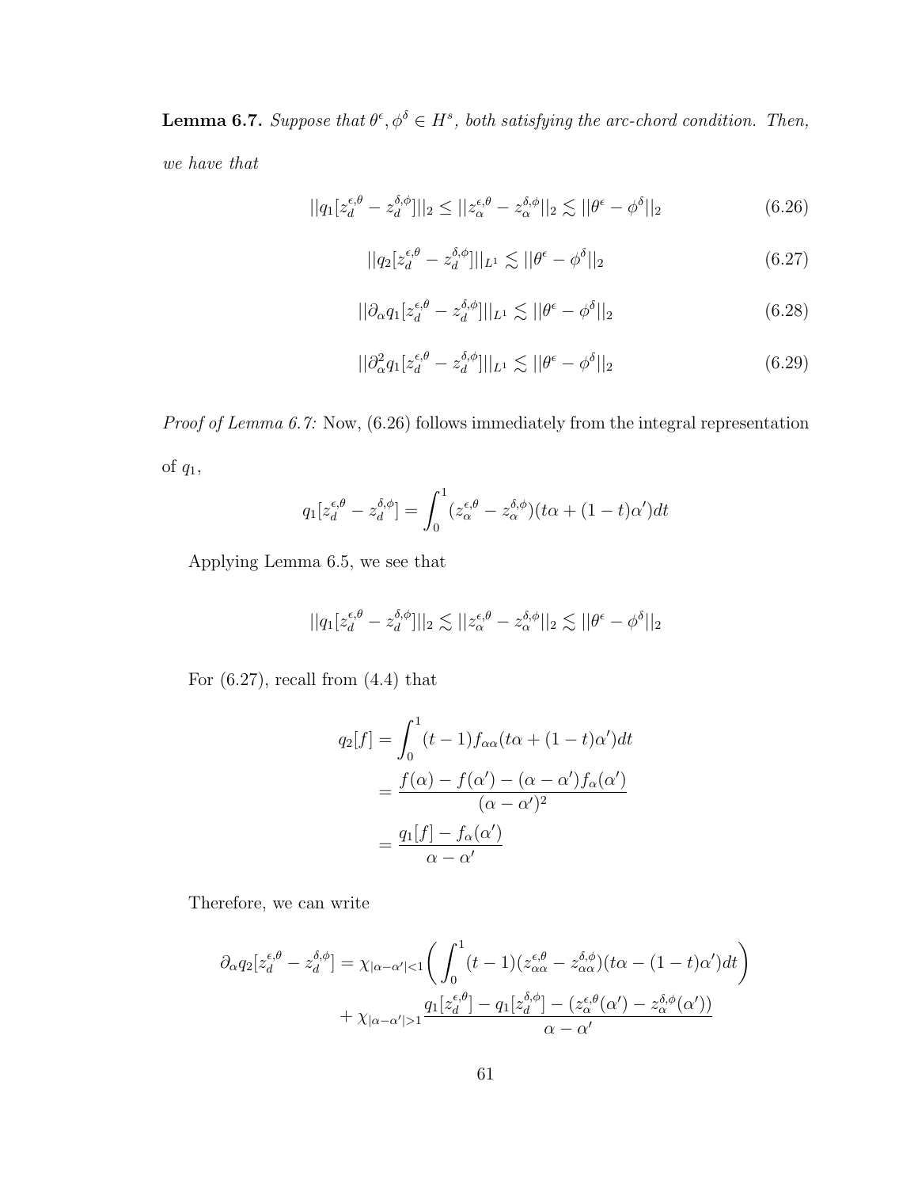**Lemma 6.7.** *Suppose that $\theta^\epsilon, \phi^\delta \in H^s$, both satisfying the arc-chord condition. Then, we have that*

$$||q_1[z_d^{\epsilon,\theta} - z_d^{\delta,\phi}]||_2 \leq ||z_\alpha^{\epsilon,\theta} - z_\alpha^{\delta,\phi}||_2 \lesssim ||\theta^\epsilon - \phi^\delta||_2 \tag{6.26}$$

$$||q_2[z_d^{\epsilon,\theta} - z_d^{\delta,\phi}]||_{L^1} \lesssim ||\theta^\epsilon - \phi^\delta||_2 \tag{6.27}$$

$$||\partial_\alpha q_1[z_d^{\epsilon,\theta} - z_d^{\delta,\phi}]||_{L^1} \lesssim ||\theta^\epsilon - \phi^\delta||_2 \tag{6.28}$$

$$||\partial_\alpha^2 q_1[z_d^{\epsilon,\theta} - z_d^{\delta,\phi}]||_{L^1} \lesssim ||\theta^\epsilon - \phi^\delta||_2 \tag{6.29}$$

*Proof of Lemma 6.7:* Now, (6.26) follows immediately from the integral representation of $q_1$,

$$q_1[z_d^{\epsilon,\theta} - z_d^{\delta,\phi}] = \int_0^1 (z_\alpha^{\epsilon,\theta} - z_\alpha^{\delta,\phi})(t\alpha + (1-t)\alpha')dt$$

Applying Lemma 6.5, we see that

$$||q_1[z_d^{\epsilon,\theta} - z_d^{\delta,\phi}]||_2 \lesssim ||z_\alpha^{\epsilon,\theta} - z_\alpha^{\delta,\phi}||_2 \lesssim ||\theta^\epsilon - \phi^\delta||_2$$

For (6.27), recall from (4.4) that

$$\begin{aligned}
q_2[f] &= \int_0^1 (t-1) f_{\alpha\alpha}(t\alpha + (1-t)\alpha')dt \\
&= \frac{f(\alpha) - f(\alpha') - (\alpha - \alpha')f_\alpha(\alpha')}{(\alpha - \alpha')^2} \\
&= \frac{q_1[f] - f_\alpha(\alpha')}{\alpha - \alpha'}
\end{aligned}$$

Therefore, we can write

$$\begin{aligned}
\partial_\alpha q_2[z_d^{\epsilon,\theta} - z_d^{\delta,\phi}] = \chi_{|\alpha-\alpha'|<1} &\left( \int_0^1 (t-1)(z_{\alpha\alpha}^{\epsilon,\theta} - z_{\alpha\alpha}^{\delta,\phi})(t\alpha - (1-t)\alpha')dt \right) \\
&+ \chi_{|\alpha-\alpha'|>1} \frac{q_1[z_d^{\epsilon,\theta}] - q_1[z_d^{\delta,\phi}] - (z_\alpha^{\epsilon,\theta}(\alpha') - z_\alpha^{\delta,\phi}(\alpha'))}{\alpha - \alpha'}
\end{aligned}$$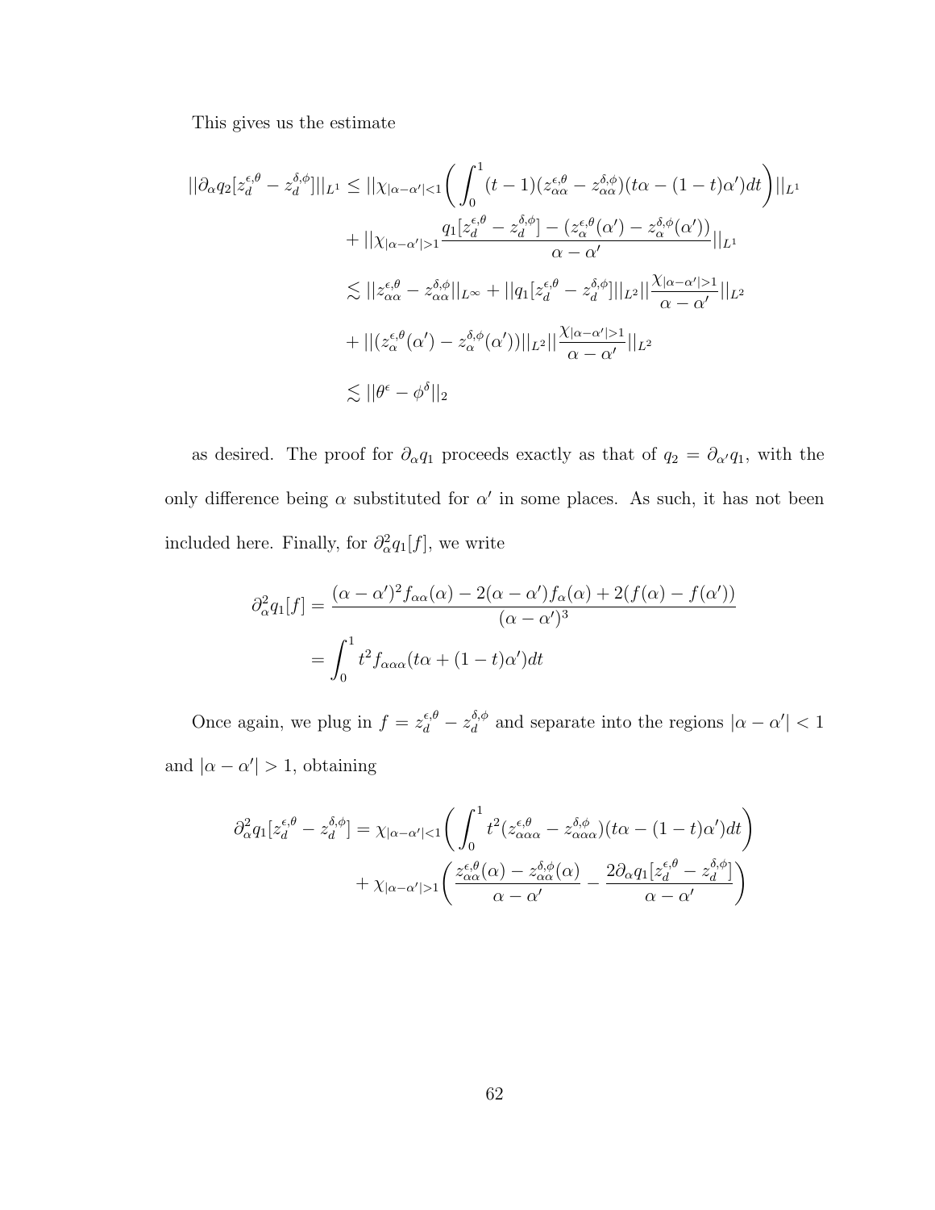This gives us the estimate

$$
\begin{aligned}
||\partial_\alpha q_2[z_d^{\epsilon,\theta} - z_d^{\delta,\phi}]||_{L^1} &\leq ||\chi_{|\alpha-\alpha'|<1}\bigg(\int_0^1 (t-1)(z_{\alpha\alpha}^{\epsilon,\theta} - z_{\alpha\alpha}^{\delta,\phi})(t\alpha - (1-t)\alpha')dt\bigg)||_{L^1} \\
&\quad + ||\chi_{|\alpha-\alpha'|>1}\frac{q_1[z_d^{\epsilon,\theta} - z_d^{\delta,\phi}] - (z_\alpha^{\epsilon,\theta}(\alpha') - z_\alpha^{\delta,\phi}(\alpha'))}{\alpha - \alpha'}||_{L^1} \\
&\lesssim ||z_{\alpha\alpha}^{\epsilon,\theta} - z_{\alpha\alpha}^{\delta,\phi}||_{L^\infty} + ||q_1[z_d^{\epsilon,\theta} - z_d^{\delta,\phi}]||_{L^2}||\frac{\chi_{|\alpha-\alpha'|>1}}{\alpha-\alpha'}||_{L^2} \\
&\quad + ||(z_\alpha^{\epsilon,\theta}(\alpha') - z_\alpha^{\delta,\phi}(\alpha'))||_{L^2}||\frac{\chi_{|\alpha-\alpha'|>1}}{\alpha-\alpha'}||_{L^2} \\
&\lesssim ||\theta^\epsilon - \phi^\delta||_2
\end{aligned}
$$

as desired. The proof for $\partial_\alpha q_1$ proceeds exactly as that of $q_2 = \partial_{\alpha'} q_1$, with the only difference being $\alpha$ substituted for $\alpha'$ in some places. As such, it has not been included here. Finally, for $\partial_\alpha^2 q_1[f]$, we write

$$
\begin{aligned}
\partial_\alpha^2 q_1[f] &= \frac{(\alpha-\alpha')^2 f_{\alpha\alpha}(\alpha) - 2(\alpha-\alpha')f_\alpha(\alpha) + 2(f(\alpha) - f(\alpha'))}{(\alpha-\alpha')^3} \\
&= \int_0^1 t^2 f_{\alpha\alpha\alpha}(t\alpha + (1-t)\alpha')dt
\end{aligned}
$$

Once again, we plug in $f = z_d^{\epsilon,\theta} - z_d^{\delta,\phi}$ and separate into the regions $|\alpha - \alpha'| < 1$ and $|\alpha - \alpha'| > 1$, obtaining

$$
\begin{aligned}
\partial_\alpha^2 q_1[z_d^{\epsilon,\theta} - z_d^{\delta,\phi}] &= \chi_{|\alpha-\alpha'|<1}\bigg(\int_0^1 t^2(z_{\alpha\alpha\alpha}^{\epsilon,\theta} - z_{\alpha\alpha\alpha}^{\delta,\phi})(t\alpha - (1-t)\alpha')dt\bigg) \\
&\quad + \chi_{|\alpha-\alpha'|>1}\bigg(\frac{z_{\alpha\alpha}^{\epsilon,\theta}(\alpha) - z_{\alpha\alpha}^{\delta,\phi}(\alpha)}{\alpha-\alpha'} - \frac{2\partial_\alpha q_1[z_d^{\epsilon,\theta} - z_d^{\delta,\phi}]}{\alpha-\alpha'}\bigg)
\end{aligned}
$$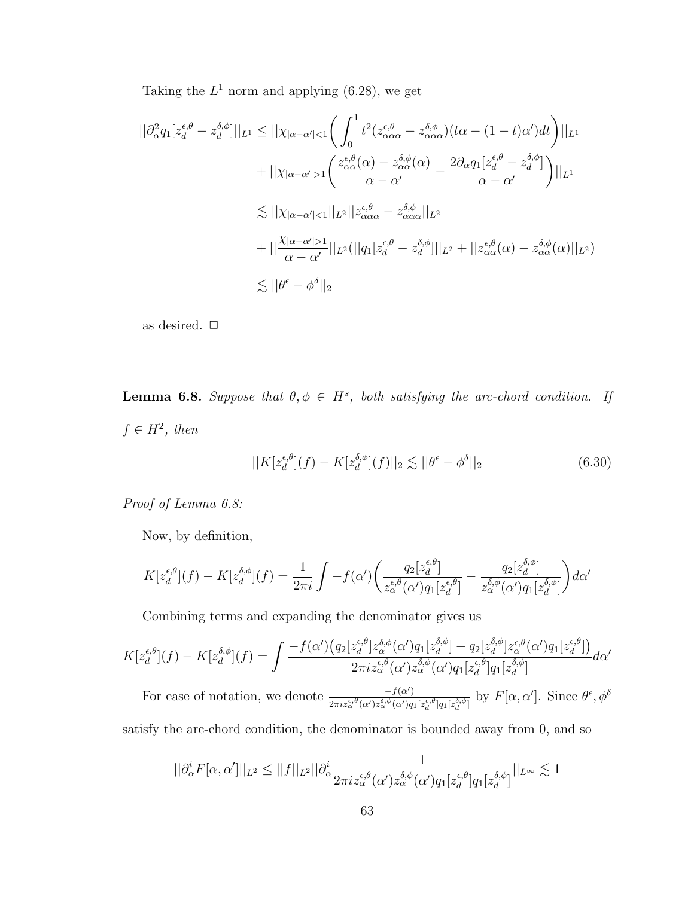Taking the $L^1$ norm and applying (6.28), we get

$$
\begin{aligned}
||\partial_\alpha^2 q_1[z_d^{\epsilon,\theta} - z_d^{\delta,\phi}]||_{L^1} &\leq ||\chi_{|\alpha-\alpha'|<1}\bigg(\int_0^1 t^2(z_{\alpha\alpha\alpha}^{\epsilon,\theta} - z_{\alpha\alpha\alpha}^{\delta,\phi})(t\alpha - (1-t)\alpha')dt\bigg)||_{L^1} \\
&+ ||\chi_{|\alpha-\alpha'|>1}\bigg(\frac{z_{\alpha\alpha}^{\epsilon,\theta}(\alpha) - z_{\alpha\alpha}^{\delta,\phi}(\alpha)}{\alpha - \alpha'} - \frac{2\partial_\alpha q_1[z_d^{\epsilon,\theta} - z_d^{\delta,\phi}]}{\alpha - \alpha'}\bigg)||_{L^1} \\
&\lesssim ||\chi_{|\alpha-\alpha'|<1}||_{L^2}||z_{\alpha\alpha\alpha}^{\epsilon,\theta} - z_{\alpha\alpha\alpha}^{\delta,\phi}||_{L^2} \\
&+ ||\frac{\chi_{|\alpha-\alpha'|>1}}{\alpha-\alpha'}||_{L^2}(||q_1[z_d^{\epsilon,\theta} - z_d^{\delta,\phi}]||_{L^2} + ||z_{\alpha\alpha}^{\epsilon,\theta}(\alpha) - z_{\alpha\alpha}^{\delta,\phi}(\alpha)||_{L^2}) \\
&\lesssim ||\theta^\epsilon - \phi^\delta||_2
\end{aligned}
$$

as desired. $\square$

**Lemma 6.8.** *Suppose that $\theta, \phi \in H^s$, both satisfying the arc-chord condition. If $f \in H^2$, then*

$$
||K[z_d^{\epsilon,\theta}](f) - K[z_d^{\delta,\phi}](f)||_2 \lesssim ||\theta^\epsilon - \phi^\delta||_2 \tag{6.30}
$$

*Proof of Lemma 6.8:*

Now, by definition,

$$
K[z_d^{\epsilon,\theta}](f) - K[z_d^{\delta,\phi}](f) = \frac{1}{2\pi i}\int -f(\alpha')\bigg(\frac{q_2[z_d^{\epsilon,\theta}]}{z_\alpha^{\epsilon,\theta}(\alpha')q_1[z_d^{\epsilon,\theta}]} - \frac{q_2[z_d^{\delta,\phi}]}{z_\alpha^{\delta,\phi}(\alpha')q_1[z_d^{\delta,\phi}]}\bigg)d\alpha'
$$

Combining terms and expanding the denominator gives us

$$
K[z_d^{\epsilon,\theta}](f) - K[z_d^{\delta,\phi}](f) = \int \frac{-f(\alpha')\big(q_2[z_d^{\epsilon,\theta}]z_\alpha^{\delta,\phi}(\alpha')q_1[z_d^{\delta,\phi}] - q_2[z_d^{\delta,\phi}]z_\alpha^{\epsilon,\theta}(\alpha')q_1[z_d^{\epsilon,\theta}]\big)}{2\pi i z_\alpha^{\epsilon,\theta}(\alpha')z_\alpha^{\delta,\phi}(\alpha')q_1[z_d^{\epsilon,\theta}]q_1[z_d^{\delta,\phi}]}d\alpha'
$$

For ease of notation, we denote $\frac{-f(\alpha')}{2\pi i z_\alpha^{\epsilon,\theta}(\alpha')z_\alpha^{\delta,\phi}(\alpha')q_1[z_d^{\epsilon,\theta}]q_1[z_d^{\delta,\phi}]}$ by $F[\alpha,\alpha']$. Since $\theta^\epsilon, \phi^\delta$ satisfy the arc-chord condition, the denominator is bounded away from 0, and so

$$
||\partial_\alpha^i F[\alpha,\alpha']||_{L^2} \leq ||f||_{L^2}||\partial_\alpha^i \frac{1}{2\pi i z_\alpha^{\epsilon,\theta}(\alpha')z_\alpha^{\delta,\phi}(\alpha')q_1[z_d^{\epsilon,\theta}]q_1[z_d^{\delta,\phi}]}||_{L^\infty} \lesssim 1
$$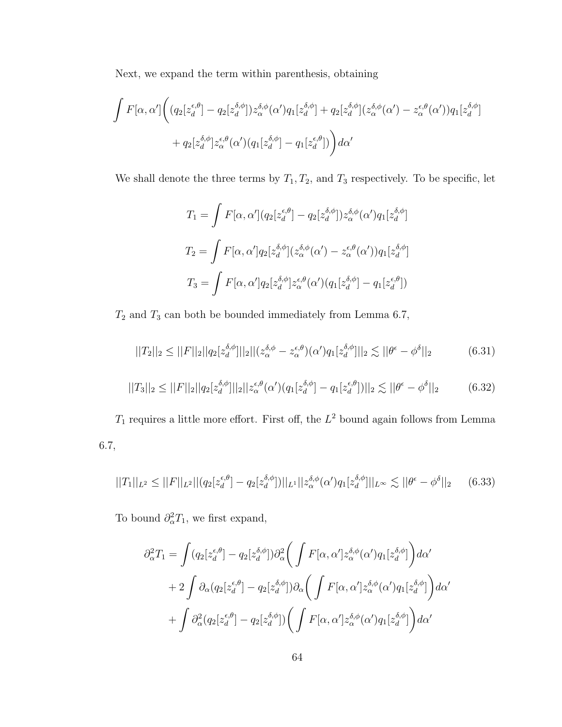Next, we expand the term within parenthesis, obtaining

$$\int F[\alpha,\alpha']\bigg((q_2[z_d^{\epsilon,\theta}] - q_2[z_d^{\delta,\phi}])z_\alpha^{\delta,\phi}(\alpha')q_1[z_d^{\delta,\phi}] + q_2[z_d^{\delta,\phi}](z_\alpha^{\delta,\phi}(\alpha') - z_\alpha^{\epsilon,\theta}(\alpha'))q_1[z_d^{\delta,\phi}]$$
$$+ q_2[z_d^{\delta,\phi}]z_\alpha^{\epsilon,\theta}(\alpha')(q_1[z_d^{\delta,\phi}] - q_1[z_d^{\epsilon,\theta}])\bigg)d\alpha'$$

We shall denote the three terms by $T_1, T_2$, and $T_3$ respectively. To be specific, let

$$T_1 = \int F[\alpha,\alpha'](q_2[z_d^{\epsilon,\theta}] - q_2[z_d^{\delta,\phi}])z_\alpha^{\delta,\phi}(\alpha')q_1[z_d^{\delta,\phi}]$$

$$T_2 = \int F[\alpha,\alpha']q_2[z_d^{\delta,\phi}](z_\alpha^{\delta,\phi}(\alpha') - z_\alpha^{\epsilon,\theta}(\alpha'))q_1[z_d^{\delta,\phi}]$$

$$T_3 = \int F[\alpha,\alpha']q_2[z_d^{\delta,\phi}]z_\alpha^{\epsilon,\theta}(\alpha')(q_1[z_d^{\delta,\phi}] - q_1[z_d^{\epsilon,\theta}])$$

$T_2$ and $T_3$ can both be bounded immediately from Lemma 6.7,

$$||T_2||_2 \le ||F||_2||q_2[z_d^{\delta,\phi}]||_2||(z_\alpha^{\delta,\phi} - z_\alpha^{\epsilon,\theta})(\alpha')q_1[z_d^{\delta,\phi}]||_2 \lesssim ||\theta^\epsilon - \phi^\delta||_2 \tag{6.31}$$

$$||T_3||_2 \le ||F||_2||q_2[z_d^{\delta,\phi}]||_2||z_\alpha^{\epsilon,\theta}(\alpha')(q_1[z_d^{\delta,\phi}] - q_1[z_d^{\epsilon,\theta}])||_2 \lesssim ||\theta^\epsilon - \phi^\delta||_2 \tag{6.32}$$

$T_1$ requires a little more effort. First off, the $L^2$ bound again follows from Lemma 6.7,

$$||T_1||_{L^2} \le ||F||_{L^2}||(q_2[z_d^{\epsilon,\theta}] - q_2[z_d^{\delta,\phi}])||_{L^1}||z_\alpha^{\delta,\phi}(\alpha')q_1[z_d^{\delta,\phi}]||_{L^\infty} \lesssim ||\theta^\epsilon - \phi^\delta||_2 \tag{6.33}$$

To bound $\partial_\alpha^2 T_1$, we first expand,

$$\partial_\alpha^2 T_1 = \int (q_2[z_d^{\epsilon,\theta}] - q_2[z_d^{\delta,\phi}])\partial_\alpha^2\bigg(\int F[\alpha,\alpha']z_\alpha^{\delta,\phi}(\alpha')q_1[z_d^{\delta,\phi}]\bigg)d\alpha'$$
$$+ 2\int \partial_\alpha(q_2[z_d^{\epsilon,\theta}] - q_2[z_d^{\delta,\phi}])\partial_\alpha\bigg(\int F[\alpha,\alpha']z_\alpha^{\delta,\phi}(\alpha')q_1[z_d^{\delta,\phi}]\bigg)d\alpha'$$
$$+ \int \partial_\alpha^2(q_2[z_d^{\epsilon,\theta}] - q_2[z_d^{\delta,\phi}])\bigg(\int F[\alpha,\alpha']z_\alpha^{\delta,\phi}(\alpha')q_1[z_d^{\delta,\phi}]\bigg)d\alpha'$$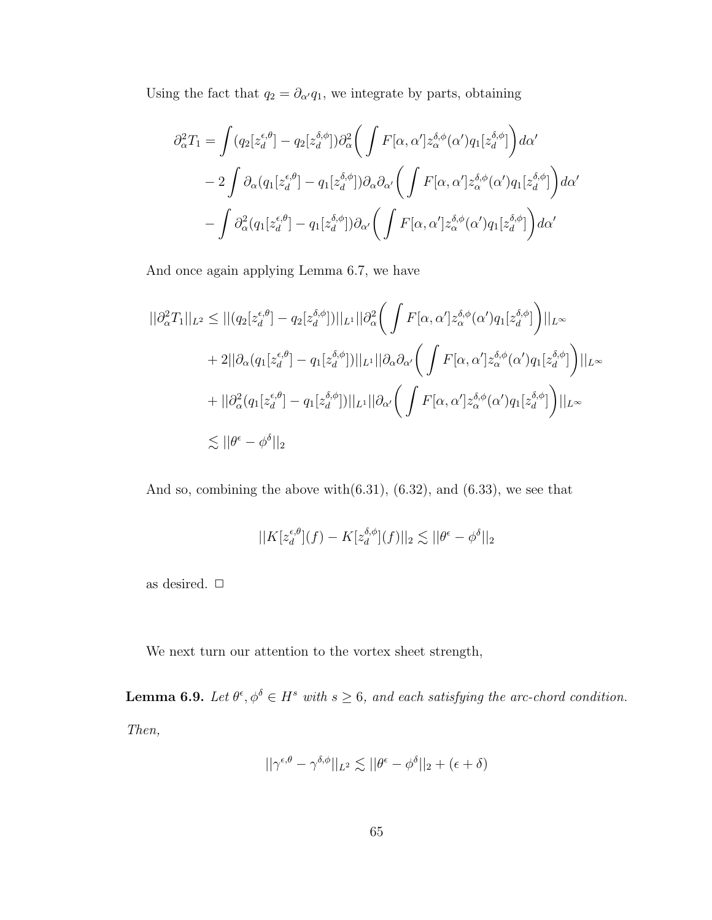Using the fact that $q_2 = \partial_{\alpha'} q_1$, we integrate by parts, obtaining

$$
\begin{aligned}
\partial_\alpha^2 T_1 = &\int (q_2[z_d^{\epsilon,\theta}] - q_2[z_d^{\delta,\phi}])\partial_\alpha^2\bigg(\int F[\alpha,\alpha'] z_\alpha^{\delta,\phi}(\alpha') q_1[z_d^{\delta,\phi}]\bigg) d\alpha' \\
&- 2\int \partial_\alpha (q_1[z_d^{\epsilon,\theta}] - q_1[z_d^{\delta,\phi}])\partial_\alpha \partial_{\alpha'}\bigg(\int F[\alpha,\alpha'] z_\alpha^{\delta,\phi}(\alpha') q_1[z_d^{\delta,\phi}]\bigg) d\alpha' \\
&- \int \partial_\alpha^2 (q_1[z_d^{\epsilon,\theta}] - q_1[z_d^{\delta,\phi}])\partial_{\alpha'}\bigg(\int F[\alpha,\alpha'] z_\alpha^{\delta,\phi}(\alpha') q_1[z_d^{\delta,\phi}]\bigg) d\alpha'
\end{aligned}
$$

And once again applying Lemma 6.7, we have

$$
\begin{aligned}
||\partial_\alpha^2 T_1||_{L^2} \leq\, &||(q_2[z_d^{\epsilon,\theta}] - q_2[z_d^{\delta,\phi}])||_{L^1} ||\partial_\alpha^2\bigg(\int F[\alpha,\alpha'] z_\alpha^{\delta,\phi}(\alpha') q_1[z_d^{\delta,\phi}]\bigg)||_{L^\infty} \\
&+ 2||\partial_\alpha (q_1[z_d^{\epsilon,\theta}] - q_1[z_d^{\delta,\phi}])||_{L^1} ||\partial_\alpha \partial_{\alpha'}\bigg(\int F[\alpha,\alpha'] z_\alpha^{\delta,\phi}(\alpha') q_1[z_d^{\delta,\phi}]\bigg)||_{L^\infty} \\
&+ ||\partial_\alpha^2 (q_1[z_d^{\epsilon,\theta}] - q_1[z_d^{\delta,\phi}])||_{L^1} ||\partial_{\alpha'}\bigg(\int F[\alpha,\alpha'] z_\alpha^{\delta,\phi}(\alpha') q_1[z_d^{\delta,\phi}]\bigg)||_{L^\infty} \\
\lesssim\, &||\theta^\epsilon - \phi^\delta||_2
\end{aligned}
$$

And so, combining the above with(6.31), (6.32), and (6.33), we see that

$$
||K[z_d^{\epsilon,\theta}](f) - K[z_d^{\delta,\phi}](f)||_2 \lesssim ||\theta^\epsilon - \phi^\delta||_2
$$

as desired. $\square$

We next turn our attention to the vortex sheet strength,

**Lemma 6.9.** *Let $\theta^\epsilon, \phi^\delta \in H^s$ with $s \geq 6$, and each satisfying the arc-chord condition. Then,*

$$
||\gamma^{\epsilon,\theta} - \gamma^{\delta,\phi}||_{L^2} \lesssim ||\theta^\epsilon - \phi^\delta||_2 + (\epsilon + \delta)
$$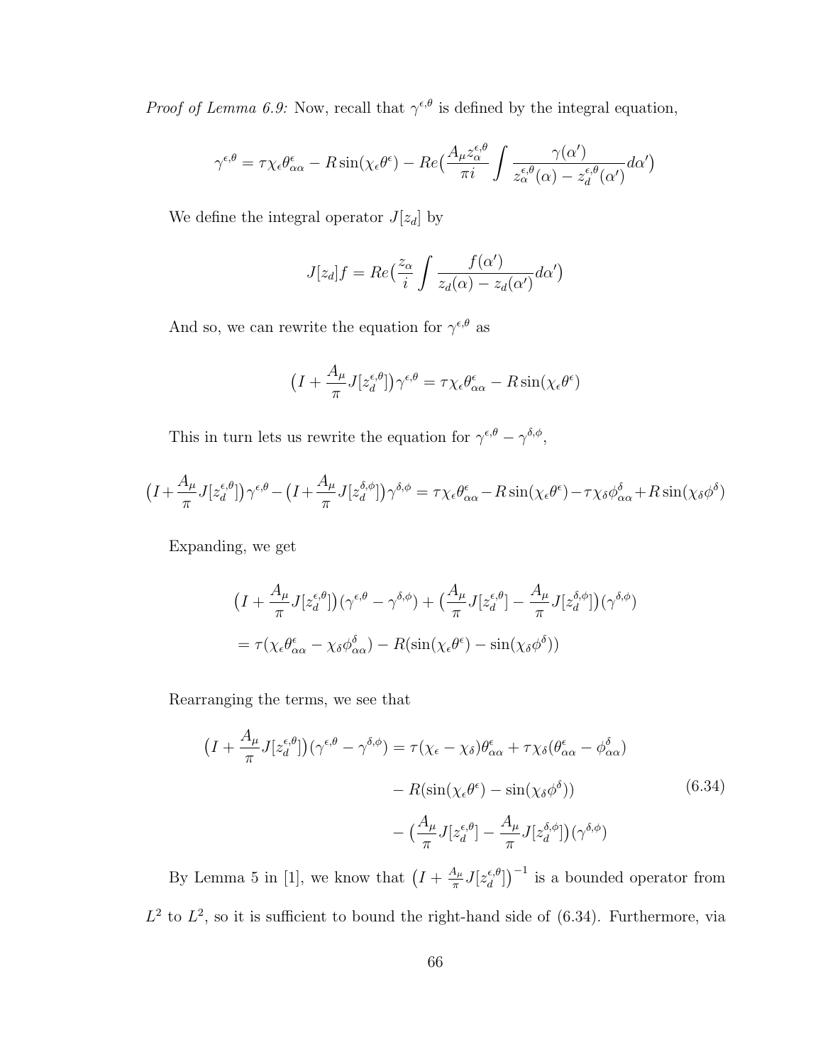*Proof of Lemma 6.9:* Now, recall that $\gamma^{\epsilon,\theta}$ is defined by the integral equation,

$$\gamma^{\epsilon,\theta} = \tau\chi_\epsilon\theta^\epsilon_{\alpha\alpha} - R\sin(\chi_\epsilon\theta^\epsilon) - Re\big(\frac{A_\mu z^{\epsilon,\theta}_\alpha}{\pi i}\int \frac{\gamma(\alpha')}{z^{\epsilon,\theta}_\alpha(\alpha) - z^{\epsilon,\theta}_d(\alpha')}d\alpha'\big)$$

We define the integral operator $J[z_d]$ by

$$J[z_d]f = Re\big(\frac{z_\alpha}{i}\int \frac{f(\alpha')}{z_d(\alpha) - z_d(\alpha')}d\alpha'\big)$$

And so, we can rewrite the equation for $\gamma^{\epsilon,\theta}$ as

$$\big(I + \frac{A_\mu}{\pi}J[z^{\epsilon,\theta}_d]\big)\gamma^{\epsilon,\theta} = \tau\chi_\epsilon\theta^\epsilon_{\alpha\alpha} - R\sin(\chi_\epsilon\theta^\epsilon)$$

This in turn lets us rewrite the equation for $\gamma^{\epsilon,\theta} - \gamma^{\delta,\phi}$,

$$\big(I+\frac{A_\mu}{\pi}J[z^{\epsilon,\theta}_d]\big)\gamma^{\epsilon,\theta} - \big(I+\frac{A_\mu}{\pi}J[z^{\delta,\phi}_d]\big)\gamma^{\delta,\phi} = \tau\chi_\epsilon\theta^\epsilon_{\alpha\alpha} - R\sin(\chi_\epsilon\theta^\epsilon) - \tau\chi_\delta\phi^\delta_{\alpha\alpha} + R\sin(\chi_\delta\phi^\delta)$$

Expanding, we get

$$\begin{aligned}
&\big(I + \frac{A_\mu}{\pi}J[z^{\epsilon,\theta}_d]\big)(\gamma^{\epsilon,\theta} - \gamma^{\delta,\phi}) + \big(\frac{A_\mu}{\pi}J[z^{\epsilon,\theta}_d] - \frac{A_\mu}{\pi}J[z^{\delta,\phi}_d]\big)(\gamma^{\delta,\phi}) \\
&= \tau(\chi_\epsilon\theta^\epsilon_{\alpha\alpha} - \chi_\delta\phi^\delta_{\alpha\alpha}) - R(\sin(\chi_\epsilon\theta^\epsilon) - \sin(\chi_\delta\phi^\delta))
\end{aligned}$$

Rearranging the terms, we see that

$$\begin{aligned}
\big(I + \frac{A_\mu}{\pi}J[z^{\epsilon,\theta}_d]\big)(\gamma^{\epsilon,\theta} - \gamma^{\delta,\phi}) &= \tau(\chi_\epsilon - \chi_\delta)\theta^\epsilon_{\alpha\alpha} + \tau\chi_\delta(\theta^\epsilon_{\alpha\alpha} - \phi^\delta_{\alpha\alpha}) \\
&\quad - R(\sin(\chi_\epsilon\theta^\epsilon) - \sin(\chi_\delta\phi^\delta)) \\
&\quad - \big(\frac{A_\mu}{\pi}J[z^{\epsilon,\theta}_d] - \frac{A_\mu}{\pi}J[z^{\delta,\phi}_d]\big)(\gamma^{\delta,\phi})
\end{aligned} \tag{6.34}$$

By Lemma 5 in [1], we know that $\big(I + \frac{A_\mu}{\pi}J[z^{\epsilon,\theta}_d]\big)^{-1}$ is a bounded operator from $L^2$ to $L^2$, so it is sufficient to bound the right-hand side of (6.34). Furthermore, via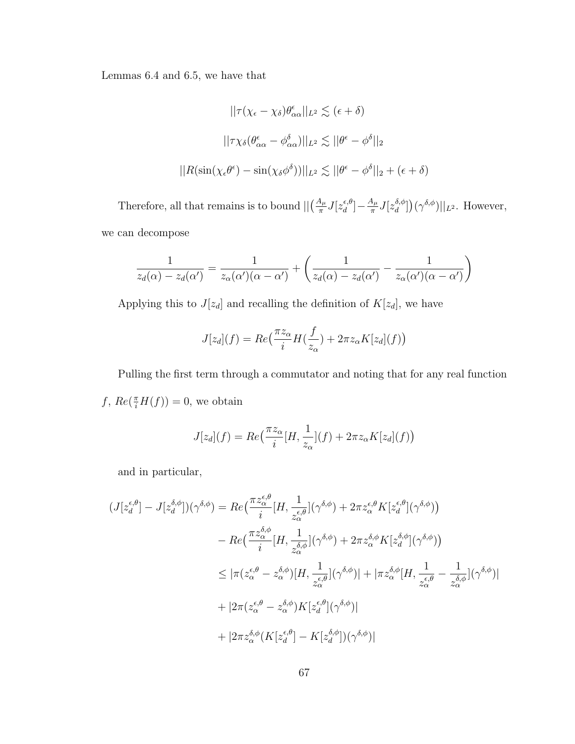Lemmas 6.4 and 6.5, we have that

$$||\tau(\chi_\epsilon - \chi_\delta)\theta^\epsilon_{\alpha\alpha}||_{L^2} \lesssim (\epsilon + \delta)$$

$$||\tau\chi_\delta(\theta^\epsilon_{\alpha\alpha} - \phi^\delta_{\alpha\alpha})||_{L^2} \lesssim ||\theta^\epsilon - \phi^\delta||_2$$

$$||R(\sin(\chi_\epsilon\theta^\epsilon) - \sin(\chi_\delta\phi^\delta))||_{L^2} \lesssim ||\theta^\epsilon - \phi^\delta||_2 + (\epsilon + \delta)$$

Therefore, all that remains is to bound $||\big(\frac{A_\mu}{\pi}J[z_d^{\epsilon,\theta}] - \frac{A_\mu}{\pi}J[z_d^{\delta,\phi}]\big)(\gamma^{\delta,\phi})||_{L^2}$. However, we can decompose

$$\frac{1}{z_d(\alpha) - z_d(\alpha')} = \frac{1}{z_\alpha(\alpha')(\alpha - \alpha')} + \left(\frac{1}{z_d(\alpha) - z_d(\alpha')} - \frac{1}{z_\alpha(\alpha')(\alpha - \alpha')}\right)$$

Applying this to $J[z_d]$ and recalling the definition of $K[z_d]$, we have

$$J[z_d](f) = Re\big(\frac{\pi z_\alpha}{i}H(\frac{f}{z_\alpha}) + 2\pi z_\alpha K[z_d](f)\big)$$

Pulling the first term through a commutator and noting that for any real function $f$, $Re(\frac{\pi}{i}H(f)) = 0$, we obtain

$$J[z_d](f) = Re\big(\frac{\pi z_\alpha}{i}[H, \frac{1}{z_\alpha}](f) + 2\pi z_\alpha K[z_d](f)\big)$$

and in particular,

$$\begin{aligned}
(J[z_d^{\epsilon,\theta}] - J[z_d^{\delta,\phi}])(\gamma^{\delta,\phi}) &= Re\big(\frac{\pi z_\alpha^{\epsilon,\theta}}{i}[H, \frac{1}{z_\alpha^{\epsilon,\theta}}](\gamma^{\delta,\phi}) + 2\pi z_\alpha^{\epsilon,\theta}K[z_d^{\epsilon,\theta}](\gamma^{\delta,\phi})\big) \\
&- Re\big(\frac{\pi z_\alpha^{\delta,\phi}}{i}[H, \frac{1}{z_\alpha^{\delta,\phi}}](\gamma^{\delta,\phi}) + 2\pi z_\alpha^{\delta,\phi}K[z_d^{\delta,\phi}](\gamma^{\delta,\phi})\big) \\
&\leq |\pi(z_\alpha^{\epsilon,\theta} - z_\alpha^{\delta,\phi})[H, \frac{1}{z_\alpha^{\epsilon,\theta}}](\gamma^{\delta,\phi})| + |\pi z_\alpha^{\delta,\phi}[H, \frac{1}{z_\alpha^{\epsilon,\theta}} - \frac{1}{z_\alpha^{\delta,\phi}}](\gamma^{\delta,\phi})| \\
&+ |2\pi(z_\alpha^{\epsilon,\theta} - z_\alpha^{\delta,\phi})K[z_d^{\epsilon,\theta}](\gamma^{\delta,\phi})| \\
&+ |2\pi z_\alpha^{\delta,\phi}(K[z_d^{\epsilon,\theta}] - K[z_d^{\delta,\phi}])(\gamma^{\delta,\phi})|
\end{aligned}$$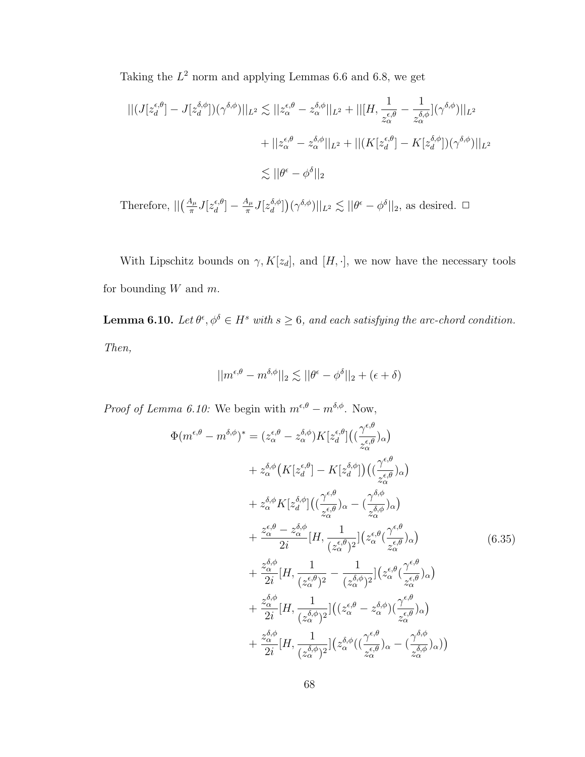Taking the $L^2$ norm and applying Lemmas 6.6 and 6.8, we get

$$
\begin{aligned}
||(J[z_d^{\epsilon,\theta}] - J[z_d^{\delta,\phi}])(\gamma^{\delta,\phi})||_{L^2} &\lesssim ||z_\alpha^{\epsilon,\theta} - z_\alpha^{\delta,\phi}||_{L^2} + ||[H, \frac{1}{z_\alpha^{\epsilon,\theta}} - \frac{1}{z_\alpha^{\delta,\phi}}](\gamma^{\delta,\phi})||_{L^2} \\
&\quad + ||z_\alpha^{\epsilon,\theta} - z_\alpha^{\delta,\phi}||_{L^2} + ||(K[z_d^{\epsilon,\theta}] - K[z_d^{\delta,\phi}])(\gamma^{\delta,\phi})||_{L^2} \\
&\lesssim ||\theta^\epsilon - \phi^\delta||_2
\end{aligned}
$$

Therefore, $||\big(\frac{A_\mu}{\pi} J[z_d^{\epsilon,\theta}] - \frac{A_\mu}{\pi} J[z_d^{\delta,\phi}]\big)(\gamma^{\delta,\phi})||_{L^2} \lesssim ||\theta^\epsilon - \phi^\delta||_2$, as desired. $\square$

With Lipschitz bounds on $\gamma, K[z_d]$, and $[H, \cdot]$, we now have the necessary tools for bounding $W$ and $m$.

**Lemma 6.10.** *Let $\theta^\epsilon, \phi^\delta \in H^s$ with $s \geq 6$, and each satisfying the arc-chord condition. Then,*

$$
||m^{\epsilon,\theta} - m^{\delta,\phi}||_2 \lesssim ||\theta^\epsilon - \phi^\delta||_2 + (\epsilon + \delta)
$$

*Proof of Lemma 6.10:* We begin with $m^{\epsilon,\theta} - m^{\delta,\phi}$. Now,

$$
\begin{aligned}
\Phi(m^{\epsilon,\theta} - m^{\delta,\phi})^* &= (z_\alpha^{\epsilon,\theta} - z_\alpha^{\delta,\phi}) K[z_d^{\epsilon,\theta}]\big((\frac{\gamma^{\epsilon,\theta}}{z_\alpha^{\epsilon,\theta}})_\alpha\big) \\
&\quad + z_\alpha^{\delta,\phi}\big(K[z_d^{\epsilon,\theta}] - K[z_d^{\delta,\phi}]\big)\big((\frac{\gamma^{\epsilon,\theta}}{z_\alpha^{\epsilon,\theta}})_\alpha\big) \\
&\quad + z_\alpha^{\delta,\phi} K[z_d^{\delta,\phi}]\big((\frac{\gamma^{\epsilon,\theta}}{z_\alpha^{\epsilon,\theta}})_\alpha - (\frac{\gamma^{\delta,\phi}}{z_\alpha^{\delta,\phi}})_\alpha\big) \\
&\quad + \frac{z_\alpha^{\epsilon,\theta} - z_\alpha^{\delta,\phi}}{2i}[H, \frac{1}{(z_\alpha^{\epsilon,\theta})^2}]\big(z_\alpha^{\epsilon,\theta}(\frac{\gamma^{\epsilon,\theta}}{z_\alpha^{\epsilon,\theta}})_\alpha\big) \\
&\quad + \frac{z_\alpha^{\delta,\phi}}{2i}[H, \frac{1}{(z_\alpha^{\epsilon,\theta})^2} - \frac{1}{(z_\alpha^{\delta,\phi})^2}]\big(z_\alpha^{\epsilon,\theta}(\frac{\gamma^{\epsilon,\theta}}{z_\alpha^{\epsilon,\theta}})_\alpha\big) \\
&\quad + \frac{z_\alpha^{\delta,\phi}}{2i}[H, \frac{1}{(z_\alpha^{\delta,\phi})^2}]\big((z_\alpha^{\epsilon,\theta} - z_\alpha^{\delta,\phi})(\frac{\gamma^{\epsilon,\theta}}{z_\alpha^{\epsilon,\theta}})_\alpha\big) \\
&\quad + \frac{z_\alpha^{\delta,\phi}}{2i}[H, \frac{1}{(z_\alpha^{\delta,\phi})^2}]\big(z_\alpha^{\delta,\phi}((\frac{\gamma^{\epsilon,\theta}}{z_\alpha^{\epsilon,\theta}})_\alpha - (\frac{\gamma^{\delta,\phi}}{z_\alpha^{\delta,\phi}})_\alpha)\big)
\end{aligned}
\tag{6.35}
$$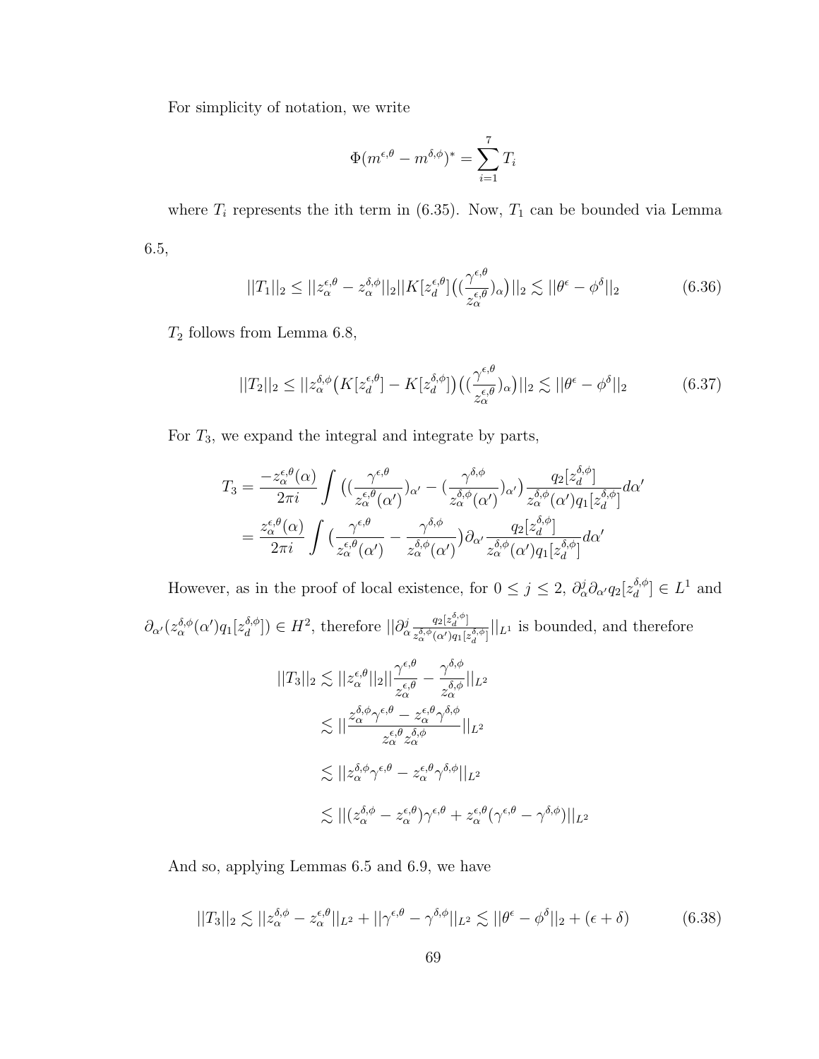For simplicity of notation, we write

$$\Phi(m^{\epsilon,\theta} - m^{\delta,\phi})^* = \sum_{i=1}^{7} T_i$$

where $T_i$ represents the ith term in (6.35). Now, $T_1$ can be bounded via Lemma 6.5,

$$||T_1||_2 \leq ||z_\alpha^{\epsilon,\theta} - z_\alpha^{\delta,\phi}||_2 ||K[z_d^{\epsilon,\theta}]\big((\frac{\gamma^{\epsilon,\theta}}{z_\alpha^{\epsilon,\theta}})_\alpha\big)||_2 \lesssim ||\theta^\epsilon - \phi^\delta||_2 \tag{6.36}$$

$T_2$ follows from Lemma 6.8,

$$||T_2||_2 \leq ||z_\alpha^{\delta,\phi}\big(K[z_d^{\epsilon,\theta}] - K[z_d^{\delta,\phi}]\big)\big((\frac{\gamma^{\epsilon,\theta}}{z_\alpha^{\epsilon,\theta}})_\alpha\big)||_2 \lesssim ||\theta^\epsilon - \phi^\delta||_2 \tag{6.37}$$

For $T_3$, we expand the integral and integrate by parts,

$$\begin{aligned}
T_3 &= \frac{-z_\alpha^{\epsilon,\theta}(\alpha)}{2\pi i} \int \big((\frac{\gamma^{\epsilon,\theta}}{z_\alpha^{\epsilon,\theta}(\alpha')})_{\alpha'} - (\frac{\gamma^{\delta,\phi}}{z_\alpha^{\delta,\phi}(\alpha')})_{\alpha'}\big) \frac{q_2[z_d^{\delta,\phi}]}{z_\alpha^{\delta,\phi}(\alpha')q_1[z_d^{\delta,\phi}]} d\alpha' \\
&= \frac{z_\alpha^{\epsilon,\theta}(\alpha)}{2\pi i} \int \big(\frac{\gamma^{\epsilon,\theta}}{z_\alpha^{\epsilon,\theta}(\alpha')} - \frac{\gamma^{\delta,\phi}}{z_\alpha^{\delta,\phi}(\alpha')}\big) \partial_{\alpha'} \frac{q_2[z_d^{\delta,\phi}]}{z_\alpha^{\delta,\phi}(\alpha')q_1[z_d^{\delta,\phi}]} d\alpha'
\end{aligned}$$

However, as in the proof of local existence, for $0 \leq j \leq 2$, $\partial_\alpha^j \partial_{\alpha'} q_2[z_d^{\delta,\phi}] \in L^1$ and $\partial_{\alpha'}(z_\alpha^{\delta,\phi}(\alpha')q_1[z_d^{\delta,\phi}]) \in H^2$, therefore $||\partial_\alpha^j \frac{q_2[z_d^{\delta,\phi}]}{z_\alpha^{\delta,\phi}(\alpha')q_1[z_d^{\delta,\phi}]}||_{L^1}$ is bounded, and therefore

$$\begin{aligned}
||T_3||_2 &\lesssim ||z_\alpha^{\epsilon,\theta}||_2 ||\frac{\gamma^{\epsilon,\theta}}{z_\alpha^{\epsilon,\theta}} - \frac{\gamma^{\delta,\phi}}{z_\alpha^{\delta,\phi}}||_{L^2} \\
&\lesssim ||\frac{z_\alpha^{\delta,\phi}\gamma^{\epsilon,\theta} - z_\alpha^{\epsilon,\theta}\gamma^{\delta,\phi}}{z_\alpha^{\epsilon,\theta}z_\alpha^{\delta,\phi}}||_{L^2} \\
&\lesssim ||z_\alpha^{\delta,\phi}\gamma^{\epsilon,\theta} - z_\alpha^{\epsilon,\theta}\gamma^{\delta,\phi}||_{L^2} \\
&\lesssim ||(z_\alpha^{\delta,\phi} - z_\alpha^{\epsilon,\theta})\gamma^{\epsilon,\theta} + z_\alpha^{\epsilon,\theta}(\gamma^{\epsilon,\theta} - \gamma^{\delta,\phi})||_{L^2}
\end{aligned}$$

And so, applying Lemmas 6.5 and 6.9, we have

$$||T_3||_2 \lesssim ||z_\alpha^{\delta,\phi} - z_\alpha^{\epsilon,\theta}||_{L^2} + ||\gamma^{\epsilon,\theta} - \gamma^{\delta,\phi}||_{L^2} \lesssim ||\theta^\epsilon - \phi^\delta||_2 + (\epsilon + \delta) \tag{6.38}$$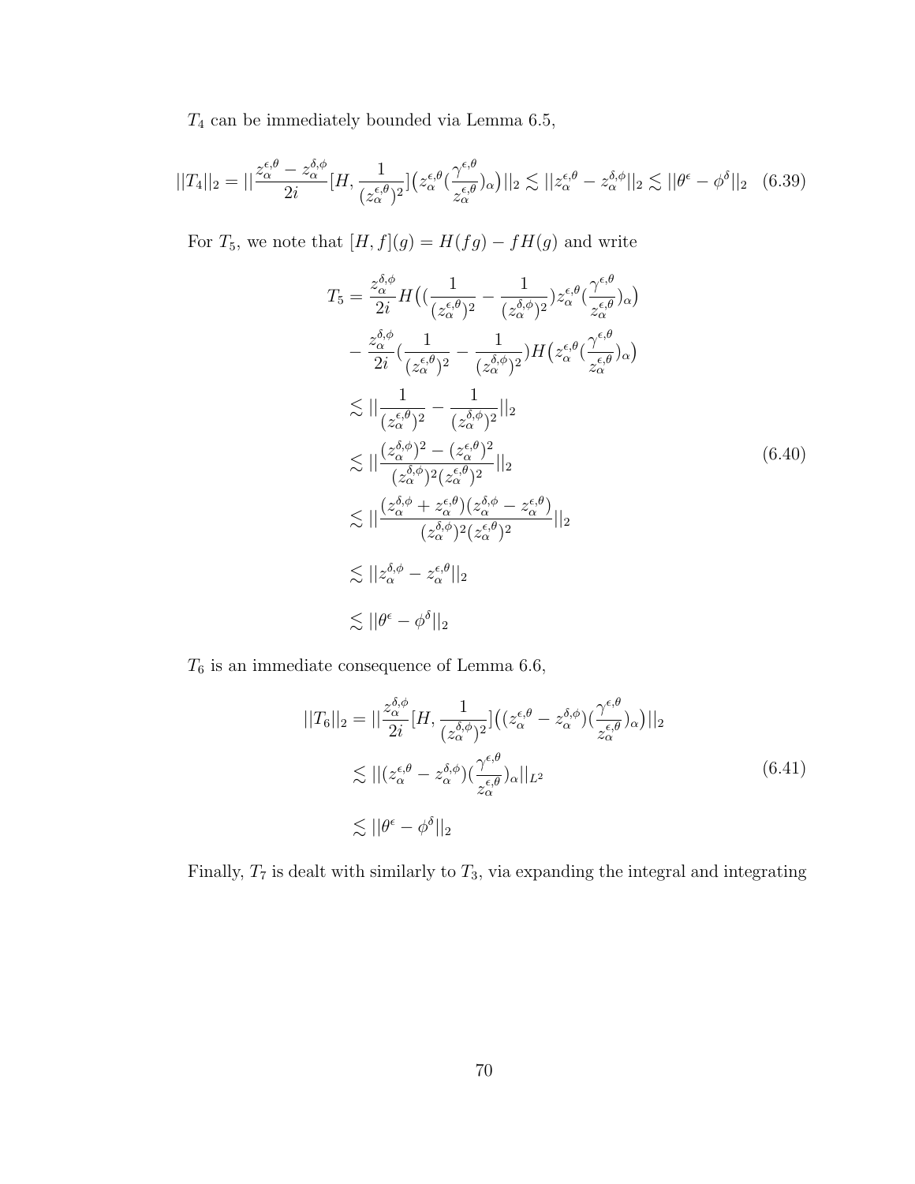$T_4$ can be immediately bounded via Lemma 6.5,

$$||T_4||_2 = ||\frac{z_\alpha^{\epsilon,\theta} - z_\alpha^{\delta,\phi}}{2i}[H, \frac{1}{(z_\alpha^{\epsilon,\theta})^2}]\big(z_\alpha^{\epsilon,\theta}(\frac{\gamma^{\epsilon,\theta}}{z_\alpha^{\epsilon,\theta}})_\alpha\big)||_2 \lesssim ||z_\alpha^{\epsilon,\theta} - z_\alpha^{\delta,\phi}||_2 \lesssim ||\theta^\epsilon - \phi^\delta||_2 \quad (6.39)$$

For $T_5$, we note that $[H, f](g) = H(fg) - fH(g)$ and write

$$\begin{aligned}
T_5 &= \frac{z_\alpha^{\delta,\phi}}{2i}H\big((\frac{1}{(z_\alpha^{\epsilon,\theta})^2} - \frac{1}{(z_\alpha^{\delta,\phi})^2})z_\alpha^{\epsilon,\theta}(\frac{\gamma^{\epsilon,\theta}}{z_\alpha^{\epsilon,\theta}})_\alpha\big) \\
&\quad - \frac{z_\alpha^{\delta,\phi}}{2i}(\frac{1}{(z_\alpha^{\epsilon,\theta})^2} - \frac{1}{(z_\alpha^{\delta,\phi})^2})H\big(z_\alpha^{\epsilon,\theta}(\frac{\gamma^{\epsilon,\theta}}{z_\alpha^{\epsilon,\theta}})_\alpha\big) \\
&\lesssim ||\frac{1}{(z_\alpha^{\epsilon,\theta})^2} - \frac{1}{(z_\alpha^{\delta,\phi})^2}||_2 \\
&\lesssim ||\frac{(z_\alpha^{\delta,\phi})^2 - (z_\alpha^{\epsilon,\theta})^2}{(z_\alpha^{\delta,\phi})^2(z_\alpha^{\epsilon,\theta})^2}||_2 \\
&\lesssim ||\frac{(z_\alpha^{\delta,\phi} + z_\alpha^{\epsilon,\theta})(z_\alpha^{\delta,\phi} - z_\alpha^{\epsilon,\theta})}{(z_\alpha^{\delta,\phi})^2(z_\alpha^{\epsilon,\theta})^2}||_2 \\
&\lesssim ||z_\alpha^{\delta,\phi} - z_\alpha^{\epsilon,\theta}||_2 \\
&\lesssim ||\theta^\epsilon - \phi^\delta||_2
\end{aligned} \quad (6.40)$$

$T_6$ is an immediate consequence of Lemma 6.6,

$$\begin{aligned}
||T_6||_2 &= ||\frac{z_\alpha^{\delta,\phi}}{2i}[H, \frac{1}{(z_\alpha^{\delta,\phi})^2}]\big((z_\alpha^{\epsilon,\theta} - z_\alpha^{\delta,\phi})(\frac{\gamma^{\epsilon,\theta}}{z_\alpha^{\epsilon,\theta}})_\alpha\big)||_2 \\
&\lesssim ||(z_\alpha^{\epsilon,\theta} - z_\alpha^{\delta,\phi})(\frac{\gamma^{\epsilon,\theta}}{z_\alpha^{\epsilon,\theta}})_\alpha||_{L^2} \\
&\lesssim ||\theta^\epsilon - \phi^\delta||_2
\end{aligned} \quad (6.41)$$

Finally, $T_7$ is dealt with similarly to $T_3$, via expanding the integral and integrating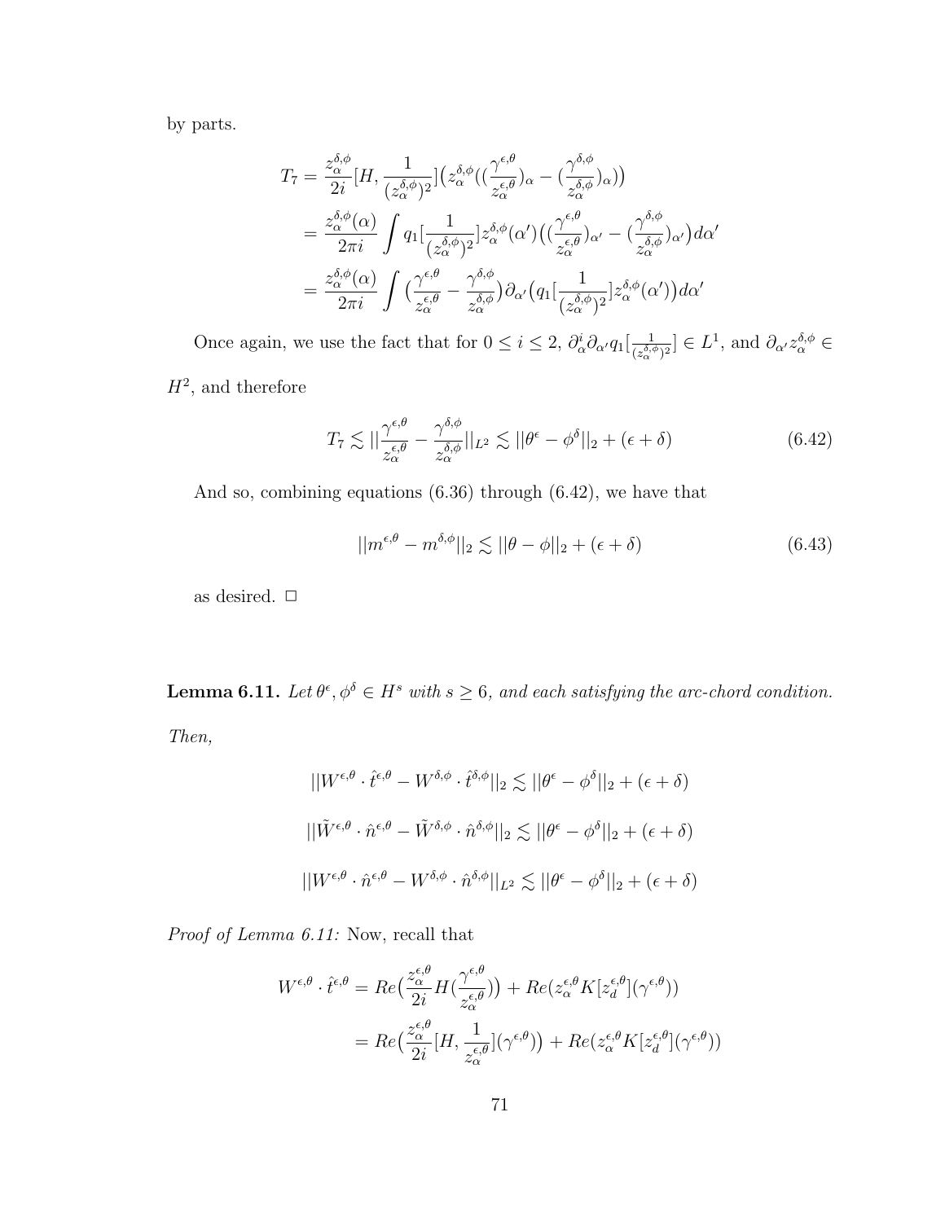by parts.

$$T_7 = \frac{z_\alpha^{\delta,\phi}}{2i}[H, \frac{1}{(z_\alpha^{\delta,\phi})^2}]\big(z_\alpha^{\delta,\phi}((\frac{\gamma^{\epsilon,\theta}}{z_\alpha^{\epsilon,\theta}})_\alpha - (\frac{\gamma^{\delta,\phi}}{z_\alpha^{\delta,\phi}})_\alpha)\big)$$

$$= \frac{z_\alpha^{\delta,\phi}(\alpha)}{2\pi i}\int q_1[\frac{1}{(z_\alpha^{\delta,\phi})^2}]z_\alpha^{\delta,\phi}(\alpha')\big((\frac{\gamma^{\epsilon,\theta}}{z_\alpha^{\epsilon,\theta}})_{\alpha'} - (\frac{\gamma^{\delta,\phi}}{z_\alpha^{\delta,\phi}})_{\alpha'}\big)d\alpha'$$

$$= \frac{z_\alpha^{\delta,\phi}(\alpha)}{2\pi i}\int \big(\frac{\gamma^{\epsilon,\theta}}{z_\alpha^{\epsilon,\theta}} - \frac{\gamma^{\delta,\phi}}{z_\alpha^{\delta,\phi}}\big)\partial_{\alpha'}\big(q_1[\frac{1}{(z_\alpha^{\delta,\phi})^2}]z_\alpha^{\delta,\phi}(\alpha')\big)d\alpha'$$

Once again, we use the fact that for $0 \leq i \leq 2$, $\partial_\alpha^i \partial_{\alpha'} q_1[\frac{1}{(z_\alpha^{\delta,\phi})^2}] \in L^1$, and $\partial_{\alpha'} z_\alpha^{\delta,\phi} \in H^2$, and therefore

$$T_7 \lesssim ||\frac{\gamma^{\epsilon,\theta}}{z_\alpha^{\epsilon,\theta}} - \frac{\gamma^{\delta,\phi}}{z_\alpha^{\delta,\phi}}||_{L^2} \lesssim ||\theta^\epsilon - \phi^\delta||_2 + (\epsilon + \delta) \tag{6.42}$$

And so, combining equations (6.36) through (6.42), we have that

$$||m^{\epsilon,\theta} - m^{\delta,\phi}||_2 \lesssim ||\theta - \phi||_2 + (\epsilon + \delta) \tag{6.43}$$

as desired. □

**Lemma 6.11.** *Let $\theta^\epsilon, \phi^\delta \in H^s$ with $s \geq 6$, and each satisfying the arc-chord condition. Then,*

$$||W^{\epsilon,\theta} \cdot \hat{t}^{\epsilon,\theta} - W^{\delta,\phi} \cdot \hat{t}^{\delta,\phi}||_2 \lesssim ||\theta^\epsilon - \phi^\delta||_2 + (\epsilon + \delta)$$

$$||\tilde{W}^{\epsilon,\theta} \cdot \hat{n}^{\epsilon,\theta} - \tilde{W}^{\delta,\phi} \cdot \hat{n}^{\delta,\phi}||_2 \lesssim ||\theta^\epsilon - \phi^\delta||_2 + (\epsilon + \delta)$$

$$||W^{\epsilon,\theta} \cdot \hat{n}^{\epsilon,\theta} - W^{\delta,\phi} \cdot \hat{n}^{\delta,\phi}||_{L^2} \lesssim ||\theta^\epsilon - \phi^\delta||_2 + (\epsilon + \delta)$$

*Proof of Lemma 6.11:* Now, recall that

$$W^{\epsilon,\theta} \cdot \hat{t}^{\epsilon,\theta} = Re\big(\frac{z_\alpha^{\epsilon,\theta}}{2i}H(\frac{\gamma^{\epsilon,\theta}}{z_\alpha^{\epsilon,\theta}})\big) + Re(z_\alpha^{\epsilon,\theta}K[z_d^{\epsilon,\theta}](\gamma^{\epsilon,\theta}))$$

$$= Re\big(\frac{z_\alpha^{\epsilon,\theta}}{2i}[H, \frac{1}{z_\alpha^{\epsilon,\theta}}](\gamma^{\epsilon,\theta})\big) + Re(z_\alpha^{\epsilon,\theta}K[z_d^{\epsilon,\theta}](\gamma^{\epsilon,\theta}))$$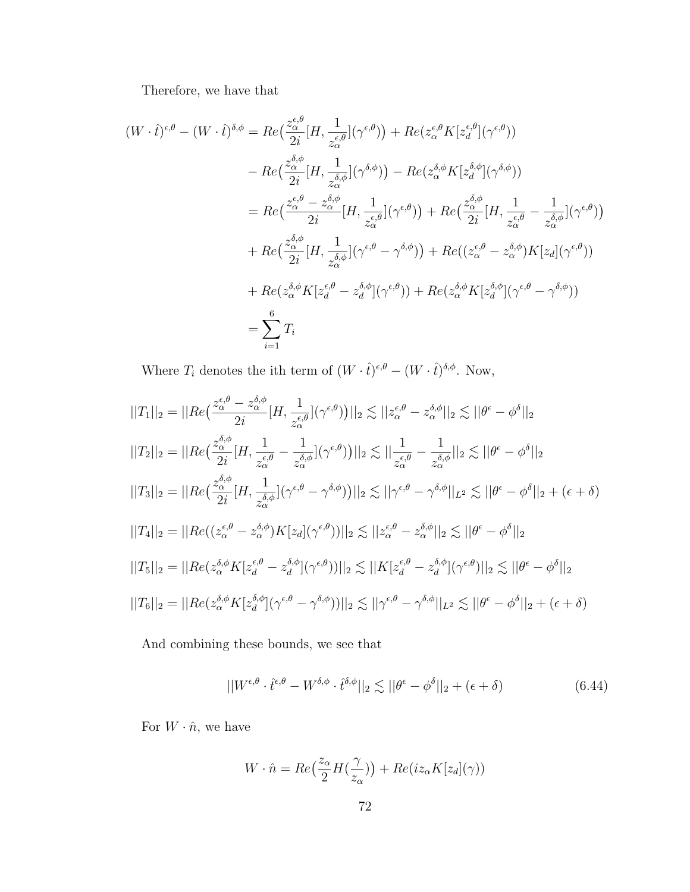Therefore, we have that

$$
\begin{aligned}
(W\cdot\hat{t})^{\epsilon,\theta}-(W\cdot\hat{t})^{\delta,\phi} &= Re\big(\frac{z_\alpha^{\epsilon,\theta}}{2i}[H,\frac{1}{z_\alpha^{\epsilon,\theta}}](\gamma^{\epsilon,\theta})\big)+Re(z_\alpha^{\epsilon,\theta}K[z_d^{\epsilon,\theta}](\gamma^{\epsilon,\theta}))\\
&\quad - Re\big(\frac{z_\alpha^{\delta,\phi}}{2i}[H,\frac{1}{z_\alpha^{\delta,\phi}}](\gamma^{\delta,\phi})\big)-Re(z_\alpha^{\delta,\phi}K[z_d^{\delta,\phi}](\gamma^{\delta,\phi}))\\
&= Re\big(\frac{z_\alpha^{\epsilon,\theta}-z_\alpha^{\delta,\phi}}{2i}[H,\frac{1}{z_\alpha^{\epsilon,\theta}}](\gamma^{\epsilon,\theta})\big)+Re\big(\frac{z_\alpha^{\delta,\phi}}{2i}[H,\frac{1}{z_\alpha^{\epsilon,\theta}}-\frac{1}{z_\alpha^{\delta,\phi}}](\gamma^{\epsilon,\theta})\big)\\
&\quad + Re\big(\frac{z_\alpha^{\delta,\phi}}{2i}[H,\frac{1}{z_\alpha^{\delta,\phi}}](\gamma^{\epsilon,\theta}-\gamma^{\delta,\phi})\big)+Re((z_\alpha^{\epsilon,\theta}-z_\alpha^{\delta,\phi})K[z_d](\gamma^{\epsilon,\theta}))\\
&\quad + Re(z_\alpha^{\delta,\phi}K[z_d^{\epsilon,\theta}-z_d^{\delta,\phi}](\gamma^{\epsilon,\theta}))+Re(z_\alpha^{\delta,\phi}K[z_d^{\delta,\phi}](\gamma^{\epsilon,\theta}-\gamma^{\delta,\phi}))\\
&= \sum_{i=1}^{6} T_i
\end{aligned}
$$

Where $T_i$ denotes the ith term of $(W\cdot\hat{t})^{\epsilon,\theta}-(W\cdot\hat{t})^{\delta,\phi}$. Now,

$$
\begin{aligned}
||T_1||_2 &= ||Re\big(\frac{z_\alpha^{\epsilon,\theta}-z_\alpha^{\delta,\phi}}{2i}[H,\frac{1}{z_\alpha^{\epsilon,\theta}}](\gamma^{\epsilon,\theta})\big)||_2 \lesssim ||z_\alpha^{\epsilon,\theta}-z_\alpha^{\delta,\phi}||_2 \lesssim ||\theta^\epsilon-\phi^\delta||_2\\
||T_2||_2 &= ||Re\big(\frac{z_\alpha^{\delta,\phi}}{2i}[H,\frac{1}{z_\alpha^{\epsilon,\theta}}-\frac{1}{z_\alpha^{\delta,\phi}}](\gamma^{\epsilon,\theta})\big)||_2 \lesssim ||\frac{1}{z_\alpha^{\epsilon,\theta}}-\frac{1}{z_\alpha^{\delta,\phi}}||_2 \lesssim ||\theta^\epsilon-\phi^\delta||_2\\
||T_3||_2 &= ||Re\big(\frac{z_\alpha^{\delta,\phi}}{2i}[H,\frac{1}{z_\alpha^{\delta,\phi}}](\gamma^{\epsilon,\theta}-\gamma^{\delta,\phi})\big)||_2 \lesssim ||\gamma^{\epsilon,\theta}-\gamma^{\delta,\phi}||_{L^2} \lesssim ||\theta^\epsilon-\phi^\delta||_2+(\epsilon+\delta)\\
||T_4||_2 &= ||Re((z_\alpha^{\epsilon,\theta}-z_\alpha^{\delta,\phi})K[z_d](\gamma^{\epsilon,\theta}))||_2 \lesssim ||z_\alpha^{\epsilon,\theta}-z_\alpha^{\delta,\phi}||_2 \lesssim ||\theta^\epsilon-\phi^\delta||_2\\
||T_5||_2 &= ||Re(z_\alpha^{\delta,\phi}K[z_d^{\epsilon,\theta}-z_d^{\delta,\phi}](\gamma^{\epsilon,\theta}))||_2 \lesssim ||K[z_d^{\epsilon,\theta}-z_d^{\delta,\phi}](\gamma^{\epsilon,\theta})||_2 \lesssim ||\theta^\epsilon-\phi^\delta||_2\\
||T_6||_2 &= ||Re(z_\alpha^{\delta,\phi}K[z_d^{\delta,\phi}](\gamma^{\epsilon,\theta}-\gamma^{\delta,\phi}))||_2 \lesssim ||\gamma^{\epsilon,\theta}-\gamma^{\delta,\phi}||_{L^2} \lesssim ||\theta^\epsilon-\phi^\delta||_2+(\epsilon+\delta)
\end{aligned}
$$

And combining these bounds, we see that

$$
||W^{\epsilon,\theta}\cdot\hat{t}^{\epsilon,\theta}-W^{\delta,\phi}\cdot\hat{t}^{\delta,\phi}||_2 \lesssim ||\theta^\epsilon-\phi^\delta||_2+(\epsilon+\delta) \tag{6.44}
$$

For $W\cdot\hat{n}$, we have

$$
W\cdot\hat{n} = Re\big(\frac{z_\alpha}{2}H(\frac{\gamma}{z_\alpha})\big)+Re(iz_\alpha K[z_d](\gamma))
$$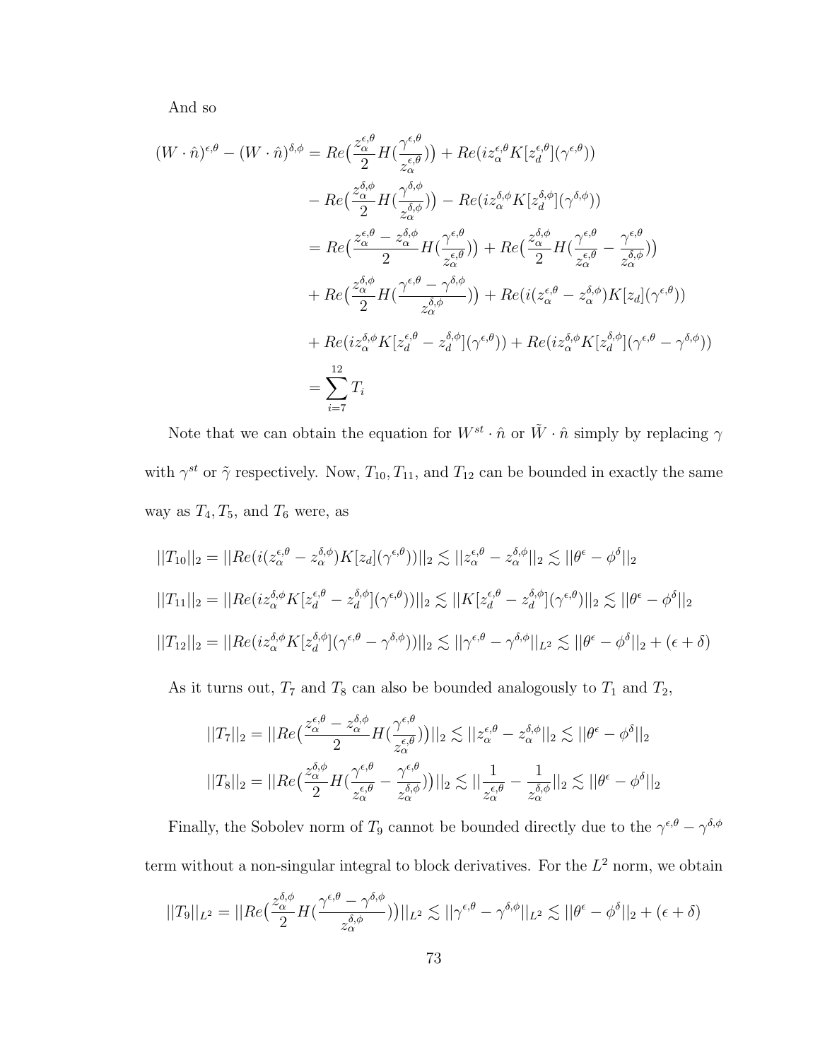And so

$$
\begin{aligned}
(W\cdot\hat{n})^{\epsilon,\theta} - (W\cdot\hat{n})^{\delta,\phi} &= Re\big(\frac{z_\alpha^{\epsilon,\theta}}{2}H(\frac{\gamma^{\epsilon,\theta}}{z_\alpha^{\epsilon,\theta}})\big) + Re(iz_\alpha^{\epsilon,\theta}K[z_d^{\epsilon,\theta}](\gamma^{\epsilon,\theta}))\\
&\quad - Re\big(\frac{z_\alpha^{\delta,\phi}}{2}H(\frac{\gamma^{\delta,\phi}}{z_\alpha^{\delta,\phi}})\big) - Re(iz_\alpha^{\delta,\phi}K[z_d^{\delta,\phi}](\gamma^{\delta,\phi}))\\
&= Re\big(\frac{z_\alpha^{\epsilon,\theta}-z_\alpha^{\delta,\phi}}{2}H(\frac{\gamma^{\epsilon,\theta}}{z_\alpha^{\epsilon,\theta}})\big) + Re\big(\frac{z_\alpha^{\delta,\phi}}{2}H(\frac{\gamma^{\epsilon,\theta}}{z_\alpha^{\epsilon,\theta}} - \frac{\gamma^{\epsilon,\theta}}{z_\alpha^{\delta,\phi}})\big)\\
&\quad + Re\big(\frac{z_\alpha^{\delta,\phi}}{2}H(\frac{\gamma^{\epsilon,\theta}-\gamma^{\delta,\phi}}{z_\alpha^{\delta,\phi}})\big) + Re(i(z_\alpha^{\epsilon,\theta}-z_\alpha^{\delta,\phi})K[z_d](\gamma^{\epsilon,\theta}))\\
&\quad + Re(iz_\alpha^{\delta,\phi}K[z_d^{\epsilon,\theta}-z_d^{\delta,\phi}](\gamma^{\epsilon,\theta})) + Re(iz_\alpha^{\delta,\phi}K[z_d^{\delta,\phi}](\gamma^{\epsilon,\theta}-\gamma^{\delta,\phi}))\\
&= \sum_{i=7}^{12} T_i
\end{aligned}
$$

Note that we can obtain the equation for $W^{st}\cdot\hat{n}$ or $\tilde{W}\cdot\hat{n}$ simply by replacing $\gamma$ with $\gamma^{st}$ or $\tilde{\gamma}$ respectively. Now, $T_{10}, T_{11}$, and $T_{12}$ can be bounded in exactly the same way as $T_4, T_5$, and $T_6$ were, as

$$||T_{10}||_2 = ||Re(i(z_\alpha^{\epsilon,\theta}-z_\alpha^{\delta,\phi})K[z_d](\gamma^{\epsilon,\theta}))||_2 \lesssim ||z_\alpha^{\epsilon,\theta}-z_\alpha^{\delta,\phi}||_2 \lesssim ||\theta^\epsilon - \phi^\delta||_2$$

$$||T_{11}||_2 = ||Re(iz_\alpha^{\delta,\phi}K[z_d^{\epsilon,\theta}-z_d^{\delta,\phi}](\gamma^{\epsilon,\theta}))||_2 \lesssim ||K[z_d^{\epsilon,\theta}-z_d^{\delta,\phi}](\gamma^{\epsilon,\theta})||_2 \lesssim ||\theta^\epsilon - \phi^\delta||_2$$

$$||T_{12}||_2 = ||Re(iz_\alpha^{\delta,\phi}K[z_d^{\delta,\phi}](\gamma^{\epsilon,\theta}-\gamma^{\delta,\phi}))||_2 \lesssim ||\gamma^{\epsilon,\theta}-\gamma^{\delta,\phi}||_{L^2} \lesssim ||\theta^\epsilon - \phi^\delta||_2 + (\epsilon+\delta)$$

As it turns out, $T_7$ and $T_8$ can also be bounded analogously to $T_1$ and $T_2$,

$$||T_7||_2 = ||Re\big(\frac{z_\alpha^{\epsilon,\theta}-z_\alpha^{\delta,\phi}}{2}H(\frac{\gamma^{\epsilon,\theta}}{z_\alpha^{\epsilon,\theta}})\big)||_2 \lesssim ||z_\alpha^{\epsilon,\theta}-z_\alpha^{\delta,\phi}||_2 \lesssim ||\theta^\epsilon - \phi^\delta||_2$$

$$||T_8||_2 = ||Re\big(\frac{z_\alpha^{\delta,\phi}}{2}H(\frac{\gamma^{\epsilon,\theta}}{z_\alpha^{\epsilon,\theta}} - \frac{\gamma^{\epsilon,\theta}}{z_\alpha^{\delta,\phi}})\big)||_2 \lesssim ||\frac{1}{z_\alpha^{\epsilon,\theta}} - \frac{1}{z_\alpha^{\delta,\phi}}||_2 \lesssim ||\theta^\epsilon - \phi^\delta||_2$$

Finally, the Sobolev norm of $T_9$ cannot be bounded directly due to the $\gamma^{\epsilon,\theta}-\gamma^{\delta,\phi}$ term without a non-singular integral to block derivatives. For the $L^2$ norm, we obtain

$$||T_9||_{L^2} = ||Re\big(\frac{z_\alpha^{\delta,\phi}}{2}H(\frac{\gamma^{\epsilon,\theta}-\gamma^{\delta,\phi}}{z_\alpha^{\delta,\phi}})\big)||_{L^2} \lesssim ||\gamma^{\epsilon,\theta}-\gamma^{\delta,\phi}||_{L^2} \lesssim ||\theta^\epsilon - \phi^\delta||_2 + (\epsilon+\delta)$$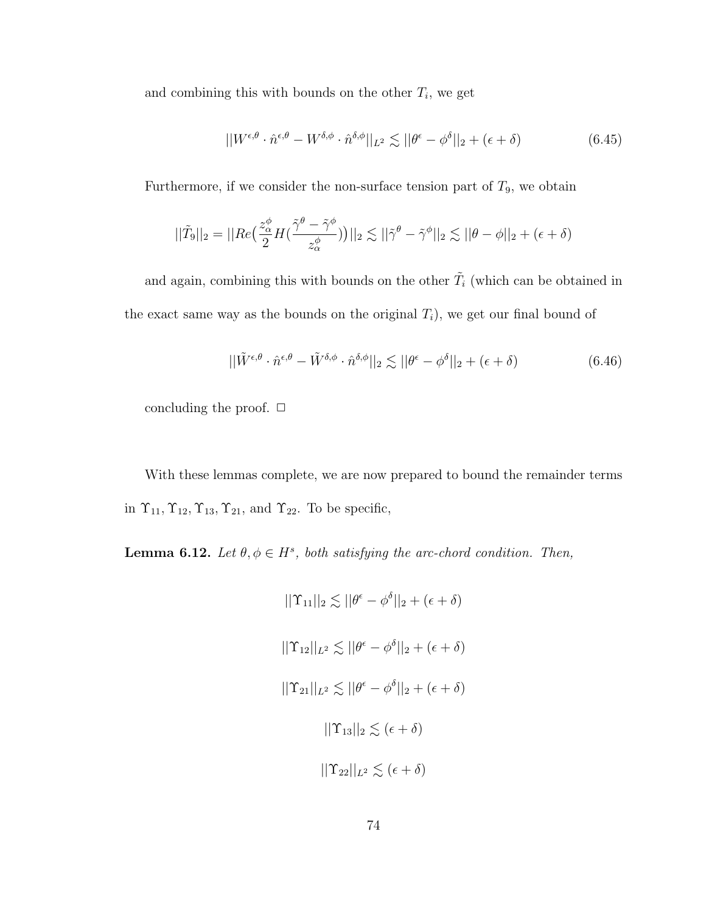and combining this with bounds on the other $T_i$, we get

$$||W^{\epsilon,\theta} \cdot \hat{n}^{\epsilon,\theta} - W^{\delta,\phi} \cdot \hat{n}^{\delta,\phi}||_{L^2} \lesssim ||\theta^{\epsilon} - \phi^{\delta}||_2 + (\epsilon + \delta) \tag{6.45}$$

Furthermore, if we consider the non-surface tension part of $T_9$, we obtain

$$||\tilde{T}_9||_2 = ||Re\big(\frac{z_\alpha^\phi}{2} H(\frac{\tilde{\gamma}^\theta - \tilde{\gamma}^\phi}{z_\alpha^\phi})\big)||_2 \lesssim ||\tilde{\gamma}^\theta - \tilde{\gamma}^\phi||_2 \lesssim ||\theta - \phi||_2 + (\epsilon + \delta)$$

and again, combining this with bounds on the other $\tilde{T}_i$ (which can be obtained in the exact same way as the bounds on the original $T_i$), we get our final bound of

$$||\tilde{W}^{\epsilon,\theta} \cdot \hat{n}^{\epsilon,\theta} - \tilde{W}^{\delta,\phi} \cdot \hat{n}^{\delta,\phi}||_2 \lesssim ||\theta^{\epsilon} - \phi^{\delta}||_2 + (\epsilon + \delta) \tag{6.46}$$

concluding the proof. □

With these lemmas complete, we are now prepared to bound the remainder terms in $\Upsilon_{11}, \Upsilon_{12}, \Upsilon_{13}, \Upsilon_{21}$, and $\Upsilon_{22}$. To be specific,

**Lemma 6.12.** *Let $\theta, \phi \in H^s$, both satisfying the arc-chord condition. Then,*

$$||\Upsilon_{11}||_2 \lesssim ||\theta^{\epsilon} - \phi^{\delta}||_2 + (\epsilon + \delta)$$

$$||\Upsilon_{12}||_{L^2} \lesssim ||\theta^{\epsilon} - \phi^{\delta}||_2 + (\epsilon + \delta)$$

$$||\Upsilon_{21}||_{L^2} \lesssim ||\theta^{\epsilon} - \phi^{\delta}||_2 + (\epsilon + \delta)$$

$$||\Upsilon_{13}||_2 \lesssim (\epsilon + \delta)$$

$$||\Upsilon_{22}||_{L^2} \lesssim (\epsilon + \delta)$$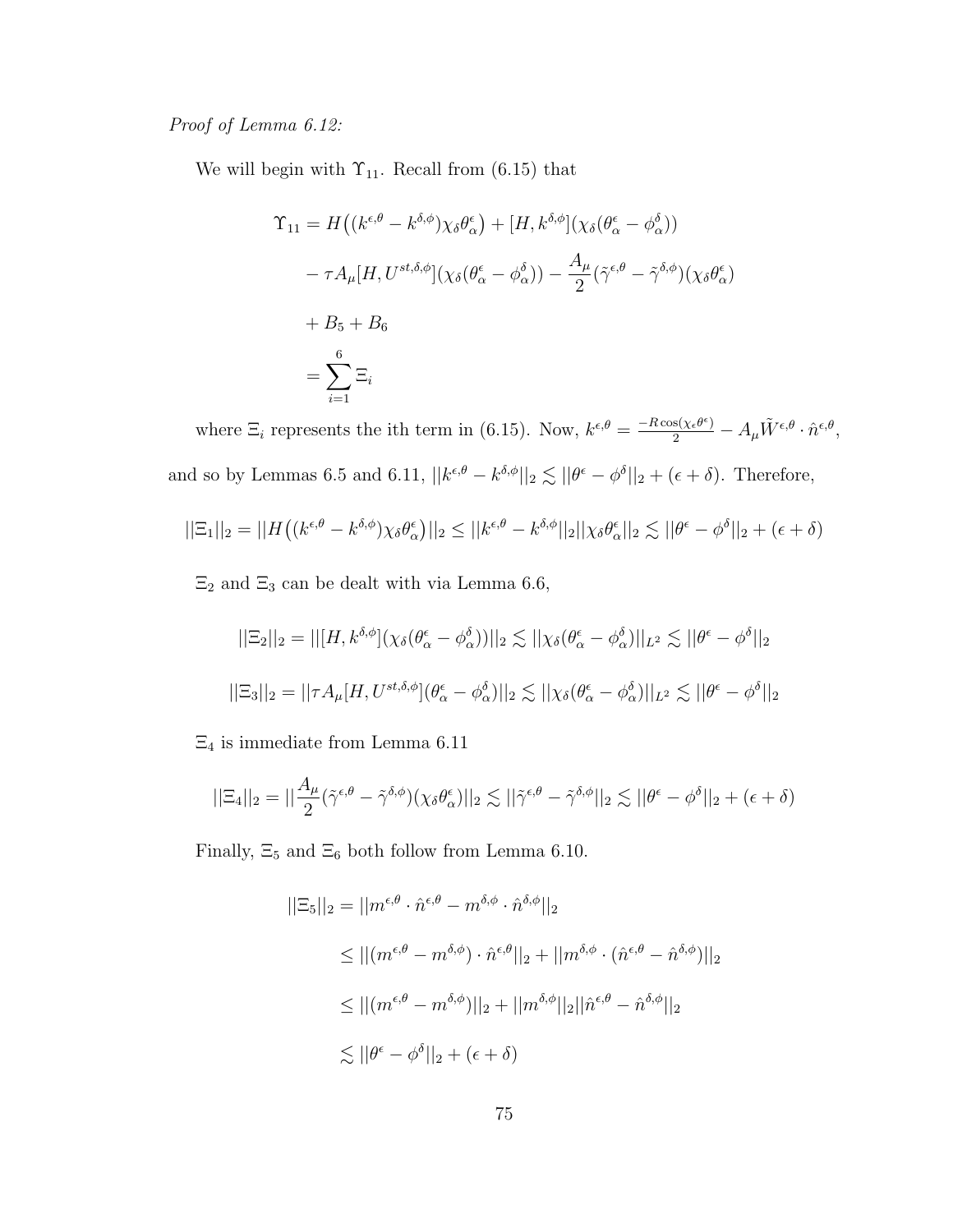*Proof of Lemma 6.12:*

We will begin with $\Upsilon_{11}$. Recall from (6.15) that

$$
\begin{aligned}
\Upsilon_{11} &= H\big((k^{\epsilon,\theta} - k^{\delta,\phi})\chi_\delta \theta^\epsilon_\alpha\big) + [H, k^{\delta,\phi}](\chi_\delta(\theta^\epsilon_\alpha - \phi^\delta_\alpha)) \\
&\quad - \tau A_\mu [H, U^{st,\delta,\phi}](\chi_\delta(\theta^\epsilon_\alpha - \phi^\delta_\alpha)) - \frac{A_\mu}{2}(\tilde{\gamma}^{\epsilon,\theta} - \tilde{\gamma}^{\delta,\phi})(\chi_\delta \theta^\epsilon_\alpha) \\
&\quad + B_5 + B_6 \\
&= \sum_{i=1}^{6} \Xi_i
\end{aligned}
$$

where $\Xi_i$ represents the ith term in (6.15). Now, $k^{\epsilon,\theta} = \frac{-R\cos(\chi_\epsilon \theta^\epsilon)}{2} - A_\mu \tilde{W}^{\epsilon,\theta} \cdot \hat{n}^{\epsilon,\theta}$, and so by Lemmas 6.5 and 6.11, $||k^{\epsilon,\theta} - k^{\delta,\phi}||_2 \lesssim ||\theta^\epsilon - \phi^\delta||_2 + (\epsilon + \delta)$. Therefore,

$$
||\Xi_1||_2 = ||H\big((k^{\epsilon,\theta} - k^{\delta,\phi})\chi_\delta \theta^\epsilon_\alpha\big)||_2 \le ||k^{\epsilon,\theta} - k^{\delta,\phi}||_2 ||\chi_\delta \theta^\epsilon_\alpha||_2 \lesssim ||\theta^\epsilon - \phi^\delta||_2 + (\epsilon + \delta)
$$

$\Xi_2$ and $\Xi_3$ can be dealt with via Lemma 6.6,

$$
||\Xi_2||_2 = ||[H, k^{\delta,\phi}](\chi_\delta(\theta^\epsilon_\alpha - \phi^\delta_\alpha))||_2 \lesssim ||\chi_\delta(\theta^\epsilon_\alpha - \phi^\delta_\alpha)||_{L^2} \lesssim ||\theta^\epsilon - \phi^\delta||_2
$$

$$
||\Xi_3||_2 = ||\tau A_\mu [H, U^{st,\delta,\phi}](\theta^\epsilon_\alpha - \phi^\delta_\alpha)||_2 \lesssim ||\chi_\delta(\theta^\epsilon_\alpha - \phi^\delta_\alpha)||_{L^2} \lesssim ||\theta^\epsilon - \phi^\delta||_2
$$

$\Xi_4$ is immediate from Lemma 6.11

$$
||\Xi_4||_2 = ||\frac{A_\mu}{2}(\tilde{\gamma}^{\epsilon,\theta} - \tilde{\gamma}^{\delta,\phi})(\chi_\delta \theta^\epsilon_\alpha)||_2 \lesssim ||\tilde{\gamma}^{\epsilon,\theta} - \tilde{\gamma}^{\delta,\phi}||_2 \lesssim ||\theta^\epsilon - \phi^\delta||_2 + (\epsilon + \delta)
$$

Finally, $\Xi_5$ and $\Xi_6$ both follow from Lemma 6.10.

$$
\begin{aligned}
||\Xi_5||_2 &= ||m^{\epsilon,\theta} \cdot \hat{n}^{\epsilon,\theta} - m^{\delta,\phi} \cdot \hat{n}^{\delta,\phi}||_2 \\
&\le ||(m^{\epsilon,\theta} - m^{\delta,\phi}) \cdot \hat{n}^{\epsilon,\theta}||_2 + ||m^{\delta,\phi} \cdot (\hat{n}^{\epsilon,\theta} - \hat{n}^{\delta,\phi})||_2 \\
&\le ||(m^{\epsilon,\theta} - m^{\delta,\phi})||_2 + ||m^{\delta,\phi}||_2 ||\hat{n}^{\epsilon,\theta} - \hat{n}^{\delta,\phi}||_2 \\
&\lesssim ||\theta^\epsilon - \phi^\delta||_2 + (\epsilon + \delta)
\end{aligned}
$$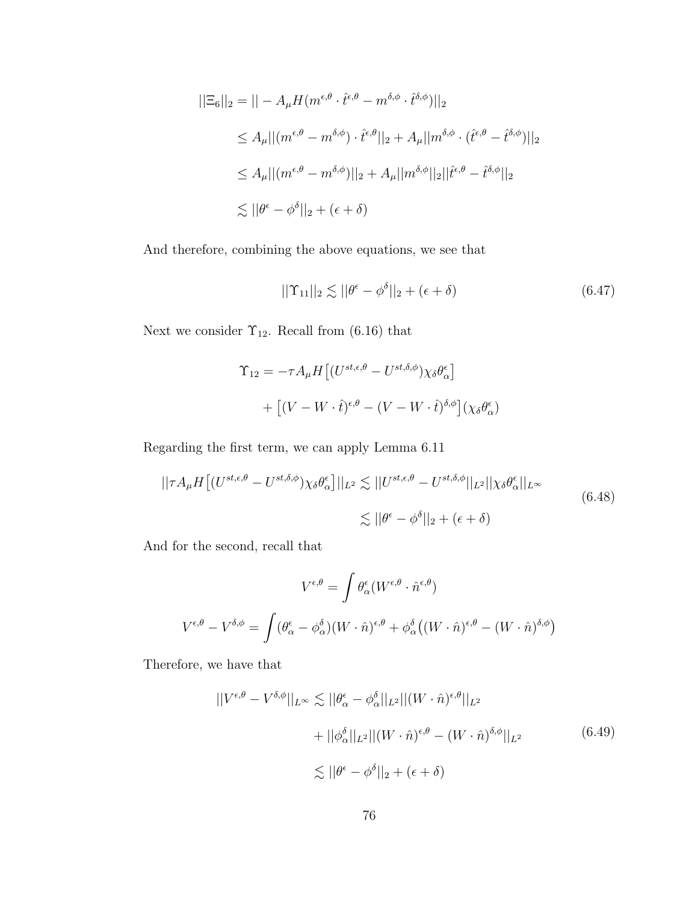$$
\begin{aligned}
||\Xi_6||_2 &= || - A_\mu H(m^{\epsilon,\theta} \cdot \hat{t}^{\epsilon,\theta} - m^{\delta,\phi} \cdot \hat{t}^{\delta,\phi})||_2 \\
&\leq A_\mu ||(m^{\epsilon,\theta} - m^{\delta,\phi}) \cdot \hat{t}^{\epsilon,\theta}||_2 + A_\mu ||m^{\delta,\phi} \cdot (\hat{t}^{\epsilon,\theta} - \hat{t}^{\delta,\phi})||_2 \\
&\leq A_\mu ||(m^{\epsilon,\theta} - m^{\delta,\phi})||_2 + A_\mu ||m^{\delta,\phi}||_2 ||\hat{t}^{\epsilon,\theta} - \hat{t}^{\delta,\phi}||_2 \\
&\lesssim ||\theta^\epsilon - \phi^\delta||_2 + (\epsilon + \delta)
\end{aligned}
$$

And therefore, combining the above equations, we see that

$$
||\Upsilon_{11}||_2 \lesssim ||\theta^\epsilon - \phi^\delta||_2 + (\epsilon + \delta) \tag{6.47}
$$

Next we consider $\Upsilon_{12}$. Recall from (6.16) that

$$
\begin{aligned}
\Upsilon_{12} &= -\tau A_\mu H\big[(U^{st,\epsilon,\theta} - U^{st,\delta,\phi})\chi_\delta \theta^\epsilon_\alpha\big] \\
&\quad + \big[(V - W \cdot \hat{t})^{\epsilon,\theta} - (V - W \cdot \hat{t})^{\delta,\phi}\big](\chi_\delta \theta^\epsilon_\alpha)
\end{aligned}
$$

Regarding the first term, we can apply Lemma 6.11

$$
\begin{aligned}
||\tau A_\mu H\big[(U^{st,\epsilon,\theta} - U^{st,\delta,\phi})\chi_\delta \theta^\epsilon_\alpha\big]||_{L^2} &\lesssim ||U^{st,\epsilon,\theta} - U^{st,\delta,\phi}||_{L^2} ||\chi_\delta \theta^\epsilon_\alpha||_{L^\infty} \\
&\lesssim ||\theta^\epsilon - \phi^\delta||_2 + (\epsilon + \delta)
\end{aligned} \tag{6.48}
$$

And for the second, recall that

$$
V^{\epsilon,\theta} = \int \theta^\epsilon_\alpha (W^{\epsilon,\theta} \cdot \hat{n}^{\epsilon,\theta})
$$

$$
V^{\epsilon,\theta} - V^{\delta,\phi} = \int (\theta^\epsilon_\alpha - \phi^\delta_\alpha)(W \cdot \hat{n})^{\epsilon,\theta} + \phi^\delta_\alpha \big((W \cdot \hat{n})^{\epsilon,\theta} - (W \cdot \hat{n})^{\delta,\phi}\big)
$$

Therefore, we have that

$$
\begin{aligned}
||V^{\epsilon,\theta} - V^{\delta,\phi}||_{L^\infty} &\lesssim ||\theta^\epsilon_\alpha - \phi^\delta_\alpha||_{L^2} ||(W \cdot \hat{n})^{\epsilon,\theta}||_{L^2} \\
&\quad + ||\phi^\delta_\alpha||_{L^2} ||(W \cdot \hat{n})^{\epsilon,\theta} - (W \cdot \hat{n})^{\delta,\phi}||_{L^2} \\
&\lesssim ||\theta^\epsilon - \phi^\delta||_2 + (\epsilon + \delta)
\end{aligned} \tag{6.49}
$$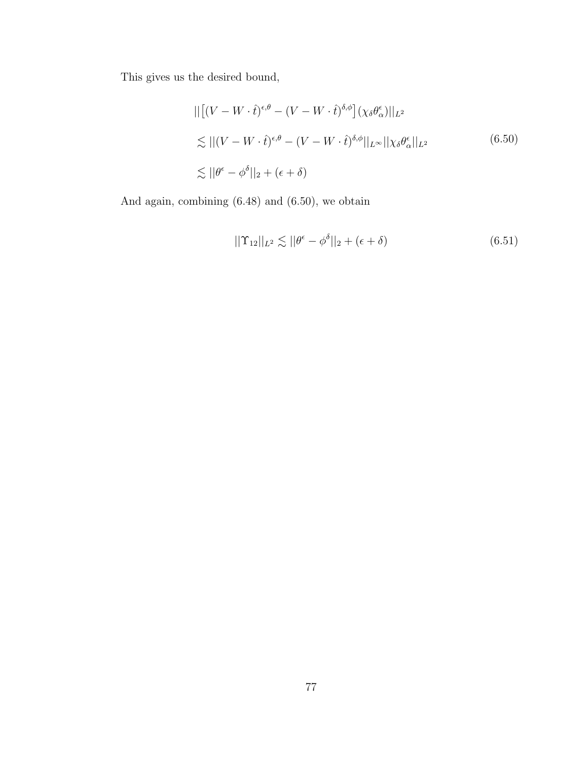This gives us the desired bound,

$$
\begin{aligned}
&||\big[(V - W\cdot\hat{t})^{\epsilon,\theta} - (V - W\cdot\hat{t})^{\delta,\phi}\big](\chi_\delta\theta^\epsilon_\alpha)||_{L^2} \\
&\lesssim ||(V - W\cdot\hat{t})^{\epsilon,\theta} - (V - W\cdot\hat{t})^{\delta,\phi}||_{L^\infty}||\chi_\delta\theta^\epsilon_\alpha||_{L^2} \\
&\lesssim ||\theta^\epsilon - \phi^\delta||_2 + (\epsilon+\delta)
\end{aligned}
\tag{6.50}
$$

And again, combining (6.48) and (6.50), we obtain

$$
||\Upsilon_{12}||_{L^2} \lesssim ||\theta^\epsilon - \phi^\delta||_2 + (\epsilon+\delta) \tag{6.51}
$$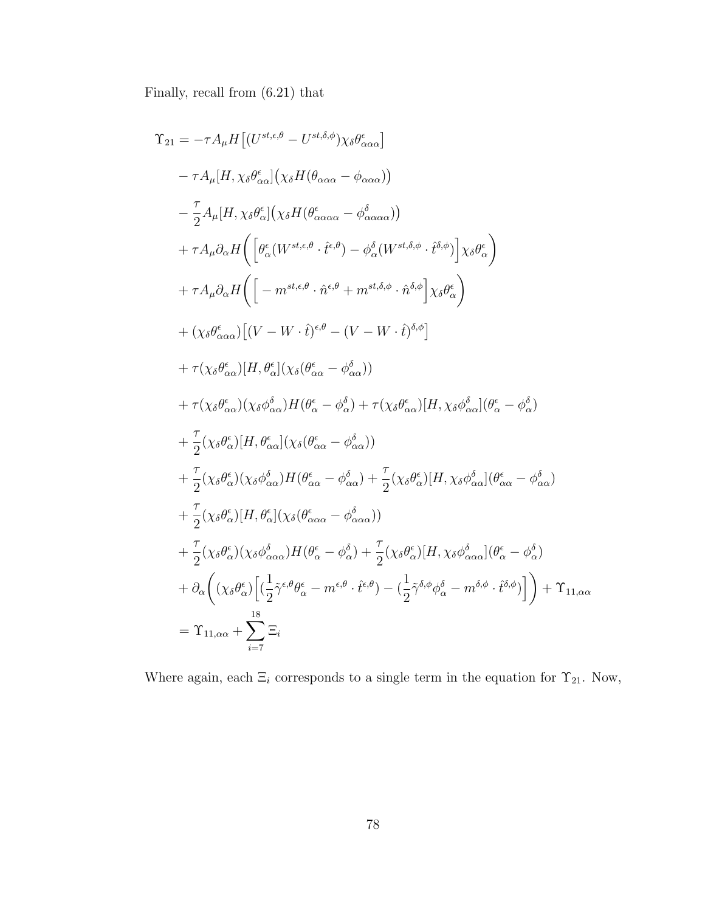Finally, recall from (6.21) that

$$
\begin{aligned}
\Upsilon_{21} &= -\tau A_\mu H\big[(U^{st,\epsilon,\theta} - U^{st,\delta,\phi})\chi_\delta \theta^\epsilon_{\alpha\alpha\alpha}\big] \\
&\quad - \tau A_\mu [H, \chi_\delta \theta^\epsilon_{\alpha\alpha}]\big(\chi_\delta H(\theta_{\alpha\alpha\alpha} - \phi_{\alpha\alpha\alpha})\big) \\
&\quad - \frac{\tau}{2} A_\mu [H, \chi_\delta \theta^\epsilon_{\alpha}]\big(\chi_\delta H(\theta^\epsilon_{\alpha\alpha\alpha\alpha} - \phi^\delta_{\alpha\alpha\alpha\alpha})\big) \\
&\quad + \tau A_\mu \partial_\alpha H\bigg(\Big[\theta^\epsilon_\alpha (W^{st,\epsilon,\theta}\cdot \hat{t}^{\epsilon,\theta}) - \phi^\delta_\alpha (W^{st,\delta,\phi}\cdot \hat{t}^{\delta,\phi})\Big]\chi_\delta \theta^\epsilon_\alpha\bigg) \\
&\quad + \tau A_\mu \partial_\alpha H\bigg(\Big[-m^{st,\epsilon,\theta}\cdot \hat{n}^{\epsilon,\theta} + m^{st,\delta,\phi}\cdot \hat{n}^{\delta,\phi}\Big]\chi_\delta \theta^\epsilon_\alpha\bigg) \\
&\quad + (\chi_\delta \theta^\epsilon_{\alpha\alpha\alpha})\big[(V - W\cdot \hat{t})^{\epsilon,\theta} - (V - W\cdot\hat{t})^{\delta,\phi}\big] \\
&\quad + \tau(\chi_\delta \theta^\epsilon_{\alpha\alpha})[H, \theta^\epsilon_\alpha](\chi_\delta(\theta^\epsilon_{\alpha\alpha} - \phi^\delta_{\alpha\alpha})) \\
&\quad + \tau(\chi_\delta \theta^\epsilon_{\alpha\alpha})(\chi_\delta \phi^\delta_{\alpha\alpha})H(\theta^\epsilon_\alpha - \phi^\delta_\alpha) + \tau(\chi_\delta\theta^\epsilon_{\alpha\alpha})[H, \chi_\delta \phi^\delta_{\alpha\alpha}](\theta^\epsilon_\alpha - \phi^\delta_\alpha) \\
&\quad + \frac{\tau}{2}(\chi_\delta\theta^\epsilon_\alpha)[H, \theta^\epsilon_{\alpha\alpha}](\chi_\delta(\theta^\epsilon_{\alpha\alpha} - \phi^\delta_{\alpha\alpha})) \\
&\quad + \frac{\tau}{2}(\chi_\delta\theta^\epsilon_\alpha)(\chi_\delta\phi^\delta_{\alpha\alpha})H(\theta^\epsilon_{\alpha\alpha} - \phi^\delta_{\alpha\alpha}) + \frac{\tau}{2}(\chi_\delta\theta^\epsilon_\alpha)[H, \chi_\delta\phi^\delta_{\alpha\alpha}](\theta^\epsilon_{\alpha\alpha} - \phi^\delta_{\alpha\alpha}) \\
&\quad + \frac{\tau}{2}(\chi_\delta\theta^\epsilon_\alpha)[H, \theta^\epsilon_\alpha](\chi_\delta(\theta^\epsilon_{\alpha\alpha\alpha} - \phi^\delta_{\alpha\alpha\alpha})) \\
&\quad + \frac{\tau}{2}(\chi_\delta\theta^\epsilon_\alpha)(\chi_\delta\phi^\delta_{\alpha\alpha\alpha})H(\theta^\epsilon_\alpha - \phi^\delta_\alpha) + \frac{\tau}{2}(\chi_\delta\theta^\epsilon_\alpha)[H, \chi_\delta\phi^\delta_{\alpha\alpha\alpha}](\theta^\epsilon_\alpha - \phi^\delta_\alpha) \\
&\quad + \partial_\alpha\bigg((\chi_\delta\theta^\epsilon_\alpha)\Big[(\frac{1}{2}\tilde{\gamma}^{\epsilon,\theta}\theta^\epsilon_\alpha - m^{\epsilon,\theta}\cdot\hat{t}^{\epsilon,\theta}) - (\frac{1}{2}\tilde{\gamma}^{\delta,\phi}\phi^\delta_\alpha - m^{\delta,\phi}\cdot\hat{t}^{\delta,\phi})\Big]\bigg) + \Upsilon_{11,\alpha\alpha} \\
&= \Upsilon_{11,\alpha\alpha} + \sum_{i=7}^{18}\Xi_i
\end{aligned}
$$

Where again, each $\Xi_i$ corresponds to a single term in the equation for $\Upsilon_{21}$. Now,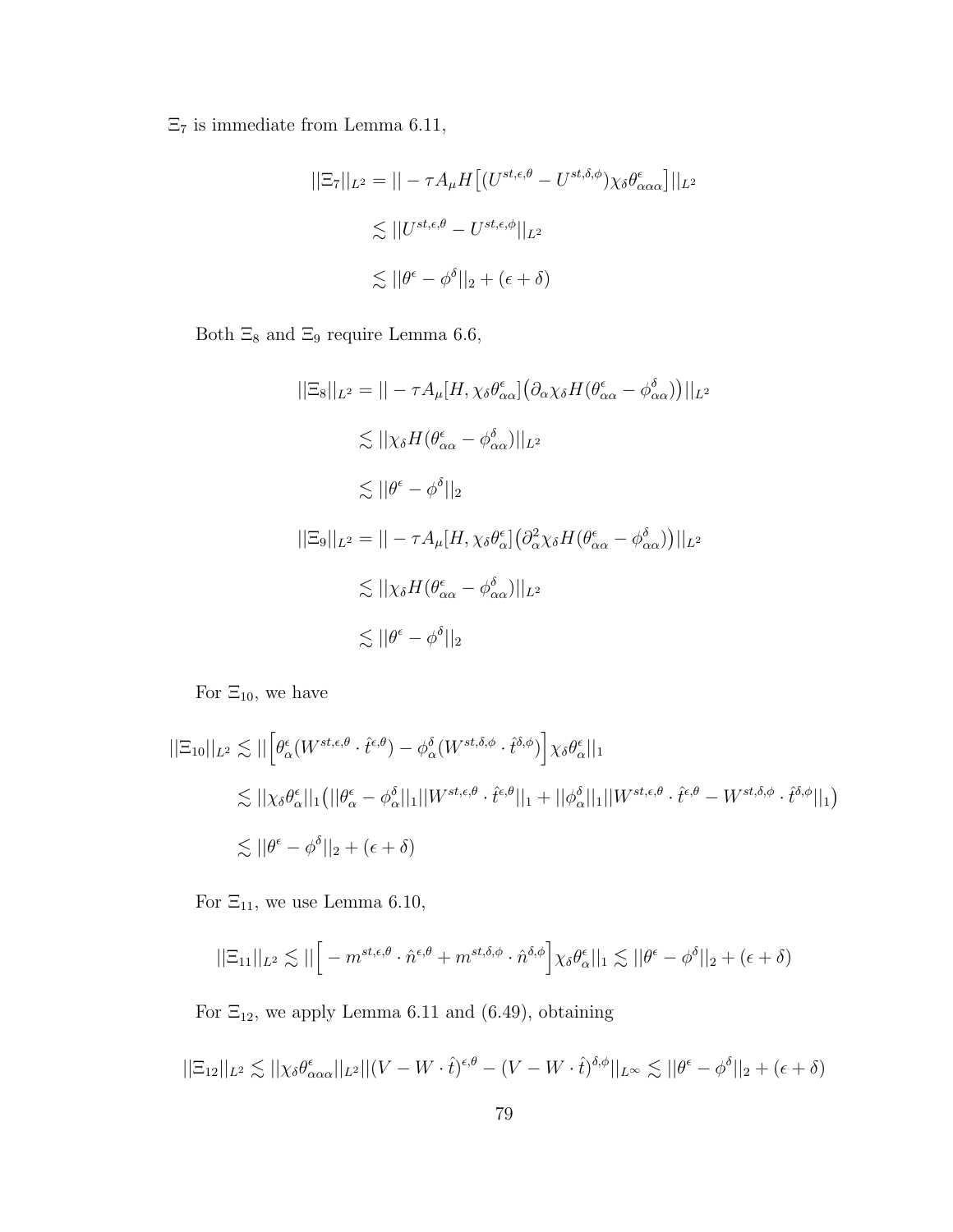$\Xi_7$ is immediate from Lemma 6.11,

$$
\begin{aligned}
||\Xi_7||_{L^2} &= || - \tau A_\mu H\big[(U^{st,\epsilon,\theta} - U^{st,\delta,\phi})\chi_\delta \theta^\epsilon_{\alpha\alpha\alpha}\big]||_{L^2} \\
&\lesssim ||U^{st,\epsilon,\theta} - U^{st,\epsilon,\phi}||_{L^2} \\
&\lesssim ||\theta^\epsilon - \phi^\delta||_2 + (\epsilon + \delta)
\end{aligned}
$$

Both $\Xi_8$ and $\Xi_9$ require Lemma 6.6,

$$
\begin{aligned}
||\Xi_8||_{L^2} &= || - \tau A_\mu [H, \chi_\delta \theta^\epsilon_{\alpha\alpha}]\big(\partial_\alpha \chi_\delta H(\theta^\epsilon_{\alpha\alpha} - \phi^\delta_{\alpha\alpha})\big)||_{L^2} \\
&\lesssim ||\chi_\delta H(\theta^\epsilon_{\alpha\alpha} - \phi^\delta_{\alpha\alpha})||_{L^2} \\
&\lesssim ||\theta^\epsilon - \phi^\delta||_2 \\
||\Xi_9||_{L^2} &= || - \tau A_\mu [H, \chi_\delta \theta^\epsilon_{\alpha}]\big(\partial^2_\alpha \chi_\delta H(\theta^\epsilon_{\alpha\alpha} - \phi^\delta_{\alpha\alpha})\big)||_{L^2} \\
&\lesssim ||\chi_\delta H(\theta^\epsilon_{\alpha\alpha} - \phi^\delta_{\alpha\alpha})||_{L^2} \\
&\lesssim ||\theta^\epsilon - \phi^\delta||_2
\end{aligned}
$$

For $\Xi_{10}$, we have

$$
\begin{aligned}
||\Xi_{10}||_{L^2} &\lesssim ||\Big[\theta^\epsilon_\alpha (W^{st,\epsilon,\theta} \cdot \hat{t}^{\epsilon,\theta}) - \phi^\delta_\alpha (W^{st,\delta,\phi} \cdot \hat{t}^{\delta,\phi})\Big]\chi_\delta \theta^\epsilon_\alpha||_1 \\
&\lesssim ||\chi_\delta \theta^\epsilon_\alpha||_1 \big(||\theta^\epsilon_\alpha - \phi^\delta_\alpha||_1 ||W^{st,\epsilon,\theta} \cdot \hat{t}^{\epsilon,\theta}||_1 + ||\phi^\delta_\alpha||_1 ||W^{st,\epsilon,\theta} \cdot \hat{t}^{\epsilon,\theta} - W^{st,\delta,\phi} \cdot \hat{t}^{\delta,\phi}||_1\big) \\
&\lesssim ||\theta^\epsilon - \phi^\delta||_2 + (\epsilon + \delta)
\end{aligned}
$$

For $\Xi_{11}$, we use Lemma 6.10,

$$
||\Xi_{11}||_{L^2} \lesssim ||\Big[ - m^{st,\epsilon,\theta} \cdot \hat{n}^{\epsilon,\theta} + m^{st,\delta,\phi} \cdot \hat{n}^{\delta,\phi}\Big]\chi_\delta \theta^\epsilon_\alpha||_1 \lesssim ||\theta^\epsilon - \phi^\delta||_2 + (\epsilon + \delta)
$$

For $\Xi_{12}$, we apply Lemma 6.11 and (6.49), obtaining

$$
||\Xi_{12}||_{L^2} \lesssim ||\chi_\delta \theta^\epsilon_{\alpha\alpha\alpha}||_{L^2} ||(V - W \cdot \hat{t})^{\epsilon,\theta} - (V - W \cdot \hat{t})^{\delta,\phi}||_{L^\infty} \lesssim ||\theta^\epsilon - \phi^\delta||_2 + (\epsilon + \delta)
$$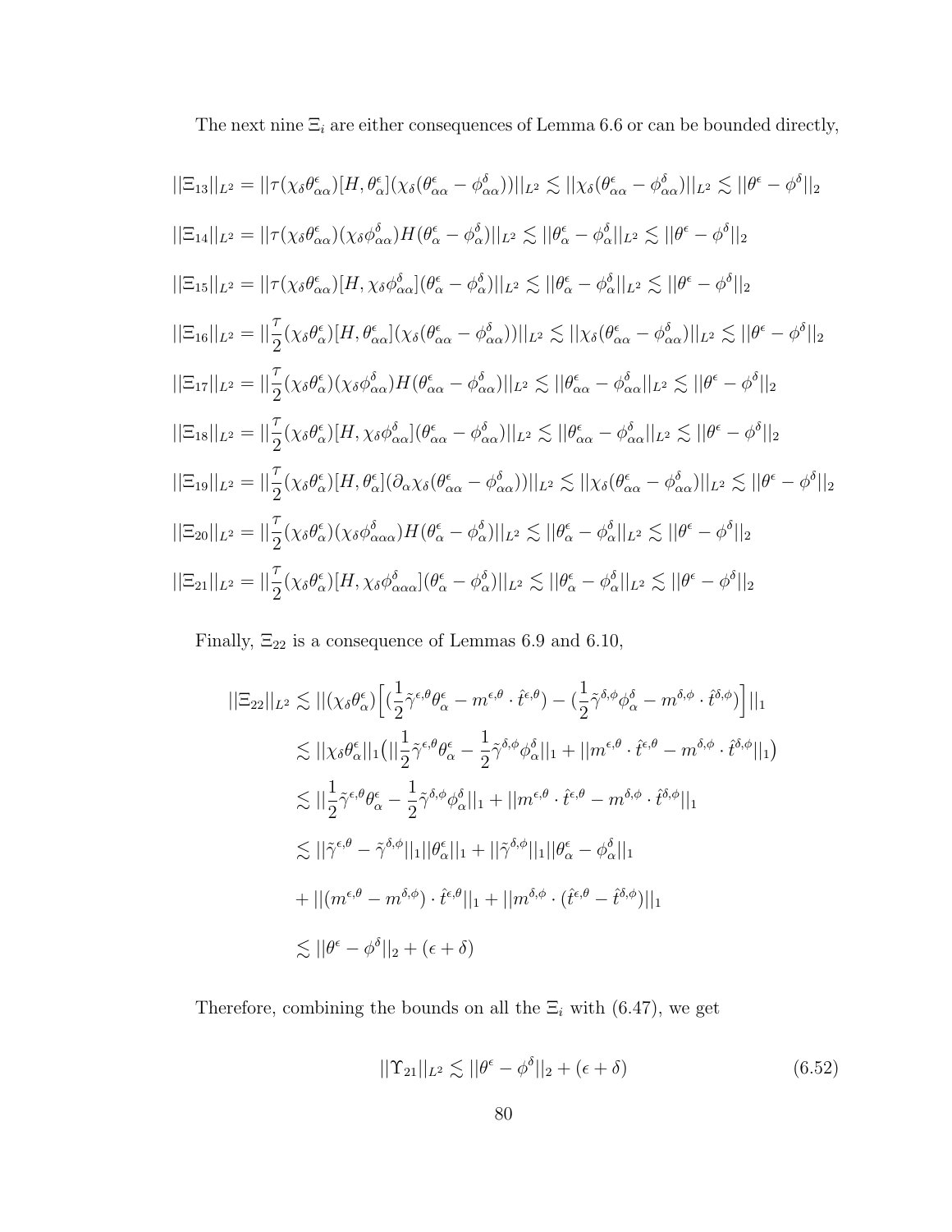The next nine $\Xi_i$ are either consequences of Lemma 6.6 or can be bounded directly,

$$||\Xi_{13}||_{L^2} = ||\tau(\chi_\delta\theta^\epsilon_{\alpha\alpha})[H,\theta^\epsilon_\alpha](\chi_\delta(\theta^\epsilon_{\alpha\alpha} - \phi^\delta_{\alpha\alpha}))||_{L^2} \lesssim ||\chi_\delta(\theta^\epsilon_{\alpha\alpha} - \phi^\delta_{\alpha\alpha})||_{L^2} \lesssim ||\theta^\epsilon - \phi^\delta||_2$$

$$||\Xi_{14}||_{L^2} = ||\tau(\chi_\delta\theta^\epsilon_{\alpha\alpha})(\chi_\delta\phi^\delta_{\alpha\alpha})H(\theta^\epsilon_\alpha - \phi^\delta_\alpha)||_{L^2} \lesssim ||\theta^\epsilon_\alpha - \phi^\delta_\alpha||_{L^2} \lesssim ||\theta^\epsilon - \phi^\delta||_2$$

$$||\Xi_{15}||_{L^2} = ||\tau(\chi_\delta\theta^\epsilon_{\alpha\alpha})[H,\chi_\delta\phi^\delta_{\alpha\alpha}](\theta^\epsilon_\alpha - \phi^\delta_\alpha)||_{L^2} \lesssim ||\theta^\epsilon_\alpha - \phi^\delta_\alpha||_{L^2} \lesssim ||\theta^\epsilon - \phi^\delta||_2$$

$$||\Xi_{16}||_{L^2} = ||\frac{\tau}{2}(\chi_\delta\theta^\epsilon_\alpha)[H,\theta^\epsilon_{\alpha\alpha}](\chi_\delta(\theta^\epsilon_{\alpha\alpha} - \phi^\delta_{\alpha\alpha}))||_{L^2} \lesssim ||\chi_\delta(\theta^\epsilon_{\alpha\alpha} - \phi^\delta_{\alpha\alpha})||_{L^2} \lesssim ||\theta^\epsilon - \phi^\delta||_2$$

$$||\Xi_{17}||_{L^2} = ||\frac{\tau}{2}(\chi_\delta\theta^\epsilon_\alpha)(\chi_\delta\phi^\delta_{\alpha\alpha})H(\theta^\epsilon_{\alpha\alpha} - \phi^\delta_{\alpha\alpha})||_{L^2} \lesssim ||\theta^\epsilon_{\alpha\alpha} - \phi^\delta_{\alpha\alpha}||_{L^2} \lesssim ||\theta^\epsilon - \phi^\delta||_2$$

$$||\Xi_{18}||_{L^2} = ||\frac{\tau}{2}(\chi_\delta\theta^\epsilon_\alpha)[H,\chi_\delta\phi^\delta_{\alpha\alpha}](\theta^\epsilon_{\alpha\alpha} - \phi^\delta_{\alpha\alpha})||_{L^2} \lesssim ||\theta^\epsilon_{\alpha\alpha} - \phi^\delta_{\alpha\alpha}||_{L^2} \lesssim ||\theta^\epsilon - \phi^\delta||_2$$

$$||\Xi_{19}||_{L^2} = ||\frac{\tau}{2}(\chi_\delta\theta^\epsilon_\alpha)[H,\theta^\epsilon_\alpha](\partial_\alpha\chi_\delta(\theta^\epsilon_{\alpha\alpha} - \phi^\delta_{\alpha\alpha}))||_{L^2} \lesssim ||\chi_\delta(\theta^\epsilon_{\alpha\alpha} - \phi^\delta_{\alpha\alpha})||_{L^2} \lesssim ||\theta^\epsilon - \phi^\delta||_2$$

$$||\Xi_{20}||_{L^2} = ||\frac{\tau}{2}(\chi_\delta\theta^\epsilon_\alpha)(\chi_\delta\phi^\delta_{\alpha\alpha\alpha})H(\theta^\epsilon_\alpha - \phi^\delta_\alpha)||_{L^2} \lesssim ||\theta^\epsilon_\alpha - \phi^\delta_\alpha||_{L^2} \lesssim ||\theta^\epsilon - \phi^\delta||_2$$

$$||\Xi_{21}||_{L^2} = ||\frac{\tau}{2}(\chi_\delta\theta^\epsilon_\alpha)[H,\chi_\delta\phi^\delta_{\alpha\alpha\alpha}](\theta^\epsilon_\alpha - \phi^\delta_\alpha)||_{L^2} \lesssim ||\theta^\epsilon_\alpha - \phi^\delta_\alpha||_{L^2} \lesssim ||\theta^\epsilon - \phi^\delta||_2$$

Finally, $\Xi_{22}$ is a consequence of Lemmas 6.9 and 6.10,

$$\begin{aligned}
||\Xi_{22}||_{L^2} &\lesssim ||(\chi_\delta\theta^\epsilon_\alpha)\Big[(\frac{1}{2}\tilde{\gamma}^{\epsilon,\theta}\theta^\epsilon_\alpha - m^{\epsilon,\theta}\cdot\hat{t}^{\epsilon,\theta}) - (\frac{1}{2}\tilde{\gamma}^{\delta,\phi}\phi^\delta_\alpha - m^{\delta,\phi}\cdot\hat{t}^{\delta,\phi})\Big]||_1 \\
&\lesssim ||\chi_\delta\theta^\epsilon_\alpha||_1\big(||\frac{1}{2}\tilde{\gamma}^{\epsilon,\theta}\theta^\epsilon_\alpha - \frac{1}{2}\tilde{\gamma}^{\delta,\phi}\phi^\delta_\alpha||_1 + ||m^{\epsilon,\theta}\cdot\hat{t}^{\epsilon,\theta} - m^{\delta,\phi}\cdot\hat{t}^{\delta,\phi}||_1\big) \\
&\lesssim ||\frac{1}{2}\tilde{\gamma}^{\epsilon,\theta}\theta^\epsilon_\alpha - \frac{1}{2}\tilde{\gamma}^{\delta,\phi}\phi^\delta_\alpha||_1 + ||m^{\epsilon,\theta}\cdot\hat{t}^{\epsilon,\theta} - m^{\delta,\phi}\cdot\hat{t}^{\delta,\phi}||_1 \\
&\lesssim ||\tilde{\gamma}^{\epsilon,\theta} - \tilde{\gamma}^{\delta,\phi}||_1||\theta^\epsilon_\alpha||_1 + ||\tilde{\gamma}^{\delta,\phi}||_1||\theta^\epsilon_\alpha - \phi^\delta_\alpha||_1 \\
&\quad + ||(m^{\epsilon,\theta} - m^{\delta,\phi})\cdot\hat{t}^{\epsilon,\theta}||_1 + ||m^{\delta,\phi}\cdot(\hat{t}^{\epsilon,\theta} - \hat{t}^{\delta,\phi})||_1 \\
&\lesssim ||\theta^\epsilon - \phi^\delta||_2 + (\epsilon + \delta)
\end{aligned}$$

Therefore, combining the bounds on all the $\Xi_i$ with (6.47), we get

$$||\Upsilon_{21}||_{L^2} \lesssim ||\theta^\epsilon - \phi^\delta||_2 + (\epsilon + \delta) \tag{6.52}$$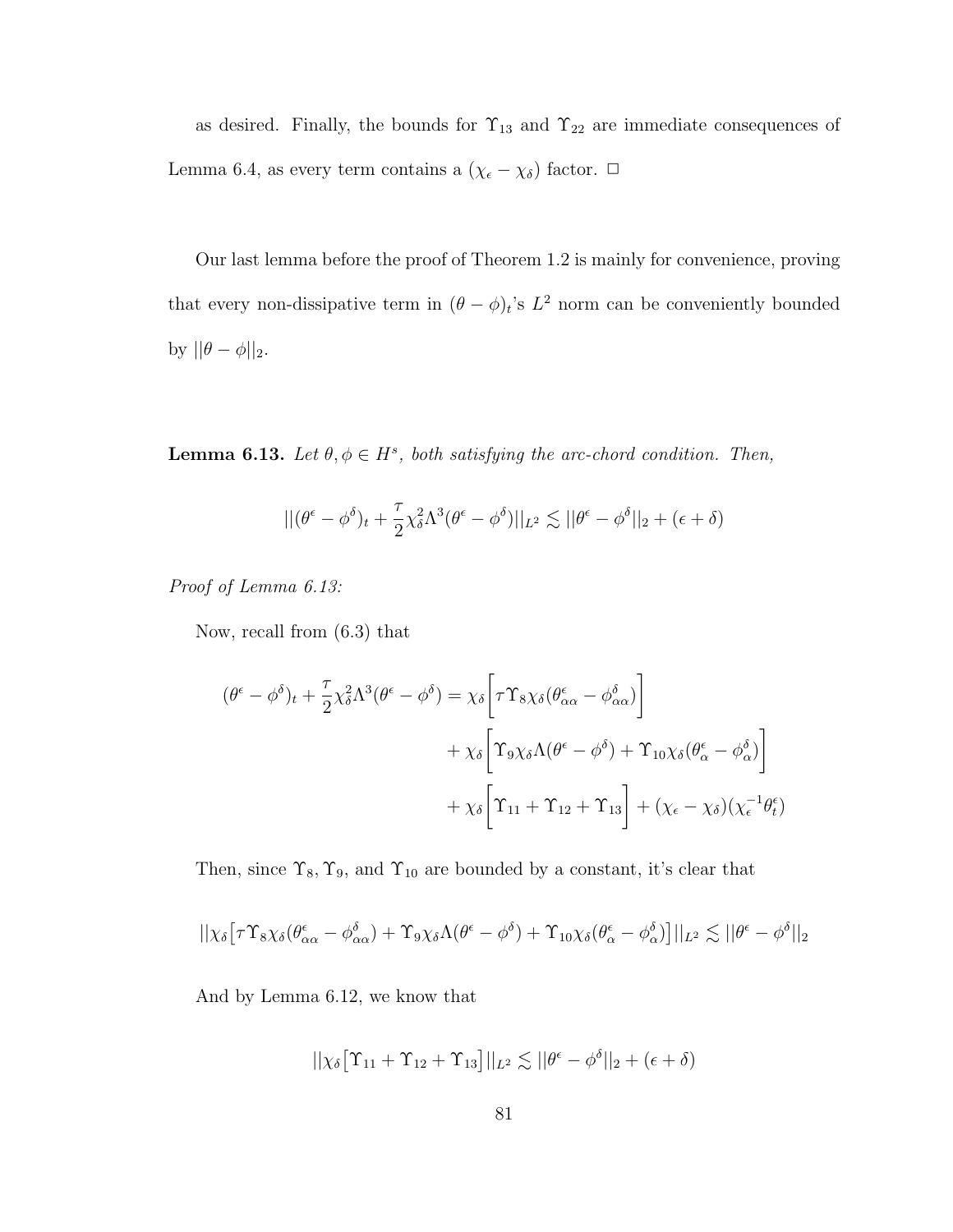as desired. Finally, the bounds for $\Upsilon_{13}$ and $\Upsilon_{22}$ are immediate consequences of Lemma 6.4, as every term contains a $(\chi_\epsilon - \chi_\delta)$ factor. $\square$

Our last lemma before the proof of Theorem 1.2 is mainly for convenience, proving that every non-dissipative term in $(\theta - \phi)_t$'s $L^2$ norm can be conveniently bounded by $||\theta - \phi||_2$.

**Lemma 6.13.** *Let $\theta, \phi \in H^s$, both satisfying the arc-chord condition. Then,*

$$||(\theta^\epsilon - \phi^\delta)_t + \frac{\tau}{2}\chi_\delta^2 \Lambda^3(\theta^\epsilon - \phi^\delta)||_{L^2} \lesssim ||\theta^\epsilon - \phi^\delta||_2 + (\epsilon + \delta)$$

*Proof of Lemma 6.13:*

Now, recall from (6.3) that

$$\begin{aligned}(\theta^\epsilon - \phi^\delta)_t + \frac{\tau}{2}\chi_\delta^2 \Lambda^3(\theta^\epsilon - \phi^\delta) = \chi_\delta \Big[ & \tau \Upsilon_8 \chi_\delta (\theta^\epsilon_{\alpha\alpha} - \phi^\delta_{\alpha\alpha})\Big] \\ & + \chi_\delta \Big[\Upsilon_9 \chi_\delta \Lambda(\theta^\epsilon - \phi^\delta) + \Upsilon_{10} \chi_\delta (\theta^\epsilon_\alpha - \phi^\delta_\alpha)\Big] \\ & + \chi_\delta \Big[\Upsilon_{11} + \Upsilon_{12} + \Upsilon_{13}\Big] + (\chi_\epsilon - \chi_\delta)(\chi_\epsilon^{-1}\theta^\epsilon_t)\end{aligned}$$

Then, since $\Upsilon_8, \Upsilon_9$, and $\Upsilon_{10}$ are bounded by a constant, it's clear that

$$||\chi_\delta\big[\tau \Upsilon_8 \chi_\delta(\theta^\epsilon_{\alpha\alpha} - \phi^\delta_{\alpha\alpha}) + \Upsilon_9 \chi_\delta \Lambda(\theta^\epsilon - \phi^\delta) + \Upsilon_{10}\chi_\delta(\theta^\epsilon_\alpha - \phi^\delta_\alpha)\big]||_{L^2} \lesssim ||\theta^\epsilon - \phi^\delta||_2$$

And by Lemma 6.12, we know that

$$||\chi_\delta\big[\Upsilon_{11} + \Upsilon_{12} + \Upsilon_{13}\big]||_{L^2} \lesssim ||\theta^\epsilon - \phi^\delta||_2 + (\epsilon + \delta)$$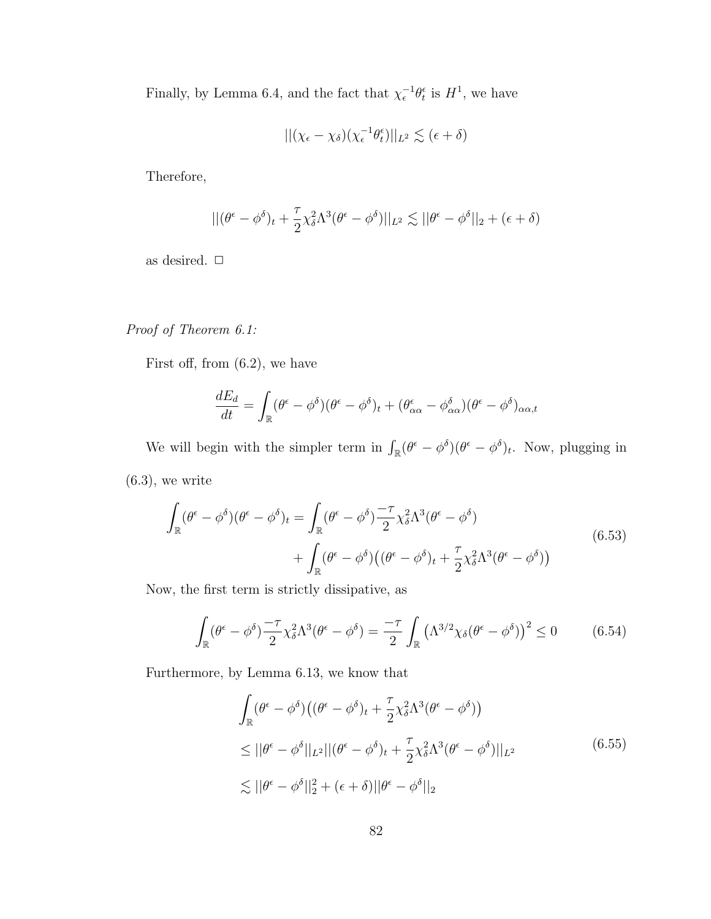Finally, by Lemma 6.4, and the fact that $\chi_\epsilon^{-1}\theta_t^\epsilon$ is $H^1$, we have

$$||(\chi_\epsilon - \chi_\delta)(\chi_\epsilon^{-1}\theta_t^\epsilon)||_{L^2} \lesssim (\epsilon + \delta)$$

Therefore,

$$||(\theta^\epsilon - \phi^\delta)_t + \frac{\tau}{2}\chi_\delta^2\Lambda^3(\theta^\epsilon - \phi^\delta)||_{L^2} \lesssim ||\theta^\epsilon - \phi^\delta||_2 + (\epsilon + \delta)$$

as desired. $\square$

*Proof of Theorem 6.1:*

First off, from (6.2), we have

$$\frac{dE_d}{dt} = \int_{\mathbb{R}} (\theta^\epsilon - \phi^\delta)(\theta^\epsilon - \phi^\delta)_t + (\theta^\epsilon_{\alpha\alpha} - \phi^\delta_{\alpha\alpha})(\theta^\epsilon - \phi^\delta)_{\alpha\alpha,t}$$

We will begin with the simpler term in $\int_{\mathbb{R}}(\theta^\epsilon - \phi^\delta)(\theta^\epsilon - \phi^\delta)_t$. Now, plugging in (6.3), we write

$$\begin{aligned} \int_{\mathbb{R}} (\theta^\epsilon - \phi^\delta)(\theta^\epsilon - \phi^\delta)_t = &\int_{\mathbb{R}} (\theta^\epsilon - \phi^\delta)\frac{-\tau}{2}\chi_\delta^2\Lambda^3(\theta^\epsilon - \phi^\delta) \\ &+ \int_{\mathbb{R}} (\theta^\epsilon - \phi^\delta)\big((\theta^\epsilon - \phi^\delta)_t + \frac{\tau}{2}\chi_\delta^2\Lambda^3(\theta^\epsilon - \phi^\delta)\big) \end{aligned} \tag{6.53}$$

Now, the first term is strictly dissipative, as

$$\int_{\mathbb{R}} (\theta^\epsilon - \phi^\delta)\frac{-\tau}{2}\chi_\delta^2\Lambda^3(\theta^\epsilon - \phi^\delta) = \frac{-\tau}{2}\int_{\mathbb{R}} \big(\Lambda^{3/2}\chi_\delta(\theta^\epsilon - \phi^\delta)\big)^2 \leq 0 \tag{6.54}$$

Furthermore, by Lemma 6.13, we know that

$$\begin{aligned} &\int_{\mathbb{R}} (\theta^\epsilon - \phi^\delta)\big((\theta^\epsilon - \phi^\delta)_t + \frac{\tau}{2}\chi_\delta^2\Lambda^3(\theta^\epsilon - \phi^\delta)\big) \\ &\leq ||\theta^\epsilon - \phi^\delta||_{L^2}||(\theta^\epsilon - \phi^\delta)_t + \frac{\tau}{2}\chi_\delta^2\Lambda^3(\theta^\epsilon - \phi^\delta)||_{L^2} \\ &\lesssim ||\theta^\epsilon - \phi^\delta||_2^2 + (\epsilon + \delta)||\theta^\epsilon - \phi^\delta||_2 \end{aligned} \tag{6.55}$$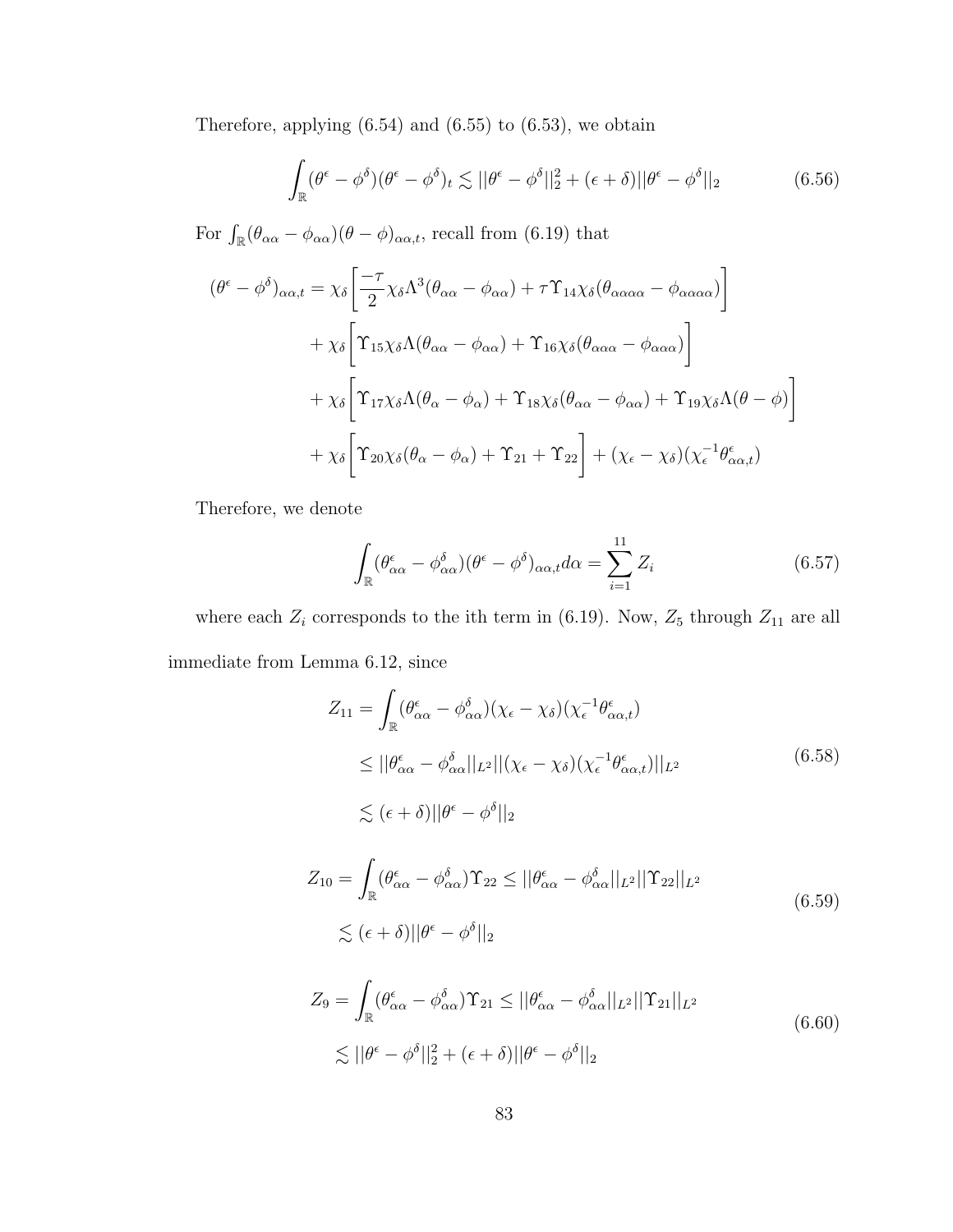Therefore, applying (6.54) and (6.55) to (6.53), we obtain

$$\int_{\mathbb{R}} (\theta^\epsilon - \phi^\delta)(\theta^\epsilon - \phi^\delta)_t \lesssim ||\theta^\epsilon - \phi^\delta||_2^2 + (\epsilon + \delta)||\theta^\epsilon - \phi^\delta||_2 \tag{6.56}$$

For $\int_{\mathbb{R}} (\theta_{\alpha\alpha} - \phi_{\alpha\alpha})(\theta - \phi)_{\alpha\alpha,t}$, recall from (6.19) that

$$\begin{aligned}
(\theta^\epsilon - \phi^\delta)_{\alpha\alpha,t} &= \chi_\delta \left[ \frac{-\tau}{2} \chi_\delta \Lambda^3 (\theta_{\alpha\alpha} - \phi_{\alpha\alpha}) + \tau \Upsilon_{14} \chi_\delta (\theta_{\alpha\alpha\alpha\alpha} - \phi_{\alpha\alpha\alpha\alpha}) \right] \\
&+ \chi_\delta \left[ \Upsilon_{15} \chi_\delta \Lambda (\theta_{\alpha\alpha} - \phi_{\alpha\alpha}) + \Upsilon_{16} \chi_\delta (\theta_{\alpha\alpha\alpha} - \phi_{\alpha\alpha\alpha}) \right] \\
&+ \chi_\delta \left[ \Upsilon_{17} \chi_\delta \Lambda (\theta_\alpha - \phi_\alpha) + \Upsilon_{18} \chi_\delta (\theta_{\alpha\alpha} - \phi_{\alpha\alpha}) + \Upsilon_{19} \chi_\delta \Lambda (\theta - \phi) \right] \\
&+ \chi_\delta \left[ \Upsilon_{20} \chi_\delta (\theta_\alpha - \phi_\alpha) + \Upsilon_{21} + \Upsilon_{22} \right] + (\chi_\epsilon - \chi_\delta)(\chi_\epsilon^{-1} \theta^\epsilon_{\alpha\alpha,t})
\end{aligned}$$

Therefore, we denote

$$\int_{\mathbb{R}} (\theta^\epsilon_{\alpha\alpha} - \phi^\delta_{\alpha\alpha})(\theta^\epsilon - \phi^\delta)_{\alpha\alpha,t} d\alpha = \sum_{i=1}^{11} Z_i \tag{6.57}$$

where each $Z_i$ corresponds to the ith term in (6.19). Now, $Z_5$ through $Z_{11}$ are all immediate from Lemma 6.12, since

$$\begin{aligned}
Z_{11} &= \int_{\mathbb{R}} (\theta^\epsilon_{\alpha\alpha} - \phi^\delta_{\alpha\alpha})(\chi_\epsilon - \chi_\delta)(\chi_\epsilon^{-1} \theta^\epsilon_{\alpha\alpha,t}) \\
&\leq ||\theta^\epsilon_{\alpha\alpha} - \phi^\delta_{\alpha\alpha}||_{L^2} ||(\chi_\epsilon - \chi_\delta)(\chi_\epsilon^{-1} \theta^\epsilon_{\alpha\alpha,t})||_{L^2} \\
&\lesssim (\epsilon + \delta)||\theta^\epsilon - \phi^\delta||_2
\end{aligned} \tag{6.58}$$

$$\begin{aligned}
Z_{10} &= \int_{\mathbb{R}} (\theta^\epsilon_{\alpha\alpha} - \phi^\delta_{\alpha\alpha}) \Upsilon_{22} \leq ||\theta^\epsilon_{\alpha\alpha} - \phi^\delta_{\alpha\alpha}||_{L^2} ||\Upsilon_{22}||_{L^2} \\
&\lesssim (\epsilon + \delta)||\theta^\epsilon - \phi^\delta||_2
\end{aligned} \tag{6.59}$$

$$\begin{aligned}
Z_9 &= \int_{\mathbb{R}} (\theta^\epsilon_{\alpha\alpha} - \phi^\delta_{\alpha\alpha}) \Upsilon_{21} \leq ||\theta^\epsilon_{\alpha\alpha} - \phi^\delta_{\alpha\alpha}||_{L^2} ||\Upsilon_{21}||_{L^2} \\
&\lesssim ||\theta^\epsilon - \phi^\delta||_2^2 + (\epsilon + \delta)||\theta^\epsilon - \phi^\delta||_2
\end{aligned} \tag{6.60}$$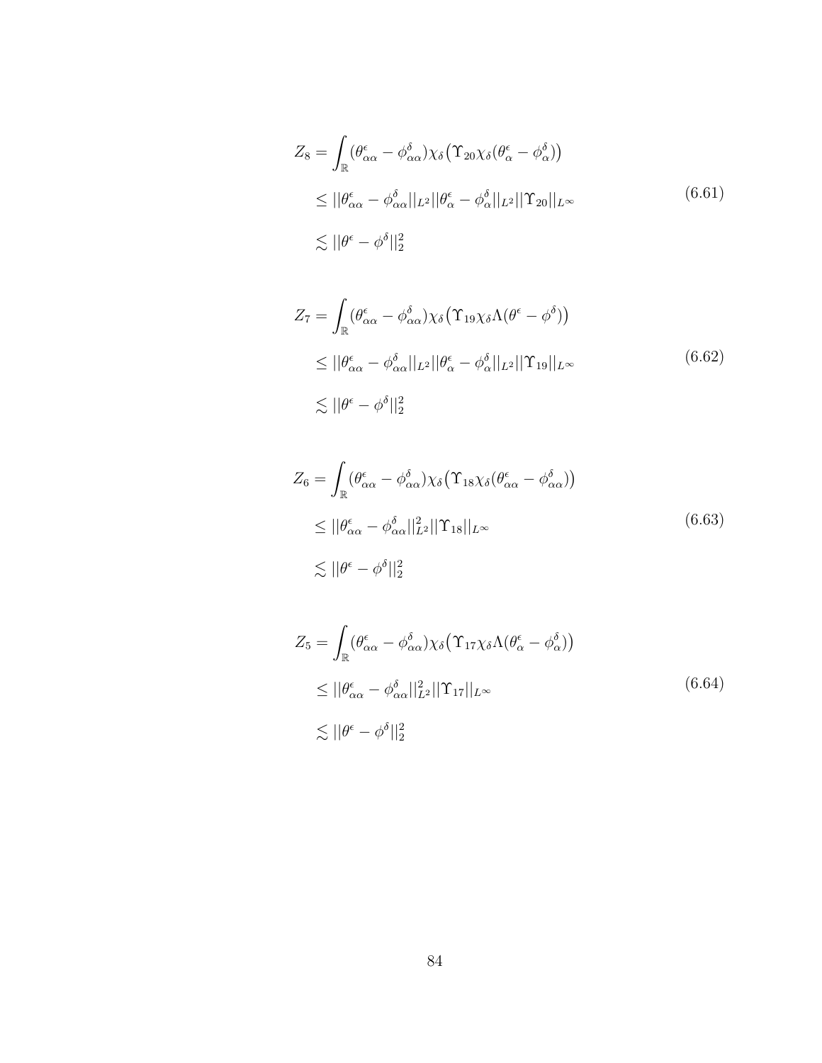$$
\begin{aligned}
Z_8 &= \int_{\mathbb{R}} (\theta^{\epsilon}_{\alpha\alpha} - \phi^{\delta}_{\alpha\alpha})\chi_{\delta}\big(\Upsilon_{20}\chi_{\delta}(\theta^{\epsilon}_{\alpha} - \phi^{\delta}_{\alpha})\big) \\
&\leq ||\theta^{\epsilon}_{\alpha\alpha} - \phi^{\delta}_{\alpha\alpha}||_{L^2}||\theta^{\epsilon}_{\alpha} - \phi^{\delta}_{\alpha}||_{L^2}||\Upsilon_{20}||_{L^{\infty}} \\
&\lesssim ||\theta^{\epsilon} - \phi^{\delta}||_2^2
\end{aligned}
\tag{6.61}
$$

$$
\begin{aligned}
Z_7 &= \int_{\mathbb{R}} (\theta^{\epsilon}_{\alpha\alpha} - \phi^{\delta}_{\alpha\alpha})\chi_{\delta}\big(\Upsilon_{19}\chi_{\delta}\Lambda(\theta^{\epsilon} - \phi^{\delta})\big) \\
&\leq ||\theta^{\epsilon}_{\alpha\alpha} - \phi^{\delta}_{\alpha\alpha}||_{L^2}||\theta^{\epsilon}_{\alpha} - \phi^{\delta}_{\alpha}||_{L^2}||\Upsilon_{19}||_{L^{\infty}} \\
&\lesssim ||\theta^{\epsilon} - \phi^{\delta}||_2^2
\end{aligned}
\tag{6.62}
$$

$$
\begin{aligned}
Z_6 &= \int_{\mathbb{R}} (\theta^{\epsilon}_{\alpha\alpha} - \phi^{\delta}_{\alpha\alpha})\chi_{\delta}\big(\Upsilon_{18}\chi_{\delta}(\theta^{\epsilon}_{\alpha\alpha} - \phi^{\delta}_{\alpha\alpha})\big) \\
&\leq ||\theta^{\epsilon}_{\alpha\alpha} - \phi^{\delta}_{\alpha\alpha}||_{L^2}^2||\Upsilon_{18}||_{L^{\infty}} \\
&\lesssim ||\theta^{\epsilon} - \phi^{\delta}||_2^2
\end{aligned}
\tag{6.63}
$$

$$
\begin{aligned}
Z_5 &= \int_{\mathbb{R}} (\theta^{\epsilon}_{\alpha\alpha} - \phi^{\delta}_{\alpha\alpha})\chi_{\delta}\big(\Upsilon_{17}\chi_{\delta}\Lambda(\theta^{\epsilon}_{\alpha} - \phi^{\delta}_{\alpha})\big) \\
&\leq ||\theta^{\epsilon}_{\alpha\alpha} - \phi^{\delta}_{\alpha\alpha}||_{L^2}^2||\Upsilon_{17}||_{L^{\infty}} \\
&\lesssim ||\theta^{\epsilon} - \phi^{\delta}||_2^2
\end{aligned}
\tag{6.64}
$$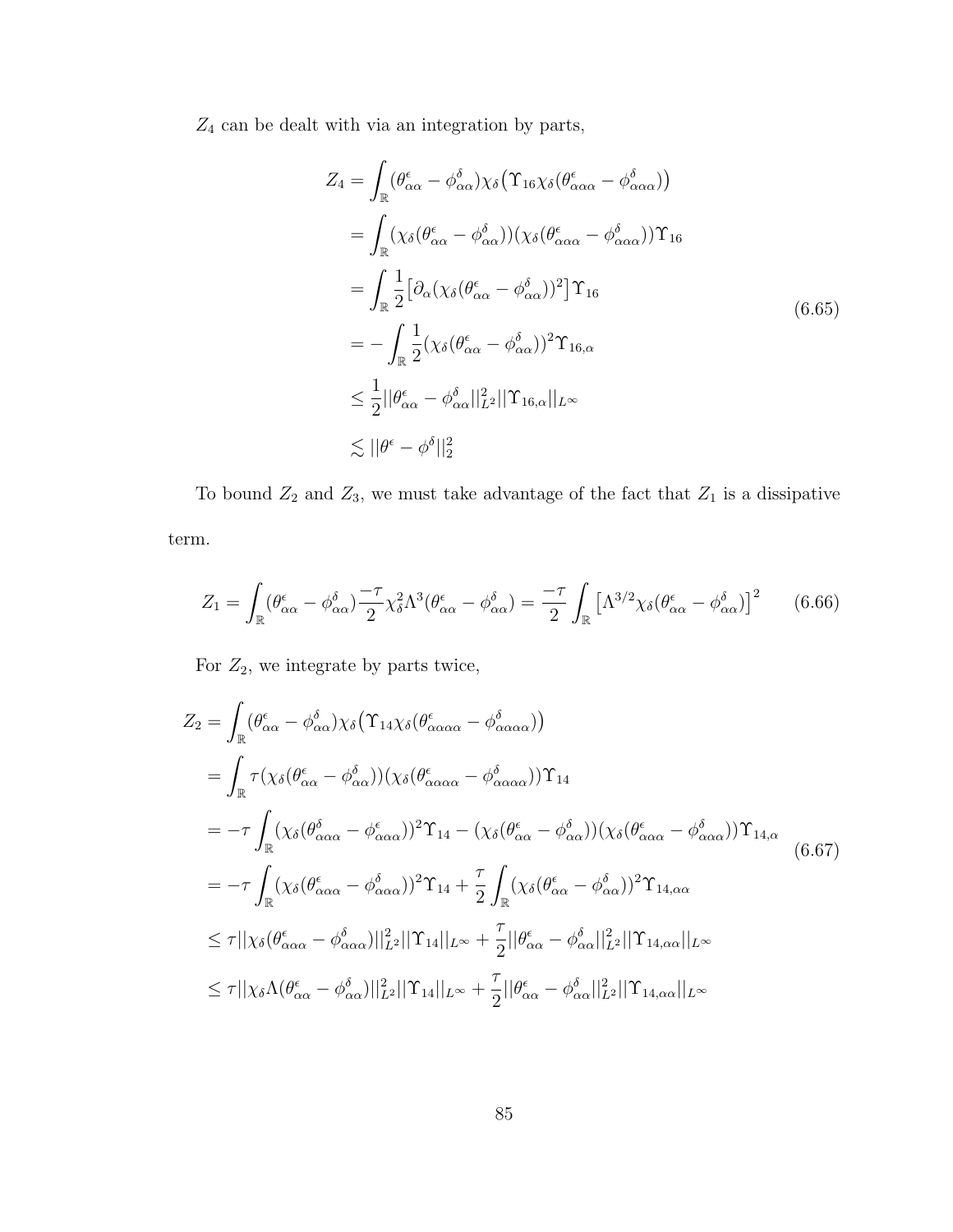$Z_4$ can be dealt with via an integration by parts,

$$
\begin{aligned}
Z_4 &= \int_{\mathbb{R}} (\theta^\epsilon_{\alpha\alpha} - \phi^\delta_{\alpha\alpha})\chi_\delta\big(\Upsilon_{16}\chi_\delta(\theta^\epsilon_{\alpha\alpha\alpha} - \phi^\delta_{\alpha\alpha\alpha})\big) \\
&= \int_{\mathbb{R}} (\chi_\delta(\theta^\epsilon_{\alpha\alpha} - \phi^\delta_{\alpha\alpha}))(\chi_\delta(\theta^\epsilon_{\alpha\alpha\alpha} - \phi^\delta_{\alpha\alpha\alpha}))\Upsilon_{16} \\
&= \int_{\mathbb{R}} \frac{1}{2}\big[\partial_\alpha(\chi_\delta(\theta^\epsilon_{\alpha\alpha} - \phi^\delta_{\alpha\alpha}))^2\big]\Upsilon_{16} \\
&= -\int_{\mathbb{R}} \frac{1}{2}(\chi_\delta(\theta^\epsilon_{\alpha\alpha} - \phi^\delta_{\alpha\alpha}))^2\Upsilon_{16,\alpha} \\
&\leq \frac{1}{2}||\theta^\epsilon_{\alpha\alpha} - \phi^\delta_{\alpha\alpha}||^2_{L^2}||\Upsilon_{16,\alpha}||_{L^\infty} \\
&\lesssim ||\theta^\epsilon - \phi^\delta||^2_2
\end{aligned}
\tag{6.65}
$$

To bound $Z_2$ and $Z_3$, we must take advantage of the fact that $Z_1$ is a dissipative term.

$$
Z_1 = \int_{\mathbb{R}} (\theta^\epsilon_{\alpha\alpha} - \phi^\delta_{\alpha\alpha})\frac{-\tau}{2}\chi^2_\delta\Lambda^3(\theta^\epsilon_{\alpha\alpha} - \phi^\delta_{\alpha\alpha}) = \frac{-\tau}{2}\int_{\mathbb{R}}\big[\Lambda^{3/2}\chi_\delta(\theta^\epsilon_{\alpha\alpha} - \phi^\delta_{\alpha\alpha})\big]^2 \tag{6.66}
$$

For $Z_2$, we integrate by parts twice,

$$
\begin{aligned}
Z_2 &= \int_{\mathbb{R}} (\theta^\epsilon_{\alpha\alpha} - \phi^\delta_{\alpha\alpha})\chi_\delta\big(\Upsilon_{14}\chi_\delta(\theta^\epsilon_{\alpha\alpha\alpha\alpha} - \phi^\delta_{\alpha\alpha\alpha\alpha})\big) \\
&= \int_{\mathbb{R}} \tau(\chi_\delta(\theta^\epsilon_{\alpha\alpha} - \phi^\delta_{\alpha\alpha}))(\chi_\delta(\theta^\epsilon_{\alpha\alpha\alpha\alpha} - \phi^\delta_{\alpha\alpha\alpha\alpha}))\Upsilon_{14} \\
&= -\tau\int_{\mathbb{R}} (\chi_\delta(\theta^\delta_{\alpha\alpha\alpha} - \phi^\epsilon_{\alpha\alpha\alpha}))^2\Upsilon_{14} - (\chi_\delta(\theta^\epsilon_{\alpha\alpha} - \phi^\delta_{\alpha\alpha}))(\chi_\delta(\theta^\epsilon_{\alpha\alpha\alpha} - \phi^\delta_{\alpha\alpha\alpha}))\Upsilon_{14,\alpha} \\
&= -\tau\int_{\mathbb{R}} (\chi_\delta(\theta^\epsilon_{\alpha\alpha\alpha} - \phi^\delta_{\alpha\alpha\alpha}))^2\Upsilon_{14} + \frac{\tau}{2}\int_{\mathbb{R}}(\chi_\delta(\theta^\epsilon_{\alpha\alpha} - \phi^\delta_{\alpha\alpha}))^2\Upsilon_{14,\alpha\alpha} \\
&\leq \tau||\chi_\delta(\theta^\epsilon_{\alpha\alpha\alpha} - \phi^\delta_{\alpha\alpha\alpha})||^2_{L^2}||\Upsilon_{14}||_{L^\infty} + \frac{\tau}{2}||\theta^\epsilon_{\alpha\alpha} - \phi^\delta_{\alpha\alpha}||^2_{L^2}||\Upsilon_{14,\alpha\alpha}||_{L^\infty} \\
&\leq \tau||\chi_\delta\Lambda(\theta^\epsilon_{\alpha\alpha} - \phi^\delta_{\alpha\alpha})||^2_{L^2}||\Upsilon_{14}||_{L^\infty} + \frac{\tau}{2}||\theta^\epsilon_{\alpha\alpha} - \phi^\delta_{\alpha\alpha}||^2_{L^2}||\Upsilon_{14,\alpha\alpha}||_{L^\infty}
\end{aligned}
\tag{6.67}
$$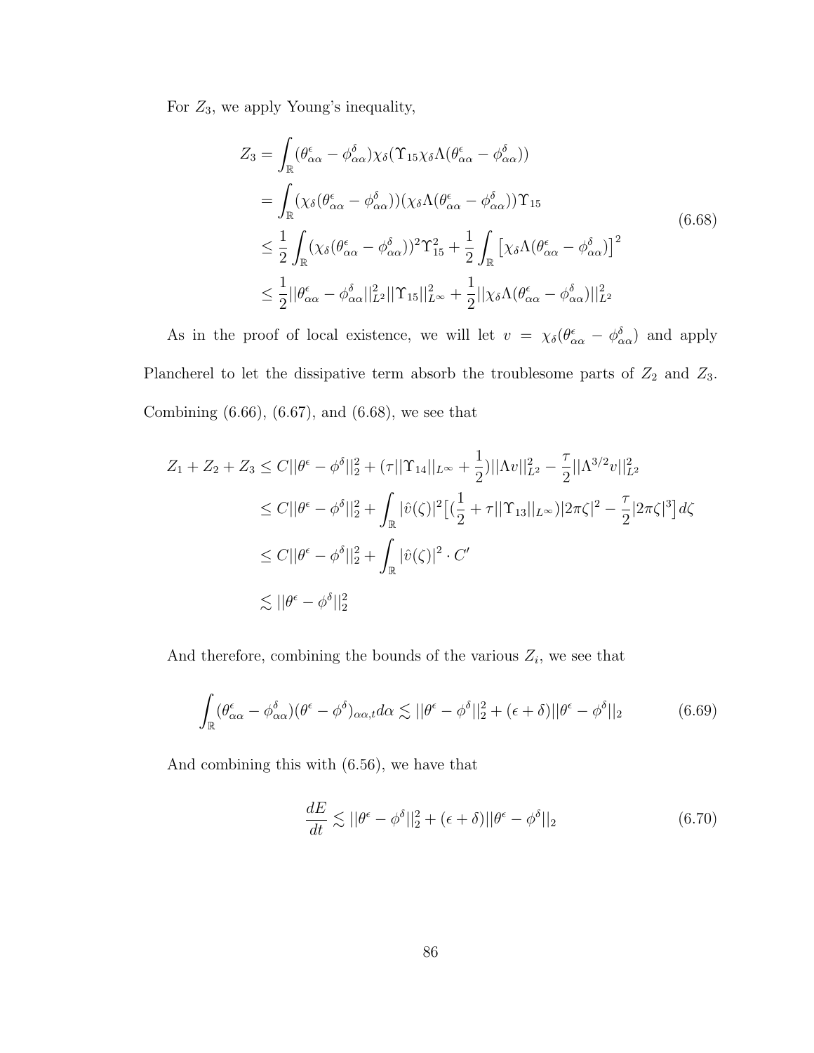For $Z_3$, we apply Young's inequality,

$$
\begin{aligned}
Z_3 &= \int_{\mathbb{R}} (\theta^\epsilon_{\alpha\alpha} - \phi^\delta_{\alpha\alpha})\chi_\delta(\Upsilon_{15}\chi_\delta\Lambda(\theta^\epsilon_{\alpha\alpha} - \phi^\delta_{\alpha\alpha})) \\
&= \int_{\mathbb{R}} (\chi_\delta(\theta^\epsilon_{\alpha\alpha} - \phi^\delta_{\alpha\alpha}))(\chi_\delta\Lambda(\theta^\epsilon_{\alpha\alpha} - \phi^\delta_{\alpha\alpha}))\Upsilon_{15} \\
&\leq \frac{1}{2}\int_{\mathbb{R}} (\chi_\delta(\theta^\epsilon_{\alpha\alpha} - \phi^\delta_{\alpha\alpha}))^2\Upsilon_{15}^2 + \frac{1}{2}\int_{\mathbb{R}} \left[\chi_\delta\Lambda(\theta^\epsilon_{\alpha\alpha} - \phi^\delta_{\alpha\alpha})\right]^2 \\
&\leq \frac{1}{2}||\theta^\epsilon_{\alpha\alpha} - \phi^\delta_{\alpha\alpha}||^2_{L^2}||\Upsilon_{15}||^2_{L^\infty} + \frac{1}{2}||\chi_\delta\Lambda(\theta^\epsilon_{\alpha\alpha} - \phi^\delta_{\alpha\alpha})||^2_{L^2}
\end{aligned}
\tag{6.68}
$$

As in the proof of local existence, we will let $v = \chi_\delta(\theta^\epsilon_{\alpha\alpha} - \phi^\delta_{\alpha\alpha})$ and apply Plancherel to let the dissipative term absorb the troublesome parts of $Z_2$ and $Z_3$. Combining (6.66), (6.67), and (6.68), we see that

$$
\begin{aligned}
Z_1 + Z_2 + Z_3 &\leq C||\theta^\epsilon - \phi^\delta||_2^2 + (\tau||\Upsilon_{14}||_{L^\infty} + \frac{1}{2})||\Lambda v||^2_{L^2} - \frac{\tau}{2}||\Lambda^{3/2}v||^2_{L^2} \\
&\leq C||\theta^\epsilon - \phi^\delta||_2^2 + \int_{\mathbb{R}} |\hat{v}(\zeta)|^2\big[(\frac{1}{2} + \tau||\Upsilon_{13}||_{L^\infty})|2\pi\zeta|^2 - \frac{\tau}{2}|2\pi\zeta|^3\big]d\zeta \\
&\leq C||\theta^\epsilon - \phi^\delta||_2^2 + \int_{\mathbb{R}} |\hat{v}(\zeta)|^2 \cdot C' \\
&\lesssim ||\theta^\epsilon - \phi^\delta||_2^2
\end{aligned}
$$

And therefore, combining the bounds of the various $Z_i$, we see that

$$
\int_{\mathbb{R}} (\theta^\epsilon_{\alpha\alpha} - \phi^\delta_{\alpha\alpha})(\theta^\epsilon - \phi^\delta)_{\alpha\alpha,t}d\alpha \lesssim ||\theta^\epsilon - \phi^\delta||_2^2 + (\epsilon + \delta)||\theta^\epsilon - \phi^\delta||_2 \tag{6.69}
$$

And combining this with (6.56), we have that

$$
\frac{dE}{dt} \lesssim ||\theta^\epsilon - \phi^\delta||_2^2 + (\epsilon + \delta)||\theta^\epsilon - \phi^\delta||_2 \tag{6.70}
$$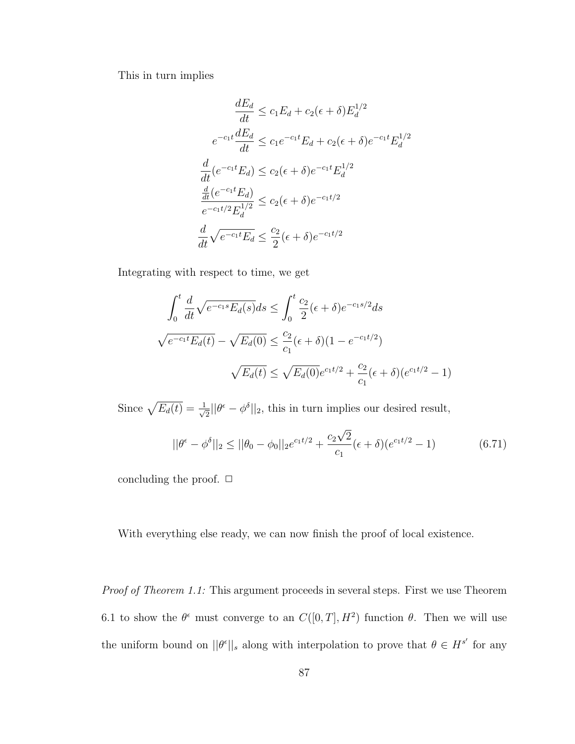This in turn implies

$$
\begin{aligned}
\frac{dE_d}{dt} &\leq c_1 E_d + c_2(\epsilon + \delta) E_d^{1/2} \\
e^{-c_1 t}\frac{dE_d}{dt} &\leq c_1 e^{-c_1 t} E_d + c_2(\epsilon + \delta) e^{-c_1 t} E_d^{1/2} \\
\frac{d}{dt}(e^{-c_1 t} E_d) &\leq c_2(\epsilon + \delta) e^{-c_1 t} E_d^{1/2} \\
\frac{\frac{d}{dt}(e^{-c_1 t} E_d)}{e^{-c_1 t/2} E_d^{1/2}} &\leq c_2(\epsilon + \delta) e^{-c_1 t/2} \\
\frac{d}{dt}\sqrt{e^{-c_1 t} E_d} &\leq \frac{c_2}{2}(\epsilon + \delta) e^{-c_1 t/2}
\end{aligned}
$$

Integrating with respect to time, we get

$$
\begin{aligned}
\int_0^t \frac{d}{dt}\sqrt{e^{-c_1 s} E_d(s)}\,ds &\leq \int_0^t \frac{c_2}{2}(\epsilon + \delta) e^{-c_1 s/2} ds \\
\sqrt{e^{-c_1 t} E_d(t)} - \sqrt{E_d(0)} &\leq \frac{c_2}{c_1}(\epsilon + \delta)(1 - e^{-c_1 t/2}) \\
\sqrt{E_d(t)} &\leq \sqrt{E_d(0)} e^{c_1 t/2} + \frac{c_2}{c_1}(\epsilon + \delta)(e^{c_1 t/2} - 1)
\end{aligned}
$$

Since $\sqrt{E_d(t)} = \frac{1}{\sqrt{2}}||\theta^\epsilon - \phi^\delta||_2$, this in turn implies our desired result,

$$
||\theta^\epsilon - \phi^\delta||_2 \leq ||\theta_0 - \phi_0||_2 e^{c_1 t/2} + \frac{c_2\sqrt{2}}{c_1}(\epsilon + \delta)(e^{c_1 t/2} - 1) \tag{6.71}
$$

concluding the proof. □

With everything else ready, we can now finish the proof of local existence.

*Proof of Theorem 1.1:* This argument proceeds in several steps. First we use Theorem 6.1 to show the $\theta^\epsilon$ must converge to an $C([0,T], H^2)$ function $\theta$. Then we will use the uniform bound on $||\theta^\epsilon||_s$ along with interpolation to prove that $\theta \in H^{s'}$ for any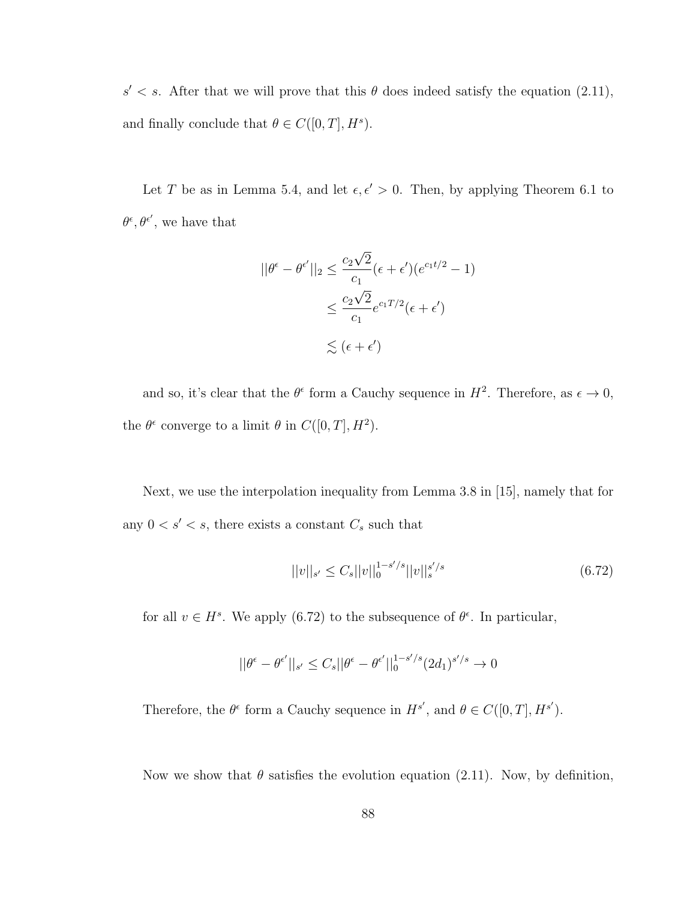$s' < s$. After that we will prove that this $\theta$ does indeed satisfy the equation (2.11), and finally conclude that $\theta \in C([0,T], H^s)$.

Let $T$ be as in Lemma 5.4, and let $\epsilon, \epsilon' > 0$. Then, by applying Theorem 6.1 to $\theta^\epsilon, \theta^{\epsilon'}$, we have that

$$
\begin{aligned}
||\theta^\epsilon - \theta^{\epsilon'}||_2 &\leq \frac{c_2\sqrt{2}}{c_1}(\epsilon + \epsilon')(e^{c_1 t/2} - 1) \\
&\leq \frac{c_2\sqrt{2}}{c_1} e^{c_1 T/2}(\epsilon + \epsilon') \\
&\lesssim (\epsilon + \epsilon')
\end{aligned}
$$

and so, it's clear that the $\theta^\epsilon$ form a Cauchy sequence in $H^2$. Therefore, as $\epsilon \to 0$, the $\theta^\epsilon$ converge to a limit $\theta$ in $C([0,T], H^2)$.

Next, we use the interpolation inequality from Lemma 3.8 in [15], namely that for any $0 < s' < s$, there exists a constant $C_s$ such that

$$
||v||_{s'} \leq C_s ||v||_0^{1-s'/s} ||v||_s^{s'/s} \tag{6.72}
$$

for all $v \in H^s$. We apply (6.72) to the subsequence of $\theta^\epsilon$. In particular,

$$
||\theta^\epsilon - \theta^{\epsilon'}||_{s'} \leq C_s ||\theta^\epsilon - \theta^{\epsilon'}||_0^{1-s'/s} (2d_1)^{s'/s} \to 0
$$

Therefore, the $\theta^\epsilon$ form a Cauchy sequence in $H^{s'}$, and $\theta \in C([0,T], H^{s'})$.

Now we show that $\theta$ satisfies the evolution equation (2.11). Now, by definition,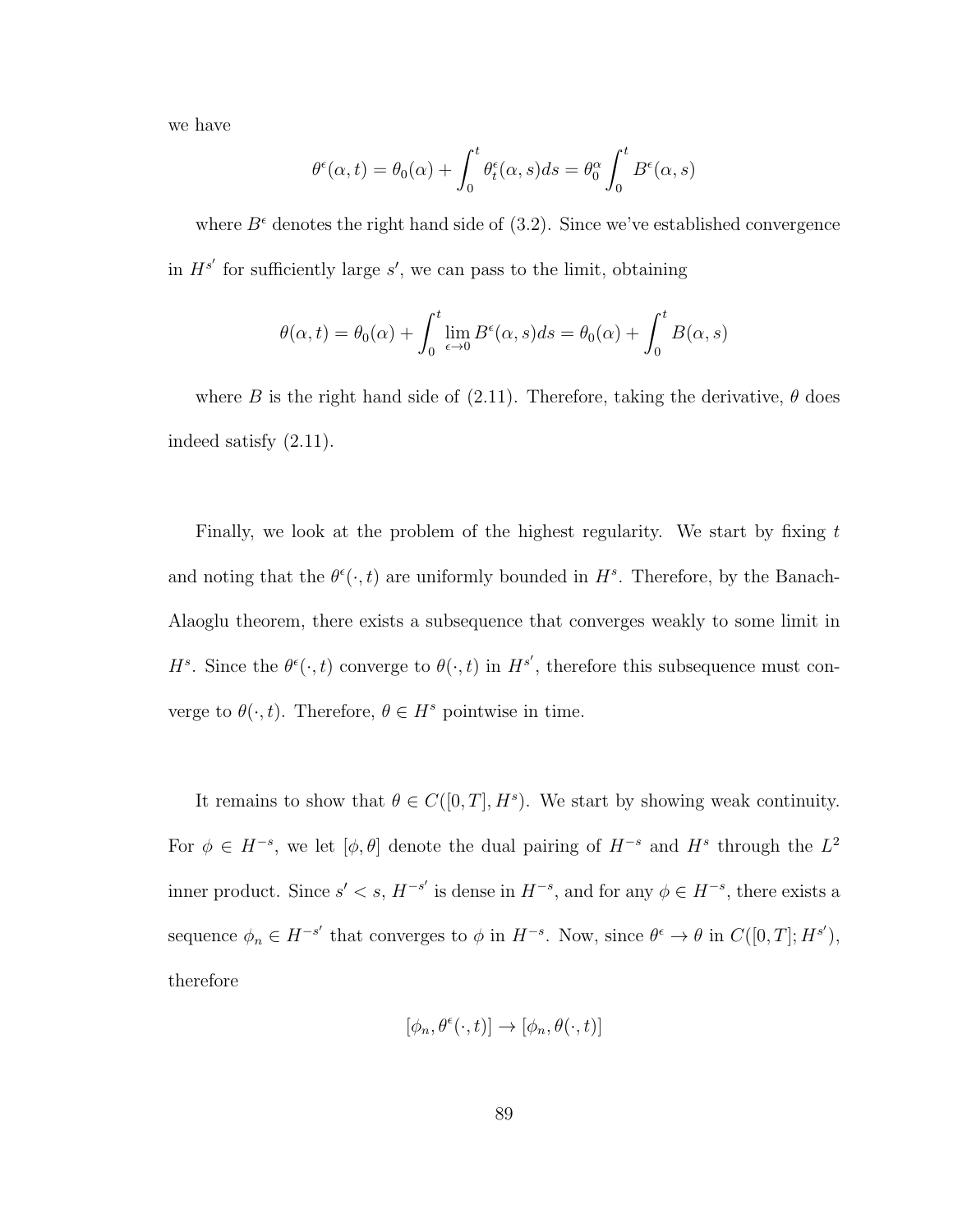we have

$$\theta^\epsilon(\alpha, t) = \theta_0(\alpha) + \int_0^t \theta_t^\epsilon(\alpha, s) ds = \theta_0^\alpha \int_0^t B^\epsilon(\alpha, s)$$

where $B^\epsilon$ denotes the right hand side of (3.2). Since we've established convergence in $H^{s'}$ for sufficiently large $s'$, we can pass to the limit, obtaining

$$\theta(\alpha, t) = \theta_0(\alpha) + \int_0^t \lim_{\epsilon \to 0} B^\epsilon(\alpha, s) ds = \theta_0(\alpha) + \int_0^t B(\alpha, s)$$

where $B$ is the right hand side of (2.11). Therefore, taking the derivative, $\theta$ does indeed satisfy (2.11).

Finally, we look at the problem of the highest regularity. We start by fixing $t$ and noting that the $\theta^\epsilon(\cdot, t)$ are uniformly bounded in $H^s$. Therefore, by the Banach-Alaoglu theorem, there exists a subsequence that converges weakly to some limit in $H^s$. Since the $\theta^\epsilon(\cdot, t)$ converge to $\theta(\cdot, t)$ in $H^{s'}$, therefore this subsequence must converge to $\theta(\cdot, t)$. Therefore, $\theta \in H^s$ pointwise in time.

It remains to show that $\theta \in C([0, T], H^s)$. We start by showing weak continuity. For $\phi \in H^{-s}$, we let $[\phi, \theta]$ denote the dual pairing of $H^{-s}$ and $H^s$ through the $L^2$ inner product. Since $s' < s$, $H^{-s'}$ is dense in $H^{-s}$, and for any $\phi \in H^{-s}$, there exists a sequence $\phi_n \in H^{-s'}$ that converges to $\phi$ in $H^{-s}$. Now, since $\theta^\epsilon \to \theta$ in $C([0, T]; H^{s'})$, therefore

$$[\phi_n, \theta^\epsilon(\cdot, t)] \to [\phi_n, \theta(\cdot, t)]$$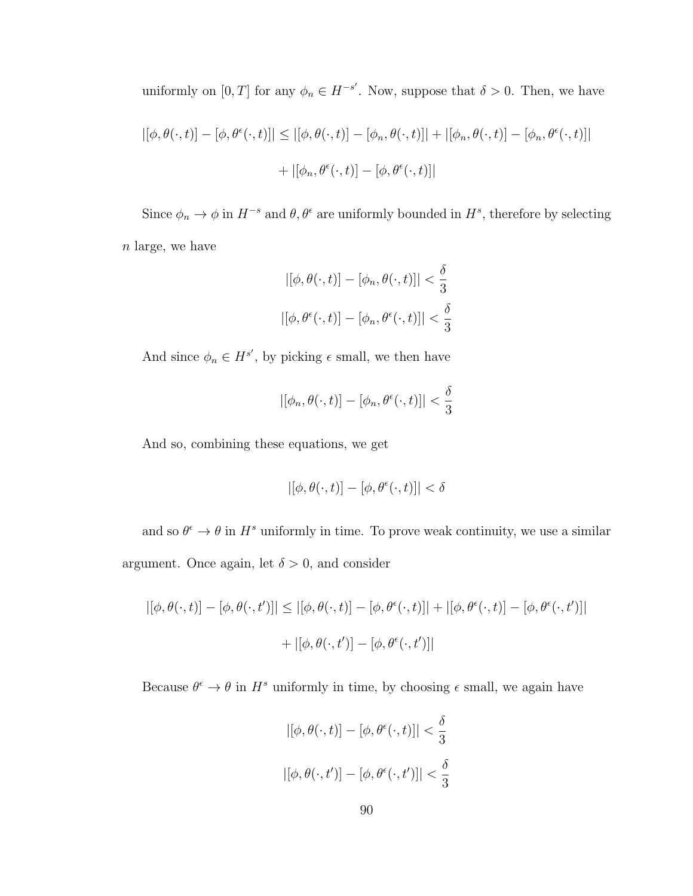uniformly on $[0, T]$ for any $\phi_n \in H^{-s'}$. Now, suppose that $\delta > 0$. Then, we have

$$|[\phi, \theta(\cdot, t)] - [\phi, \theta^\epsilon(\cdot, t)]| \leq |[\phi, \theta(\cdot, t)] - [\phi_n, \theta(\cdot, t)]| + |[\phi_n, \theta(\cdot, t)] - [\phi_n, \theta^\epsilon(\cdot, t)]|$$
$$+ |[\phi_n, \theta^\epsilon(\cdot, t)] - [\phi, \theta^\epsilon(\cdot, t)]|$$

Since $\phi_n \to \phi$ in $H^{-s}$ and $\theta, \theta^\epsilon$ are uniformly bounded in $H^s$, therefore by selecting $n$ large, we have

$$|[\phi, \theta(\cdot, t)] - [\phi_n, \theta(\cdot, t)]| < \frac{\delta}{3}$$
$$|[\phi, \theta^\epsilon(\cdot, t)] - [\phi_n, \theta^\epsilon(\cdot, t)]| < \frac{\delta}{3}$$

And since $\phi_n \in H^{s'}$, by picking $\epsilon$ small, we then have

$$|[\phi_n, \theta(\cdot, t)] - [\phi_n, \theta^\epsilon(\cdot, t)]| < \frac{\delta}{3}$$

And so, combining these equations, we get

$$|[\phi, \theta(\cdot, t)] - [\phi, \theta^\epsilon(\cdot, t)]| < \delta$$

and so $\theta^\epsilon \to \theta$ in $H^s$ uniformly in time. To prove weak continuity, we use a similar argument. Once again, let $\delta > 0$, and consider

$$|[\phi, \theta(\cdot, t)] - [\phi, \theta(\cdot, t')]| \leq |[\phi, \theta(\cdot, t)] - [\phi, \theta^\epsilon(\cdot, t)]| + |[\phi, \theta^\epsilon(\cdot, t)] - [\phi, \theta^\epsilon(\cdot, t')]|$$
$$+ |[\phi, \theta(\cdot, t')] - [\phi, \theta^\epsilon(\cdot, t')]|$$

Because $\theta^\epsilon \to \theta$ in $H^s$ uniformly in time, by choosing $\epsilon$ small, we again have

$$|[\phi, \theta(\cdot, t)] - [\phi, \theta^\epsilon(\cdot, t)]| < \frac{\delta}{3}$$
$$|[\phi, \theta(\cdot, t')] - [\phi, \theta^\epsilon(\cdot, t')]| < \frac{\delta}{3}$$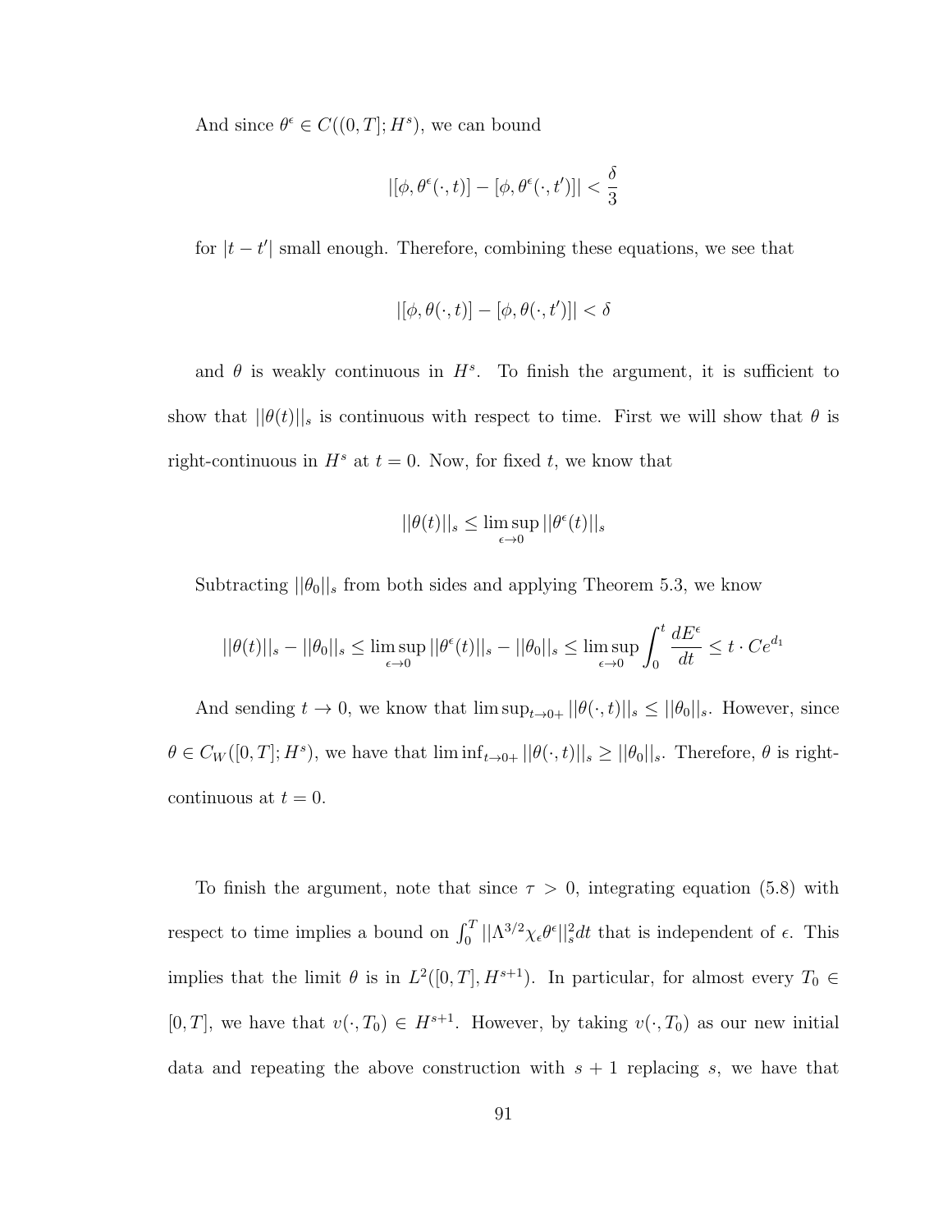And since $\theta^\epsilon \in C((0,T];H^s)$, we can bound

$$|[\phi, \theta^\epsilon(\cdot,t)] - [\phi, \theta^\epsilon(\cdot,t')]| < \frac{\delta}{3}$$

for $|t-t'|$ small enough. Therefore, combining these equations, we see that

$$|[\phi, \theta(\cdot,t)] - [\phi, \theta(\cdot,t')]| < \delta$$

and $\theta$ is weakly continuous in $H^s$. To finish the argument, it is sufficient to show that $||\theta(t)||_s$ is continuous with respect to time. First we will show that $\theta$ is right-continuous in $H^s$ at $t=0$. Now, for fixed $t$, we know that

$$||\theta(t)||_s \leq \limsup_{\epsilon \to 0} ||\theta^\epsilon(t)||_s$$

Subtracting $||\theta_0||_s$ from both sides and applying Theorem 5.3, we know

$$||\theta(t)||_s - ||\theta_0||_s \leq \limsup_{\epsilon \to 0} ||\theta^\epsilon(t)||_s - ||\theta_0||_s \leq \limsup_{\epsilon \to 0} \int_0^t \frac{dE^\epsilon}{dt} \leq t \cdot Ce^{d_1}$$

And sending $t \to 0$, we know that $\limsup_{t \to 0+} ||\theta(\cdot,t)||_s \leq ||\theta_0||_s$. However, since $\theta \in C_W([0,T];H^s)$, we have that $\liminf_{t \to 0+} ||\theta(\cdot,t)||_s \geq ||\theta_0||_s$. Therefore, $\theta$ is right-continuous at $t=0$.

To finish the argument, note that since $\tau > 0$, integrating equation (5.8) with respect to time implies a bound on $\int_0^T ||\Lambda^{3/2}\chi_\epsilon \theta^\epsilon||_s^2 dt$ that is independent of $\epsilon$. This implies that the limit $\theta$ is in $L^2([0,T], H^{s+1})$. In particular, for almost every $T_0 \in [0,T]$, we have that $v(\cdot,T_0) \in H^{s+1}$. However, by taking $v(\cdot,T_0)$ as our new initial data and repeating the above construction with $s+1$ replacing $s$, we have that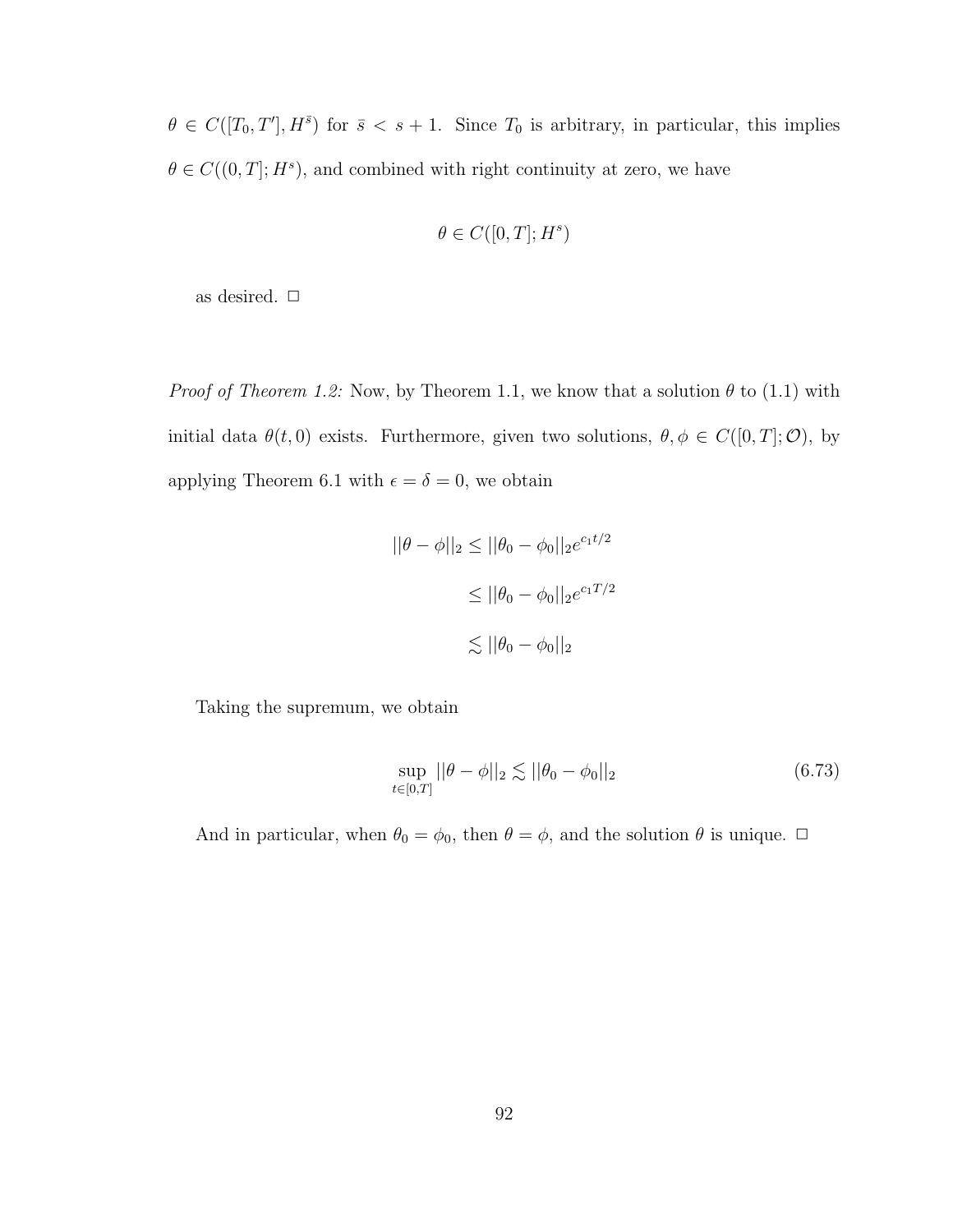$\theta \in C([T_0, T'], H^{\bar{s}})$ for $\bar{s} < s + 1$. Since $T_0$ is arbitrary, in particular, this implies $\theta \in C((0, T]; H^s)$, and combined with right continuity at zero, we have

$$\theta \in C([0, T]; H^s)$$

as desired. □

*Proof of Theorem 1.2:* Now, by Theorem 1.1, we know that a solution $\theta$ to (1.1) with initial data $\theta(t, 0)$ exists. Furthermore, given two solutions, $\theta, \phi \in C([0, T]; \mathcal{O})$, by applying Theorem 6.1 with $\epsilon = \delta = 0$, we obtain

$$\begin{aligned} ||\theta - \phi||_2 &\leq ||\theta_0 - \phi_0||_2 e^{c_1 t/2} \\ &\leq ||\theta_0 - \phi_0||_2 e^{c_1 T/2} \\ &\lesssim ||\theta_0 - \phi_0||_2 \end{aligned}$$

Taking the supremum, we obtain

$$\sup_{t \in [0,T]} ||\theta - \phi||_2 \lesssim ||\theta_0 - \phi_0||_2 \tag{6.73}$$

And in particular, when $\theta_0 = \phi_0$, then $\theta = \phi$, and the solution $\theta$ is unique. □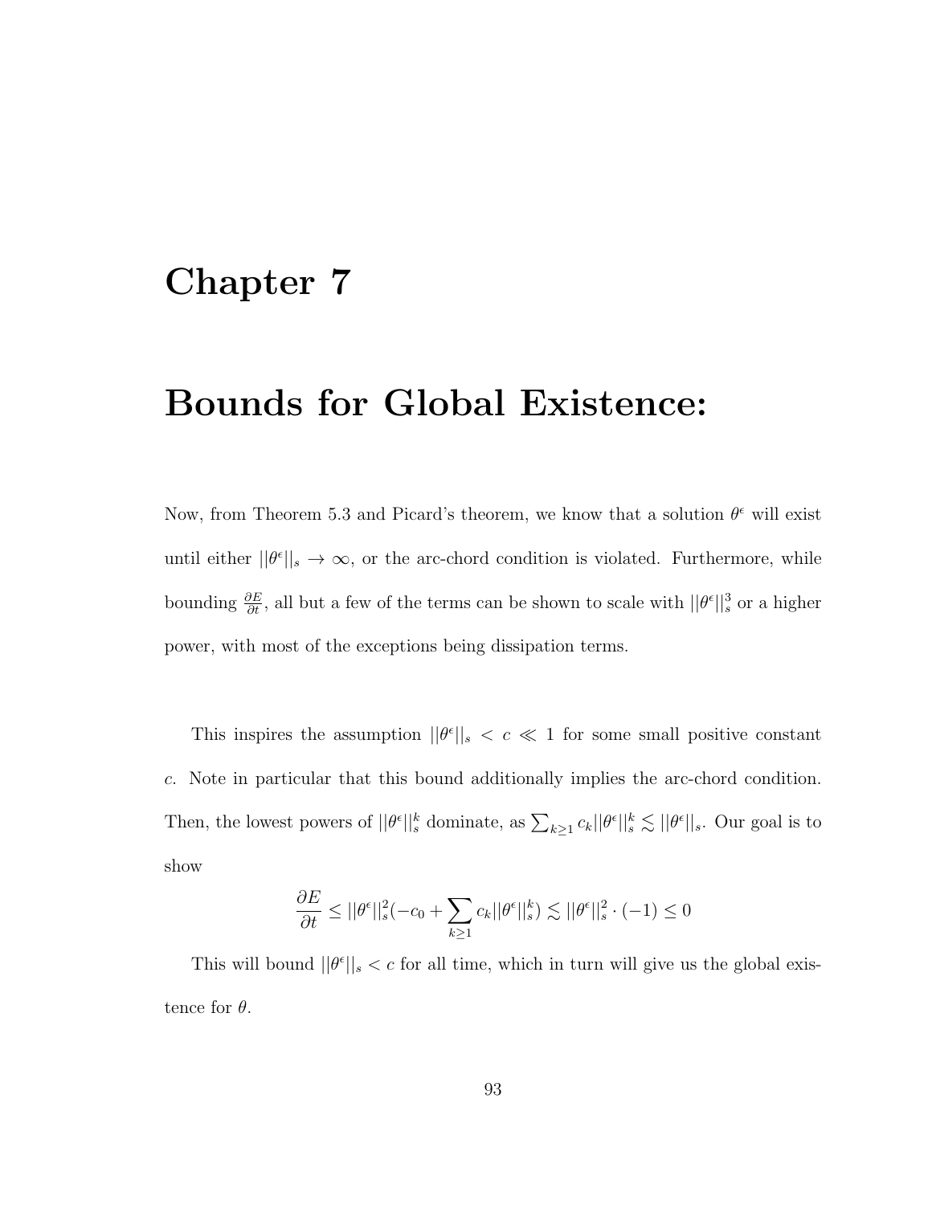# Chapter 7

# Bounds for Global Existence:

Now, from Theorem 5.3 and Picard's theorem, we know that a solution $\theta^\epsilon$ will exist until either $||\theta^\epsilon||_s \to \infty$, or the arc-chord condition is violated. Furthermore, while bounding $\frac{\partial E}{\partial t}$, all but a few of the terms can be shown to scale with $||\theta^\epsilon||_s^3$ or a higher power, with most of the exceptions being dissipation terms.

This inspires the assumption $||\theta^\epsilon||_s < c \ll 1$ for some small positive constant $c$. Note in particular that this bound additionally implies the arc-chord condition. Then, the lowest powers of $||\theta^\epsilon||_s^k$ dominate, as $\sum_{k\geq 1} c_k ||\theta^\epsilon||_s^k \lesssim ||\theta^\epsilon||_s$. Our goal is to show

$$\frac{\partial E}{\partial t} \leq ||\theta^\epsilon||_s^2(-c_0 + \sum_{k\geq 1} c_k ||\theta^\epsilon||_s^k) \lesssim ||\theta^\epsilon||_s^2 \cdot (-1) \leq 0$$

This will bound $||\theta^\epsilon||_s < c$ for all time, which in turn will give us the global existence for $\theta$.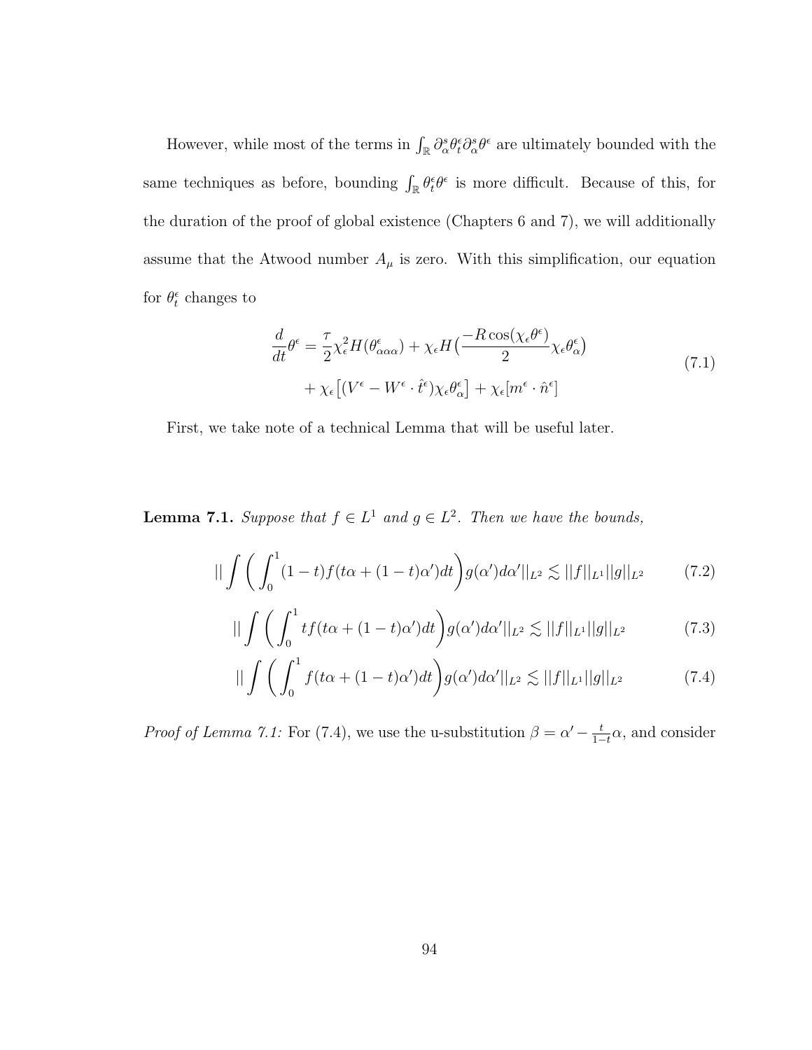However, while most of the terms in $\int_{\mathbb{R}} \partial_\alpha^s \theta_t^\epsilon \partial_\alpha^s \theta^\epsilon$ are ultimately bounded with the same techniques as before, bounding $\int_{\mathbb{R}} \theta_t^\epsilon \theta^\epsilon$ is more difficult. Because of this, for the duration of the proof of global existence (Chapters 6 and 7), we will additionally assume that the Atwood number $A_\mu$ is zero. With this simplification, our equation for $\theta_t^\epsilon$ changes to

$$
\begin{aligned}
\frac{d}{dt}\theta^\epsilon = & \frac{\tau}{2}\chi_\epsilon^2 H(\theta_{\alpha\alpha\alpha}^\epsilon) + \chi_\epsilon H\big(\frac{-R\cos(\chi_\epsilon \theta^\epsilon)}{2}\chi_\epsilon \theta_\alpha^\epsilon\big) \\
& + \chi_\epsilon\big[(V^\epsilon - W^\epsilon \cdot \hat{t}^\epsilon)\chi_\epsilon \theta_\alpha^\epsilon\big] + \chi_\epsilon[m^\epsilon \cdot \hat{n}^\epsilon]
\end{aligned}
\tag{7.1}
$$

First, we take note of a technical Lemma that will be useful later.

**Lemma 7.1.** *Suppose that $f \in L^1$ and $g \in L^2$. Then we have the bounds,*

$$
||\int \bigg(\int_0^1 (1-t) f(t\alpha + (1-t)\alpha')dt\bigg) g(\alpha')d\alpha'||_{L^2} \lesssim ||f||_{L^1}||g||_{L^2} \tag{7.2}
$$

$$
||\int \bigg(\int_0^1 t f(t\alpha + (1-t)\alpha')dt\bigg) g(\alpha')d\alpha'||_{L^2} \lesssim ||f||_{L^1}||g||_{L^2} \tag{7.3}
$$

$$
||\int \bigg(\int_0^1 f(t\alpha + (1-t)\alpha')dt\bigg) g(\alpha')d\alpha'||_{L^2} \lesssim ||f||_{L^1}||g||_{L^2} \tag{7.4}
$$

*Proof of Lemma 7.1:* For (7.4), we use the u-substitution $\beta = \alpha' - \frac{t}{1-t}\alpha$, and consider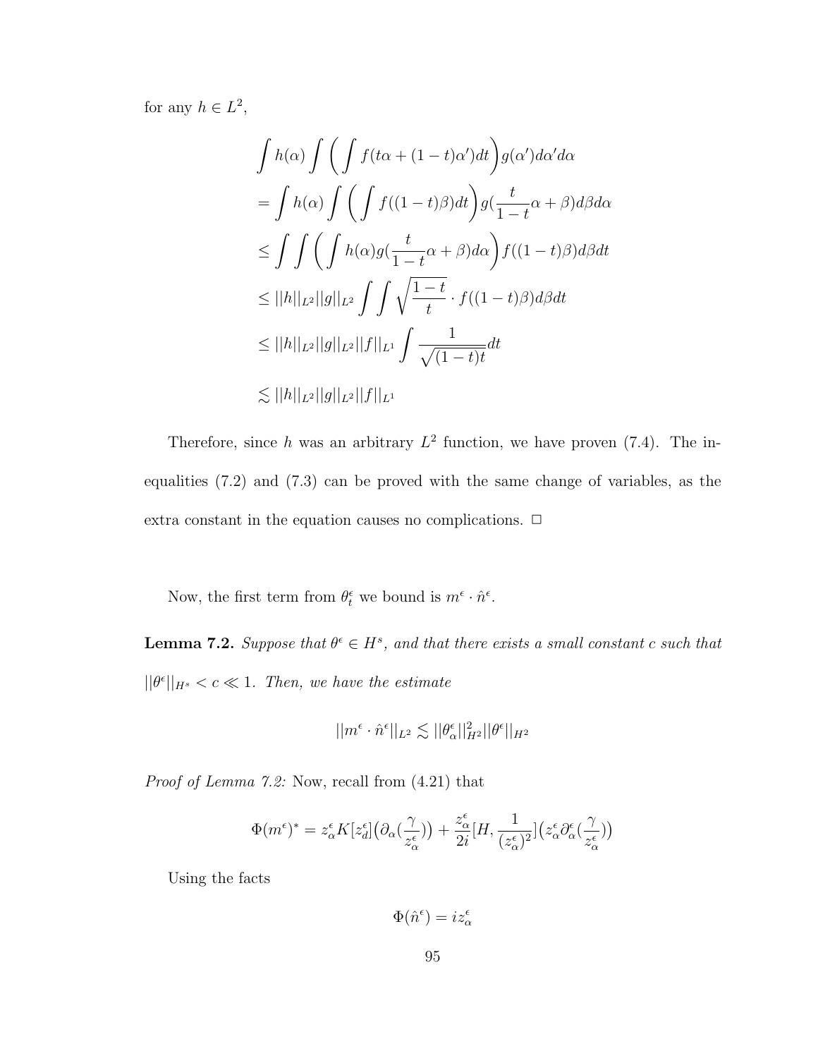for any $h \in L^2$,

$$
\begin{aligned}
&\int h(\alpha) \int \bigg( \int f(t\alpha + (1-t)\alpha')dt \bigg) g(\alpha')d\alpha' d\alpha \\
&= \int h(\alpha) \int \bigg( \int f((1-t)\beta)dt \bigg) g(\frac{t}{1-t}\alpha + \beta)d\beta d\alpha \\
&\leq \int \int \bigg( \int h(\alpha) g(\frac{t}{1-t}\alpha + \beta)d\alpha \bigg) f((1-t)\beta)d\beta dt \\
&\leq ||h||_{L^2}||g||_{L^2} \int \int \sqrt{\frac{1-t}{t}} \cdot f((1-t)\beta)d\beta dt \\
&\leq ||h||_{L^2}||g||_{L^2}||f||_{L^1} \int \frac{1}{\sqrt{(1-t)t}}dt \\
&\lesssim ||h||_{L^2}||g||_{L^2}||f||_{L^1}
\end{aligned}
$$

Therefore, since $h$ was an arbitrary $L^2$ function, we have proven (7.4). The inequalities (7.2) and (7.3) can be proved with the same change of variables, as the extra constant in the equation causes no complications. $\Box$

Now, the first term from $\theta_t^\epsilon$ we bound is $m^\epsilon \cdot \hat{n}^\epsilon$.

**Lemma 7.2.** *Suppose that $\theta^\epsilon \in H^s$, and that there exists a small constant $c$ such that $||\theta^\epsilon||_{H^s} < c \ll 1$. Then, we have the estimate*

$$
||m^\epsilon \cdot \hat{n}^\epsilon||_{L^2} \lesssim ||\theta_\alpha^\epsilon||_{H^2}^2 ||\theta^\epsilon||_{H^2}
$$

*Proof of Lemma 7.2:* Now, recall from (4.21) that

$$
\Phi(m^\epsilon)^* = z_\alpha^\epsilon K[z_d^\epsilon]\big(\partial_\alpha(\frac{\gamma}{z_\alpha^\epsilon})\big) + \frac{z_\alpha^\epsilon}{2i}[H, \frac{1}{(z_\alpha^\epsilon)^2}]\big(z_\alpha^\epsilon \partial_\alpha^\epsilon(\frac{\gamma}{z_\alpha^\epsilon})\big)
$$

Using the facts

$$
\Phi(\hat{n}^\epsilon) = iz_\alpha^\epsilon
$$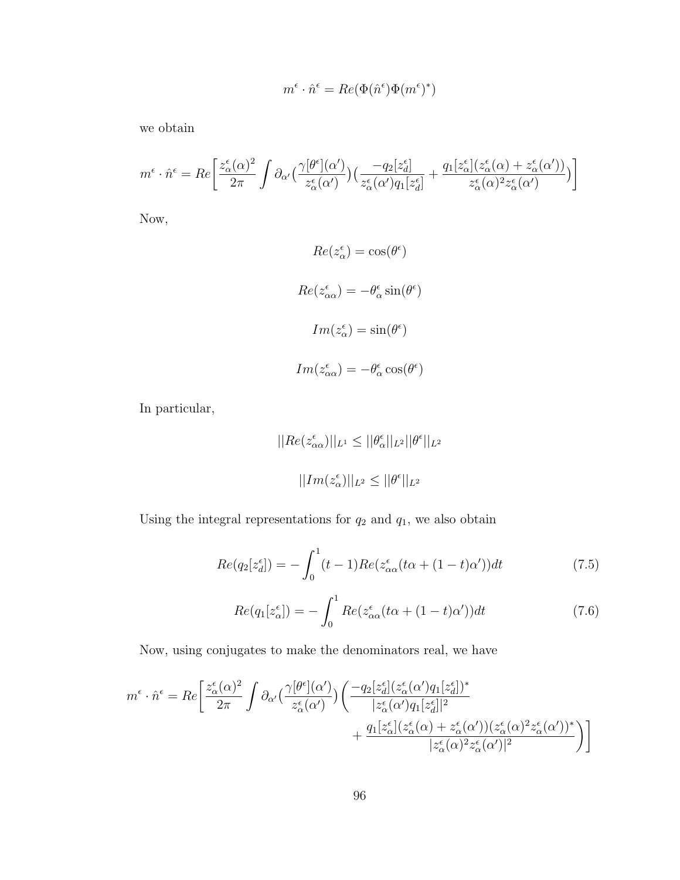$$m^\epsilon \cdot \hat{n}^\epsilon = Re(\Phi(\hat{n}^\epsilon)\Phi(m^\epsilon)^*)$$

we obtain

$$m^\epsilon \cdot \hat{n}^\epsilon = Re\bigg[\frac{z^\epsilon_\alpha(\alpha)^2}{2\pi}\int \partial_{\alpha'}\big(\frac{\gamma[\theta^\epsilon](\alpha')}{z^\epsilon_\alpha(\alpha')}\big)\big(\frac{-q_2[z^\epsilon_d]}{z^\epsilon_\alpha(\alpha')q_1[z^\epsilon_d]} + \frac{q_1[z^\epsilon_\alpha](z^\epsilon_\alpha(\alpha)+z^\epsilon_\alpha(\alpha'))}{z^\epsilon_\alpha(\alpha)^2 z^\epsilon_\alpha(\alpha')}\big)\bigg]$$

Now,

$$Re(z^\epsilon_\alpha) = \cos(\theta^\epsilon)$$

$$Re(z^\epsilon_{\alpha\alpha}) = -\theta^\epsilon_\alpha \sin(\theta^\epsilon)$$

$$Im(z^\epsilon_\alpha) = \sin(\theta^\epsilon)$$

$$Im(z^\epsilon_{\alpha\alpha}) = -\theta^\epsilon_\alpha \cos(\theta^\epsilon)$$

In particular,

$$||Re(z^\epsilon_{\alpha\alpha})||_{L^1} \leq ||\theta^\epsilon_\alpha||_{L^2}||\theta^\epsilon||_{L^2}$$

$$||Im(z^\epsilon_\alpha)||_{L^2} \leq ||\theta^\epsilon||_{L^2}$$

Using the integral representations for $q_2$ and $q_1$, we also obtain

$$Re(q_2[z^\epsilon_d]) = -\int_0^1 (t-1)Re(z^\epsilon_{\alpha\alpha}(t\alpha + (1-t)\alpha'))dt \tag{7.5}$$

$$Re(q_1[z^\epsilon_\alpha]) = -\int_0^1 Re(z^\epsilon_{\alpha\alpha}(t\alpha + (1-t)\alpha'))dt \tag{7.6}$$

Now, using conjugates to make the denominators real, we have

$$m^\epsilon \cdot \hat{n}^\epsilon = Re\bigg[\frac{z^\epsilon_\alpha(\alpha)^2}{2\pi}\int \partial_{\alpha'}\big(\frac{\gamma[\theta^\epsilon](\alpha')}{z^\epsilon_\alpha(\alpha')}\big)\bigg(\frac{-q_2[z^\epsilon_d](z^\epsilon_\alpha(\alpha')q_1[z^\epsilon_d])^*}{|z^\epsilon_\alpha(\alpha')q_1[z^\epsilon_d]|^2} + \frac{q_1[z^\epsilon_\alpha](z^\epsilon_\alpha(\alpha)+z^\epsilon_\alpha(\alpha'))(z^\epsilon_\alpha(\alpha)^2 z^\epsilon_\alpha(\alpha'))^*}{|z^\epsilon_\alpha(\alpha)^2 z^\epsilon_\alpha(\alpha')|^2}\bigg)\bigg]$$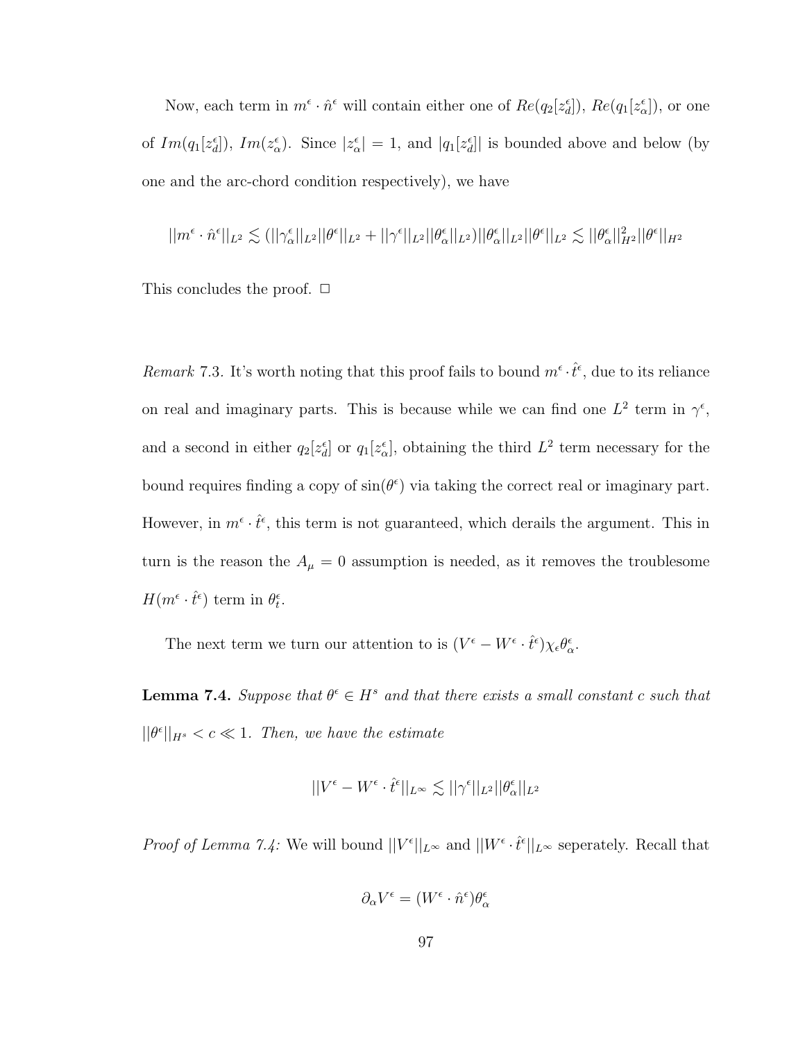Now, each term in $m^\epsilon \cdot \hat{n}^\epsilon$ will contain either one of $Re(q_2[z_d^\epsilon])$, $Re(q_1[z_\alpha^\epsilon])$, or one of $Im(q_1[z_d^\epsilon])$, $Im(z_\alpha^\epsilon)$. Since $|z_\alpha^\epsilon| = 1$, and $|q_1[z_d^\epsilon]|$ is bounded above and below (by one and the arc-chord condition respectively), we have

$$||m^\epsilon \cdot \hat{n}^\epsilon||_{L^2} \lesssim (||\gamma_\alpha^\epsilon||_{L^2}||\theta^\epsilon||_{L^2} + ||\gamma^\epsilon||_{L^2}||\theta_\alpha^\epsilon||_{L^2})||\theta_\alpha^\epsilon||_{L^2}||\theta^\epsilon||_{L^2} \lesssim ||\theta_\alpha^\epsilon||_{H^2}^2||\theta^\epsilon||_{H^2}$$

This concludes the proof. $\square$

*Remark* 7.3. It's worth noting that this proof fails to bound $m^\epsilon \cdot \hat{t}^\epsilon$, due to its reliance on real and imaginary parts. This is because while we can find one $L^2$ term in $\gamma^\epsilon$, and a second in either $q_2[z_d^\epsilon]$ or $q_1[z_\alpha^\epsilon]$, obtaining the third $L^2$ term necessary for the bound requires finding a copy of $\sin(\theta^\epsilon)$ via taking the correct real or imaginary part. However, in $m^\epsilon \cdot \hat{t}^\epsilon$, this term is not guaranteed, which derails the argument. This in turn is the reason the $A_\mu = 0$ assumption is needed, as it removes the troublesome $H(m^\epsilon \cdot \hat{t}^\epsilon)$ term in $\theta_t^\epsilon$.

The next term we turn our attention to is $(V^\epsilon - W^\epsilon \cdot \hat{t}^\epsilon)\chi_\epsilon \theta_\alpha^\epsilon$.

**Lemma 7.4.** *Suppose that $\theta^\epsilon \in H^s$ and that there exists a small constant $c$ such that $||\theta^\epsilon||_{H^s} < c \ll 1$. Then, we have the estimate*

$$||V^\epsilon - W^\epsilon \cdot \hat{t}^\epsilon||_{L^\infty} \lesssim ||\gamma^\epsilon||_{L^2}||\theta_\alpha^\epsilon||_{L^2}$$

*Proof of Lemma 7.4:* We will bound $||V^\epsilon||_{L^\infty}$ and $||W^\epsilon \cdot \hat{t}^\epsilon||_{L^\infty}$ seperately. Recall that

$$\partial_\alpha V^\epsilon = (W^\epsilon \cdot \hat{n}^\epsilon)\theta_\alpha^\epsilon$$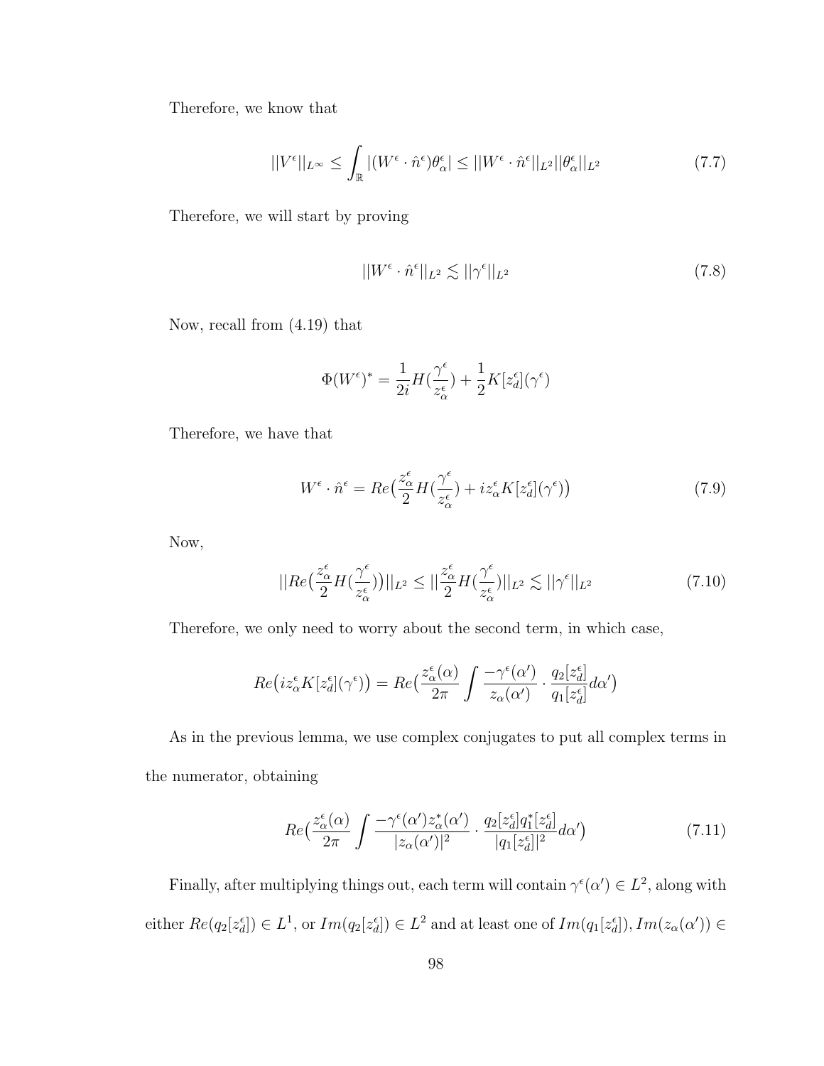Therefore, we know that

$$||V^\epsilon||_{L^\infty} \leq \int_{\mathbb{R}} |(W^\epsilon \cdot \hat{n}^\epsilon)\theta^\epsilon_\alpha| \leq ||W^\epsilon \cdot \hat{n}^\epsilon||_{L^2}||\theta^\epsilon_\alpha||_{L^2} \tag{7.7}$$

Therefore, we will start by proving

$$||W^\epsilon \cdot \hat{n}^\epsilon||_{L^2} \lesssim ||\gamma^\epsilon||_{L^2} \tag{7.8}$$

Now, recall from (4.19) that

$$\Phi(W^\epsilon)^* = \frac{1}{2i}H(\frac{\gamma^\epsilon}{z^\epsilon_\alpha}) + \frac{1}{2}K[z^\epsilon_d](\gamma^\epsilon)$$

Therefore, we have that

$$W^\epsilon \cdot \hat{n}^\epsilon = Re\big(\frac{z^\epsilon_\alpha}{2}H(\frac{\gamma^\epsilon}{z^\epsilon_\alpha}) + iz^\epsilon_\alpha K[z^\epsilon_d](\gamma^\epsilon)\big) \tag{7.9}$$

Now,

$$||Re\big(\frac{z^\epsilon_\alpha}{2}H(\frac{\gamma^\epsilon}{z^\epsilon_\alpha})\big)||_{L^2} \leq ||\frac{z^\epsilon_\alpha}{2}H(\frac{\gamma^\epsilon}{z^\epsilon_\alpha})||_{L^2} \lesssim ||\gamma^\epsilon||_{L^2} \tag{7.10}$$

Therefore, we only need to worry about the second term, in which case,

$$Re\big(iz^\epsilon_\alpha K[z^\epsilon_d](\gamma^\epsilon)\big) = Re\big(\frac{z^\epsilon_\alpha(\alpha)}{2\pi}\int \frac{-\gamma^\epsilon(\alpha')}{z_\alpha(\alpha')} \cdot \frac{q_2[z^\epsilon_d]}{q_1[z^\epsilon_d]}d\alpha'\big)$$

As in the previous lemma, we use complex conjugates to put all complex terms in the numerator, obtaining

$$Re\big(\frac{z^\epsilon_\alpha(\alpha)}{2\pi}\int \frac{-\gamma^\epsilon(\alpha')z^*_\alpha(\alpha')}{|z_\alpha(\alpha')|^2} \cdot \frac{q_2[z^\epsilon_d]q^*_1[z^\epsilon_d]}{|q_1[z^\epsilon_d]|^2}d\alpha'\big) \tag{7.11}$$

Finally, after multiplying things out, each term will contain $\gamma^\epsilon(\alpha') \in L^2$, along with either $Re(q_2[z^\epsilon_d]) \in L^1$, or $Im(q_2[z^\epsilon_d]) \in L^2$ and at least one of $Im(q_1[z^\epsilon_d]), Im(z_\alpha(\alpha')) \in$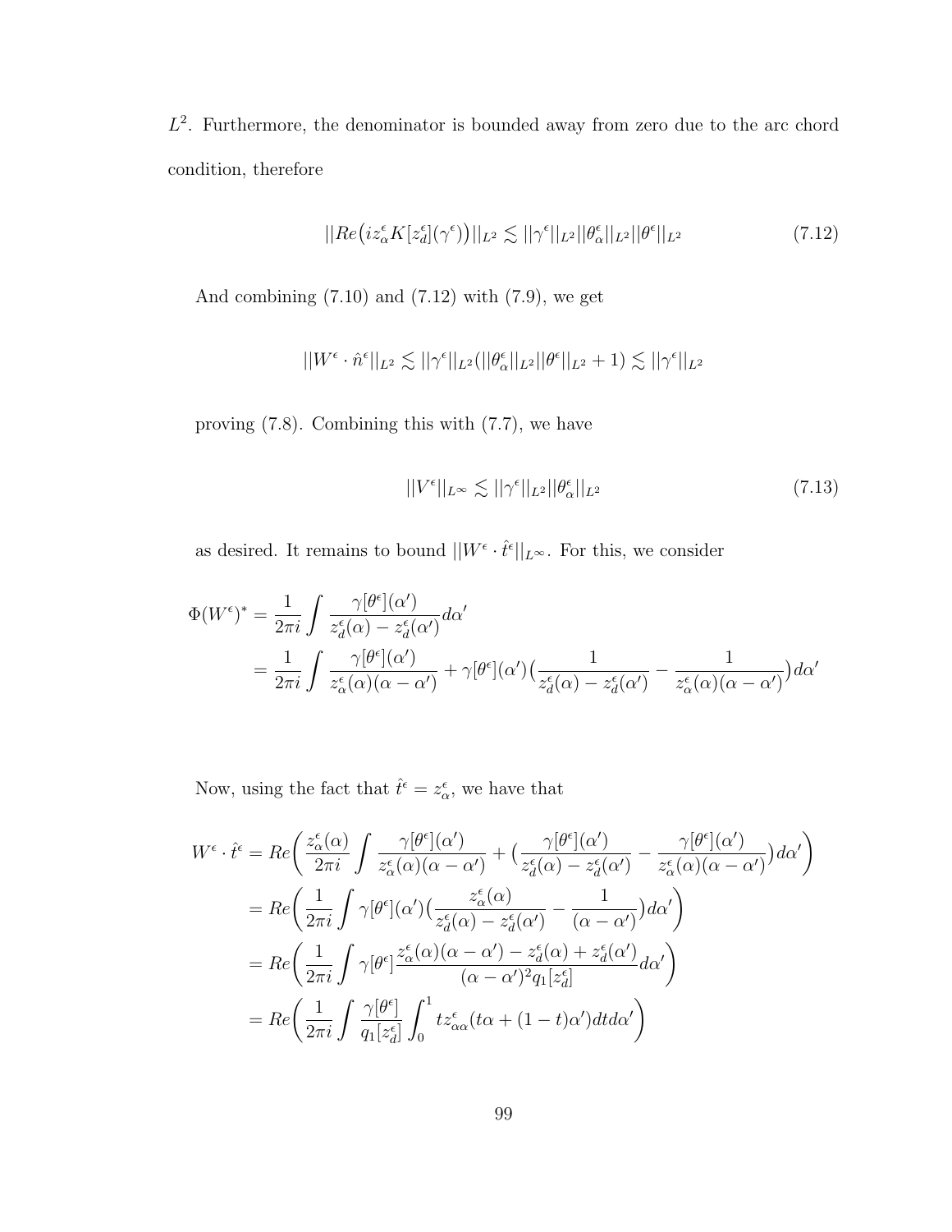$L^2$. Furthermore, the denominator is bounded away from zero due to the arc chord condition, therefore

$$||Re\big(iz_\alpha^\epsilon K[z_d^\epsilon](\gamma^\epsilon)\big)||_{L^2} \lesssim ||\gamma^\epsilon||_{L^2}||\theta_\alpha^\epsilon||_{L^2}||\theta^\epsilon||_{L^2} \tag{7.12}$$

And combining (7.10) and (7.12) with (7.9), we get

$$||W^\epsilon \cdot \hat{n}^\epsilon||_{L^2} \lesssim ||\gamma^\epsilon||_{L^2}(||\theta_\alpha^\epsilon||_{L^2}||\theta^\epsilon||_{L^2} + 1) \lesssim ||\gamma^\epsilon||_{L^2}$$

proving (7.8). Combining this with (7.7), we have

$$||V^\epsilon||_{L^\infty} \lesssim ||\gamma^\epsilon||_{L^2}||\theta_\alpha^\epsilon||_{L^2} \tag{7.13}$$

as desired. It remains to bound $||W^\epsilon \cdot \hat{t}^\epsilon||_{L^\infty}$. For this, we consider

$$\begin{aligned}
\Phi(W^\epsilon)^* &= \frac{1}{2\pi i}\int \frac{\gamma[\theta^\epsilon](\alpha')}{z_d^\epsilon(\alpha) - z_d^\epsilon(\alpha')}d\alpha' \\
&= \frac{1}{2\pi i}\int \frac{\gamma[\theta^\epsilon](\alpha')}{z_\alpha^\epsilon(\alpha)(\alpha - \alpha')} + \gamma[\theta^\epsilon](\alpha')\Big(\frac{1}{z_d^\epsilon(\alpha) - z_d^\epsilon(\alpha')} - \frac{1}{z_\alpha^\epsilon(\alpha)(\alpha - \alpha')}\Big)d\alpha'
\end{aligned}$$

Now, using the fact that $\hat{t}^\epsilon = z_\alpha^\epsilon$, we have that

$$\begin{aligned}
W^\epsilon \cdot \hat{t}^\epsilon &= Re\bigg(\frac{z_\alpha^\epsilon(\alpha)}{2\pi i}\int \frac{\gamma[\theta^\epsilon](\alpha')}{z_\alpha^\epsilon(\alpha)(\alpha - \alpha')} + \Big(\frac{\gamma[\theta^\epsilon](\alpha')}{z_d^\epsilon(\alpha) - z_d^\epsilon(\alpha')} - \frac{\gamma[\theta^\epsilon](\alpha')}{z_\alpha^\epsilon(\alpha)(\alpha - \alpha')}\Big)d\alpha'\bigg) \\
&= Re\bigg(\frac{1}{2\pi i}\int \gamma[\theta^\epsilon](\alpha')\Big(\frac{z_\alpha^\epsilon(\alpha)}{z_d^\epsilon(\alpha) - z_d^\epsilon(\alpha')} - \frac{1}{(\alpha - \alpha')}\Big)d\alpha'\bigg) \\
&= Re\bigg(\frac{1}{2\pi i}\int \gamma[\theta^\epsilon]\frac{z_\alpha^\epsilon(\alpha)(\alpha - \alpha') - z_d^\epsilon(\alpha) + z_d^\epsilon(\alpha')}{(\alpha - \alpha')^2 q_1[z_d^\epsilon]}d\alpha'\bigg) \\
&= Re\bigg(\frac{1}{2\pi i}\int \frac{\gamma[\theta^\epsilon]}{q_1[z_d^\epsilon]}\int_0^1 t z_{\alpha\alpha}^\epsilon(t\alpha + (1-t)\alpha')dt d\alpha'\bigg)
\end{aligned}$$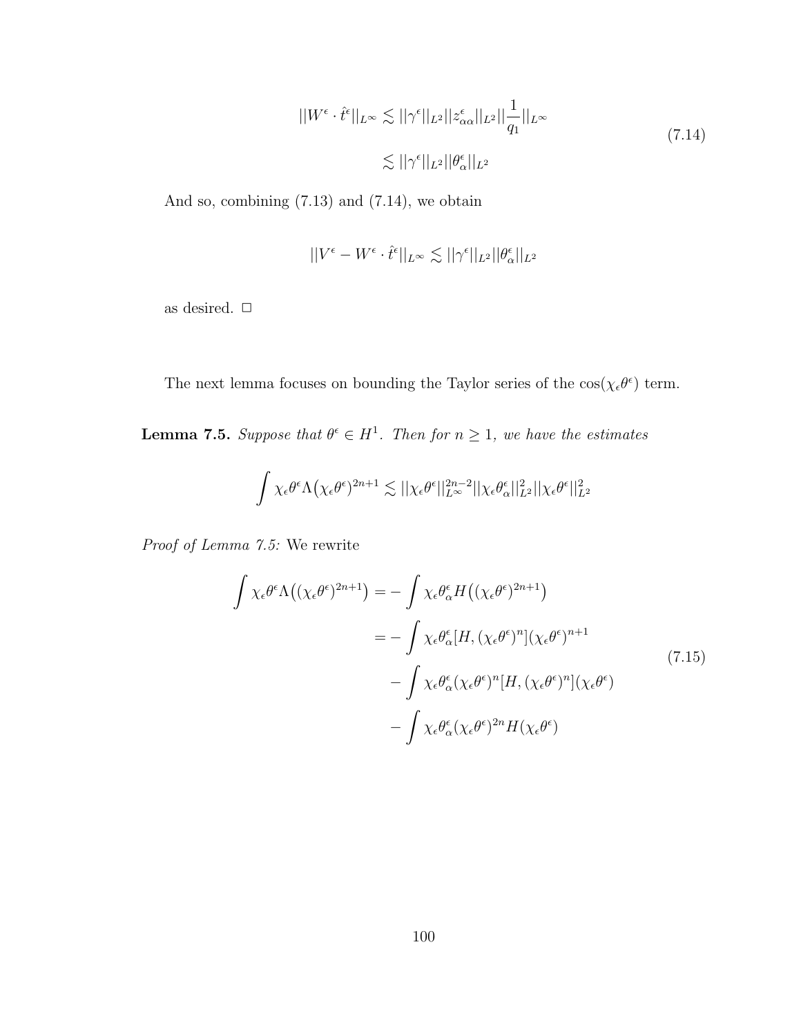$$
\begin{aligned}
||W^\epsilon \cdot \hat{t}^\epsilon||_{L^\infty} &\lesssim ||\gamma^\epsilon||_{L^2}||z^\epsilon_{\alpha\alpha}||_{L^2}||\frac{1}{q_1}||_{L^\infty} \\
&\lesssim ||\gamma^\epsilon||_{L^2}||\theta^\epsilon_\alpha||_{L^2}
\end{aligned}
\tag{7.14}
$$

And so, combining (7.13) and (7.14), we obtain

$$
||V^\epsilon - W^\epsilon \cdot \hat{t}^\epsilon||_{L^\infty} \lesssim ||\gamma^\epsilon||_{L^2}||\theta^\epsilon_\alpha||_{L^2}
$$

as desired. □

The next lemma focuses on bounding the Taylor series of the $\cos(\chi_\epsilon \theta^\epsilon)$ term.

**Lemma 7.5.** *Suppose that $\theta^\epsilon \in H^1$. Then for $n \geq 1$, we have the estimates*

$$
\int \chi_\epsilon \theta^\epsilon \Lambda\big(\chi_\epsilon \theta^\epsilon\big)^{2n+1} \lesssim ||\chi_\epsilon \theta^\epsilon||^{2n-2}_{L^\infty}||\chi_\epsilon \theta^\epsilon_\alpha||^2_{L^2}||\chi_\epsilon \theta^\epsilon||^2_{L^2}
$$

*Proof of Lemma 7.5:* We rewrite

$$
\begin{aligned}
\int \chi_\epsilon \theta^\epsilon \Lambda\big((\chi_\epsilon \theta^\epsilon)^{2n+1}\big) &= -\int \chi_\epsilon \theta^\epsilon_\alpha H\big((\chi_\epsilon \theta^\epsilon)^{2n+1}\big) \\
&= -\int \chi_\epsilon \theta^\epsilon_\alpha [H, (\chi_\epsilon \theta^\epsilon)^n](\chi_\epsilon \theta^\epsilon)^{n+1} \\
&\quad - \int \chi_\epsilon \theta^\epsilon_\alpha (\chi_\epsilon \theta^\epsilon)^n [H, (\chi_\epsilon \theta^\epsilon)^n](\chi_\epsilon \theta^\epsilon) \\
&\quad - \int \chi_\epsilon \theta^\epsilon_\alpha (\chi_\epsilon \theta^\epsilon)^{2n} H(\chi_\epsilon \theta^\epsilon)
\end{aligned}
\tag{7.15}
$$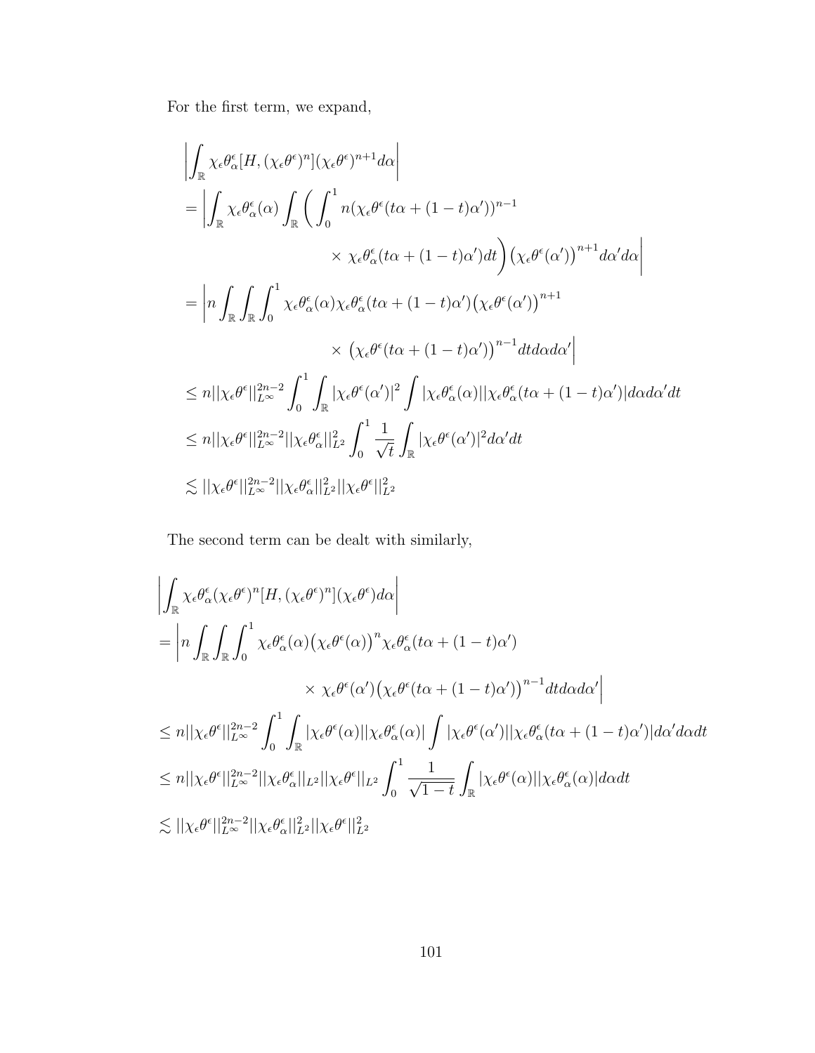For the first term, we expand,

$$
\begin{aligned}
&\left|\int_{\mathbb{R}} \chi_\epsilon \theta^\epsilon_\alpha [H, (\chi_\epsilon \theta^\epsilon)^n](\chi_\epsilon\theta^\epsilon)^{n+1} d\alpha\right| \\
&= \left|\int_{\mathbb{R}} \chi_\epsilon \theta^\epsilon_\alpha(\alpha) \int_{\mathbb{R}} \bigg( \int_0^1 n(\chi_\epsilon\theta^\epsilon(t\alpha + (1-t)\alpha'))^{n-1} \right. \\
&\qquad\qquad\qquad \left. \times\ \chi_\epsilon\theta^\epsilon_\alpha(t\alpha+(1-t)\alpha')dt\bigg) \big(\chi_\epsilon\theta^\epsilon(\alpha')\big)^{n+1} d\alpha' d\alpha \right| \\
&= \left| n \int_{\mathbb{R}}\int_{\mathbb{R}}\int_0^1 \chi_\epsilon\theta^\epsilon_\alpha(\alpha)\chi_\epsilon\theta^\epsilon_\alpha(t\alpha+(1-t)\alpha')\big(\chi_\epsilon\theta^\epsilon(\alpha')\big)^{n+1} \right. \\
&\qquad\qquad\qquad \left. \times\ \big(\chi_\epsilon\theta^\epsilon(t\alpha+(1-t)\alpha')\big)^{n-1} dt d\alpha d\alpha' \right| \\
&\leq n||\chi_\epsilon\theta^\epsilon||_{L^\infty}^{2n-2} \int_0^1 \int_{\mathbb{R}} |\chi_\epsilon\theta^\epsilon(\alpha')|^2 \int |\chi_\epsilon\theta^\epsilon_\alpha(\alpha)||\chi_\epsilon\theta^\epsilon_\alpha(t\alpha+(1-t)\alpha')| d\alpha d\alpha' dt \\
&\leq n||\chi_\epsilon\theta^\epsilon||_{L^\infty}^{2n-2}||\chi_\epsilon\theta^\epsilon_\alpha||_{L^2}^2 \int_0^1 \frac{1}{\sqrt{t}} \int_{\mathbb{R}} |\chi_\epsilon\theta^\epsilon(\alpha')|^2 d\alpha' dt \\
&\lesssim ||\chi_\epsilon\theta^\epsilon||_{L^\infty}^{2n-2}||\chi_\epsilon\theta^\epsilon_\alpha||_{L^2}^2||\chi_\epsilon\theta^\epsilon||_{L^2}^2
\end{aligned}
$$

The second term can be dealt with similarly,

$$
\begin{aligned}
&\left|\int_{\mathbb{R}} \chi_\epsilon\theta^\epsilon_\alpha(\chi_\epsilon\theta^\epsilon)^n[H,(\chi_\epsilon\theta^\epsilon)^n](\chi_\epsilon\theta^\epsilon)d\alpha\right| \\
&= \left| n\int_{\mathbb{R}}\int_{\mathbb{R}}\int_0^1 \chi_\epsilon\theta^\epsilon_\alpha(\alpha)\big(\chi_\epsilon\theta^\epsilon(\alpha)\big)^n \chi_\epsilon\theta^\epsilon_\alpha(t\alpha+(1-t)\alpha') \right. \\
&\qquad\qquad\qquad \left. \times\ \chi_\epsilon\theta^\epsilon(\alpha')\big(\chi_\epsilon\theta^\epsilon(t\alpha+(1-t)\alpha')\big)^{n-1} dt d\alpha d\alpha' \right| \\
&\leq n||\chi_\epsilon\theta^\epsilon||_{L^\infty}^{2n-2} \int_0^1 \int_{\mathbb{R}} |\chi_\epsilon\theta^\epsilon(\alpha)||\chi_\epsilon\theta^\epsilon_\alpha(\alpha)| \int |\chi_\epsilon\theta^\epsilon(\alpha')||\chi_\epsilon\theta^\epsilon_\alpha(t\alpha+(1-t)\alpha')| d\alpha' d\alpha dt \\
&\leq n||\chi_\epsilon\theta^\epsilon||_{L^\infty}^{2n-2}||\chi_\epsilon\theta^\epsilon_\alpha||_{L^2}||\chi_\epsilon\theta^\epsilon||_{L^2} \int_0^1 \frac{1}{\sqrt{1-t}} \int_{\mathbb{R}} |\chi_\epsilon\theta^\epsilon(\alpha)||\chi_\epsilon\theta^\epsilon_\alpha(\alpha)| d\alpha dt \\
&\lesssim ||\chi_\epsilon\theta^\epsilon||_{L^\infty}^{2n-2}||\chi_\epsilon\theta^\epsilon_\alpha||_{L^2}^2||\chi_\epsilon\theta^\epsilon||_{L^2}^2
\end{aligned}
$$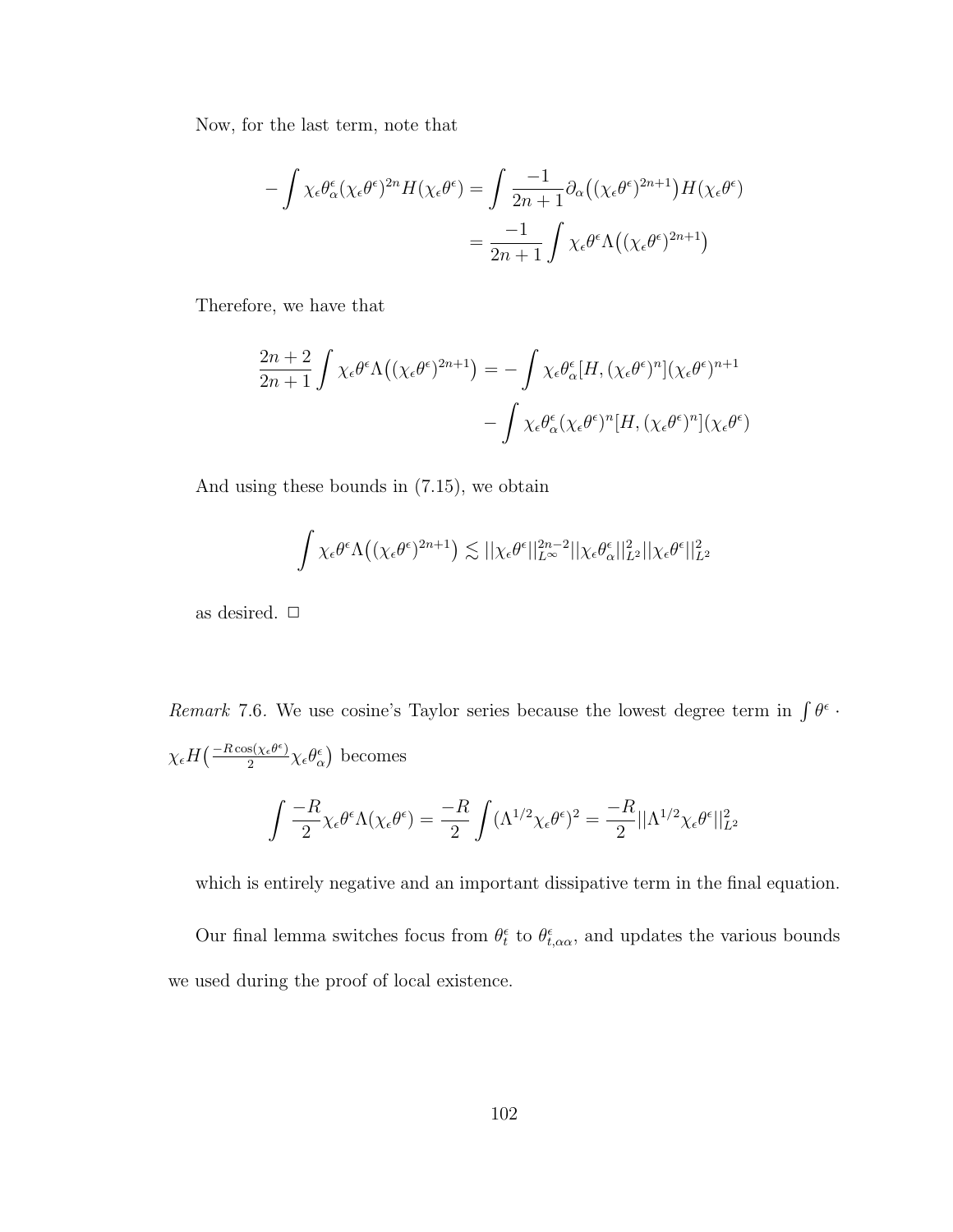Now, for the last term, note that

$$
\begin{aligned}
-\int \chi_\epsilon \theta_\alpha^\epsilon (\chi_\epsilon \theta^\epsilon)^{2n} H(\chi_\epsilon \theta^\epsilon) &= \int \frac{-1}{2n+1} \partial_\alpha \big( (\chi_\epsilon \theta^\epsilon)^{2n+1} \big) H(\chi_\epsilon \theta^\epsilon) \\
&= \frac{-1}{2n+1} \int \chi_\epsilon \theta^\epsilon \Lambda \big( (\chi_\epsilon \theta^\epsilon)^{2n+1} \big)
\end{aligned}
$$

Therefore, we have that

$$
\begin{aligned}
\frac{2n+2}{2n+1} \int \chi_\epsilon \theta^\epsilon \Lambda \big( (\chi_\epsilon \theta^\epsilon)^{2n+1} \big) = &-\int \chi_\epsilon \theta_\alpha^\epsilon [H, (\chi_\epsilon \theta^\epsilon)^n] (\chi_\epsilon \theta^\epsilon)^{n+1} \\
&- \int \chi_\epsilon \theta_\alpha^\epsilon (\chi_\epsilon \theta^\epsilon)^n [H, (\chi_\epsilon \theta^\epsilon)^n] (\chi_\epsilon \theta^\epsilon)
\end{aligned}
$$

And using these bounds in (7.15), we obtain

$$
\int \chi_\epsilon \theta^\epsilon \Lambda \big( (\chi_\epsilon \theta^\epsilon)^{2n+1} \big) \lesssim ||\chi_\epsilon \theta^\epsilon||_{L^\infty}^{2n-2} ||\chi_\epsilon \theta_\alpha^\epsilon||_{L^2}^2 ||\chi_\epsilon \theta^\epsilon||_{L^2}^2
$$

as desired. □

*Remark* 7.6. We use cosine's Taylor series because the lowest degree term in $\int \theta^\epsilon \cdot \chi_\epsilon H\big(\frac{-R\cos(\chi_\epsilon \theta^\epsilon)}{2} \chi_\epsilon \theta_\alpha^\epsilon\big)$ becomes

$$
\int \frac{-R}{2} \chi_\epsilon \theta^\epsilon \Lambda(\chi_\epsilon \theta^\epsilon) = \frac{-R}{2} \int (\Lambda^{1/2} \chi_\epsilon \theta^\epsilon)^2 = \frac{-R}{2} ||\Lambda^{1/2} \chi_\epsilon \theta^\epsilon||_{L^2}^2
$$

which is entirely negative and an important dissipative term in the final equation.

Our final lemma switches focus from $\theta_t^\epsilon$ to $\theta_{t,\alpha\alpha}^\epsilon$, and updates the various bounds we used during the proof of local existence.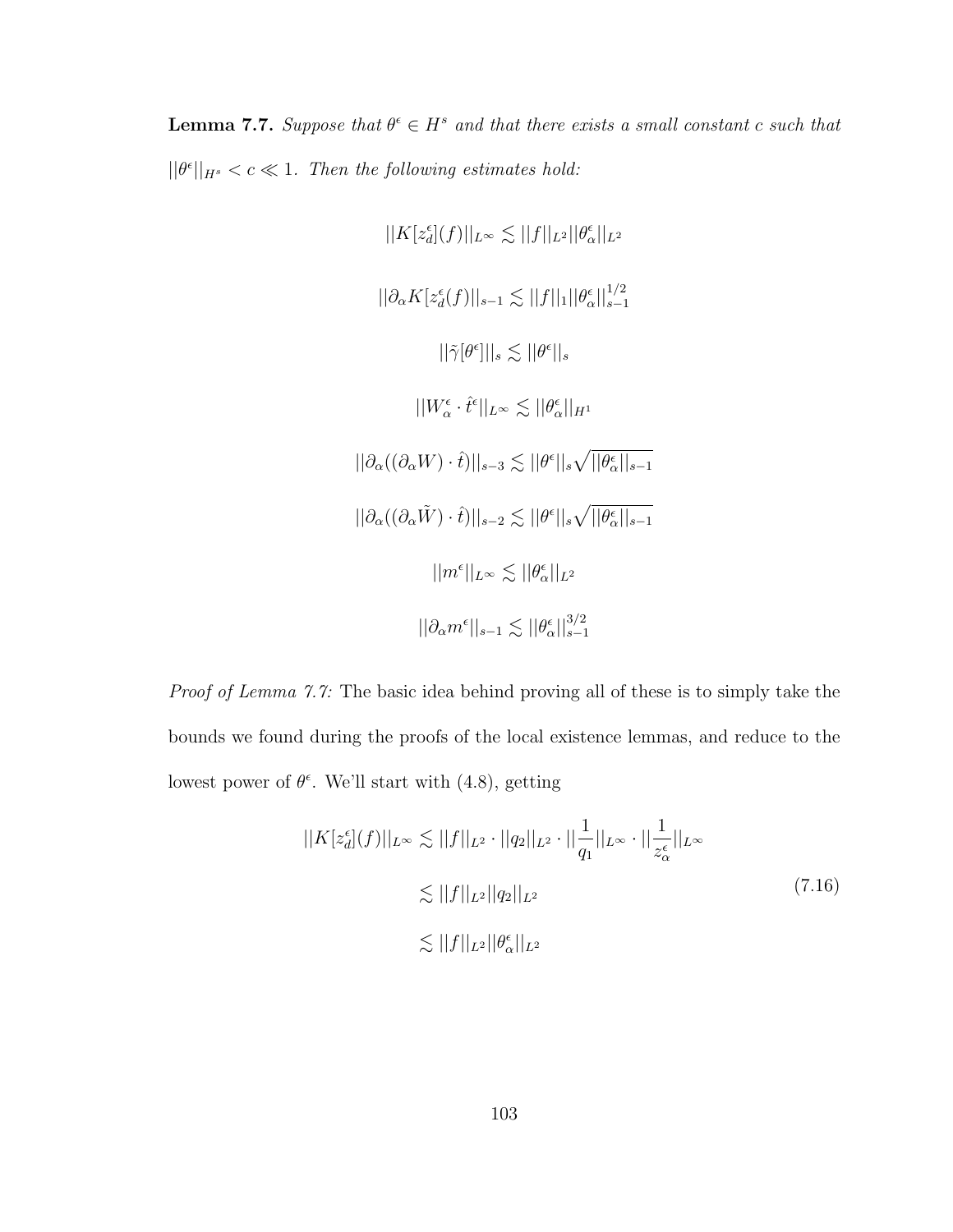**Lemma 7.7.** *Suppose that $\theta^\epsilon \in H^s$ and that there exists a small constant $c$ such that $||\theta^\epsilon||_{H^s} < c \ll 1$. Then the following estimates hold:*

$$||K[z_d^\epsilon](f)||_{L^\infty} \lesssim ||f||_{L^2}||\theta_\alpha^\epsilon||_{L^2}$$

$$||\partial_\alpha K[z_d^\epsilon(f)||_{s-1} \lesssim ||f||_1||\theta_\alpha^\epsilon||_{s-1}^{1/2}$$

$$||\tilde{\gamma}[\theta^\epsilon]||_s \lesssim ||\theta^\epsilon||_s$$

$$||W_\alpha^\epsilon \cdot \hat{t}^\epsilon||_{L^\infty} \lesssim ||\theta_\alpha^\epsilon||_{H^1}$$

$$||\partial_\alpha((\partial_\alpha W) \cdot \hat{t})||_{s-3} \lesssim ||\theta^\epsilon||_s\sqrt{||\theta_\alpha^\epsilon||_{s-1}}$$

$$||\partial_\alpha((\partial_\alpha \tilde{W}) \cdot \hat{t})||_{s-2} \lesssim ||\theta^\epsilon||_s\sqrt{||\theta_\alpha^\epsilon||_{s-1}}$$

$$||m^\epsilon||_{L^\infty} \lesssim ||\theta_\alpha^\epsilon||_{L^2}$$

$$||\partial_\alpha m^\epsilon||_{s-1} \lesssim ||\theta_\alpha^\epsilon||_{s-1}^{3/2}$$

*Proof of Lemma 7.7:* The basic idea behind proving all of these is to simply take the bounds we found during the proofs of the local existence lemmas, and reduce to the lowest power of $\theta^\epsilon$. We'll start with (4.8), getting

$$\begin{aligned}
||K[z_d^\epsilon](f)||_{L^\infty} &\lesssim ||f||_{L^2} \cdot ||q_2||_{L^2} \cdot ||\frac{1}{q_1}||_{L^\infty} \cdot ||\frac{1}{z_\alpha^\epsilon}||_{L^\infty} \\
&\lesssim ||f||_{L^2}||q_2||_{L^2} \\
&\lesssim ||f||_{L^2}||\theta_\alpha^\epsilon||_{L^2}
\end{aligned} \tag{7.16}$$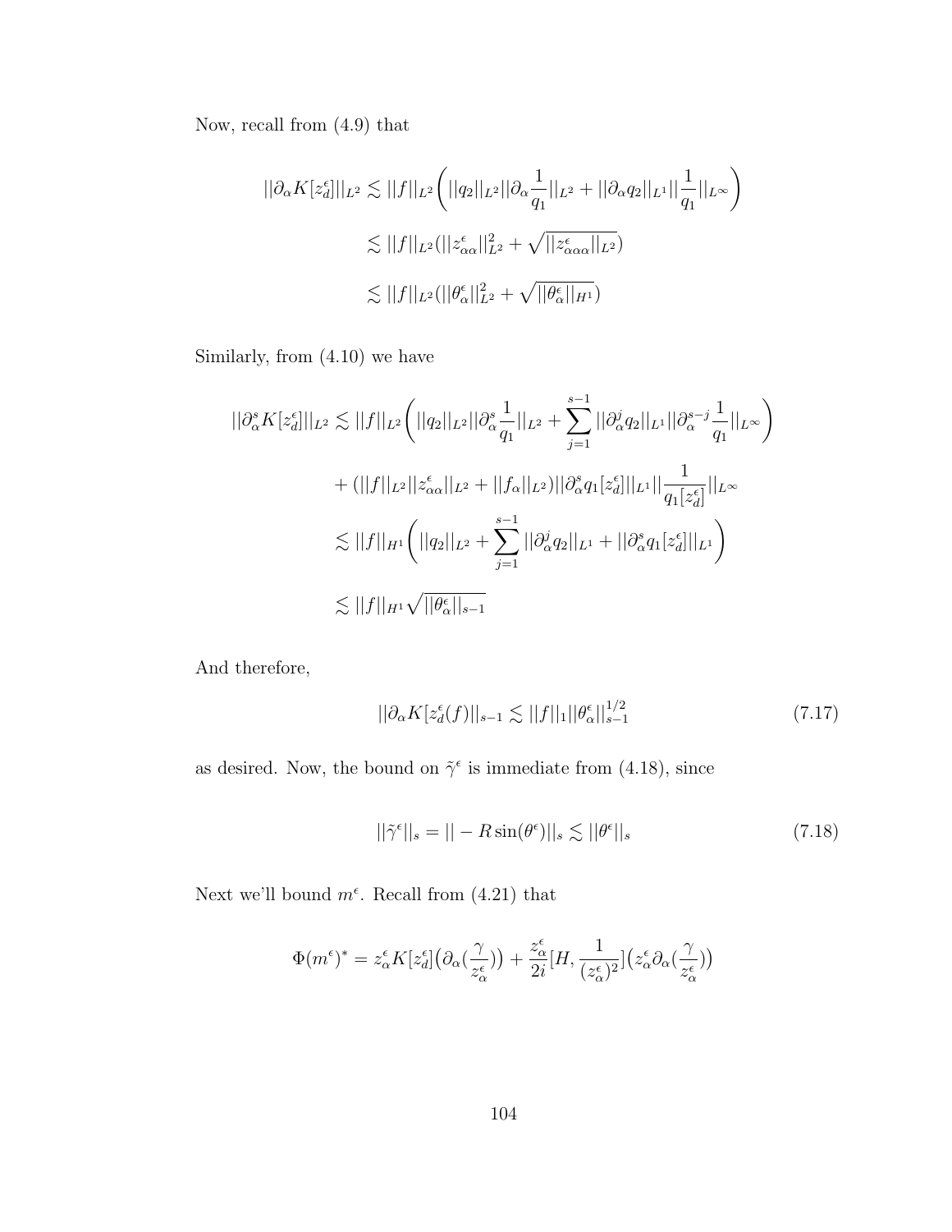Now, recall from (4.9) that

$$
\begin{aligned}
||\partial_\alpha K[z_d^\epsilon]||_{L^2} &\lesssim ||f||_{L^2}\bigg(||q_2||_{L^2}||\partial_\alpha \frac{1}{q_1}||_{L^2} + ||\partial_\alpha q_2||_{L^1}||\frac{1}{q_1}||_{L^\infty}\bigg) \\
&\lesssim ||f||_{L^2}(||z_{\alpha\alpha}^\epsilon||_{L^2}^2 + \sqrt{||z_{\alpha\alpha\alpha}^\epsilon||_{L^2}}) \\
&\lesssim ||f||_{L^2}(||\theta_\alpha^\epsilon||_{L^2}^2 + \sqrt{||\theta_\alpha^\epsilon||_{H^1}})
\end{aligned}
$$

Similarly, from (4.10) we have

$$
\begin{aligned}
||\partial_\alpha^s K[z_d^\epsilon]||_{L^2} &\lesssim ||f||_{L^2}\bigg(||q_2||_{L^2}||\partial_\alpha^s \frac{1}{q_1}||_{L^2} + \sum_{j=1}^{s-1}||\partial_\alpha^j q_2||_{L^1}||\partial_\alpha^{s-j}\frac{1}{q_1}||_{L^\infty}\bigg) \\
&\quad + (||f||_{L^2}||z_{\alpha\alpha}^\epsilon||_{L^2} + ||f_\alpha||_{L^2})||\partial_\alpha^s q_1[z_d^\epsilon]||_{L^1}||\frac{1}{q_1[z_d^\epsilon]}||_{L^\infty} \\
&\lesssim ||f||_{H^1}\bigg(||q_2||_{L^2} + \sum_{j=1}^{s-1}||\partial_\alpha^j q_2||_{L^1} + ||\partial_\alpha^s q_1[z_d^\epsilon]||_{L^1}\bigg) \\
&\lesssim ||f||_{H^1}\sqrt{||\theta_\alpha^\epsilon||_{s-1}}
\end{aligned}
$$

And therefore,

$$
||\partial_\alpha K[z_d^\epsilon(f)||_{s-1} \lesssim ||f||_1||\theta_\alpha^\epsilon||_{s-1}^{1/2} \tag{7.17}
$$

as desired. Now, the bound on $\tilde{\gamma}^\epsilon$ is immediate from (4.18), since

$$
||\tilde{\gamma}^\epsilon||_s = || - R\sin(\theta^\epsilon)||_s \lesssim ||\theta^\epsilon||_s \tag{7.18}
$$

Next we'll bound $m^\epsilon$. Recall from (4.21) that

$$
\Phi(m^\epsilon)^* = z_\alpha^\epsilon K[z_d^\epsilon]\big(\partial_\alpha(\frac{\gamma}{z_\alpha^\epsilon})\big) + \frac{z_\alpha^\epsilon}{2i}[H, \frac{1}{(z_\alpha^\epsilon)^2}]\big(z_\alpha^\epsilon\partial_\alpha(\frac{\gamma}{z_\alpha^\epsilon})\big)
$$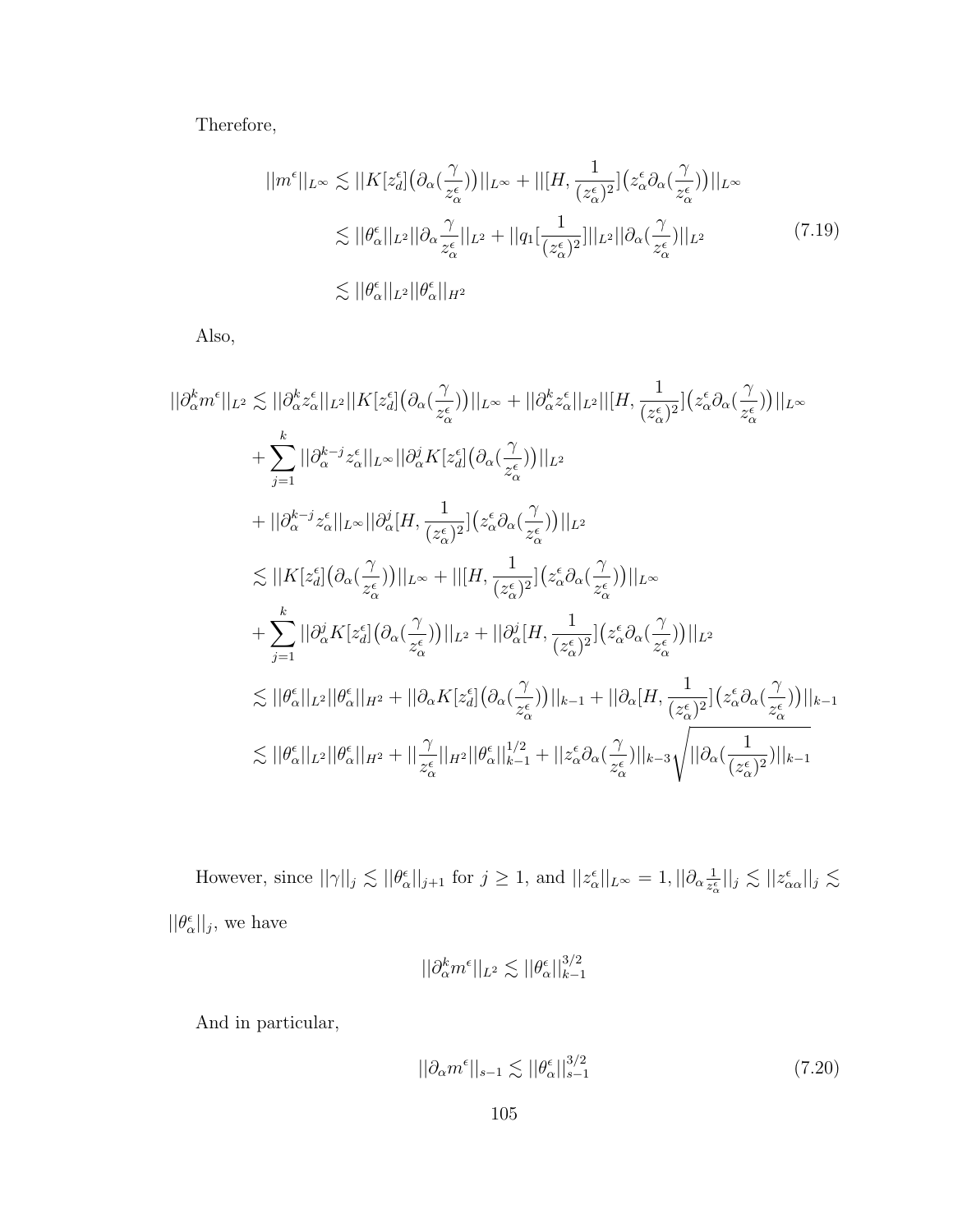Therefore,

$$
\begin{aligned}
||m^\epsilon||_{L^\infty} &\lesssim ||K[z_d^\epsilon]\big(\partial_\alpha(\frac{\gamma}{z_\alpha^\epsilon})\big)||_{L^\infty} + ||[H, \frac{1}{(z_\alpha^\epsilon)^2}]\big(z_\alpha^\epsilon \partial_\alpha(\frac{\gamma}{z_\alpha^\epsilon})\big)||_{L^\infty} \\
&\lesssim ||\theta_\alpha^\epsilon||_{L^2}||\partial_\alpha \frac{\gamma}{z_\alpha^\epsilon}||_{L^2} + ||q_1[\frac{1}{(z_\alpha^\epsilon)^2}]||_{L^2}||\partial_\alpha(\frac{\gamma}{z_\alpha^\epsilon})||_{L^2} \qquad (7.19)\\
&\lesssim ||\theta_\alpha^\epsilon||_{L^2}||\theta_\alpha^\epsilon||_{H^2}
\end{aligned}
$$

Also,

$$
\begin{aligned}
||\partial_\alpha^k m^\epsilon||_{L^2} &\lesssim ||\partial_\alpha^k z_\alpha^\epsilon||_{L^2}||K[z_d^\epsilon]\big(\partial_\alpha(\frac{\gamma}{z_\alpha^\epsilon})\big)||_{L^\infty} + ||\partial_\alpha^k z_\alpha^\epsilon||_{L^2}||[H, \frac{1}{(z_\alpha^\epsilon)^2}]\big(z_\alpha^\epsilon \partial_\alpha(\frac{\gamma}{z_\alpha^\epsilon})\big)||_{L^\infty} \\
&+ \sum_{j=1}^k ||\partial_\alpha^{k-j} z_\alpha^\epsilon||_{L^\infty}||\partial_\alpha^j K[z_d^\epsilon]\big(\partial_\alpha(\frac{\gamma}{z_\alpha^\epsilon})\big)||_{L^2} \\
&+ ||\partial_\alpha^{k-j} z_\alpha^\epsilon||_{L^\infty}||\partial_\alpha^j [H, \frac{1}{(z_\alpha^\epsilon)^2}]\big(z_\alpha^\epsilon \partial_\alpha(\frac{\gamma}{z_\alpha^\epsilon})\big)||_{L^2} \\
&\lesssim ||K[z_d^\epsilon]\big(\partial_\alpha(\frac{\gamma}{z_\alpha^\epsilon})\big)||_{L^\infty} + ||[H, \frac{1}{(z_\alpha^\epsilon)^2}]\big(z_\alpha^\epsilon \partial_\alpha(\frac{\gamma}{z_\alpha^\epsilon})\big)||_{L^\infty} \\
&+ \sum_{j=1}^k ||\partial_\alpha^j K[z_d^\epsilon]\big(\partial_\alpha(\frac{\gamma}{z_\alpha^\epsilon})\big)||_{L^2} + ||\partial_\alpha^j [H, \frac{1}{(z_\alpha^\epsilon)^2}]\big(z_\alpha^\epsilon \partial_\alpha(\frac{\gamma}{z_\alpha^\epsilon})\big)||_{L^2} \\
&\lesssim ||\theta_\alpha^\epsilon||_{L^2}||\theta_\alpha^\epsilon||_{H^2} + ||\partial_\alpha K[z_d^\epsilon]\big(\partial_\alpha(\frac{\gamma}{z_\alpha^\epsilon})\big)||_{k-1} + ||\partial_\alpha [H, \frac{1}{(z_\alpha^\epsilon)^2}]\big(z_\alpha^\epsilon \partial_\alpha(\frac{\gamma}{z_\alpha^\epsilon})\big)||_{k-1} \\
&\lesssim ||\theta_\alpha^\epsilon||_{L^2}||\theta_\alpha^\epsilon||_{H^2} + ||\frac{\gamma}{z_\alpha^\epsilon}||_{H^2}||\theta_\alpha^\epsilon||_{k-1}^{1/2} + ||z_\alpha^\epsilon \partial_\alpha(\frac{\gamma}{z_\alpha^\epsilon})||_{k-3}\sqrt{||\partial_\alpha(\frac{1}{(z_\alpha^\epsilon)^2})||_{k-1}}
\end{aligned}
$$

However, since $||\gamma||_j \lesssim ||\theta_\alpha^\epsilon||_{j+1}$ for $j \geq 1$, and $||z_\alpha^\epsilon||_{L^\infty} = 1, ||\partial_\alpha \frac{1}{z_\alpha^\epsilon}||_j \lesssim ||z_{\alpha\alpha}^\epsilon||_j \lesssim ||\theta_\alpha^\epsilon||_j$, we have

$$
||\partial_\alpha^k m^\epsilon||_{L^2} \lesssim ||\theta_\alpha^\epsilon||_{k-1}^{3/2}
$$

And in particular,

$$
||\partial_\alpha m^\epsilon||_{s-1} \lesssim ||\theta_\alpha^\epsilon||_{s-1}^{3/2} \qquad (7.20)
$$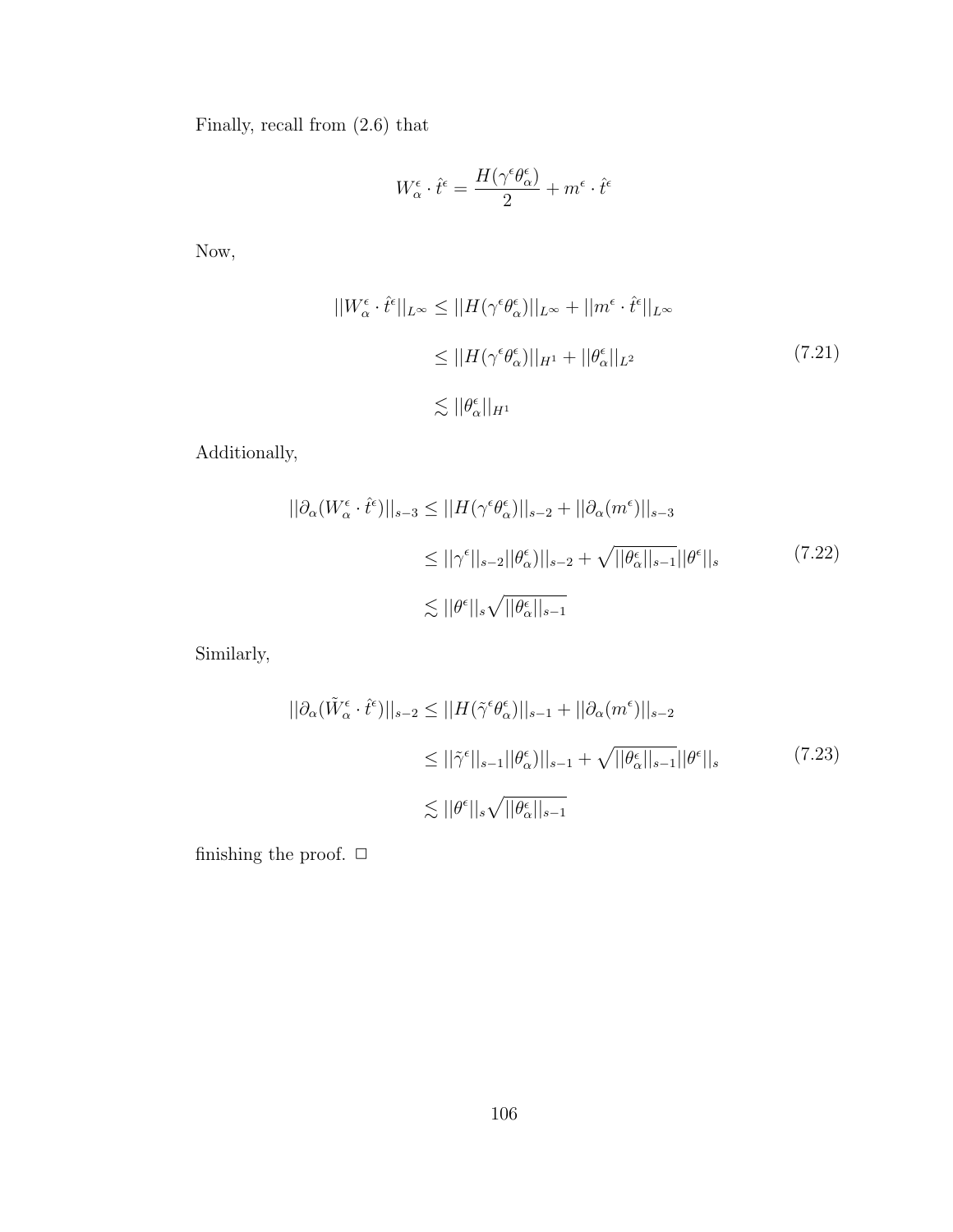Finally, recall from (2.6) that

$$W_\alpha^\epsilon \cdot \hat{t}^\epsilon = \frac{H(\gamma^\epsilon \theta_\alpha^\epsilon)}{2} + m^\epsilon \cdot \hat{t}^\epsilon$$

Now,

$$\begin{aligned}
||W_\alpha^\epsilon \cdot \hat{t}^\epsilon||_{L^\infty} &\leq ||H(\gamma^\epsilon \theta_\alpha^\epsilon)||_{L^\infty} + ||m^\epsilon \cdot \hat{t}^\epsilon||_{L^\infty} \\
&\leq ||H(\gamma^\epsilon \theta_\alpha^\epsilon)||_{H^1} + ||\theta_\alpha^\epsilon||_{L^2} \\
&\lesssim ||\theta_\alpha^\epsilon||_{H^1}
\end{aligned} \tag{7.21}$$

Additionally,

$$\begin{aligned}
||\partial_\alpha (W_\alpha^\epsilon \cdot \hat{t}^\epsilon)||_{s-3} &\leq ||H(\gamma^\epsilon \theta_\alpha^\epsilon)||_{s-2} + ||\partial_\alpha (m^\epsilon)||_{s-3} \\
&\leq ||\gamma^\epsilon||_{s-2} ||\theta_\alpha^\epsilon)||_{s-2} + \sqrt{||\theta_\alpha^\epsilon||_{s-1}} ||\theta^\epsilon||_s \\
&\lesssim ||\theta^\epsilon||_s \sqrt{||\theta_\alpha^\epsilon||_{s-1}}
\end{aligned} \tag{7.22}$$

Similarly,

$$\begin{aligned}
||\partial_\alpha (\tilde{W}_\alpha^\epsilon \cdot \hat{t}^\epsilon)||_{s-2} &\leq ||H(\tilde{\gamma}^\epsilon \theta_\alpha^\epsilon)||_{s-1} + ||\partial_\alpha (m^\epsilon)||_{s-2} \\
&\leq ||\tilde{\gamma}^\epsilon||_{s-1} ||\theta_\alpha^\epsilon)||_{s-1} + \sqrt{||\theta_\alpha^\epsilon||_{s-1}} ||\theta^\epsilon||_s \\
&\lesssim ||\theta^\epsilon||_s \sqrt{||\theta_\alpha^\epsilon||_{s-1}}
\end{aligned} \tag{7.23}$$

finishing the proof. □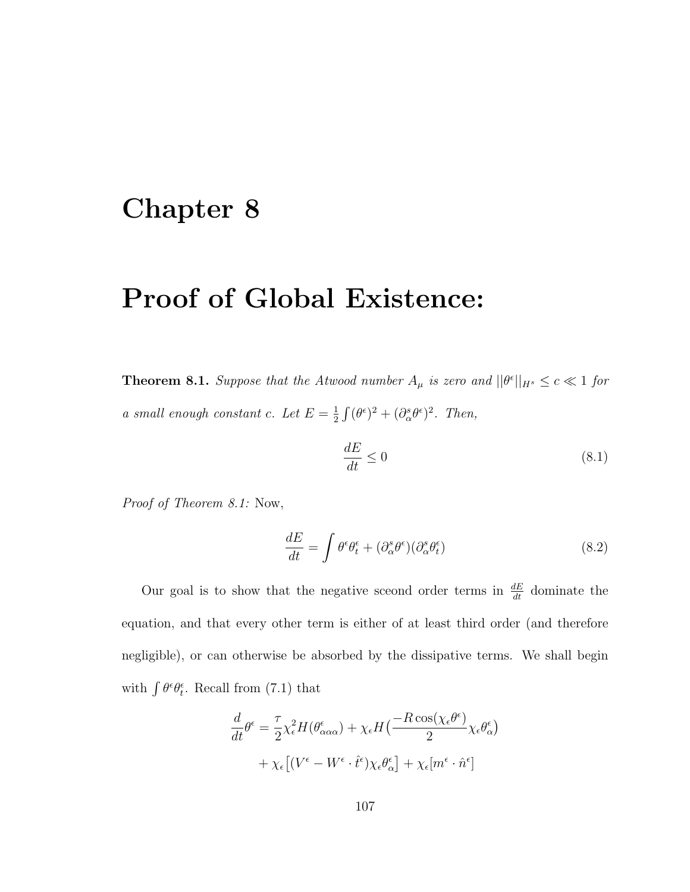# Chapter 8

# Proof of Global Existence:

**Theorem 8.1.** *Suppose that the Atwood number $A_\mu$ is zero and $||\theta^\epsilon||_{H^s} \leq c \ll 1$ for a small enough constant c. Let $E = \frac{1}{2}\int(\theta^\epsilon)^2 + (\partial_\alpha^s \theta^\epsilon)^2$. Then,*

$$\frac{dE}{dt} \leq 0 \tag{8.1}$$

*Proof of Theorem 8.1:* Now,

$$\frac{dE}{dt} = \int \theta^\epsilon \theta_t^\epsilon + (\partial_\alpha^s \theta^\epsilon)(\partial_\alpha^s \theta_t^\epsilon) \tag{8.2}$$

Our goal is to show that the negative sceond order terms in $\frac{dE}{dt}$ dominate the equation, and that every other term is either of at least third order (and therefore negligible), or can otherwise be absorbed by the dissipative terms. We shall begin with $\int \theta^\epsilon \theta_t^\epsilon$. Recall from (7.1) that

$$\frac{d}{dt}\theta^\epsilon = \frac{\tau}{2}\chi_\epsilon^2 H(\theta_{\alpha\alpha\alpha}^\epsilon) + \chi_\epsilon H\big(\frac{-R\cos(\chi_\epsilon \theta^\epsilon)}{2}\chi_\epsilon \theta_\alpha^\epsilon\big)$$
$$+ \chi_\epsilon\big[(V^\epsilon - W^\epsilon \cdot \hat{t}^\epsilon)\chi_\epsilon \theta_\alpha^\epsilon\big] + \chi_\epsilon[m^\epsilon \cdot \hat{n}^\epsilon]$$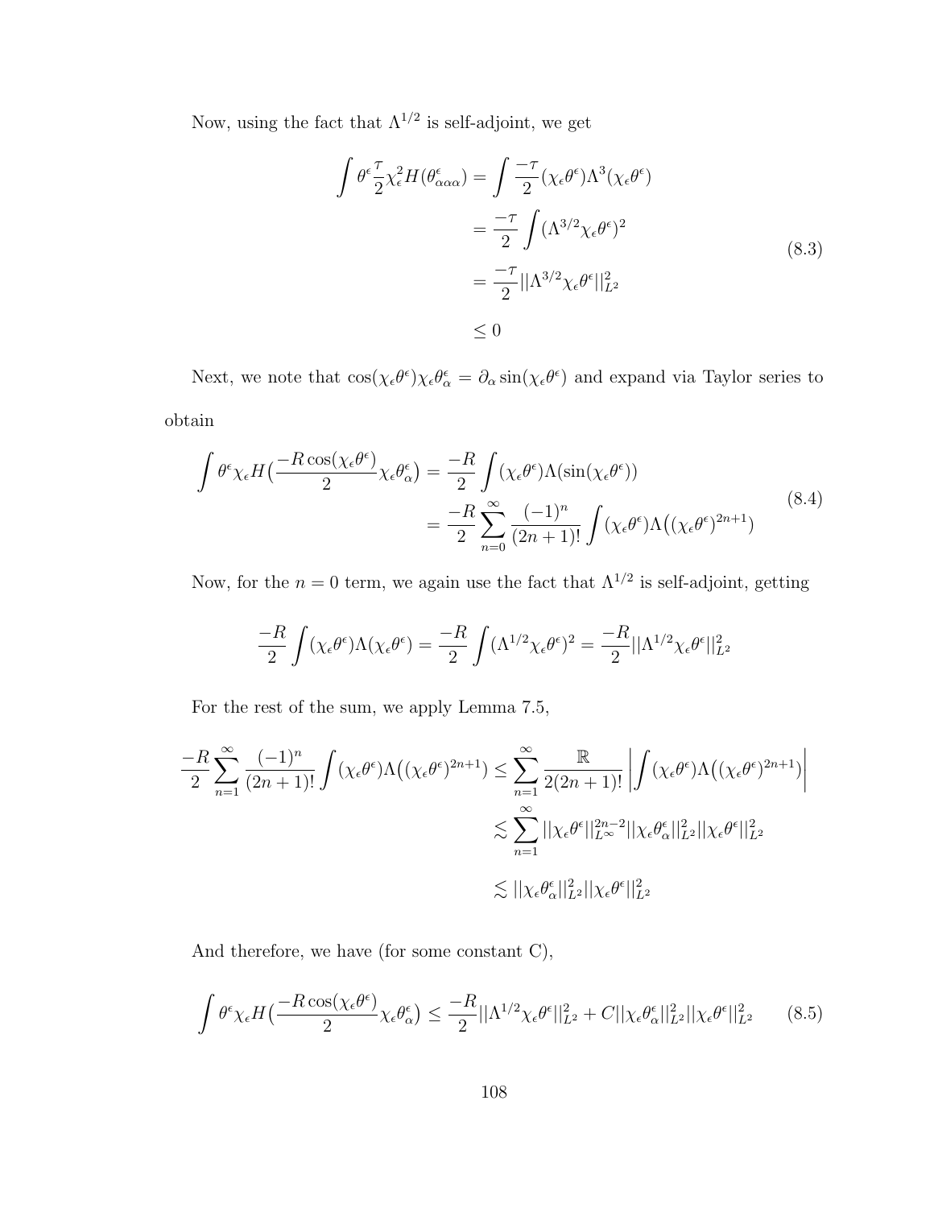Now, using the fact that $\Lambda^{1/2}$ is self-adjoint, we get

$$
\begin{aligned}
\int \theta^\epsilon \frac{\tau}{2}\chi_\epsilon^2 H(\theta^\epsilon_{\alpha\alpha\alpha}) &= \int \frac{-\tau}{2}(\chi_\epsilon\theta^\epsilon)\Lambda^3(\chi_\epsilon\theta^\epsilon) \\
&= \frac{-\tau}{2}\int (\Lambda^{3/2}\chi_\epsilon\theta^\epsilon)^2 \\
&= \frac{-\tau}{2}||\Lambda^{3/2}\chi_\epsilon\theta^\epsilon||^2_{L^2} \\
&\leq 0
\end{aligned}
\tag{8.3}
$$

Next, we note that $\cos(\chi_\epsilon\theta^\epsilon)\chi_\epsilon\theta^\epsilon_\alpha = \partial_\alpha \sin(\chi_\epsilon\theta^\epsilon)$ and expand via Taylor series to obtain

$$
\begin{aligned}
\int \theta^\epsilon\chi_\epsilon H\big(\frac{-R\cos(\chi_\epsilon\theta^\epsilon)}{2}\chi_\epsilon\theta^\epsilon_\alpha\big) &= \frac{-R}{2}\int (\chi_\epsilon\theta^\epsilon)\Lambda(\sin(\chi_\epsilon\theta^\epsilon)) \\
&= \frac{-R}{2}\sum_{n=0}^{\infty}\frac{(-1)^n}{(2n+1)!}\int (\chi_\epsilon\theta^\epsilon)\Lambda\big((\chi_\epsilon\theta^\epsilon)^{2n+1}\big)
\end{aligned}
\tag{8.4}
$$

Now, for the $n = 0$ term, we again use the fact that $\Lambda^{1/2}$ is self-adjoint, getting

$$
\frac{-R}{2}\int (\chi_\epsilon\theta^\epsilon)\Lambda(\chi_\epsilon\theta^\epsilon) = \frac{-R}{2}\int (\Lambda^{1/2}\chi_\epsilon\theta^\epsilon)^2 = \frac{-R}{2}||\Lambda^{1/2}\chi_\epsilon\theta^\epsilon||^2_{L^2}
$$

For the rest of the sum, we apply Lemma 7.5,

$$
\begin{aligned}
\frac{-R}{2}\sum_{n=1}^{\infty}\frac{(-1)^n}{(2n+1)!}\int (\chi_\epsilon\theta^\epsilon)\Lambda\big((\chi_\epsilon\theta^\epsilon)^{2n+1}\big) &\leq \sum_{n=1}^{\infty}\frac{\mathbb{R}}{2(2n+1)!}\left|\int (\chi_\epsilon\theta^\epsilon)\Lambda\big((\chi_\epsilon\theta^\epsilon)^{2n+1}\big)\right| \\
&\lesssim \sum_{n=1}^{\infty}||\chi_\epsilon\theta^\epsilon||^{2n-2}_{L^\infty}||\chi_\epsilon\theta^\epsilon_\alpha||^2_{L^2}||\chi_\epsilon\theta^\epsilon||^2_{L^2} \\
&\lesssim ||\chi_\epsilon\theta^\epsilon_\alpha||^2_{L^2}||\chi_\epsilon\theta^\epsilon||^2_{L^2}
\end{aligned}
$$

And therefore, we have (for some constant C),

$$
\int \theta^\epsilon\chi_\epsilon H\big(\frac{-R\cos(\chi_\epsilon\theta^\epsilon)}{2}\chi_\epsilon\theta^\epsilon_\alpha\big) \leq \frac{-R}{2}||\Lambda^{1/2}\chi_\epsilon\theta^\epsilon||^2_{L^2} + C||\chi_\epsilon\theta^\epsilon_\alpha||^2_{L^2}||\chi_\epsilon\theta^\epsilon||^2_{L^2}
\tag{8.5}
$$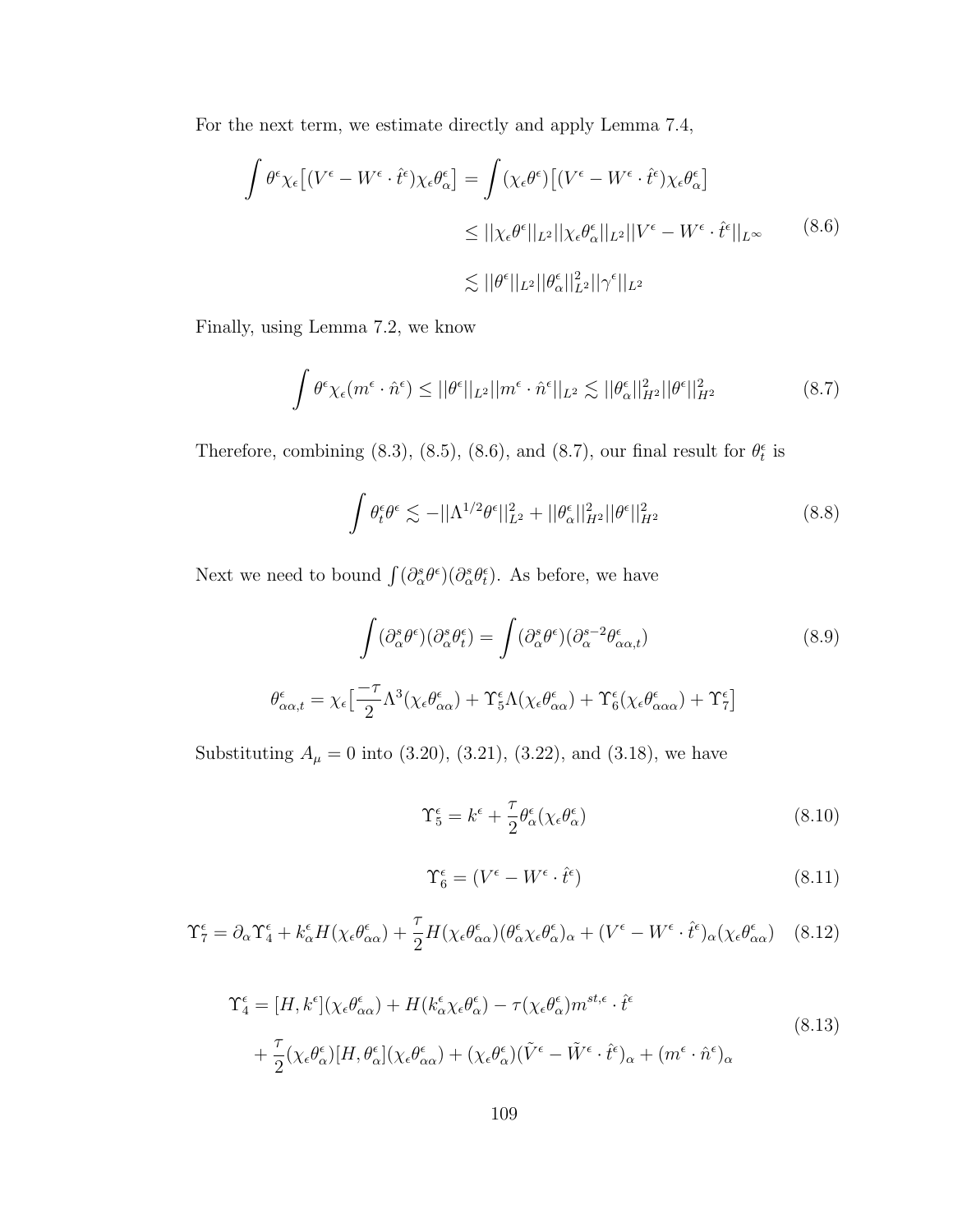For the next term, we estimate directly and apply Lemma 7.4,

$$\begin{aligned}\int \theta^\epsilon \chi_\epsilon \big[(V^\epsilon - W^\epsilon \cdot \hat{t}^\epsilon)\chi_\epsilon \theta^\epsilon_\alpha\big] &= \int (\chi_\epsilon \theta^\epsilon)\big[(V^\epsilon - W^\epsilon \cdot \hat{t}^\epsilon)\chi_\epsilon \theta^\epsilon_\alpha\big] \\ &\leq ||\chi_\epsilon \theta^\epsilon||_{L^2} ||\chi_\epsilon \theta^\epsilon_\alpha||_{L^2} ||V^\epsilon - W^\epsilon \cdot \hat{t}^\epsilon||_{L^\infty} \\ &\lesssim ||\theta^\epsilon||_{L^2} ||\theta^\epsilon_\alpha||^2_{L^2} ||\gamma^\epsilon||_{L^2}\end{aligned} \tag{8.6}$$

Finally, using Lemma 7.2, we know

$$\int \theta^\epsilon \chi_\epsilon (m^\epsilon \cdot \hat{n}^\epsilon) \leq ||\theta^\epsilon||_{L^2} ||m^\epsilon \cdot \hat{n}^\epsilon||_{L^2} \lesssim ||\theta^\epsilon_\alpha||^2_{H^2} ||\theta^\epsilon||^2_{H^2} \tag{8.7}$$

Therefore, combining (8.3), (8.5), (8.6), and (8.7), our final result for $\theta^\epsilon_t$ is

$$\int \theta^\epsilon_t \theta^\epsilon \lesssim -||\Lambda^{1/2}\theta^\epsilon||^2_{L^2} + ||\theta^\epsilon_\alpha||^2_{H^2} ||\theta^\epsilon||^2_{H^2} \tag{8.8}$$

Next we need to bound $\int (\partial^s_\alpha \theta^\epsilon)(\partial^s_\alpha \theta^\epsilon_t)$. As before, we have

$$\int (\partial^s_\alpha \theta^\epsilon)(\partial^s_\alpha \theta^\epsilon_t) = \int (\partial^s_\alpha \theta^\epsilon)(\partial^{s-2}_\alpha \theta^\epsilon_{\alpha\alpha,t}) \tag{8.9}$$

$$\theta^\epsilon_{\alpha\alpha,t} = \chi_\epsilon \big[\frac{-\tau}{2}\Lambda^3(\chi_\epsilon \theta^\epsilon_{\alpha\alpha}) + \Upsilon^\epsilon_5 \Lambda(\chi_\epsilon \theta^\epsilon_{\alpha\alpha}) + \Upsilon^\epsilon_6(\chi_\epsilon \theta^\epsilon_{\alpha\alpha\alpha}) + \Upsilon^\epsilon_7\big]$$

Substituting $A_\mu = 0$ into (3.20), (3.21), (3.22), and (3.18), we have

$$\Upsilon^\epsilon_5 = k^\epsilon + \frac{\tau}{2}\theta^\epsilon_\alpha(\chi_\epsilon \theta^\epsilon_\alpha) \tag{8.10}$$

$$\Upsilon^\epsilon_6 = (V^\epsilon - W^\epsilon \cdot \hat{t}^\epsilon) \tag{8.11}$$

$$\Upsilon^\epsilon_7 = \partial_\alpha \Upsilon^\epsilon_4 + k^\epsilon_\alpha H(\chi_\epsilon \theta^\epsilon_{\alpha\alpha}) + \frac{\tau}{2} H(\chi_\epsilon \theta^\epsilon_{\alpha\alpha})(\theta^\epsilon_\alpha \chi_\epsilon \theta^\epsilon_\alpha)_\alpha + (V^\epsilon - W^\epsilon \cdot \hat{t}^\epsilon)_\alpha (\chi_\epsilon \theta^\epsilon_{\alpha\alpha}) \tag{8.12}$$

$$\begin{aligned}\Upsilon^\epsilon_4 = {}& [H, k^\epsilon](\chi_\epsilon \theta^\epsilon_{\alpha\alpha}) + H(k^\epsilon_\alpha \chi_\epsilon \theta^\epsilon_\alpha) - \tau(\chi_\epsilon \theta^\epsilon_\alpha) m^{st,\epsilon} \cdot \hat{t}^\epsilon \\ &+ \frac{\tau}{2}(\chi_\epsilon \theta^\epsilon_\alpha)[H, \theta^\epsilon_\alpha](\chi_\epsilon \theta^\epsilon_{\alpha\alpha}) + (\chi_\epsilon \theta^\epsilon_\alpha)(\tilde{V}^\epsilon - \tilde{W}^\epsilon \cdot \hat{t}^\epsilon)_\alpha + (m^\epsilon \cdot \hat{n}^\epsilon)_\alpha\end{aligned} \tag{8.13}$$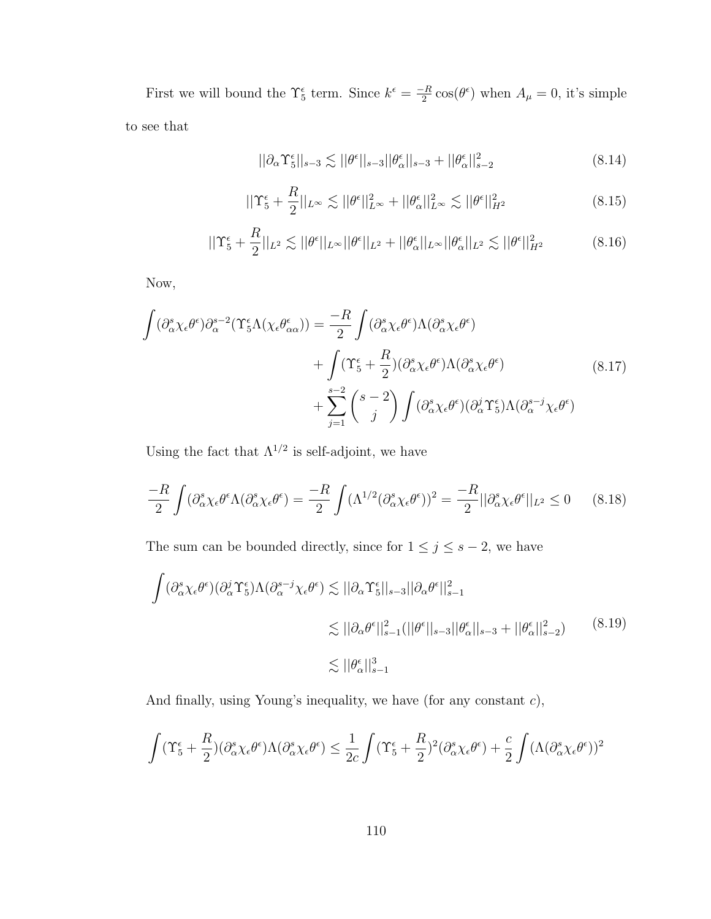First we will bound the $\Upsilon_5^\epsilon$ term. Since $k^\epsilon = \frac{-R}{2}\cos(\theta^\epsilon)$ when $A_\mu = 0$, it's simple to see that

$$||\partial_\alpha \Upsilon_5^\epsilon||_{s-3} \lesssim ||\theta^\epsilon||_{s-3}||\theta_\alpha^\epsilon||_{s-3} + ||\theta_\alpha^\epsilon||_{s-2}^2 \tag{8.14}$$

$$||\Upsilon_5^\epsilon + \frac{R}{2}||_{L^\infty} \lesssim ||\theta^\epsilon||_{L^\infty}^2 + ||\theta_\alpha^\epsilon||_{L^\infty}^2 \lesssim ||\theta^\epsilon||_{H^2}^2 \tag{8.15}$$

$$||\Upsilon_5^\epsilon + \frac{R}{2}||_{L^2} \lesssim ||\theta^\epsilon||_{L^\infty}||\theta^\epsilon||_{L^2} + ||\theta_\alpha^\epsilon||_{L^\infty}||\theta_\alpha^\epsilon||_{L^2} \lesssim ||\theta^\epsilon||_{H^2}^2 \tag{8.16}$$

Now,

$$\begin{aligned}
\int (\partial_\alpha^s \chi_\epsilon \theta^\epsilon)\partial_\alpha^{s-2}(\Upsilon_5^\epsilon \Lambda(\chi_\epsilon \theta_{\alpha\alpha}^\epsilon)) = \frac{-R}{2}\int (\partial_\alpha^s \chi_\epsilon \theta^\epsilon)\Lambda(\partial_\alpha^s \chi_\epsilon \theta^\epsilon) \\
+ \int (\Upsilon_5^\epsilon + \frac{R}{2})(\partial_\alpha^s \chi_\epsilon \theta^\epsilon)\Lambda(\partial_\alpha^s \chi_\epsilon \theta^\epsilon) \\
+ \sum_{j=1}^{s-2}\binom{s-2}{j}\int (\partial_\alpha^s \chi_\epsilon \theta^\epsilon)(\partial_\alpha^j \Upsilon_5^\epsilon)\Lambda(\partial_\alpha^{s-j}\chi_\epsilon \theta^\epsilon)
\end{aligned} \tag{8.17}$$

Using the fact that $\Lambda^{1/2}$ is self-adjoint, we have

$$\frac{-R}{2}\int (\partial_\alpha^s \chi_\epsilon \theta^\epsilon \Lambda(\partial_\alpha^s \chi_\epsilon \theta^\epsilon) = \frac{-R}{2}\int (\Lambda^{1/2}(\partial_\alpha^s \chi_\epsilon \theta^\epsilon))^2 = \frac{-R}{2}||\partial_\alpha^s \chi_\epsilon \theta^\epsilon||_{L^2} \leq 0 \tag{8.18}$$

The sum can be bounded directly, since for $1 \leq j \leq s-2$, we have

$$\begin{aligned}
\int (\partial_\alpha^s \chi_\epsilon \theta^\epsilon)(\partial_\alpha^j \Upsilon_5^\epsilon)\Lambda(\partial_\alpha^{s-j}\chi_\epsilon \theta^\epsilon) &\lesssim ||\partial_\alpha \Upsilon_5^\epsilon||_{s-3}||\partial_\alpha \theta^\epsilon||_{s-1}^2 \\
&\lesssim ||\partial_\alpha \theta^\epsilon||_{s-1}^2(||\theta^\epsilon||_{s-3}||\theta_\alpha^\epsilon||_{s-3} + ||\theta_\alpha^\epsilon||_{s-2}^2) \\
&\lesssim ||\theta_\alpha^\epsilon||_{s-1}^3
\end{aligned} \tag{8.19}$$

And finally, using Young's inequality, we have (for any constant $c$),

$$\int (\Upsilon_5^\epsilon + \frac{R}{2})(\partial_\alpha^s \chi_\epsilon \theta^\epsilon)\Lambda(\partial_\alpha^s \chi_\epsilon \theta^\epsilon) \leq \frac{1}{2c}\int (\Upsilon_5^\epsilon + \frac{R}{2})^2(\partial_\alpha^s \chi_\epsilon \theta^\epsilon) + \frac{c}{2}\int (\Lambda(\partial_\alpha^s \chi_\epsilon \theta^\epsilon))^2$$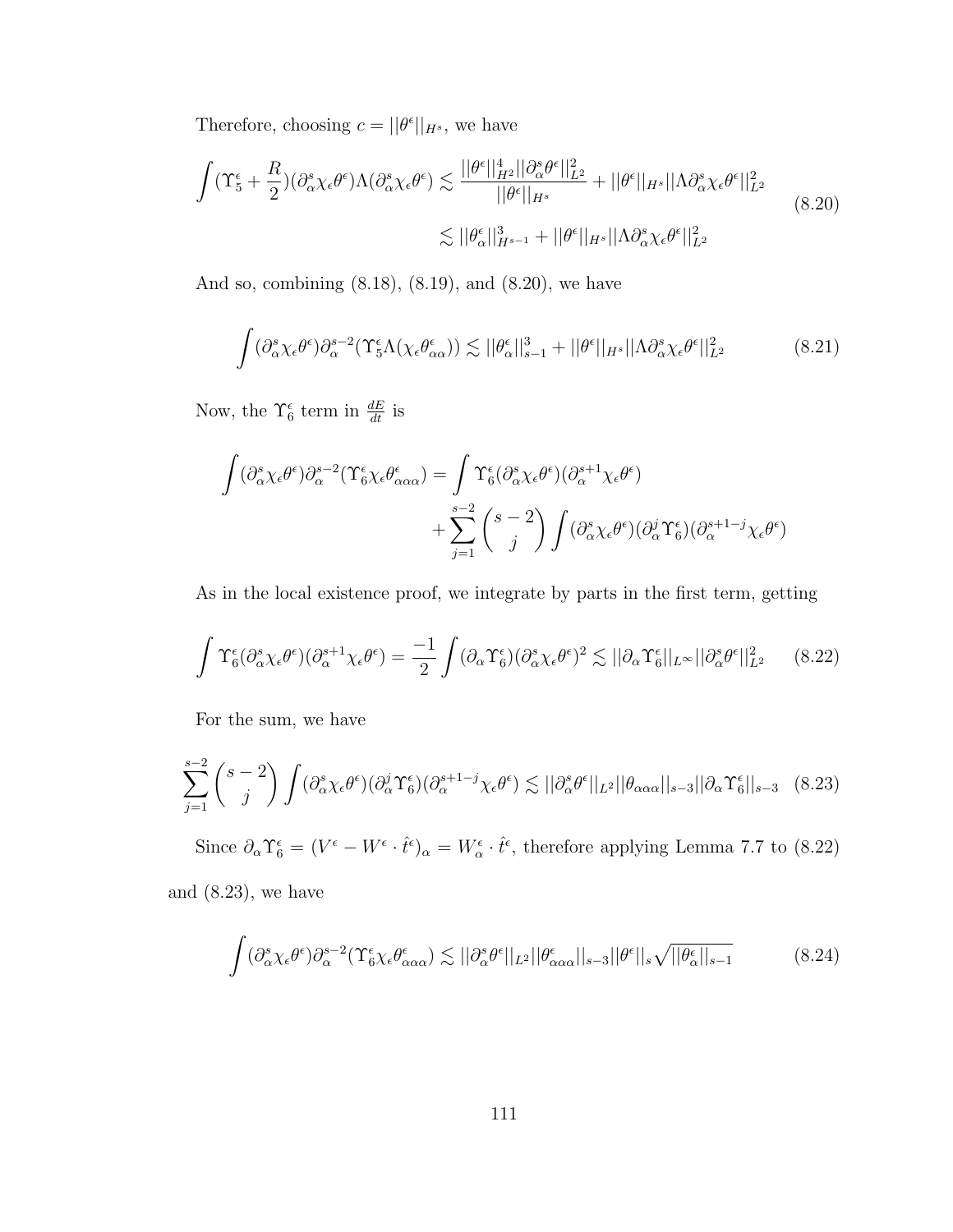Therefore, choosing $c = ||\theta^\epsilon||_{H^s}$, we have

$$\int (\Upsilon_5^\epsilon + \frac{R}{2})(\partial_\alpha^s \chi_\epsilon \theta^\epsilon)\Lambda(\partial_\alpha^s \chi_\epsilon \theta^\epsilon) \lesssim \frac{||\theta^\epsilon||_{H^2}^4 ||\partial_\alpha^s \theta^\epsilon||_{L^2}^2}{||\theta^\epsilon||_{H^s}} + ||\theta^\epsilon||_{H^s}||\Lambda \partial_\alpha^s \chi_\epsilon \theta^\epsilon||_{L^2}^2$$
$$\lesssim ||\theta_\alpha^\epsilon||_{H^{s-1}}^3 + ||\theta^\epsilon||_{H^s}||\Lambda \partial_\alpha^s \chi_\epsilon \theta^\epsilon||_{L^2}^2 \tag{8.20}$$

And so, combining (8.18), (8.19), and (8.20), we have

$$\int (\partial_\alpha^s \chi_\epsilon \theta^\epsilon)\partial_\alpha^{s-2}(\Upsilon_5^\epsilon \Lambda(\chi_\epsilon \theta_{\alpha\alpha}^\epsilon)) \lesssim ||\theta_\alpha^\epsilon||_{s-1}^3 + ||\theta^\epsilon||_{H^s}||\Lambda \partial_\alpha^s \chi_\epsilon \theta^\epsilon||_{L^2}^2 \tag{8.21}$$

Now, the $\Upsilon_6^\epsilon$ term in $\frac{dE}{dt}$ is

$$\int (\partial_\alpha^s \chi_\epsilon \theta^\epsilon)\partial_\alpha^{s-2}(\Upsilon_6^\epsilon \chi_\epsilon \theta_{\alpha\alpha\alpha}^\epsilon) = \int \Upsilon_6^\epsilon (\partial_\alpha^s \chi_\epsilon \theta^\epsilon)(\partial_\alpha^{s+1}\chi_\epsilon \theta^\epsilon)$$
$$+ \sum_{j=1}^{s-2} \binom{s-2}{j} \int (\partial_\alpha^s \chi_\epsilon \theta^\epsilon)(\partial_\alpha^j \Upsilon_6^\epsilon)(\partial_\alpha^{s+1-j}\chi_\epsilon \theta^\epsilon)$$

As in the local existence proof, we integrate by parts in the first term, getting

$$\int \Upsilon_6^\epsilon (\partial_\alpha^s \chi_\epsilon \theta^\epsilon)(\partial_\alpha^{s+1}\chi_\epsilon \theta^\epsilon) = \frac{-1}{2}\int (\partial_\alpha \Upsilon_6^\epsilon)(\partial_\alpha^s \chi_\epsilon \theta^\epsilon)^2 \lesssim ||\partial_\alpha \Upsilon_6^\epsilon||_{L^\infty}||\partial_\alpha^s \theta^\epsilon||_{L^2}^2 \tag{8.22}$$

For the sum, we have

$$\sum_{j=1}^{s-2} \binom{s-2}{j} \int (\partial_\alpha^s \chi_\epsilon \theta^\epsilon)(\partial_\alpha^j \Upsilon_6^\epsilon)(\partial_\alpha^{s+1-j}\chi_\epsilon \theta^\epsilon) \lesssim ||\partial_\alpha^s \theta^\epsilon||_{L^2}||\theta_{\alpha\alpha\alpha}||_{s-3}||\partial_\alpha \Upsilon_6^\epsilon||_{s-3} \tag{8.23}$$

Since $\partial_\alpha \Upsilon_6^\epsilon = (V^\epsilon - W^\epsilon \cdot \hat{t}^\epsilon)_\alpha = W_\alpha^\epsilon \cdot \hat{t}^\epsilon$, therefore applying Lemma 7.7 to (8.22) and (8.23), we have

$$\int (\partial_\alpha^s \chi_\epsilon \theta^\epsilon)\partial_\alpha^{s-2}(\Upsilon_6^\epsilon \chi_\epsilon \theta_{\alpha\alpha\alpha}^\epsilon) \lesssim ||\partial_\alpha^s \theta^\epsilon||_{L^2}||\theta_{\alpha\alpha\alpha}^\epsilon||_{s-3}||\theta^\epsilon||_s \sqrt{||\theta_\alpha^\epsilon||_{s-1}} \tag{8.24}$$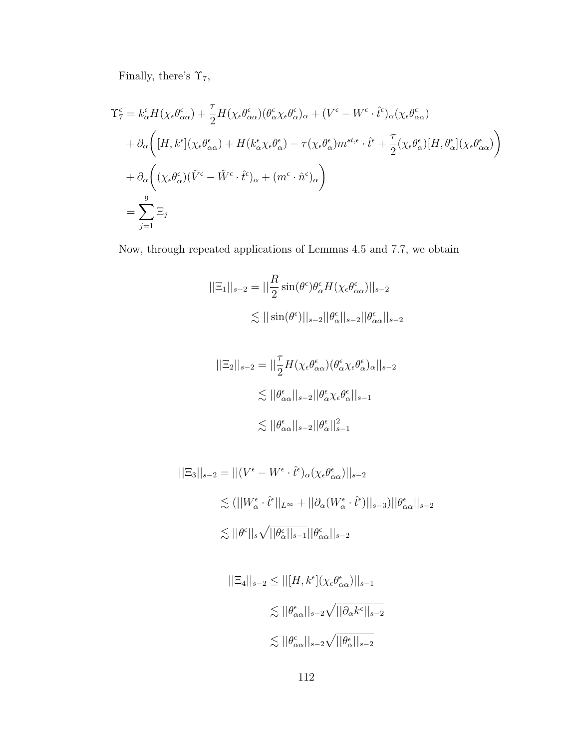Finally, there's $\Upsilon_7$,

$$
\begin{aligned}
\Upsilon_7^\epsilon &= k_\alpha^\epsilon H(\chi_\epsilon \theta_{\alpha\alpha}^\epsilon) + \frac{\tau}{2} H(\chi_\epsilon \theta_{\alpha\alpha}^\epsilon)(\theta_\alpha^\epsilon \chi_\epsilon \theta_\alpha^\epsilon)_\alpha + (V^\epsilon - W^\epsilon \cdot \hat{t}^\epsilon)_\alpha (\chi_\epsilon \theta_{\alpha\alpha}^\epsilon) \\
&+ \partial_\alpha \Bigg( [H, k^\epsilon](\chi_\epsilon \theta_{\alpha\alpha}^\epsilon) + H(k_\alpha^\epsilon \chi_\epsilon \theta_\alpha^\epsilon) - \tau(\chi_\epsilon \theta_\alpha^\epsilon) m^{st,\epsilon} \cdot \hat{t}^\epsilon + \frac{\tau}{2}(\chi_\epsilon \theta_\alpha^\epsilon)[H, \theta_\alpha^\epsilon](\chi_\epsilon \theta_{\alpha\alpha}^\epsilon) \Bigg) \\
&+ \partial_\alpha \Bigg( (\chi_\epsilon \theta_\alpha^\epsilon)(\tilde{V}^\epsilon - \tilde{W}^\epsilon \cdot \hat{t}^\epsilon)_\alpha + (m^\epsilon \cdot \hat{n}^\epsilon)_\alpha \Bigg) \\
&= \sum_{j=1}^{9} \Xi_j
\end{aligned}
$$

Now, through repeated applications of Lemmas 4.5 and 7.7, we obtain

$$
\begin{aligned}
||\Xi_1||_{s-2} &= ||\frac{R}{2} \sin(\theta^\epsilon) \theta_\alpha^\epsilon H(\chi_\epsilon \theta_{\alpha\alpha}^\epsilon)||_{s-2} \\
&\lesssim ||\sin(\theta^\epsilon)||_{s-2} ||\theta_\alpha^\epsilon||_{s-2} ||\theta_{\alpha\alpha}^\epsilon||_{s-2}
\end{aligned}
$$

$$
\begin{aligned}
||\Xi_2||_{s-2} &= ||\frac{\tau}{2} H(\chi_\epsilon \theta_{\alpha\alpha}^\epsilon)(\theta_\alpha^\epsilon \chi_\epsilon \theta_\alpha^\epsilon)_\alpha||_{s-2} \\
&\lesssim ||\theta_{\alpha\alpha}^\epsilon||_{s-2} ||\theta_\alpha^\epsilon \chi_\epsilon \theta_\alpha^\epsilon||_{s-1} \\
&\lesssim ||\theta_{\alpha\alpha}^\epsilon||_{s-2} ||\theta_\alpha^\epsilon||_{s-1}^2
\end{aligned}
$$

$$
\begin{aligned}
||\Xi_3||_{s-2} &= ||(V^\epsilon - W^\epsilon \cdot \hat{t}^\epsilon)_\alpha (\chi_\epsilon \theta_{\alpha\alpha}^\epsilon)||_{s-2} \\
&\lesssim (||W_\alpha^\epsilon \cdot \hat{t}^\epsilon||_{L^\infty} + ||\partial_\alpha (W_\alpha^\epsilon \cdot \hat{t}^\epsilon)||_{s-3}) ||\theta_{\alpha\alpha}^\epsilon||_{s-2} \\
&\lesssim ||\theta^\epsilon||_s \sqrt{||\theta_\alpha^\epsilon||_{s-1}} ||\theta_{\alpha\alpha}^\epsilon||_{s-2}
\end{aligned}
$$

$$
\begin{aligned}
||\Xi_4||_{s-2} &\le ||[H, k^\epsilon](\chi_\epsilon \theta_{\alpha\alpha}^\epsilon)||_{s-1} \\
&\lesssim ||\theta_{\alpha\alpha}^\epsilon||_{s-2} \sqrt{||\partial_\alpha k^\epsilon||_{s-2}} \\
&\lesssim ||\theta_{\alpha\alpha}^\epsilon||_{s-2} \sqrt{||\theta_\alpha^\epsilon||_{s-2}}
\end{aligned}
$$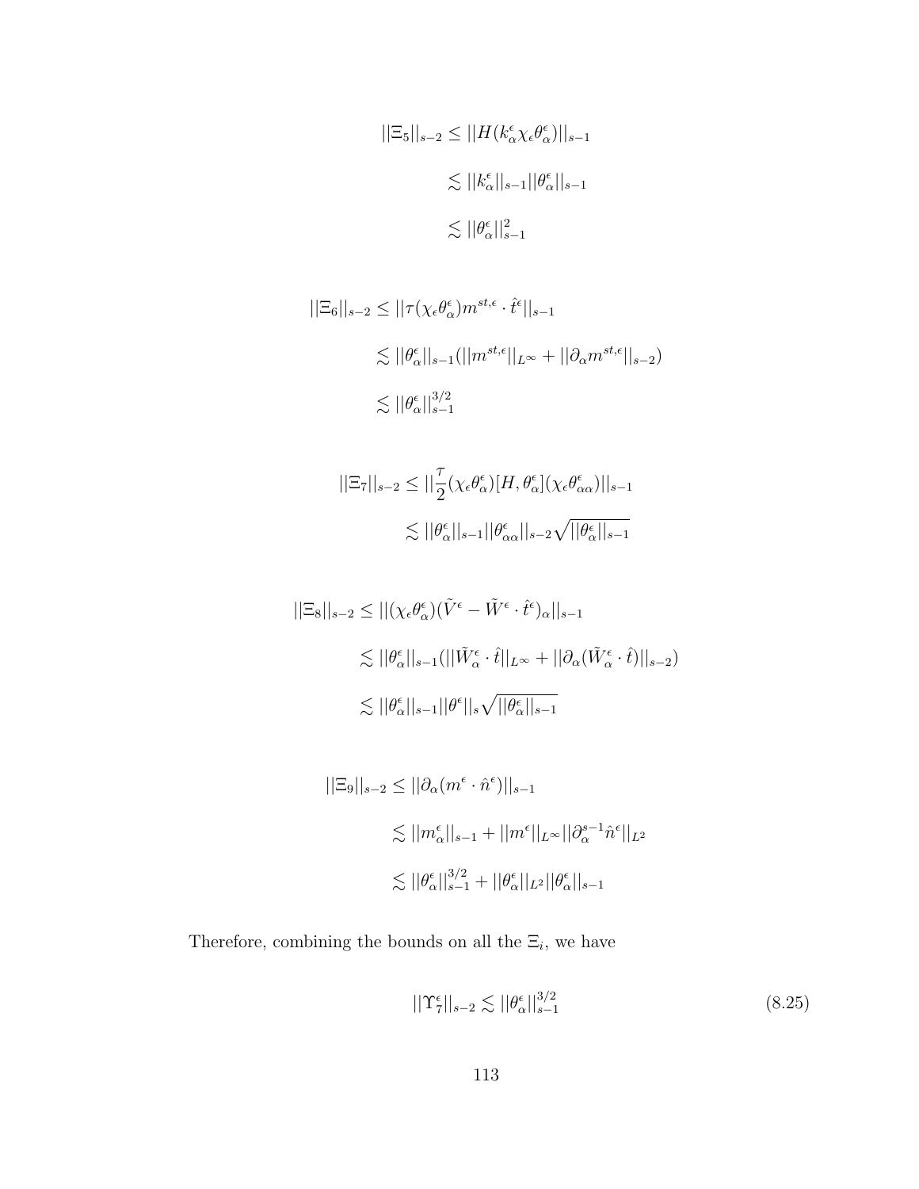$$
\begin{aligned}
||\Xi_5||_{s-2} &\leq ||H(k^\epsilon_\alpha \chi_\epsilon \theta^\epsilon_\alpha)||_{s-1} \\
&\lesssim ||k^\epsilon_\alpha||_{s-1}||\theta^\epsilon_\alpha||_{s-1} \\
&\lesssim ||\theta^\epsilon_\alpha||^2_{s-1}
\end{aligned}
$$

$$
\begin{aligned}
||\Xi_6||_{s-2} &\leq ||\tau(\chi_\epsilon \theta^\epsilon_\alpha) m^{st,\epsilon} \cdot \hat{t}^\epsilon||_{s-1} \\
&\lesssim ||\theta^\epsilon_\alpha||_{s-1}(||m^{st,\epsilon}||_{L^\infty} + ||\partial_\alpha m^{st,\epsilon}||_{s-2}) \\
&\lesssim ||\theta^\epsilon_\alpha||^{3/2}_{s-1}
\end{aligned}
$$

$$
\begin{aligned}
||\Xi_7||_{s-2} &\leq ||\frac{\tau}{2}(\chi_\epsilon \theta^\epsilon_\alpha)[H, \theta^\epsilon_\alpha](\chi_\epsilon \theta^\epsilon_{\alpha\alpha})||_{s-1} \\
&\lesssim ||\theta^\epsilon_\alpha||_{s-1}||\theta^\epsilon_{\alpha\alpha}||_{s-2}\sqrt{||\theta^\epsilon_\alpha||_{s-1}}
\end{aligned}
$$

$$
\begin{aligned}
||\Xi_8||_{s-2} &\leq ||(\chi_\epsilon \theta^\epsilon_\alpha)(\tilde{V}^\epsilon - \tilde{W}^\epsilon \cdot \hat{t}^\epsilon)_\alpha||_{s-1} \\
&\lesssim ||\theta^\epsilon_\alpha||_{s-1}(||\tilde{W}^\epsilon_\alpha \cdot \hat{t}||_{L^\infty} + ||\partial_\alpha(\tilde{W}^\epsilon_\alpha \cdot \hat{t})||_{s-2}) \\
&\lesssim ||\theta^\epsilon_\alpha||_{s-1}||\theta^\epsilon||_s\sqrt{||\theta^\epsilon_\alpha||_{s-1}}
\end{aligned}
$$

$$
\begin{aligned}
||\Xi_9||_{s-2} &\leq ||\partial_\alpha(m^\epsilon \cdot \hat{n}^\epsilon)||_{s-1} \\
&\lesssim ||m^\epsilon_\alpha||_{s-1} + ||m^\epsilon||_{L^\infty}||\partial^{s-1}_\alpha \hat{n}^\epsilon||_{L^2} \\
&\lesssim ||\theta^\epsilon_\alpha||^{3/2}_{s-1} + ||\theta^\epsilon_\alpha||_{L^2}||\theta^\epsilon_\alpha||_{s-1}
\end{aligned}
$$

Therefore, combining the bounds on all the $\Xi_i$, we have

$$
||\Upsilon^\epsilon_7||_{s-2} \lesssim ||\theta^\epsilon_\alpha||^{3/2}_{s-1} \tag{8.25}
$$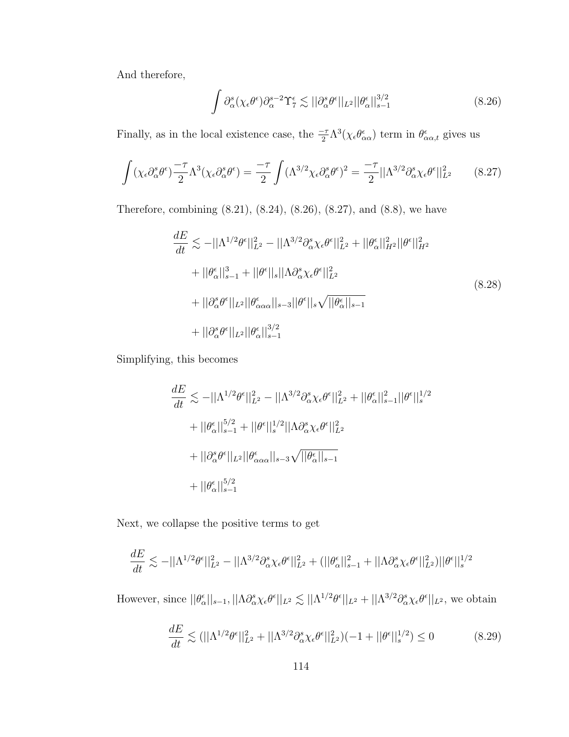And therefore,

$$\int \partial_\alpha^s(\chi_\epsilon \theta^\epsilon)\partial_\alpha^{s-2}\Upsilon_7^\epsilon \lesssim ||\partial_\alpha^s \theta^\epsilon||_{L^2}||\theta_\alpha^\epsilon||_{s-1}^{3/2} \tag{8.26}$$

Finally, as in the local existence case, the $\frac{-\tau}{2}\Lambda^3(\chi_\epsilon \theta_{\alpha\alpha}^\epsilon)$ term in $\theta_{\alpha\alpha,t}^\epsilon$ gives us

$$\int (\chi_\epsilon \partial_\alpha^s \theta^\epsilon)\frac{-\tau}{2}\Lambda^3(\chi_\epsilon \partial_\alpha^s \theta^\epsilon) = \frac{-\tau}{2}\int (\Lambda^{3/2}\chi_\epsilon \partial_\alpha^s \theta^\epsilon)^2 = \frac{-\tau}{2}||\Lambda^{3/2}\partial_\alpha^s \chi_\epsilon \theta^\epsilon||_{L^2}^2 \tag{8.27}$$

Therefore, combining (8.21), (8.24), (8.26), (8.27), and (8.8), we have

$$\begin{aligned}
\frac{dE}{dt} &\lesssim -||\Lambda^{1/2}\theta^\epsilon||_{L^2}^2 - ||\Lambda^{3/2}\partial_\alpha^s \chi_\epsilon \theta^\epsilon||_{L^2}^2 + ||\theta_\alpha^\epsilon||_{H^2}^2||\theta^\epsilon||_{H^2}^2 \\
&\quad + ||\theta_\alpha^\epsilon||_{s-1}^3 + ||\theta^\epsilon||_s ||\Lambda \partial_\alpha^s \chi_\epsilon \theta^\epsilon||_{L^2}^2 \\
&\quad + ||\partial_\alpha^s \theta^\epsilon||_{L^2}||\theta_{\alpha\alpha\alpha}^\epsilon||_{s-3}||\theta^\epsilon||_s \sqrt{||\theta_\alpha^\epsilon||_{s-1}} \\
&\quad + ||\partial_\alpha^s \theta^\epsilon||_{L^2}||\theta_\alpha^\epsilon||_{s-1}^{3/2}
\end{aligned} \tag{8.28}$$

Simplifying, this becomes

$$\begin{aligned}
\frac{dE}{dt} &\lesssim -||\Lambda^{1/2}\theta^\epsilon||_{L^2}^2 - ||\Lambda^{3/2}\partial_\alpha^s \chi_\epsilon \theta^\epsilon||_{L^2}^2 + ||\theta_\alpha^\epsilon||_{s-1}^2||\theta^\epsilon||_s^{1/2} \\
&\quad + ||\theta_\alpha^\epsilon||_{s-1}^{5/2} + ||\theta^\epsilon||_s^{1/2}||\Lambda \partial_\alpha^s \chi_\epsilon \theta^\epsilon||_{L^2}^2 \\
&\quad + ||\partial_\alpha^s \theta^\epsilon||_{L^2}||\theta_{\alpha\alpha\alpha}^\epsilon||_{s-3}\sqrt{||\theta_\alpha^\epsilon||_{s-1}} \\
&\quad + ||\theta_\alpha^\epsilon||_{s-1}^{5/2}
\end{aligned}$$

Next, we collapse the positive terms to get

$$\frac{dE}{dt} \lesssim -||\Lambda^{1/2}\theta^\epsilon||_{L^2}^2 - ||\Lambda^{3/2}\partial_\alpha^s \chi_\epsilon \theta^\epsilon||_{L^2}^2 + (||\theta_\alpha^\epsilon||_{s-1}^2 + ||\Lambda \partial_\alpha^s \chi_\epsilon \theta^\epsilon||_{L^2}^2)||\theta^\epsilon||_s^{1/2}$$

However, since $||\theta_\alpha^\epsilon||_{s-1}, ||\Lambda \partial_\alpha^s \chi_\epsilon \theta^\epsilon||_{L^2} \lesssim ||\Lambda^{1/2}\theta^\epsilon||_{L^2} + ||\Lambda^{3/2}\partial_\alpha^s \chi_\epsilon \theta^\epsilon||_{L^2}$, we obtain

$$\frac{dE}{dt} \lesssim (||\Lambda^{1/2}\theta^\epsilon||_{L^2}^2 + ||\Lambda^{3/2}\partial_\alpha^s \chi_\epsilon \theta^\epsilon||_{L^2}^2)(-1 + ||\theta^\epsilon||_s^{1/2}) \leq 0 \tag{8.29}$$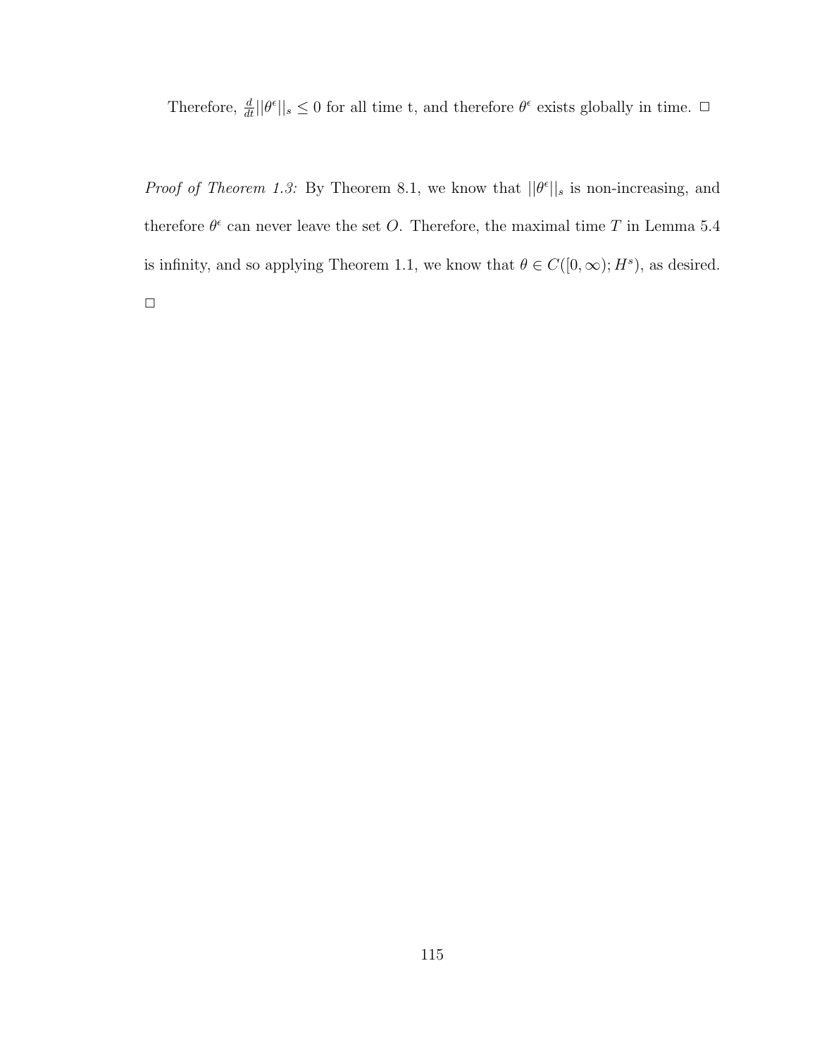Therefore, $\frac{d}{dt}||\theta^\epsilon||_s \leq 0$ for all time t, and therefore $\theta^\epsilon$ exists globally in time. $\square$

*Proof of Theorem 1.3:* By Theorem 8.1, we know that $||\theta^\epsilon||_s$ is non-increasing, and therefore $\theta^\epsilon$ can never leave the set $O$. Therefore, the maximal time $T$ in Lemma 5.4 is infinity, and so applying Theorem 1.1, we know that $\theta \in C([0, \infty); H^s)$, as desired. $\square$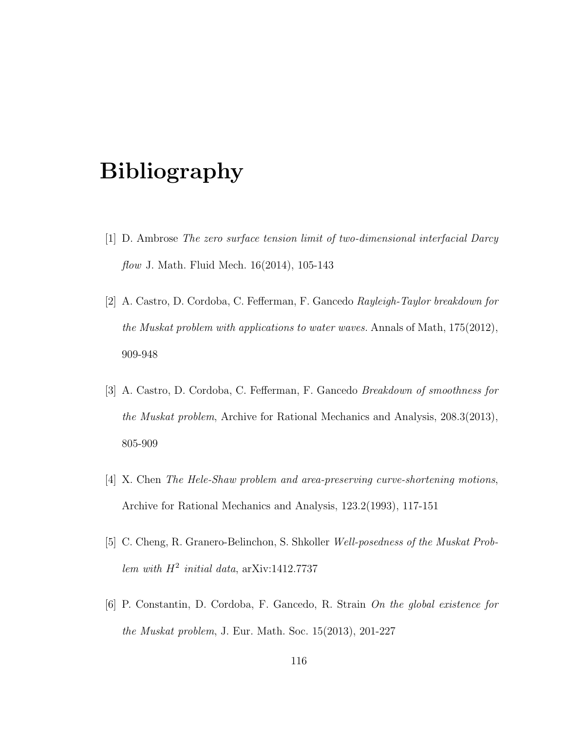# Bibliography

[1] D. Ambrose *The zero surface tension limit of two-dimensional interfacial Darcy flow* J. Math. Fluid Mech. 16(2014), 105-143

[2] A. Castro, D. Cordoba, C. Fefferman, F. Gancedo *Rayleigh-Taylor breakdown for the Muskat problem with applications to water waves.* Annals of Math, 175(2012), 909-948

[3] A. Castro, D. Cordoba, C. Fefferman, F. Gancedo *Breakdown of smoothness for the Muskat problem*, Archive for Rational Mechanics and Analysis, 208.3(2013), 805-909

[4] X. Chen *The Hele-Shaw problem and area-preserving curve-shortening motions*, Archive for Rational Mechanics and Analysis, 123.2(1993), 117-151

[5] C. Cheng, R. Granero-Belinchon, S. Shkoller *Well-posedness of the Muskat Problem with $H^2$ initial data*, arXiv:1412.7737

[6] P. Constantin, D. Cordoba, F. Gancedo, R. Strain *On the global existence for the Muskat problem*, J. Eur. Math. Soc. 15(2013), 201-227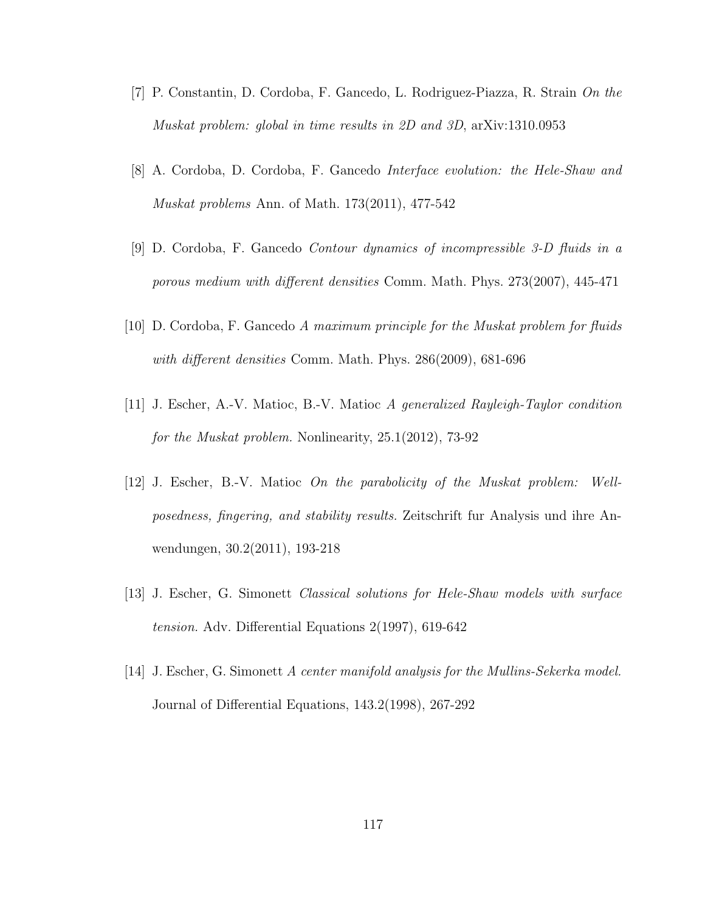[7] P. Constantin, D. Cordoba, F. Gancedo, L. Rodriguez-Piazza, R. Strain *On the Muskat problem: global in time results in 2D and 3D*, arXiv:1310.0953

[8] A. Cordoba, D. Cordoba, F. Gancedo *Interface evolution: the Hele-Shaw and Muskat problems* Ann. of Math. 173(2011), 477-542

[9] D. Cordoba, F. Gancedo *Contour dynamics of incompressible 3-D fluids in a porous medium with different densities* Comm. Math. Phys. 273(2007), 445-471

[10] D. Cordoba, F. Gancedo *A maximum principle for the Muskat problem for fluids with different densities* Comm. Math. Phys. 286(2009), 681-696

[11] J. Escher, A.-V. Matioc, B.-V. Matioc *A generalized Rayleigh-Taylor condition for the Muskat problem.* Nonlinearity, 25.1(2012), 73-92

[12] J. Escher, B.-V. Matioc *On the parabolicity of the Muskat problem: Well-posedness, fingering, and stability results.* Zeitschrift fur Analysis und ihre Anwendungen, 30.2(2011), 193-218

[13] J. Escher, G. Simonett *Classical solutions for Hele-Shaw models with surface tension.* Adv. Differential Equations 2(1997), 619-642

[14] J. Escher, G. Simonett *A center manifold analysis for the Mullins-Sekerka model.* Journal of Differential Equations, 143.2(1998), 267-292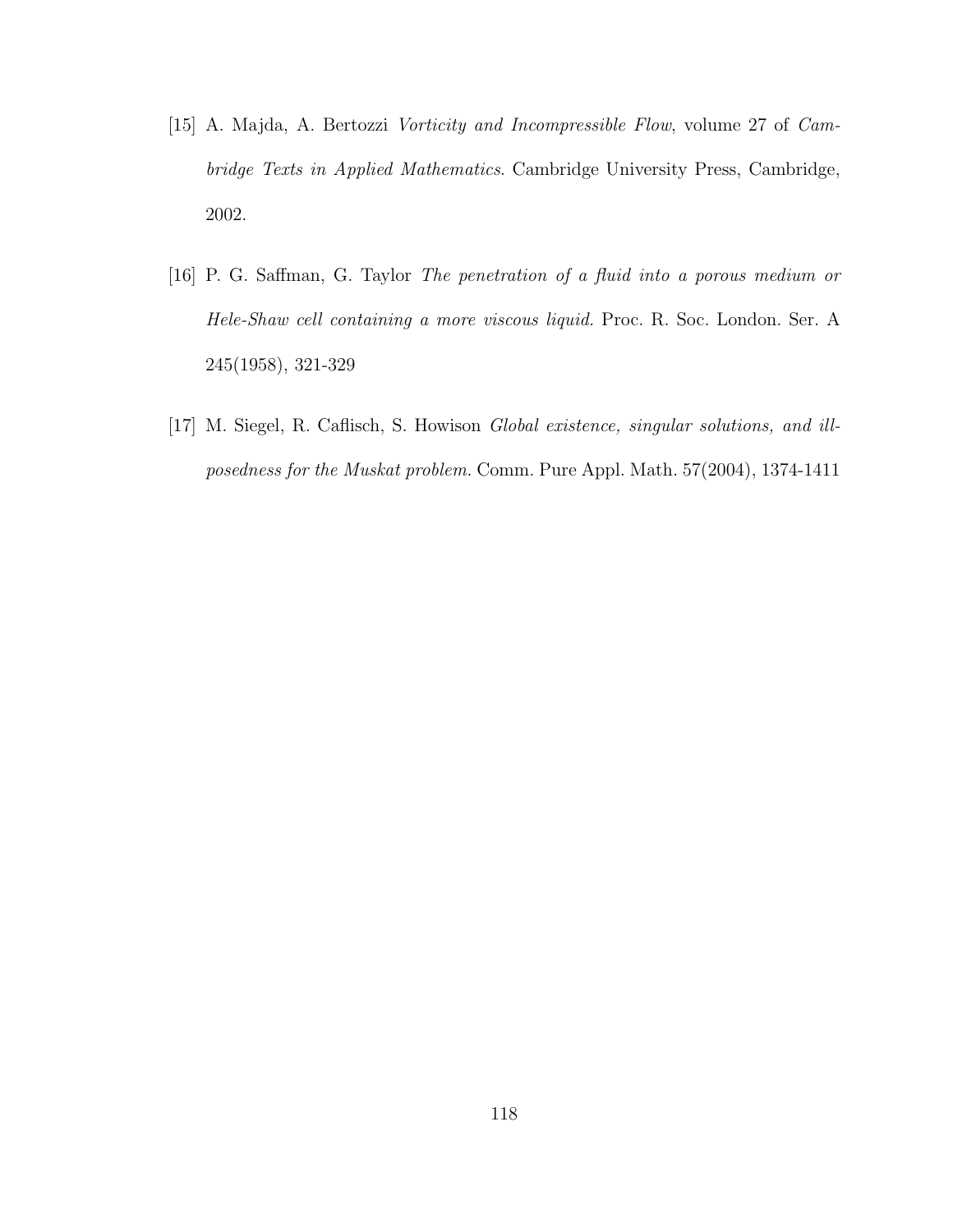[15] A. Majda, A. Bertozzi *Vorticity and Incompressible Flow*, volume 27 of *Cambridge Texts in Applied Mathematics*. Cambridge University Press, Cambridge, 2002.

[16] P. G. Saffman, G. Taylor *The penetration of a fluid into a porous medium or Hele-Shaw cell containing a more viscous liquid.* Proc. R. Soc. London. Ser. A 245(1958), 321-329

[17] M. Siegel, R. Caflisch, S. Howison *Global existence, singular solutions, and ill-posedness for the Muskat problem.* Comm. Pure Appl. Math. 57(2004), 1374-1411